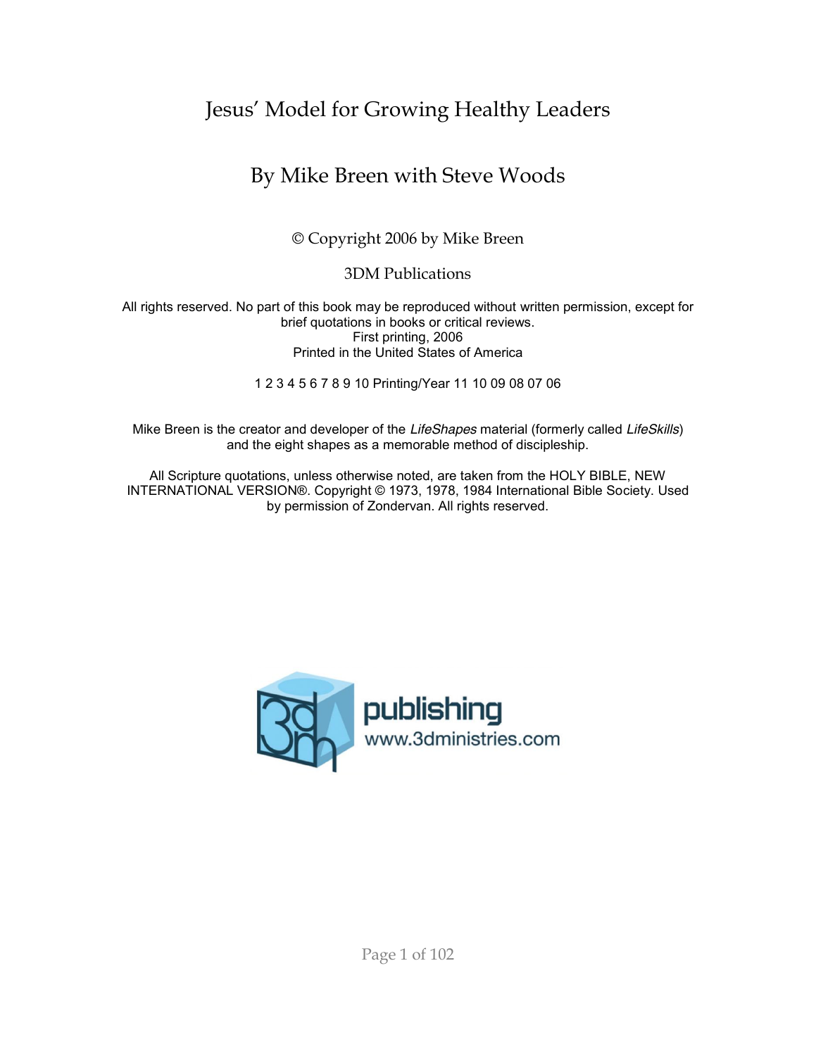# Jesus' Model for Growing Healthy Leaders

## By Mike Breen with Steve Woods

© Copyright 2006 by Mike Breen

3DM Publications

All rights reserved. No part of this book may be reproduced without written permission, except for brief quotations in books or critical reviews.
First printing, 2006
Printed in the United States of America

1 2 3 4 5 6 7 8 9 10 Printing/Year 11 10 09 08 07 06

Mike Breen is the creator and developer of the *LifeShapes* material (formerly called *LifeSkills*) and the eight shapes as a memorable method of discipleship.

All Scripture quotations, unless otherwise noted, are taken from the HOLY BIBLE, NEW INTERNATIONAL VERSION®. Copyright © 1973, 1978, 1984 International Bible Society. Used by permission of Zondervan. All rights reserved.

publishing
www.3dministries.com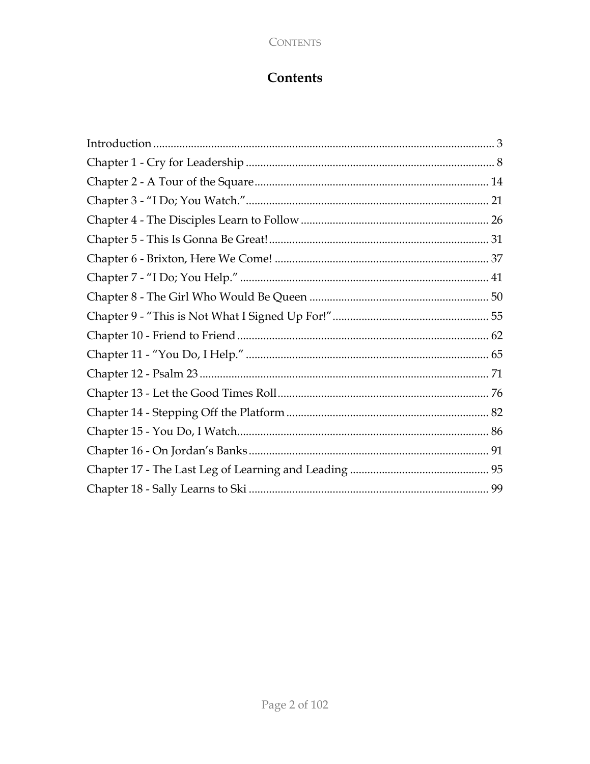# Contents

- Introduction ..... 3
- Chapter 1 - Cry for Leadership ..... 8
- Chapter 2 - A Tour of the Square ..... 14
- Chapter 3 - "I Do; You Watch." ..... 21
- Chapter 4 - The Disciples Learn to Follow ..... 26
- Chapter 5 - This Is Gonna Be Great! ..... 31
- Chapter 6 - Brixton, Here We Come! ..... 37
- Chapter 7 - "I Do; You Help." ..... 41
- Chapter 8 - The Girl Who Would Be Queen ..... 50
- Chapter 9 - "This is Not What I Signed Up For!" ..... 55
- Chapter 10 - Friend to Friend ..... 62
- Chapter 11 - "You Do, I Help." ..... 65
- Chapter 12 - Psalm 23 ..... 71
- Chapter 13 - Let the Good Times Roll ..... 76
- Chapter 14 - Stepping Off the Platform ..... 82
- Chapter 15 - You Do, I Watch ..... 86
- Chapter 16 - On Jordan's Banks ..... 91
- Chapter 17 - The Last Leg of Learning and Leading ..... 95
- Chapter 18 - Sally Learns to Ski ..... 99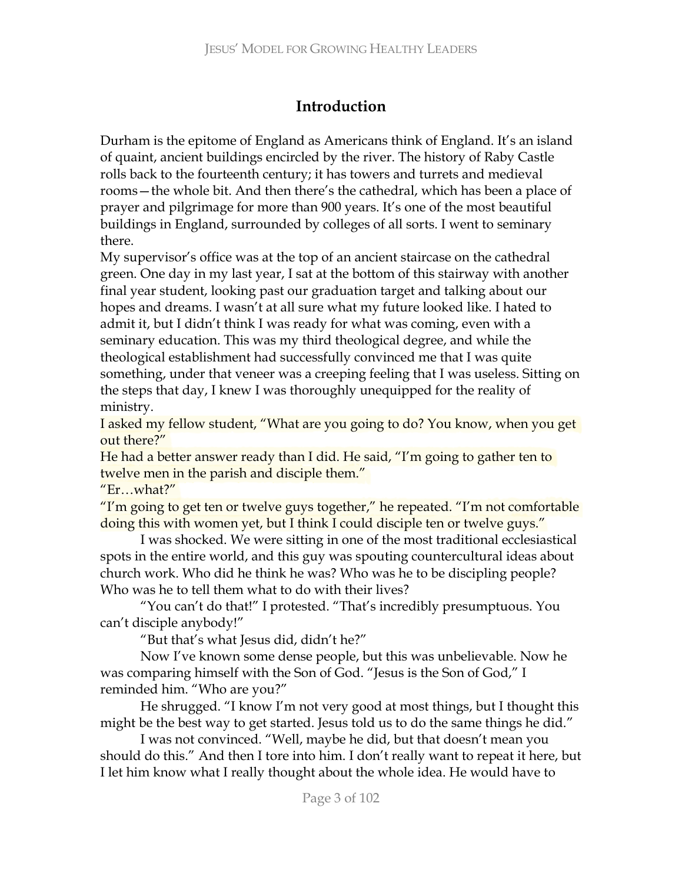# Introduction

Durham is the epitome of England as Americans think of England. It's an island of quaint, ancient buildings encircled by the river. The history of Raby Castle rolls back to the fourteenth century; it has towers and turrets and medieval rooms—the whole bit. And then there's the cathedral, which has been a place of prayer and pilgrimage for more than 900 years. It's one of the most beautiful buildings in England, surrounded by colleges of all sorts. I went to seminary there.

My supervisor's office was at the top of an ancient staircase on the cathedral green. One day in my last year, I sat at the bottom of this stairway with another final year student, looking past our graduation target and talking about our hopes and dreams. I wasn't at all sure what my future looked like. I hated to admit it, but I didn't think I was ready for what was coming, even with a seminary education. This was my third theological degree, and while the theological establishment had successfully convinced me that I was quite something, under that veneer was a creeping feeling that I was useless. Sitting on the steps that day, I knew I was thoroughly unequipped for the reality of ministry.

I asked my fellow student, "What are you going to do? You know, when you get out there?"

He had a better answer ready than I did. He said, "I'm going to gather ten to twelve men in the parish and disciple them."

"Er…what?"

"I'm going to get ten or twelve guys together," he repeated. "I'm not comfortable doing this with women yet, but I think I could disciple ten or twelve guys."

I was shocked. We were sitting in one of the most traditional ecclesiastical spots in the entire world, and this guy was spouting countercultural ideas about church work. Who did he think he was? Who was he to be discipling people? Who was he to tell them what to do with their lives?

"You can't do that!" I protested. "That's incredibly presumptuous. You can't disciple anybody!"

"But that's what Jesus did, didn't he?"

Now I've known some dense people, but this was unbelievable. Now he was comparing himself with the Son of God. "Jesus is the Son of God," I reminded him. "Who are you?"

He shrugged. "I know I'm not very good at most things, but I thought this might be the best way to get started. Jesus told us to do the same things he did."

I was not convinced. "Well, maybe he did, but that doesn't mean you should do this." And then I tore into him. I don't really want to repeat it here, but I let him know what I really thought about the whole idea. He would have to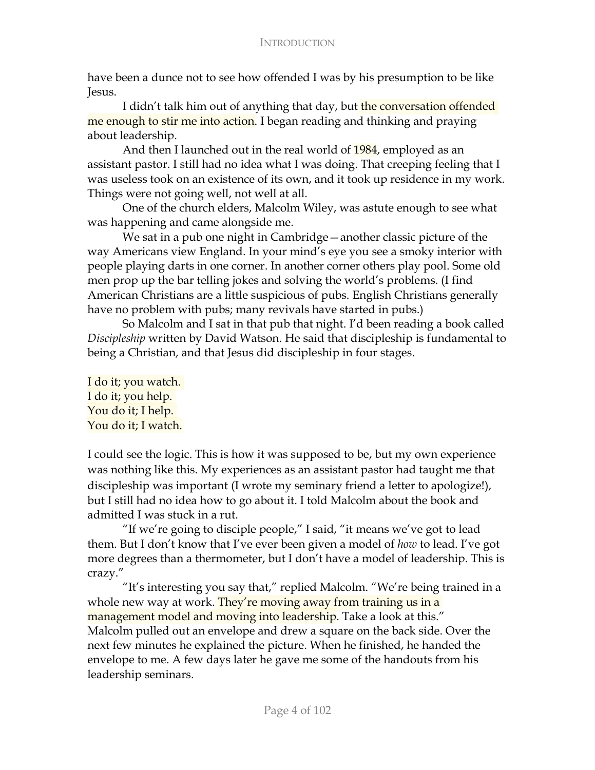have been a dunce not to see how offended I was by his presumption to be like Jesus.

I didn't talk him out of anything that day, but the conversation offended me enough to stir me into action. I began reading and thinking and praying about leadership.

And then I launched out in the real world of 1984, employed as an assistant pastor. I still had no idea what I was doing. That creeping feeling that I was useless took on an existence of its own, and it took up residence in my work. Things were not going well, not well at all.

One of the church elders, Malcolm Wiley, was astute enough to see what was happening and came alongside me.

We sat in a pub one night in Cambridge—another classic picture of the way Americans view England. In your mind's eye you see a smoky interior with people playing darts in one corner. In another corner others play pool. Some old men prop up the bar telling jokes and solving the world's problems. (I find American Christians are a little suspicious of pubs. English Christians generally have no problem with pubs; many revivals have started in pubs.)

So Malcolm and I sat in that pub that night. I'd been reading a book called *Discipleship* written by David Watson. He said that discipleship is fundamental to being a Christian, and that Jesus did discipleship in four stages.

I do it; you watch.
I do it; you help.
You do it; I help.
You do it; I watch.

I could see the logic. This is how it was supposed to be, but my own experience was nothing like this. My experiences as an assistant pastor had taught me that discipleship was important (I wrote my seminary friend a letter to apologize!), but I still had no idea how to go about it. I told Malcolm about the book and admitted I was stuck in a rut.

"If we're going to disciple people," I said, "it means we've got to lead them. But I don't know that I've ever been given a model of *how* to lead. I've got more degrees than a thermometer, but I don't have a model of leadership. This is crazy."

"It's interesting you say that," replied Malcolm. "We're being trained in a whole new way at work. They're moving away from training us in a management model and moving into leadership. Take a look at this."
Malcolm pulled out an envelope and drew a square on the back side. Over the next few minutes he explained the picture. When he finished, he handed the envelope to me. A few days later he gave me some of the handouts from his leadership seminars.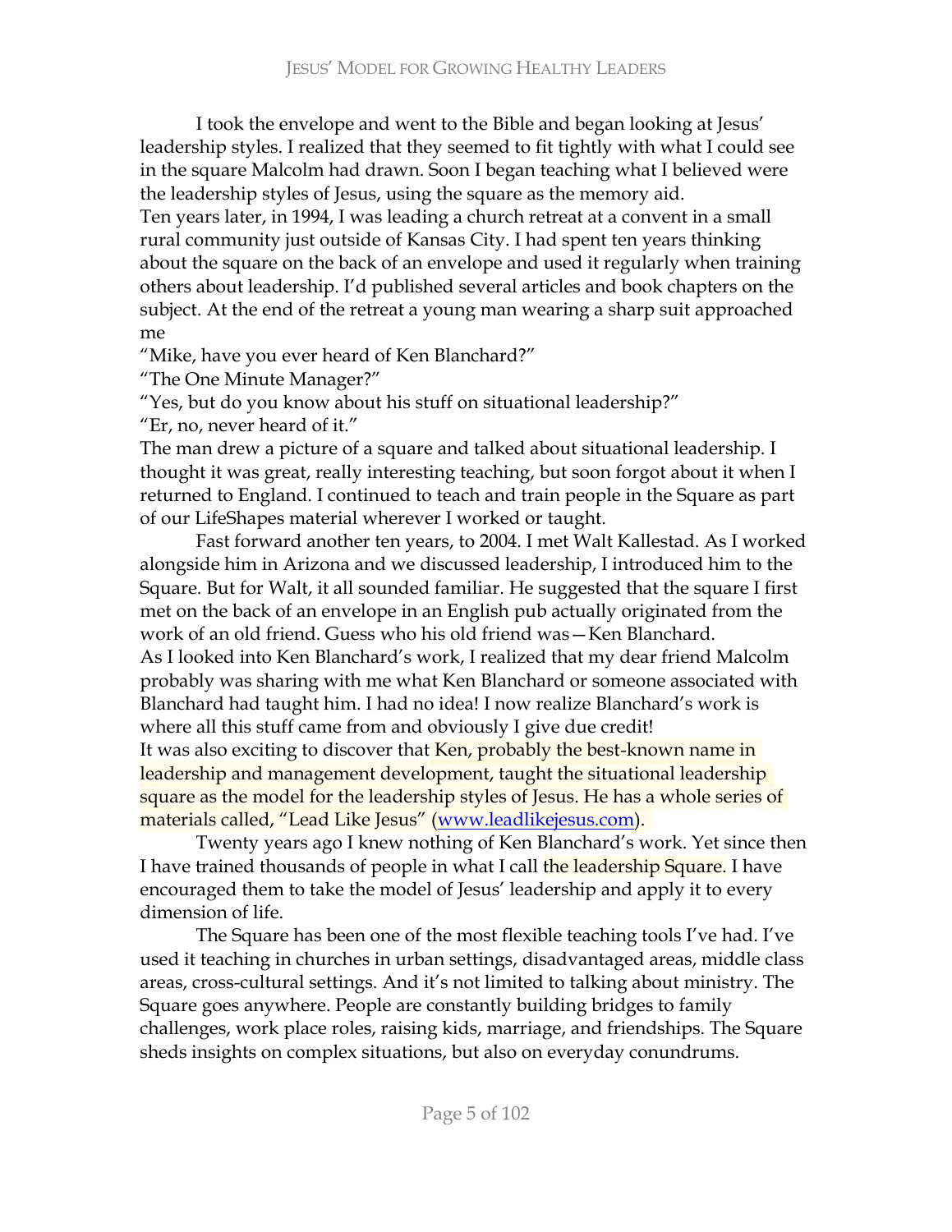I took the envelope and went to the Bible and began looking at Jesus' leadership styles. I realized that they seemed to fit tightly with what I could see in the square Malcolm had drawn. Soon I began teaching what I believed were the leadership styles of Jesus, using the square as the memory aid.

Ten years later, in 1994, I was leading a church retreat at a convent in a small rural community just outside of Kansas City. I had spent ten years thinking about the square on the back of an envelope and used it regularly when training others about leadership. I'd published several articles and book chapters on the subject. At the end of the retreat a young man wearing a sharp suit approached me

"Mike, have you ever heard of Ken Blanchard?"

"The One Minute Manager?"

"Yes, but do you know about his stuff on situational leadership?"

"Er, no, never heard of it."

The man drew a picture of a square and talked about situational leadership. I thought it was great, really interesting teaching, but soon forgot about it when I returned to England. I continued to teach and train people in the Square as part of our LifeShapes material wherever I worked or taught.

Fast forward another ten years, to 2004. I met Walt Kallestad. As I worked alongside him in Arizona and we discussed leadership, I introduced him to the Square. But for Walt, it all sounded familiar. He suggested that the square I first met on the back of an envelope in an English pub actually originated from the work of an old friend. Guess who his old friend was—Ken Blanchard.

As I looked into Ken Blanchard's work, I realized that my dear friend Malcolm probably was sharing with me what Ken Blanchard or someone associated with Blanchard had taught him. I had no idea! I now realize Blanchard's work is where all this stuff came from and obviously I give due credit!

It was also exciting to discover that Ken, probably the best-known name in leadership and management development, taught the situational leadership square as the model for the leadership styles of Jesus. He has a whole series of materials called, "Lead Like Jesus" (www.leadlikejesus.com).

Twenty years ago I knew nothing of Ken Blanchard's work. Yet since then I have trained thousands of people in what I call the leadership Square. I have encouraged them to take the model of Jesus' leadership and apply it to every dimension of life.

The Square has been one of the most flexible teaching tools I've had. I've used it teaching in churches in urban settings, disadvantaged areas, middle class areas, cross-cultural settings. And it's not limited to talking about ministry. The Square goes anywhere. People are constantly building bridges to family challenges, work place roles, raising kids, marriage, and friendships. The Square sheds insights on complex situations, but also on everyday conundrums.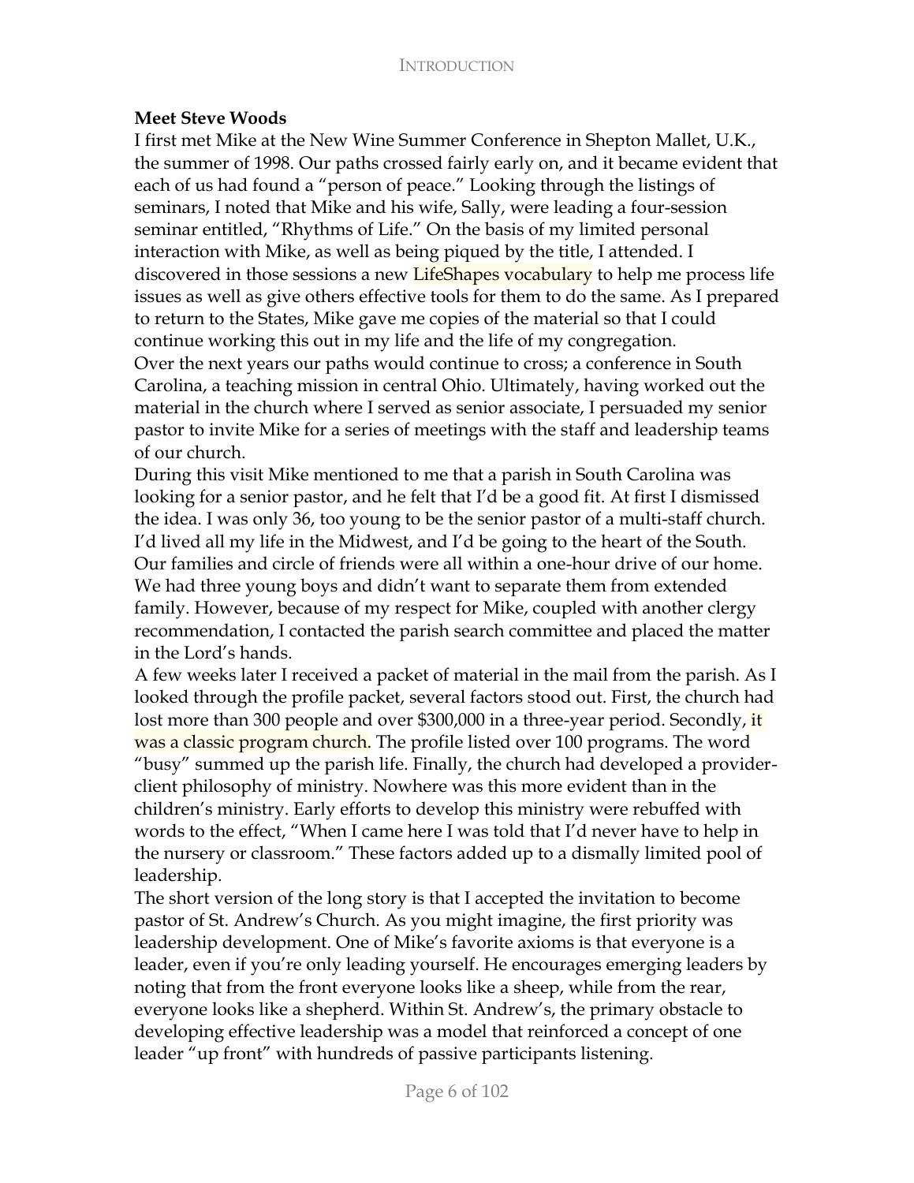**Meet Steve Woods**

I first met Mike at the New Wine Summer Conference in Shepton Mallet, U.K., the summer of 1998. Our paths crossed fairly early on, and it became evident that each of us had found a "person of peace." Looking through the listings of seminars, I noted that Mike and his wife, Sally, were leading a four-session seminar entitled, "Rhythms of Life." On the basis of my limited personal interaction with Mike, as well as being piqued by the title, I attended. I discovered in those sessions a new LifeShapes vocabulary to help me process life issues as well as give others effective tools for them to do the same. As I prepared to return to the States, Mike gave me copies of the material so that I could continue working this out in my life and the life of my congregation.

Over the next years our paths would continue to cross; a conference in South Carolina, a teaching mission in central Ohio. Ultimately, having worked out the material in the church where I served as senior associate, I persuaded my senior pastor to invite Mike for a series of meetings with the staff and leadership teams of our church.

During this visit Mike mentioned to me that a parish in South Carolina was looking for a senior pastor, and he felt that I'd be a good fit. At first I dismissed the idea. I was only 36, too young to be the senior pastor of a multi-staff church. I'd lived all my life in the Midwest, and I'd be going to the heart of the South. Our families and circle of friends were all within a one-hour drive of our home. We had three young boys and didn't want to separate them from extended family. However, because of my respect for Mike, coupled with another clergy recommendation, I contacted the parish search committee and placed the matter in the Lord's hands.

A few weeks later I received a packet of material in the mail from the parish. As I looked through the profile packet, several factors stood out. First, the church had lost more than 300 people and over $300,000 in a three-year period. Secondly, it was a classic program church. The profile listed over 100 programs. The word "busy" summed up the parish life. Finally, the church had developed a provider-client philosophy of ministry. Nowhere was this more evident than in the children's ministry. Early efforts to develop this ministry were rebuffed with words to the effect, "When I came here I was told that I'd never have to help in the nursery or classroom." These factors added up to a dismally limited pool of leadership.

The short version of the long story is that I accepted the invitation to become pastor of St. Andrew's Church. As you might imagine, the first priority was leadership development. One of Mike's favorite axioms is that everyone is a leader, even if you're only leading yourself. He encourages emerging leaders by noting that from the front everyone looks like a sheep, while from the rear, everyone looks like a shepherd. Within St. Andrew's, the primary obstacle to developing effective leadership was a model that reinforced a concept of one leader "up front" with hundreds of passive participants listening.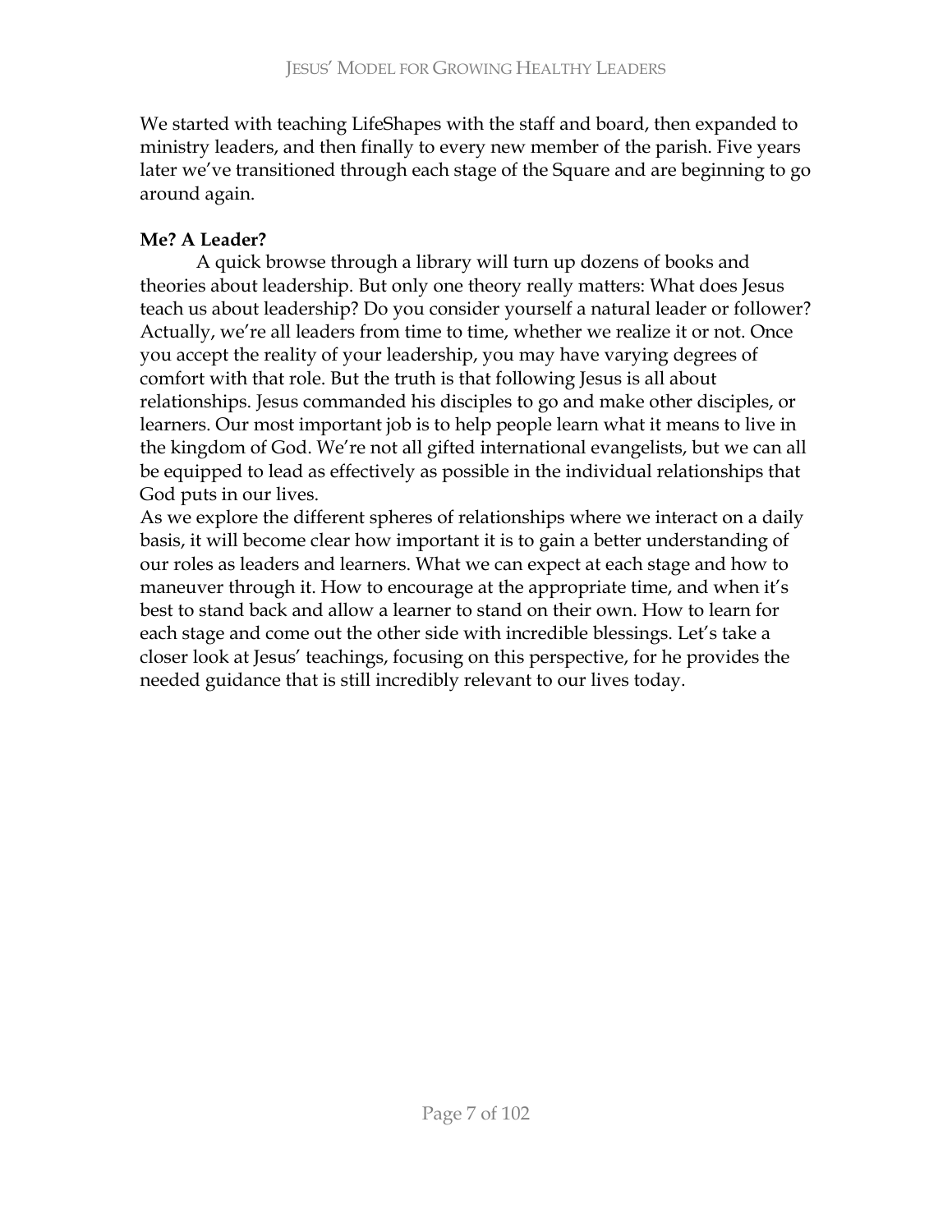We started with teaching LifeShapes with the staff and board, then expanded to ministry leaders, and then finally to every new member of the parish. Five years later we've transitioned through each stage of the Square and are beginning to go around again.

**Me? A Leader?**

A quick browse through a library will turn up dozens of books and theories about leadership. But only one theory really matters: What does Jesus teach us about leadership? Do you consider yourself a natural leader or follower? Actually, we're all leaders from time to time, whether we realize it or not. Once you accept the reality of your leadership, you may have varying degrees of comfort with that role. But the truth is that following Jesus is all about relationships. Jesus commanded his disciples to go and make other disciples, or learners. Our most important job is to help people learn what it means to live in the kingdom of God. We're not all gifted international evangelists, but we can all be equipped to lead as effectively as possible in the individual relationships that God puts in our lives.

As we explore the different spheres of relationships where we interact on a daily basis, it will become clear how important it is to gain a better understanding of our roles as leaders and learners. What we can expect at each stage and how to maneuver through it. How to encourage at the appropriate time, and when it's best to stand back and allow a learner to stand on their own. How to learn for each stage and come out the other side with incredible blessings. Let's take a closer look at Jesus' teachings, focusing on this perspective, for he provides the needed guidance that is still incredibly relevant to our lives today.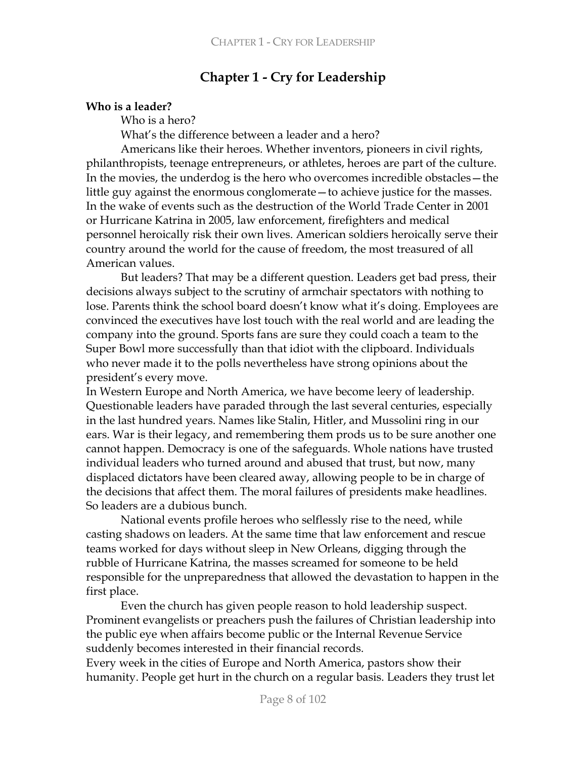# Chapter 1 - Cry for Leadership

**Who is a leader?**

Who is a hero?

What's the difference between a leader and a hero?

Americans like their heroes. Whether inventors, pioneers in civil rights, philanthropists, teenage entrepreneurs, or athletes, heroes are part of the culture. In the movies, the underdog is the hero who overcomes incredible obstacles—the little guy against the enormous conglomerate—to achieve justice for the masses. In the wake of events such as the destruction of the World Trade Center in 2001 or Hurricane Katrina in 2005, law enforcement, firefighters and medical personnel heroically risk their own lives. American soldiers heroically serve their country around the world for the cause of freedom, the most treasured of all American values.

But leaders? That may be a different question. Leaders get bad press, their decisions always subject to the scrutiny of armchair spectators with nothing to lose. Parents think the school board doesn't know what it's doing. Employees are convinced the executives have lost touch with the real world and are leading the company into the ground. Sports fans are sure they could coach a team to the Super Bowl more successfully than that idiot with the clipboard. Individuals who never made it to the polls nevertheless have strong opinions about the president's every move.

In Western Europe and North America, we have become leery of leadership. Questionable leaders have paraded through the last several centuries, especially in the last hundred years. Names like Stalin, Hitler, and Mussolini ring in our ears. War is their legacy, and remembering them prods us to be sure another one cannot happen. Democracy is one of the safeguards. Whole nations have trusted individual leaders who turned around and abused that trust, but now, many displaced dictators have been cleared away, allowing people to be in charge of the decisions that affect them. The moral failures of presidents make headlines. So leaders are a dubious bunch.

National events profile heroes who selflessly rise to the need, while casting shadows on leaders. At the same time that law enforcement and rescue teams worked for days without sleep in New Orleans, digging through the rubble of Hurricane Katrina, the masses screamed for someone to be held responsible for the unpreparedness that allowed the devastation to happen in the first place.

Even the church has given people reason to hold leadership suspect. Prominent evangelists or preachers push the failures of Christian leadership into the public eye when affairs become public or the Internal Revenue Service suddenly becomes interested in their financial records.

Every week in the cities of Europe and North America, pastors show their humanity. People get hurt in the church on a regular basis. Leaders they trust let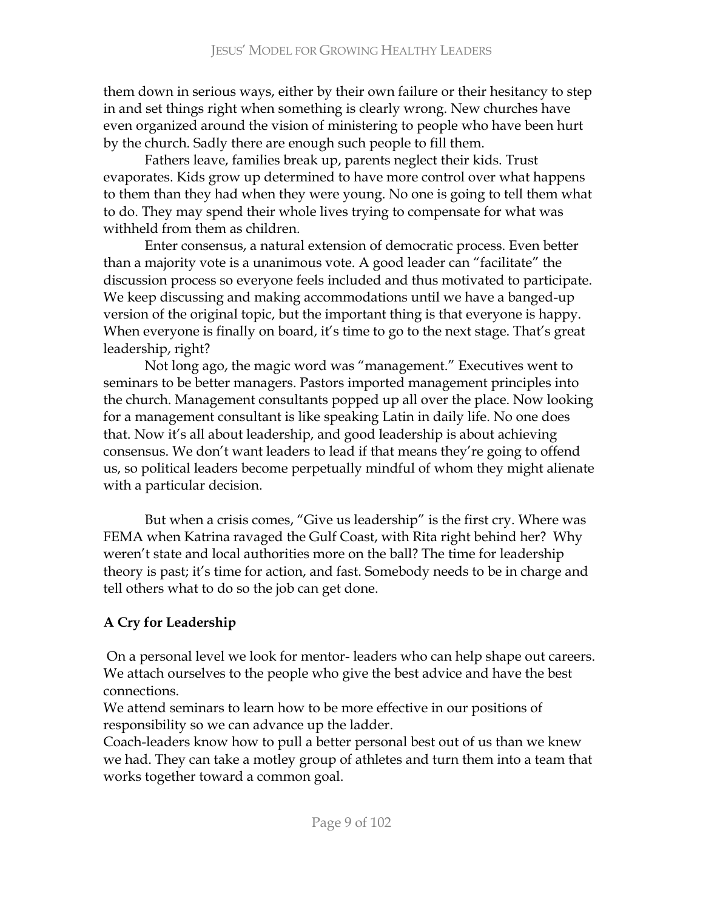them down in serious ways, either by their own failure or their hesitancy to step in and set things right when something is clearly wrong. New churches have even organized around the vision of ministering to people who have been hurt by the church. Sadly there are enough such people to fill them.

Fathers leave, families break up, parents neglect their kids. Trust evaporates. Kids grow up determined to have more control over what happens to them than they had when they were young. No one is going to tell them what to do. They may spend their whole lives trying to compensate for what was withheld from them as children.

Enter consensus, a natural extension of democratic process. Even better than a majority vote is a unanimous vote. A good leader can "facilitate" the discussion process so everyone feels included and thus motivated to participate. We keep discussing and making accommodations until we have a banged-up version of the original topic, but the important thing is that everyone is happy. When everyone is finally on board, it's time to go to the next stage. That's great leadership, right?

Not long ago, the magic word was "management." Executives went to seminars to be better managers. Pastors imported management principles into the church. Management consultants popped up all over the place. Now looking for a management consultant is like speaking Latin in daily life. No one does that. Now it's all about leadership, and good leadership is about achieving consensus. We don't want leaders to lead if that means they're going to offend us, so political leaders become perpetually mindful of whom they might alienate with a particular decision.

But when a crisis comes, "Give us leadership" is the first cry. Where was FEMA when Katrina ravaged the Gulf Coast, with Rita right behind her? Why weren't state and local authorities more on the ball? The time for leadership theory is past; it's time for action, and fast. Somebody needs to be in charge and tell others what to do so the job can get done.

**A Cry for Leadership**

On a personal level we look for mentor- leaders who can help shape out careers. We attach ourselves to the people who give the best advice and have the best connections.

We attend seminars to learn how to be more effective in our positions of responsibility so we can advance up the ladder.

Coach-leaders know how to pull a better personal best out of us than we knew we had. They can take a motley group of athletes and turn them into a team that works together toward a common goal.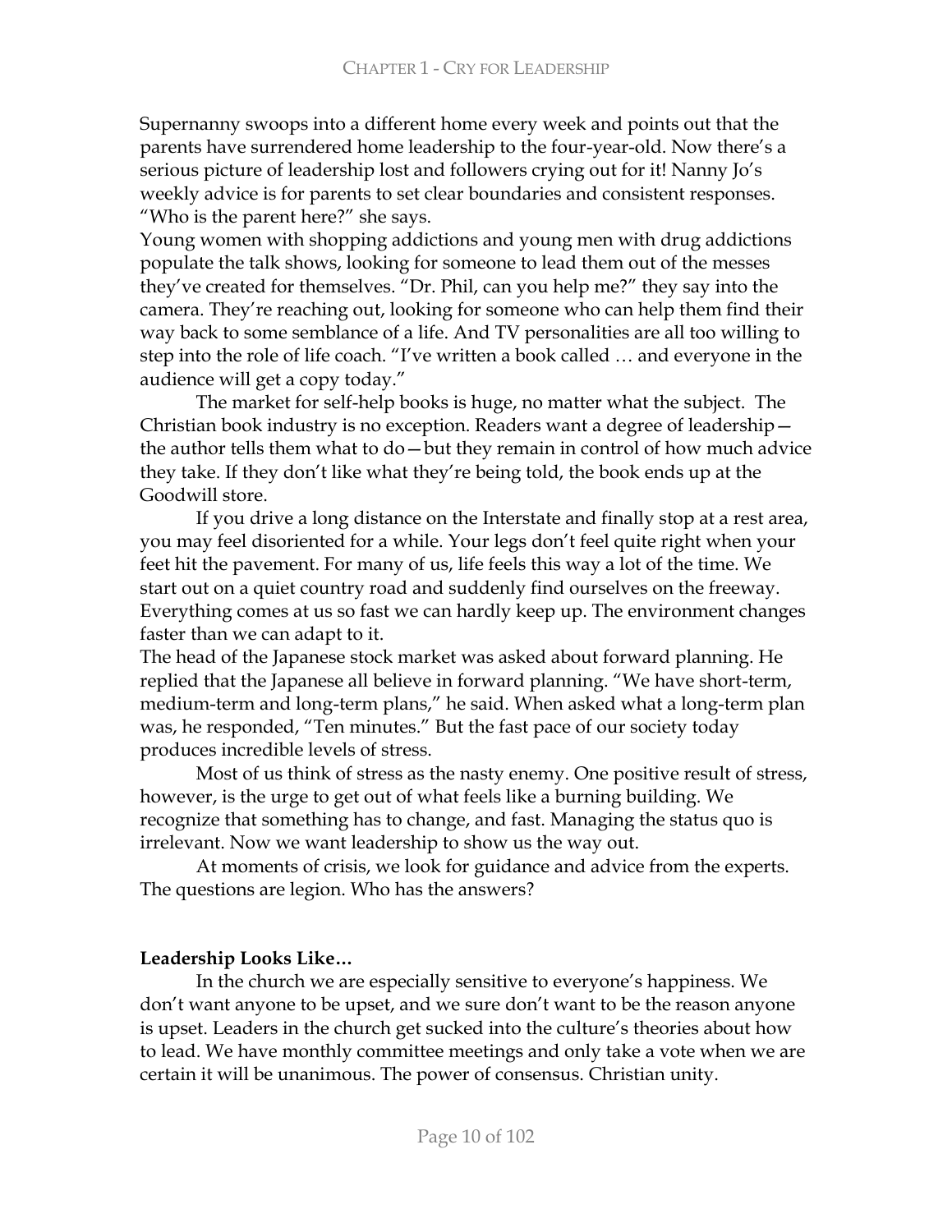Supernanny swoops into a different home every week and points out that the parents have surrendered home leadership to the four-year-old. Now there's a serious picture of leadership lost and followers crying out for it! Nanny Jo's weekly advice is for parents to set clear boundaries and consistent responses. "Who is the parent here?" she says.

Young women with shopping addictions and young men with drug addictions populate the talk shows, looking for someone to lead them out of the messes they've created for themselves. "Dr. Phil, can you help me?" they say into the camera. They're reaching out, looking for someone who can help them find their way back to some semblance of a life. And TV personalities are all too willing to step into the role of life coach. "I've written a book called … and everyone in the audience will get a copy today."

The market for self-help books is huge, no matter what the subject. The Christian book industry is no exception. Readers want a degree of leadership—the author tells them what to do—but they remain in control of how much advice they take. If they don't like what they're being told, the book ends up at the Goodwill store.

If you drive a long distance on the Interstate and finally stop at a rest area, you may feel disoriented for a while. Your legs don't feel quite right when your feet hit the pavement. For many of us, life feels this way a lot of the time. We start out on a quiet country road and suddenly find ourselves on the freeway. Everything comes at us so fast we can hardly keep up. The environment changes faster than we can adapt to it.

The head of the Japanese stock market was asked about forward planning. He replied that the Japanese all believe in forward planning. "We have short-term, medium-term and long-term plans," he said. When asked what a long-term plan was, he responded, "Ten minutes." But the fast pace of our society today produces incredible levels of stress.

Most of us think of stress as the nasty enemy. One positive result of stress, however, is the urge to get out of what feels like a burning building. We recognize that something has to change, and fast. Managing the status quo is irrelevant. Now we want leadership to show us the way out.

At moments of crisis, we look for guidance and advice from the experts. The questions are legion. Who has the answers?

**Leadership Looks Like…**

In the church we are especially sensitive to everyone's happiness. We don't want anyone to be upset, and we sure don't want to be the reason anyone is upset. Leaders in the church get sucked into the culture's theories about how to lead. We have monthly committee meetings and only take a vote when we are certain it will be unanimous. The power of consensus. Christian unity.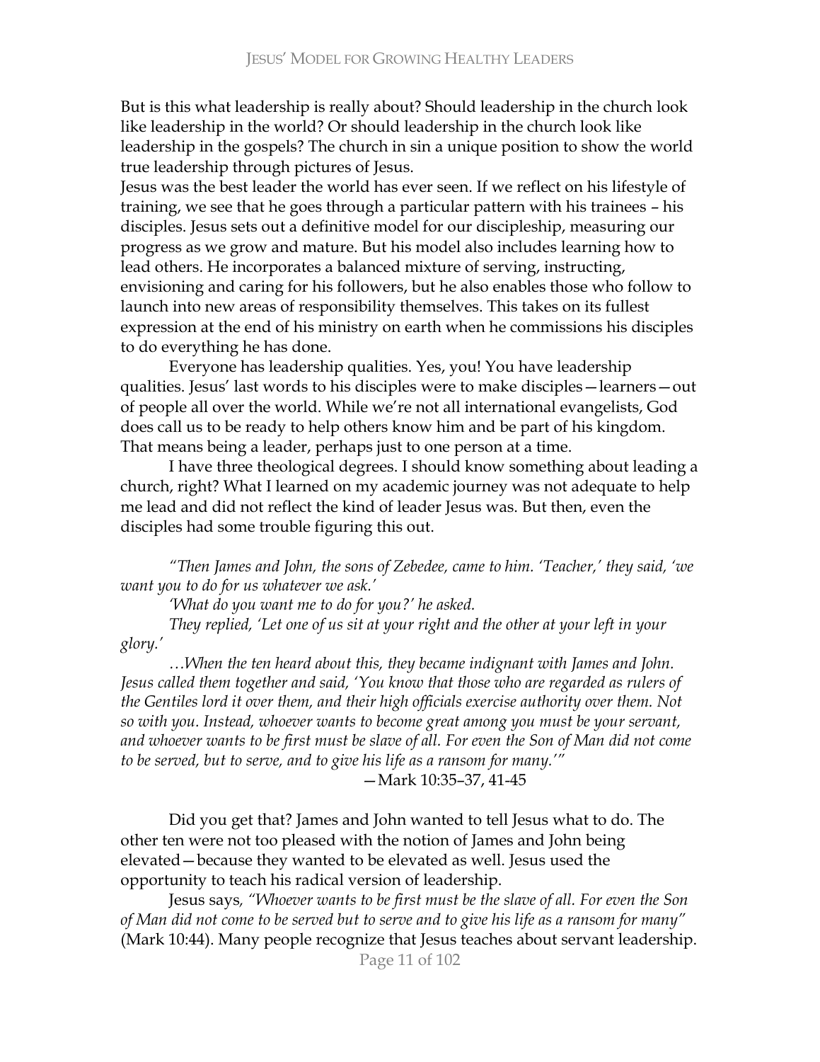But is this what leadership is really about? Should leadership in the church look like leadership in the world? Or should leadership in the church look like leadership in the gospels? The church in sin a unique position to show the world true leadership through pictures of Jesus.

Jesus was the best leader the world has ever seen. If we reflect on his lifestyle of training, we see that he goes through a particular pattern with his trainees – his disciples. Jesus sets out a definitive model for our discipleship, measuring our progress as we grow and mature. But his model also includes learning how to lead others. He incorporates a balanced mixture of serving, instructing, envisioning and caring for his followers, but he also enables those who follow to launch into new areas of responsibility themselves. This takes on its fullest expression at the end of his ministry on earth when he commissions his disciples to do everything he has done.

Everyone has leadership qualities. Yes, you! You have leadership qualities. Jesus' last words to his disciples were to make disciples—learners—out of people all over the world. While we're not all international evangelists, God does call us to be ready to help others know him and be part of his kingdom. That means being a leader, perhaps just to one person at a time.

I have three theological degrees. I should know something about leading a church, right? What I learned on my academic journey was not adequate to help me lead and did not reflect the kind of leader Jesus was. But then, even the disciples had some trouble figuring this out.

> *"Then James and John, the sons of Zebedee, came to him. 'Teacher,' they said, 'we want you to do for us whatever we ask.'*
>
> *'What do you want me to do for you?' he asked.*
>
> *They replied, 'Let one of us sit at your right and the other at your left in your glory.'*
>
> *…When the ten heard about this, they became indignant with James and John. Jesus called them together and said, 'You know that those who are regarded as rulers of the Gentiles lord it over them, and their high officials exercise authority over them. Not so with you. Instead, whoever wants to become great among you must be your servant, and whoever wants to be first must be slave of all. For even the Son of Man did not come to be served, but to serve, and to give his life as a ransom for many.'"*
>
> —Mark 10:35–37, 41-45

Did you get that? James and John wanted to tell Jesus what to do. The other ten were not too pleased with the notion of James and John being elevated—because they wanted to be elevated as well. Jesus used the opportunity to teach his radical version of leadership.

Jesus says, *"Whoever wants to be first must be the slave of all. For even the Son of Man did not come to be served but to serve and to give his life as a ransom for many"* (Mark 10:44). Many people recognize that Jesus teaches about servant leadership.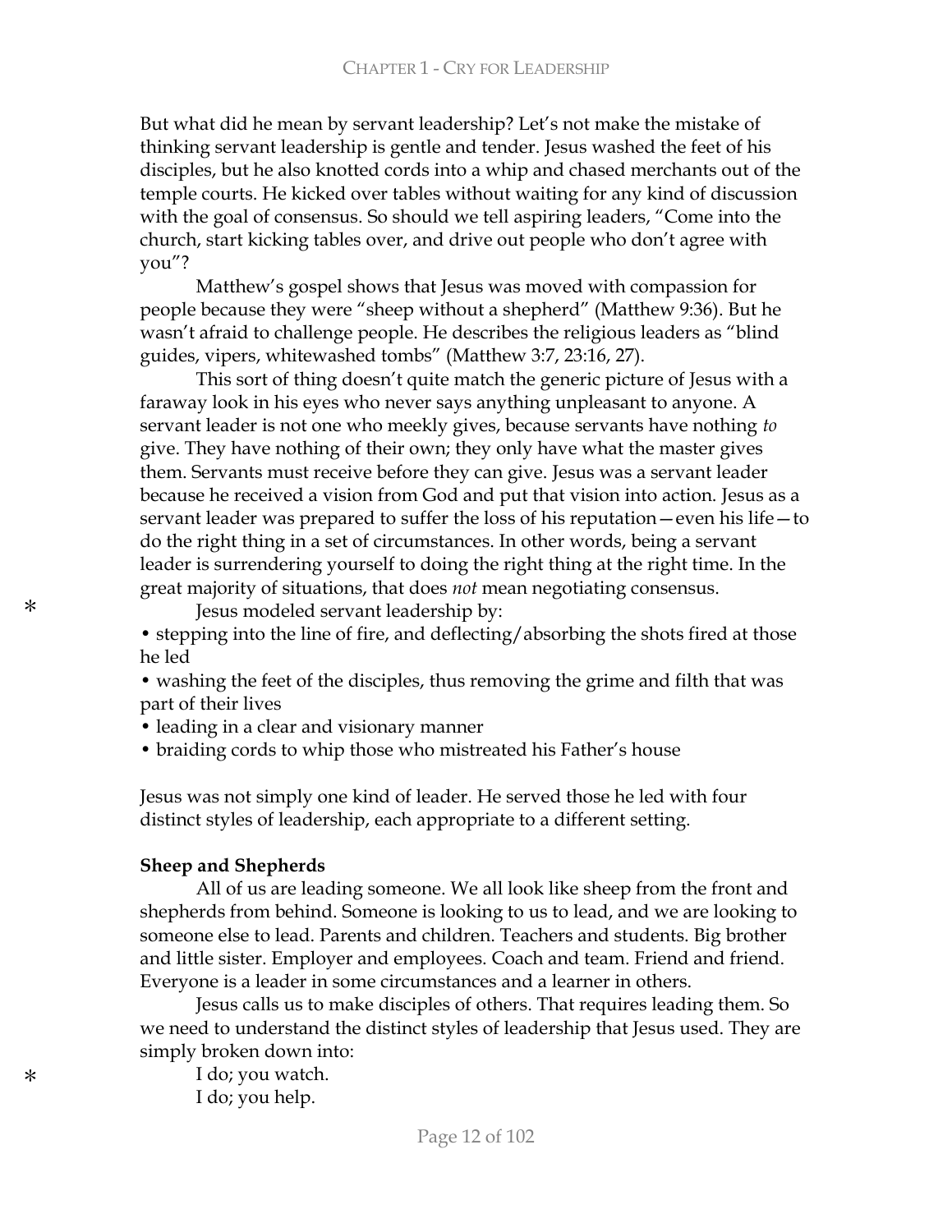But what did he mean by servant leadership? Let's not make the mistake of thinking servant leadership is gentle and tender. Jesus washed the feet of his disciples, but he also knotted cords into a whip and chased merchants out of the temple courts. He kicked over tables without waiting for any kind of discussion with the goal of consensus. So should we tell aspiring leaders, "Come into the church, start kicking tables over, and drive out people who don't agree with you"?

Matthew's gospel shows that Jesus was moved with compassion for people because they were "sheep without a shepherd" (Matthew 9:36). But he wasn't afraid to challenge people. He describes the religious leaders as "blind guides, vipers, whitewashed tombs" (Matthew 3:7, 23:16, 27).

This sort of thing doesn't quite match the generic picture of Jesus with a faraway look in his eyes who never says anything unpleasant to anyone. A servant leader is not one who meekly gives, because servants have nothing *to* give. They have nothing of their own; they only have what the master gives them. Servants must receive before they can give. Jesus was a servant leader because he received a vision from God and put that vision into action. Jesus as a servant leader was prepared to suffer the loss of his reputation—even his life—to do the right thing in a set of circumstances. In other words, being a servant leader is surrendering yourself to doing the right thing at the right time. In the great majority of situations, that does *not* mean negotiating consensus.

\* Jesus modeled servant leadership by:

- stepping into the line of fire, and deflecting/absorbing the shots fired at those he led
- washing the feet of the disciples, thus removing the grime and filth that was part of their lives
- leading in a clear and visionary manner
- braiding cords to whip those who mistreated his Father's house

Jesus was not simply one kind of leader. He served those he led with four distinct styles of leadership, each appropriate to a different setting.

**Sheep and Shepherds**

All of us are leading someone. We all look like sheep from the front and shepherds from behind. Someone is looking to us to lead, and we are looking to someone else to lead. Parents and children. Teachers and students. Big brother and little sister. Employer and employees. Coach and team. Friend and friend. Everyone is a leader in some circumstances and a learner in others.

Jesus calls us to make disciples of others. That requires leading them. So we need to understand the distinct styles of leadership that Jesus used. They are simply broken down into:

\* I do; you watch.

I do; you help.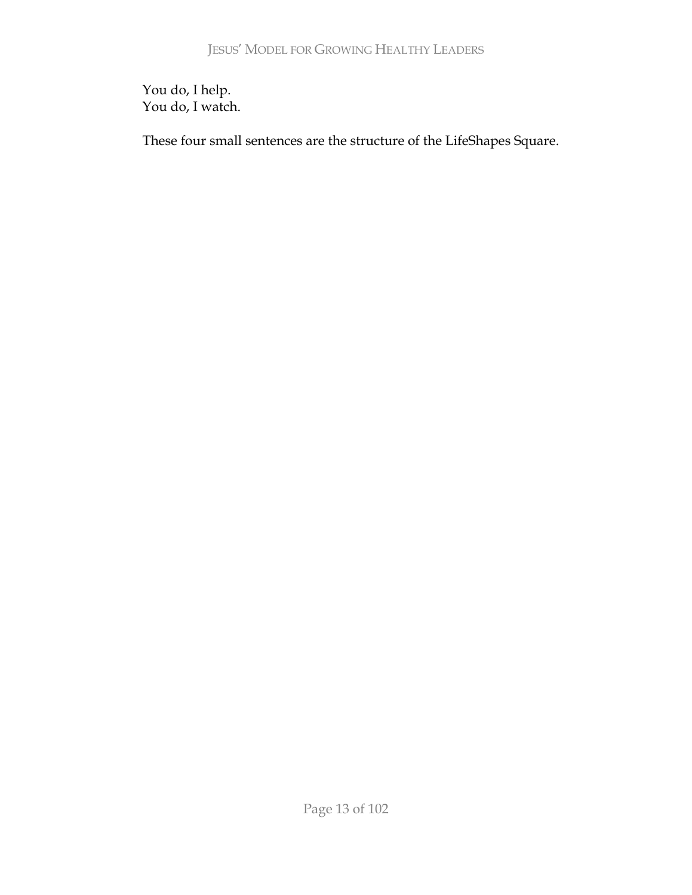You do, I help.
You do, I watch.

These four small sentences are the structure of the LifeShapes Square.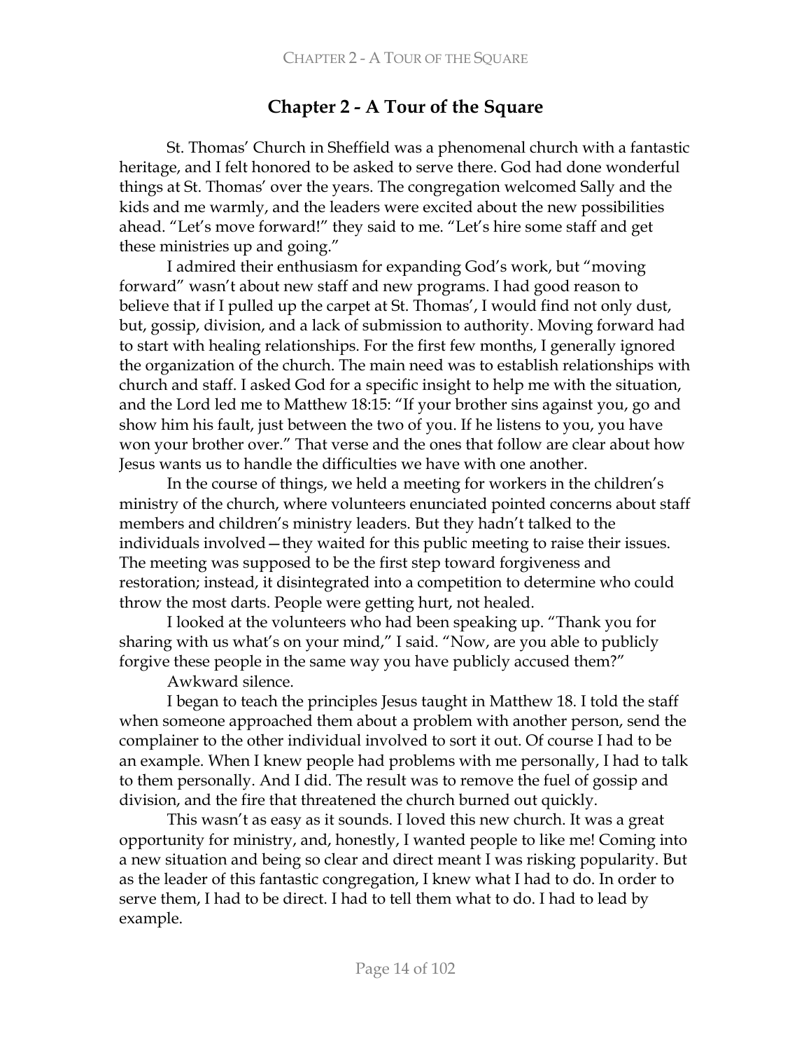# Chapter 2 - A Tour of the Square

St. Thomas' Church in Sheffield was a phenomenal church with a fantastic heritage, and I felt honored to be asked to serve there. God had done wonderful things at St. Thomas' over the years. The congregation welcomed Sally and the kids and me warmly, and the leaders were excited about the new possibilities ahead. "Let's move forward!" they said to me. "Let's hire some staff and get these ministries up and going."

I admired their enthusiasm for expanding God's work, but "moving forward" wasn't about new staff and new programs. I had good reason to believe that if I pulled up the carpet at St. Thomas', I would find not only dust, but, gossip, division, and a lack of submission to authority. Moving forward had to start with healing relationships. For the first few months, I generally ignored the organization of the church. The main need was to establish relationships with church and staff. I asked God for a specific insight to help me with the situation, and the Lord led me to Matthew 18:15: "If your brother sins against you, go and show him his fault, just between the two of you. If he listens to you, you have won your brother over." That verse and the ones that follow are clear about how Jesus wants us to handle the difficulties we have with one another.

In the course of things, we held a meeting for workers in the children's ministry of the church, where volunteers enunciated pointed concerns about staff members and children's ministry leaders. But they hadn't talked to the individuals involved—they waited for this public meeting to raise their issues. The meeting was supposed to be the first step toward forgiveness and restoration; instead, it disintegrated into a competition to determine who could throw the most darts. People were getting hurt, not healed.

I looked at the volunteers who had been speaking up. "Thank you for sharing with us what's on your mind," I said. "Now, are you able to publicly forgive these people in the same way you have publicly accused them?"

Awkward silence.

I began to teach the principles Jesus taught in Matthew 18. I told the staff when someone approached them about a problem with another person, send the complainer to the other individual involved to sort it out. Of course I had to be an example. When I knew people had problems with me personally, I had to talk to them personally. And I did. The result was to remove the fuel of gossip and division, and the fire that threatened the church burned out quickly.

This wasn't as easy as it sounds. I loved this new church. It was a great opportunity for ministry, and, honestly, I wanted people to like me! Coming into a new situation and being so clear and direct meant I was risking popularity. But as the leader of this fantastic congregation, I knew what I had to do. In order to serve them, I had to be direct. I had to tell them what to do. I had to lead by example.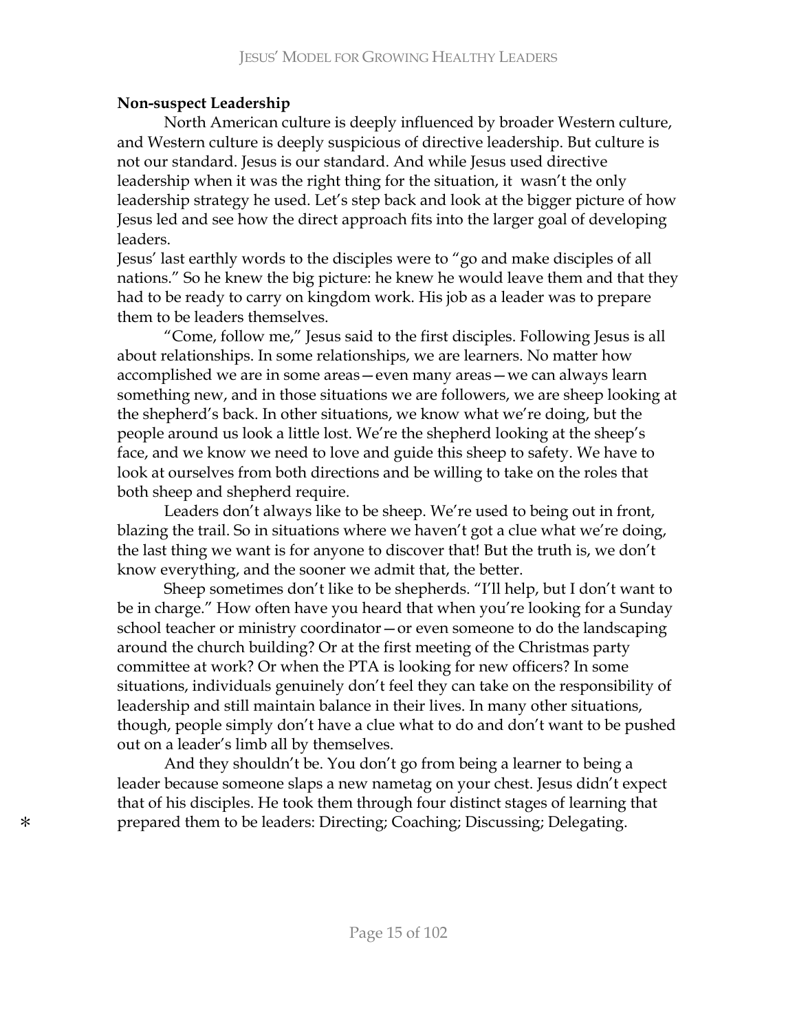**Non-suspect Leadership**

North American culture is deeply influenced by broader Western culture, and Western culture is deeply suspicious of directive leadership. But culture is not our standard. Jesus is our standard. And while Jesus used directive leadership when it was the right thing for the situation, it wasn't the only leadership strategy he used. Let's step back and look at the bigger picture of how Jesus led and see how the direct approach fits into the larger goal of developing leaders.

Jesus' last earthly words to the disciples were to "go and make disciples of all nations." So he knew the big picture: he knew he would leave them and that they had to be ready to carry on kingdom work. His job as a leader was to prepare them to be leaders themselves.

"Come, follow me," Jesus said to the first disciples. Following Jesus is all about relationships. In some relationships, we are learners. No matter how accomplished we are in some areas—even many areas—we can always learn something new, and in those situations we are followers, we are sheep looking at the shepherd's back. In other situations, we know what we're doing, but the people around us look a little lost. We're the shepherd looking at the sheep's face, and we know we need to love and guide this sheep to safety. We have to look at ourselves from both directions and be willing to take on the roles that both sheep and shepherd require.

Leaders don't always like to be sheep. We're used to being out in front, blazing the trail. So in situations where we haven't got a clue what we're doing, the last thing we want is for anyone to discover that! But the truth is, we don't know everything, and the sooner we admit that, the better.

Sheep sometimes don't like to be shepherds. "I'll help, but I don't want to be in charge." How often have you heard that when you're looking for a Sunday school teacher or ministry coordinator—or even someone to do the landscaping around the church building? Or at the first meeting of the Christmas party committee at work? Or when the PTA is looking for new officers? In some situations, individuals genuinely don't feel they can take on the responsibility of leadership and still maintain balance in their lives. In many other situations, though, people simply don't have a clue what to do and don't want to be pushed out on a leader's limb all by themselves.

And they shouldn't be. You don't go from being a learner to being a leader because someone slaps a new nametag on your chest. Jesus didn't expect that of his disciples. He took them through four distinct stages of learning that prepared them to be leaders: Directing; Coaching; Discussing; Delegating.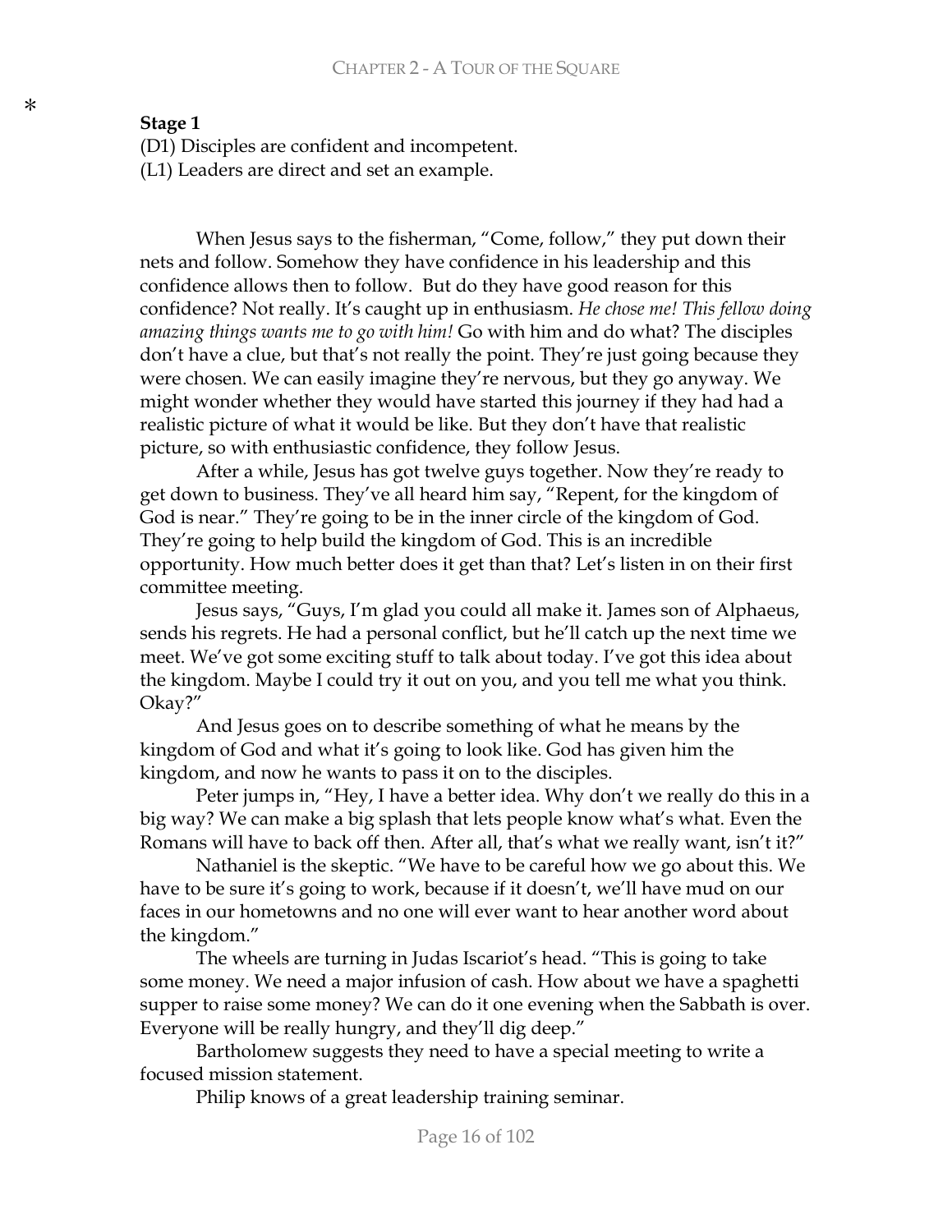*

**Stage 1**

(D1) Disciples are confident and incompetent.
(L1) Leaders are direct and set an example.

When Jesus says to the fisherman, "Come, follow," they put down their nets and follow. Somehow they have confidence in his leadership and this confidence allows then to follow. But do they have good reason for this confidence? Not really. It's caught up in enthusiasm. *He chose me! This fellow doing amazing things wants me to go with him!* Go with him and do what? The disciples don't have a clue, but that's not really the point. They're just going because they were chosen. We can easily imagine they're nervous, but they go anyway. We might wonder whether they would have started this journey if they had had a realistic picture of what it would be like. But they don't have that realistic picture, so with enthusiastic confidence, they follow Jesus.

After a while, Jesus has got twelve guys together. Now they're ready to get down to business. They've all heard him say, "Repent, for the kingdom of God is near." They're going to be in the inner circle of the kingdom of God. They're going to help build the kingdom of God. This is an incredible opportunity. How much better does it get than that? Let's listen in on their first committee meeting.

Jesus says, "Guys, I'm glad you could all make it. James son of Alphaeus, sends his regrets. He had a personal conflict, but he'll catch up the next time we meet. We've got some exciting stuff to talk about today. I've got this idea about the kingdom. Maybe I could try it out on you, and you tell me what you think. Okay?"

And Jesus goes on to describe something of what he means by the kingdom of God and what it's going to look like. God has given him the kingdom, and now he wants to pass it on to the disciples.

Peter jumps in, "Hey, I have a better idea. Why don't we really do this in a big way? We can make a big splash that lets people know what's what. Even the Romans will have to back off then. After all, that's what we really want, isn't it?"

Nathaniel is the skeptic. "We have to be careful how we go about this. We have to be sure it's going to work, because if it doesn't, we'll have mud on our faces in our hometowns and no one will ever want to hear another word about the kingdom."

The wheels are turning in Judas Iscariot's head. "This is going to take some money. We need a major infusion of cash. How about we have a spaghetti supper to raise some money? We can do it one evening when the Sabbath is over. Everyone will be really hungry, and they'll dig deep."

Bartholomew suggests they need to have a special meeting to write a focused mission statement.

Philip knows of a great leadership training seminar.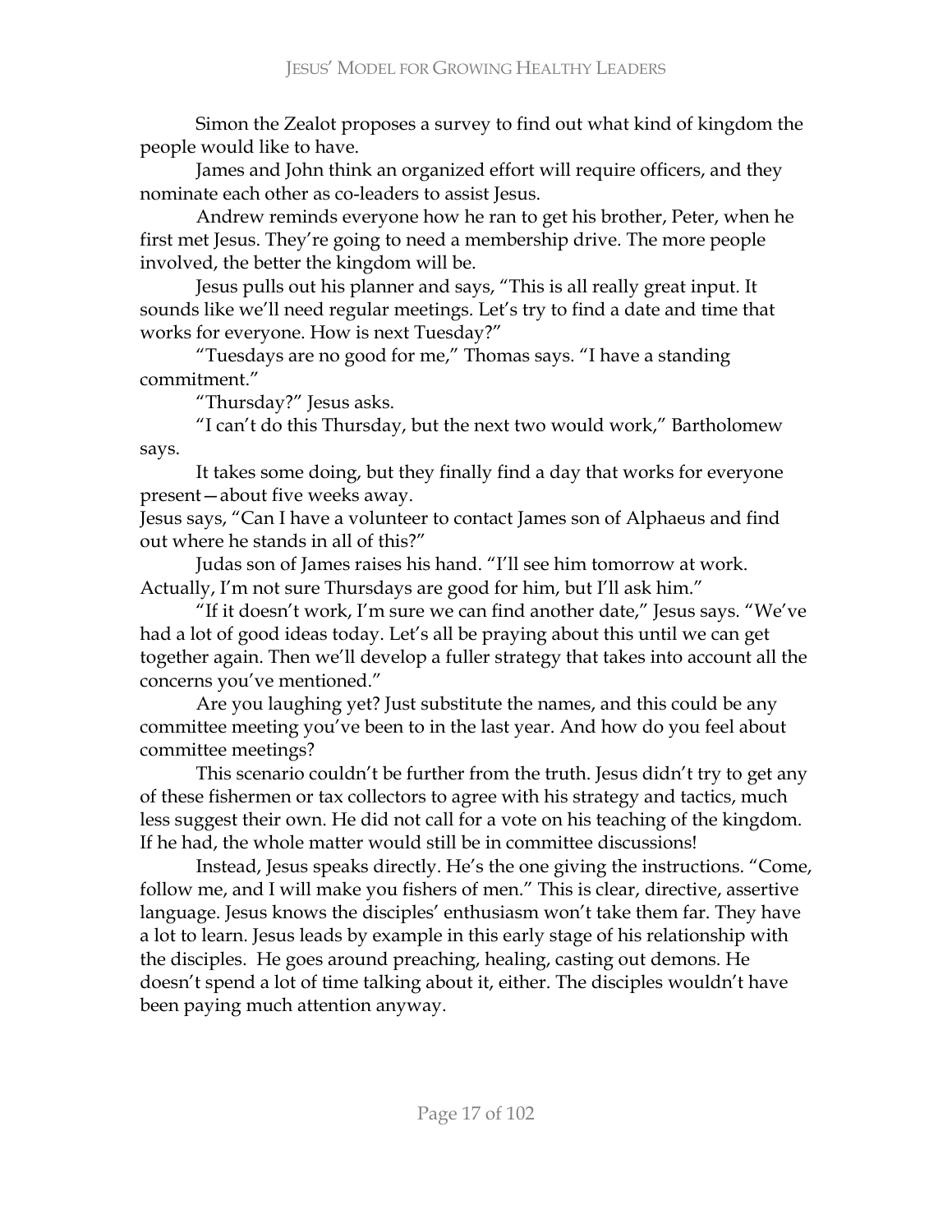Simon the Zealot proposes a survey to find out what kind of kingdom the people would like to have.

James and John think an organized effort will require officers, and they nominate each other as co-leaders to assist Jesus.

Andrew reminds everyone how he ran to get his brother, Peter, when he first met Jesus. They're going to need a membership drive. The more people involved, the better the kingdom will be.

Jesus pulls out his planner and says, "This is all really great input. It sounds like we'll need regular meetings. Let's try to find a date and time that works for everyone. How is next Tuesday?"

"Tuesdays are no good for me," Thomas says. "I have a standing commitment."

"Thursday?" Jesus asks.

"I can't do this Thursday, but the next two would work," Bartholomew says.

It takes some doing, but they finally find a day that works for everyone present—about five weeks away.

Jesus says, "Can I have a volunteer to contact James son of Alphaeus and find out where he stands in all of this?"

Judas son of James raises his hand. "I'll see him tomorrow at work. Actually, I'm not sure Thursdays are good for him, but I'll ask him."

"If it doesn't work, I'm sure we can find another date," Jesus says. "We've had a lot of good ideas today. Let's all be praying about this until we can get together again. Then we'll develop a fuller strategy that takes into account all the concerns you've mentioned."

Are you laughing yet? Just substitute the names, and this could be any committee meeting you've been to in the last year. And how do you feel about committee meetings?

This scenario couldn't be further from the truth. Jesus didn't try to get any of these fishermen or tax collectors to agree with his strategy and tactics, much less suggest their own. He did not call for a vote on his teaching of the kingdom. If he had, the whole matter would still be in committee discussions!

Instead, Jesus speaks directly. He's the one giving the instructions. "Come, follow me, and I will make you fishers of men." This is clear, directive, assertive language. Jesus knows the disciples' enthusiasm won't take them far. They have a lot to learn. Jesus leads by example in this early stage of his relationship with the disciples. He goes around preaching, healing, casting out demons. He doesn't spend a lot of time talking about it, either. The disciples wouldn't have been paying much attention anyway.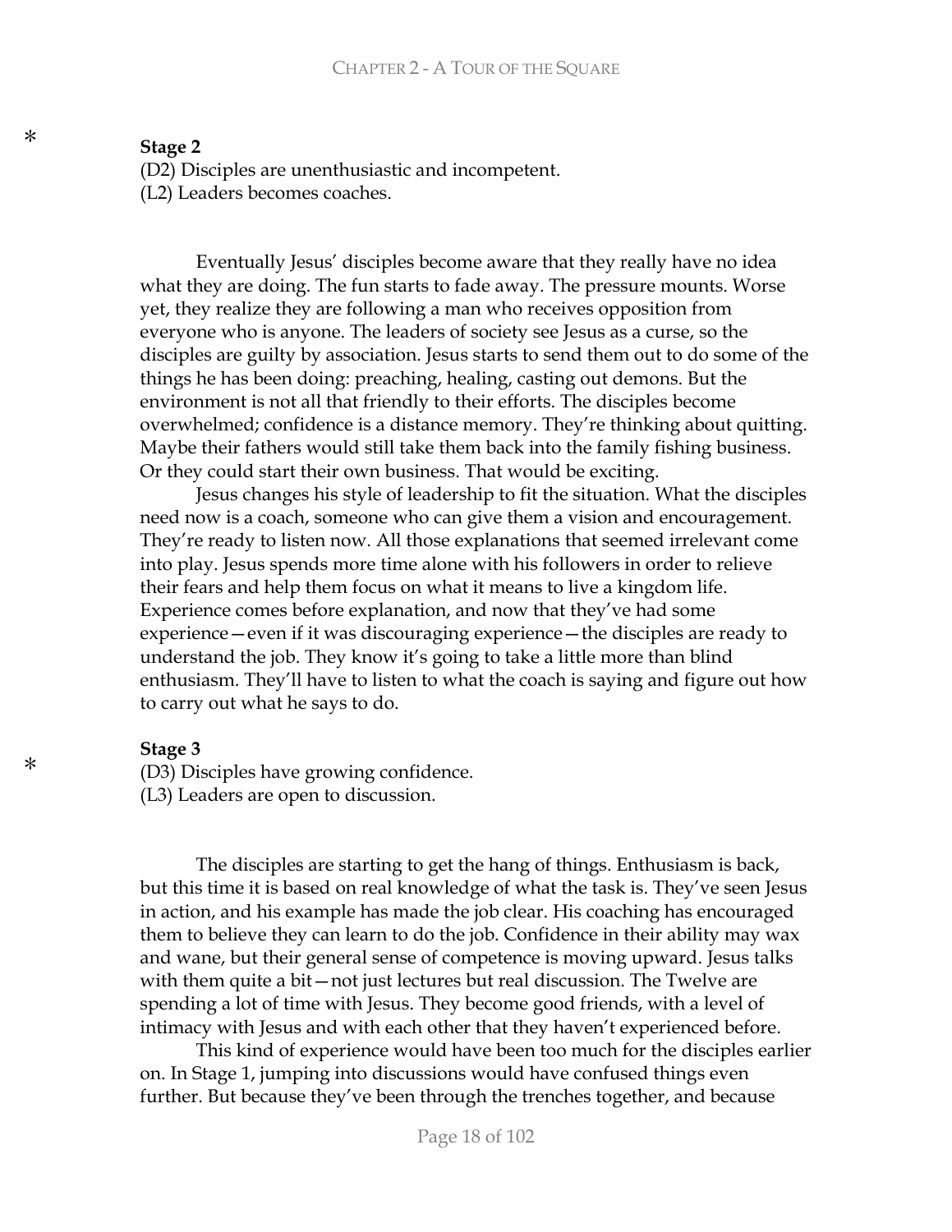*

**Stage 2**

(D2) Disciples are unenthusiastic and incompetent.

(L2) Leaders becomes coaches.

Eventually Jesus' disciples become aware that they really have no idea what they are doing. The fun starts to fade away. The pressure mounts. Worse yet, they realize they are following a man who receives opposition from everyone who is anyone. The leaders of society see Jesus as a curse, so the disciples are guilty by association. Jesus starts to send them out to do some of the things he has been doing: preaching, healing, casting out demons. But the environment is not all that friendly to their efforts. The disciples become overwhelmed; confidence is a distance memory. They're thinking about quitting. Maybe their fathers would still take them back into the family fishing business. Or they could start their own business. That would be exciting.

Jesus changes his style of leadership to fit the situation. What the disciples need now is a coach, someone who can give them a vision and encouragement. They're ready to listen now. All those explanations that seemed irrelevant come into play. Jesus spends more time alone with his followers in order to relieve their fears and help them focus on what it means to live a kingdom life. Experience comes before explanation, and now that they've had some experience—even if it was discouraging experience—the disciples are ready to understand the job. They know it's going to take a little more than blind enthusiasm. They'll have to listen to what the coach is saying and figure out how to carry out what he says to do.

*

**Stage 3**

(D3) Disciples have growing confidence.

(L3) Leaders are open to discussion.

The disciples are starting to get the hang of things. Enthusiasm is back, but this time it is based on real knowledge of what the task is. They've seen Jesus in action, and his example has made the job clear. His coaching has encouraged them to believe they can learn to do the job. Confidence in their ability may wax and wane, but their general sense of competence is moving upward. Jesus talks with them quite a bit—not just lectures but real discussion. The Twelve are spending a lot of time with Jesus. They become good friends, with a level of intimacy with Jesus and with each other that they haven't experienced before.

This kind of experience would have been too much for the disciples earlier on. In Stage 1, jumping into discussions would have confused things even further. But because they've been through the trenches together, and because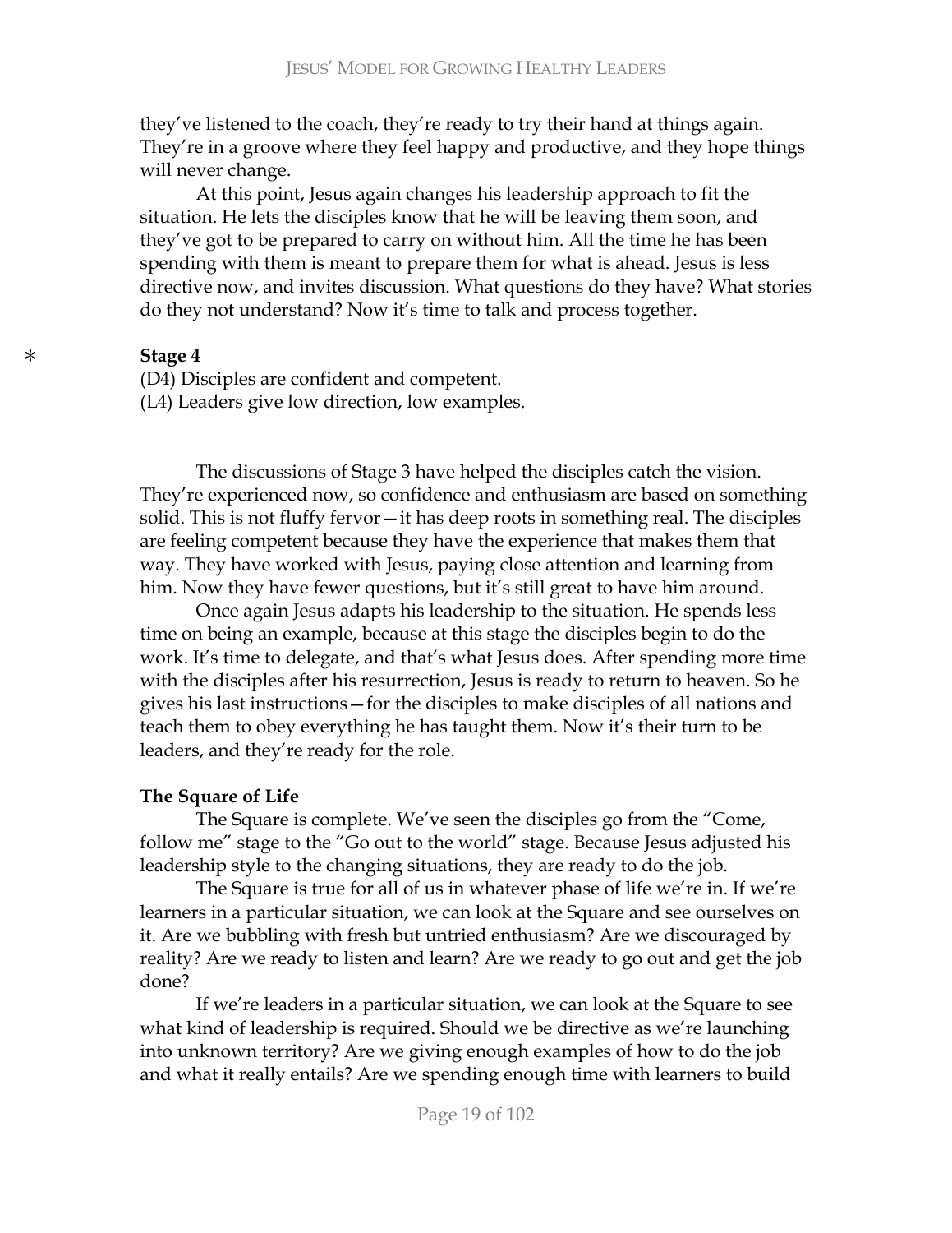they've listened to the coach, they're ready to try their hand at things again. They're in a groove where they feel happy and productive, and they hope things will never change.

At this point, Jesus again changes his leadership approach to fit the situation. He lets the disciples know that he will be leaving them soon, and they've got to be prepared to carry on without him. All the time he has been spending with them is meant to prepare them for what is ahead. Jesus is less directive now, and invites discussion. What questions do they have? What stories do they not understand? Now it's time to talk and process together.

\* **Stage 4**

(D4) Disciples are confident and competent.
(L4) Leaders give low direction, low examples.

The discussions of Stage 3 have helped the disciples catch the vision. They're experienced now, so confidence and enthusiasm are based on something solid. This is not fluffy fervor—it has deep roots in something real. The disciples are feeling competent because they have the experience that makes them that way. They have worked with Jesus, paying close attention and learning from him. Now they have fewer questions, but it's still great to have him around.

Once again Jesus adapts his leadership to the situation. He spends less time on being an example, because at this stage the disciples begin to do the work. It's time to delegate, and that's what Jesus does. After spending more time with the disciples after his resurrection, Jesus is ready to return to heaven. So he gives his last instructions—for the disciples to make disciples of all nations and teach them to obey everything he has taught them. Now it's their turn to be leaders, and they're ready for the role.

**The Square of Life**

The Square is complete. We've seen the disciples go from the "Come, follow me" stage to the "Go out to the world" stage. Because Jesus adjusted his leadership style to the changing situations, they are ready to do the job.

The Square is true for all of us in whatever phase of life we're in. If we're learners in a particular situation, we can look at the Square and see ourselves on it. Are we bubbling with fresh but untried enthusiasm? Are we discouraged by reality? Are we ready to listen and learn? Are we ready to go out and get the job done?

If we're leaders in a particular situation, we can look at the Square to see what kind of leadership is required. Should we be directive as we're launching into unknown territory? Are we giving enough examples of how to do the job and what it really entails? Are we spending enough time with learners to build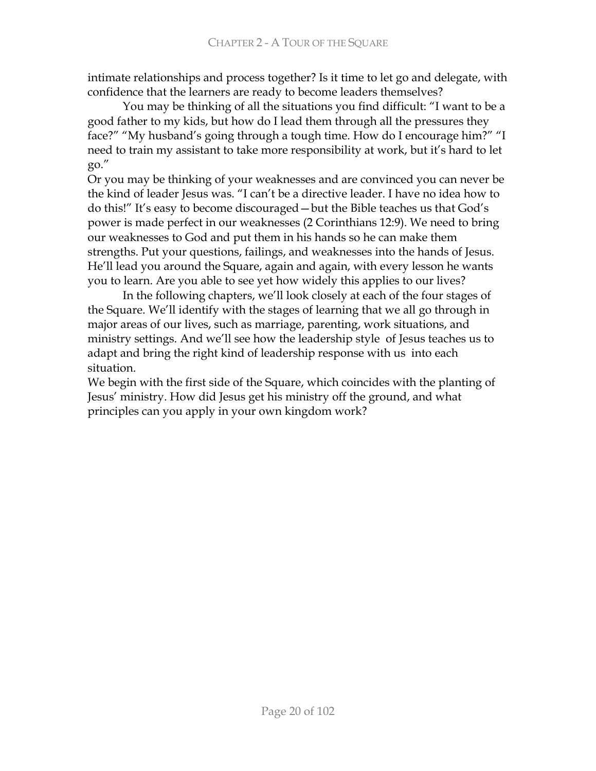intimate relationships and process together? Is it time to let go and delegate, with confidence that the learners are ready to become leaders themselves?

You may be thinking of all the situations you find difficult: "I want to be a good father to my kids, but how do I lead them through all the pressures they face?" "My husband's going through a tough time. How do I encourage him?" "I need to train my assistant to take more responsibility at work, but it's hard to let go."

Or you may be thinking of your weaknesses and are convinced you can never be the kind of leader Jesus was. "I can't be a directive leader. I have no idea how to do this!" It's easy to become discouraged—but the Bible teaches us that God's power is made perfect in our weaknesses (2 Corinthians 12:9). We need to bring our weaknesses to God and put them in his hands so he can make them strengths. Put your questions, failings, and weaknesses into the hands of Jesus. He'll lead you around the Square, again and again, with every lesson he wants you to learn. Are you able to see yet how widely this applies to our lives?

In the following chapters, we'll look closely at each of the four stages of the Square. We'll identify with the stages of learning that we all go through in major areas of our lives, such as marriage, parenting, work situations, and ministry settings. And we'll see how the leadership style of Jesus teaches us to adapt and bring the right kind of leadership response with us into each situation.

We begin with the first side of the Square, which coincides with the planting of Jesus' ministry. How did Jesus get his ministry off the ground, and what principles can you apply in your own kingdom work?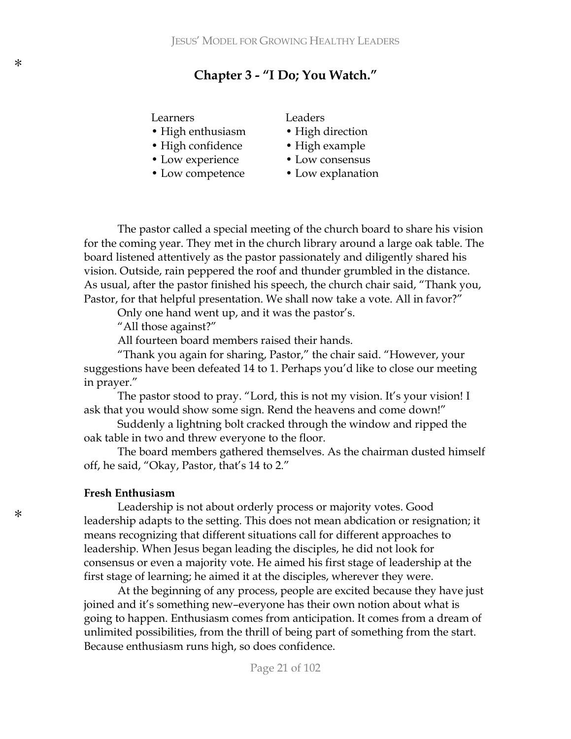## Chapter 3 - "I Do; You Watch."

| Learners | Leaders |
| --- | --- |
| • High enthusiasm | • High direction |
| • High confidence | • High example |
| • Low experience | • Low consensus |
| • Low competence | • Low explanation |

The pastor called a special meeting of the church board to share his vision for the coming year. They met in the church library around a large oak table. The board listened attentively as the pastor passionately and diligently shared his vision. Outside, rain peppered the roof and thunder grumbled in the distance. As usual, after the pastor finished his speech, the church chair said, "Thank you, Pastor, for that helpful presentation. We shall now take a vote. All in favor?"

Only one hand went up, and it was the pastor's.

"All those against?"

All fourteen board members raised their hands.

"Thank you again for sharing, Pastor," the chair said. "However, your suggestions have been defeated 14 to 1. Perhaps you'd like to close our meeting in prayer."

The pastor stood to pray. "Lord, this is not my vision. It's your vision! I ask that you would show some sign. Rend the heavens and come down!"

Suddenly a lightning bolt cracked through the window and ripped the oak table in two and threw everyone to the floor.

The board members gathered themselves. As the chairman dusted himself off, he said, "Okay, Pastor, that's 14 to 2."

**Fresh Enthusiasm**

Leadership is not about orderly process or majority votes. Good leadership adapts to the setting. This does not mean abdication or resignation; it means recognizing that different situations call for different approaches to leadership. When Jesus began leading the disciples, he did not look for consensus or even a majority vote. He aimed his first stage of leadership at the first stage of learning; he aimed it at the disciples, wherever they were.

At the beginning of any process, people are excited because they have just joined and it's something new–everyone has their own notion about what is going to happen. Enthusiasm comes from anticipation. It comes from a dream of unlimited possibilities, from the thrill of being part of something from the start. Because enthusiasm runs high, so does confidence.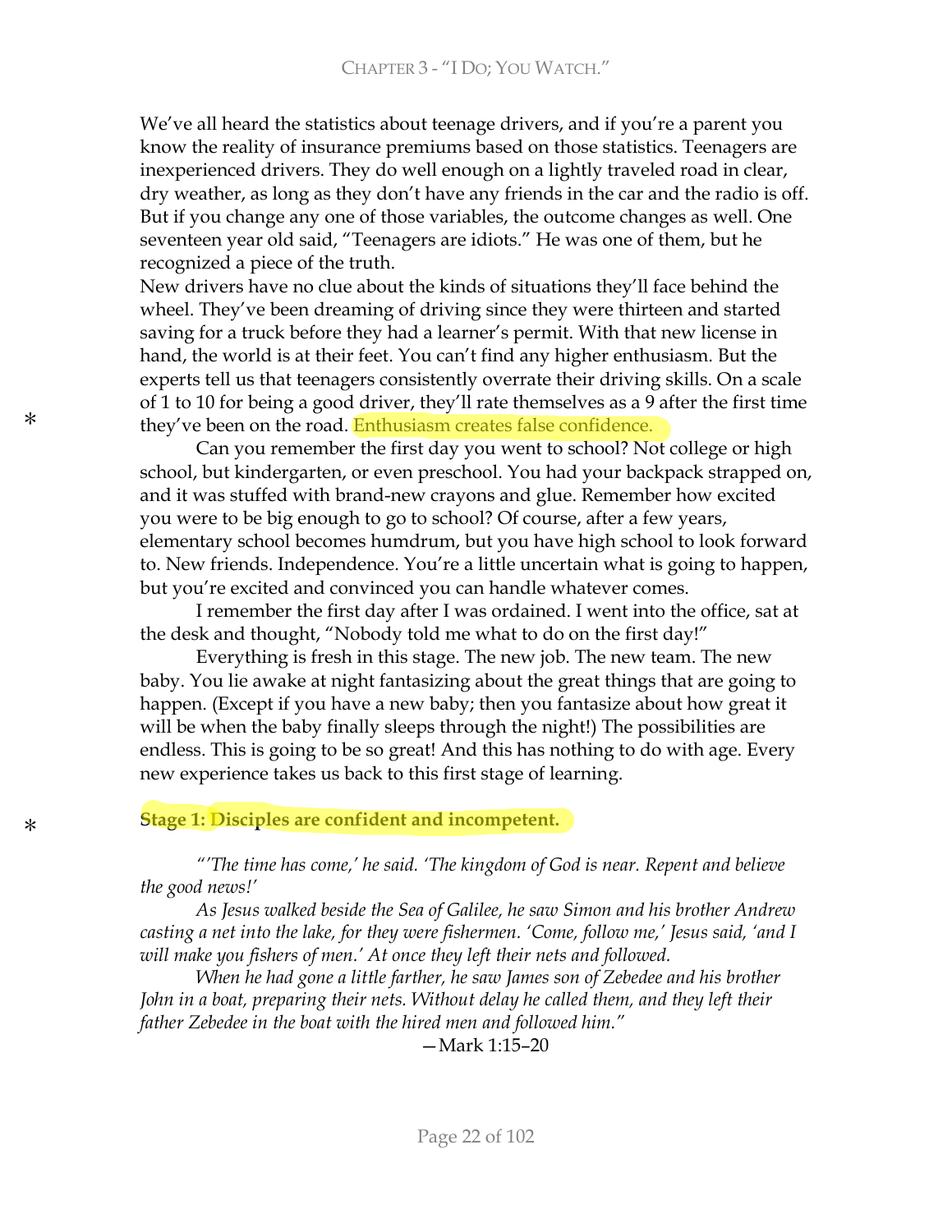We've all heard the statistics about teenage drivers, and if you're a parent you know the reality of insurance premiums based on those statistics. Teenagers are inexperienced drivers. They do well enough on a lightly traveled road in clear, dry weather, as long as they don't have any friends in the car and the radio is off. But if you change any one of those variables, the outcome changes as well. One seventeen year old said, "Teenagers are idiots." He was one of them, but he recognized a piece of the truth.

New drivers have no clue about the kinds of situations they'll face behind the wheel. They've been dreaming of driving since they were thirteen and started saving for a truck before they had a learner's permit. With that new license in hand, the world is at their feet. You can't find any higher enthusiasm. But the experts tell us that teenagers consistently overrate their driving skills. On a scale of 1 to 10 for being a good driver, they'll rate themselves as a 9 after the first time they've been on the road. Enthusiasm creates false confidence.

Can you remember the first day you went to school? Not college or high school, but kindergarten, or even preschool. You had your backpack strapped on, and it was stuffed with brand-new crayons and glue. Remember how excited you were to be big enough to go to school? Of course, after a few years, elementary school becomes humdrum, but you have high school to look forward to. New friends. Independence. You're a little uncertain what is going to happen, but you're excited and convinced you can handle whatever comes.

I remember the first day after I was ordained. I went into the office, sat at the desk and thought, "Nobody told me what to do on the first day!"

Everything is fresh in this stage. The new job. The new team. The new baby. You lie awake at night fantasizing about the great things that are going to happen. (Except if you have a new baby; then you fantasize about how great it will be when the baby finally sleeps through the night!) The possibilities are endless. This is going to be so great! And this has nothing to do with age. Every new experience takes us back to this first stage of learning.

**Stage 1: Disciples are confident and incompetent.**

*"'The time has come,' he said. 'The kingdom of God is near. Repent and believe the good news!'*

*As Jesus walked beside the Sea of Galilee, he saw Simon and his brother Andrew casting a net into the lake, for they were fishermen. 'Come, follow me,' Jesus said, 'and I will make you fishers of men.' At once they left their nets and followed.*

*When he had gone a little farther, he saw James son of Zebedee and his brother John in a boat, preparing their nets. Without delay he called them, and they left their father Zebedee in the boat with the hired men and followed him."*

—Mark 1:15–20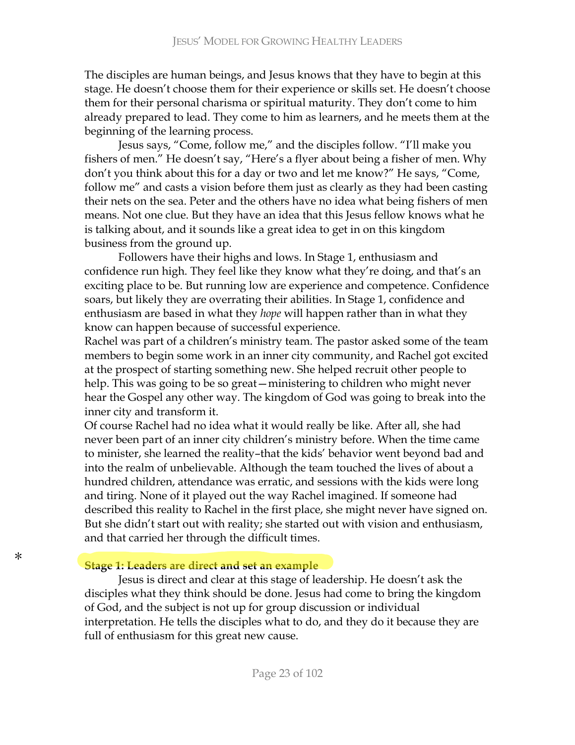The disciples are human beings, and Jesus knows that they have to begin at this stage. He doesn't choose them for their experience or skills set. He doesn't choose them for their personal charisma or spiritual maturity. They don't come to him already prepared to lead. They come to him as learners, and he meets them at the beginning of the learning process.

Jesus says, "Come, follow me," and the disciples follow. "I'll make you fishers of men." He doesn't say, "Here's a flyer about being a fisher of men. Why don't you think about this for a day or two and let me know?" He says, "Come, follow me" and casts a vision before them just as clearly as they had been casting their nets on the sea. Peter and the others have no idea what being fishers of men means. Not one clue. But they have an idea that this Jesus fellow knows what he is talking about, and it sounds like a great idea to get in on this kingdom business from the ground up.

Followers have their highs and lows. In Stage 1, enthusiasm and confidence run high. They feel like they know what they're doing, and that's an exciting place to be. But running low are experience and competence. Confidence soars, but likely they are overrating their abilities. In Stage 1, confidence and enthusiasm are based in what they *hope* will happen rather than in what they know can happen because of successful experience.

Rachel was part of a children's ministry team. The pastor asked some of the team members to begin some work in an inner city community, and Rachel got excited at the prospect of starting something new. She helped recruit other people to help. This was going to be so great—ministering to children who might never hear the Gospel any other way. The kingdom of God was going to break into the inner city and transform it.

Of course Rachel had no idea what it would really be like. After all, she had never been part of an inner city children's ministry before. When the time came to minister, she learned the reality–that the kids' behavior went beyond bad and into the realm of unbelievable. Although the team touched the lives of about a hundred children, attendance was erratic, and sessions with the kids were long and tiring. None of it played out the way Rachel imagined. If someone had described this reality to Rachel in the first place, she might never have signed on. But she didn't start out with reality; she started out with vision and enthusiasm, and that carried her through the difficult times.

*

**Stage 1: Leaders are direct and set an example**

Jesus is direct and clear at this stage of leadership. He doesn't ask the disciples what they think should be done. Jesus had come to bring the kingdom of God, and the subject is not up for group discussion or individual interpretation. He tells the disciples what to do, and they do it because they are full of enthusiasm for this great new cause.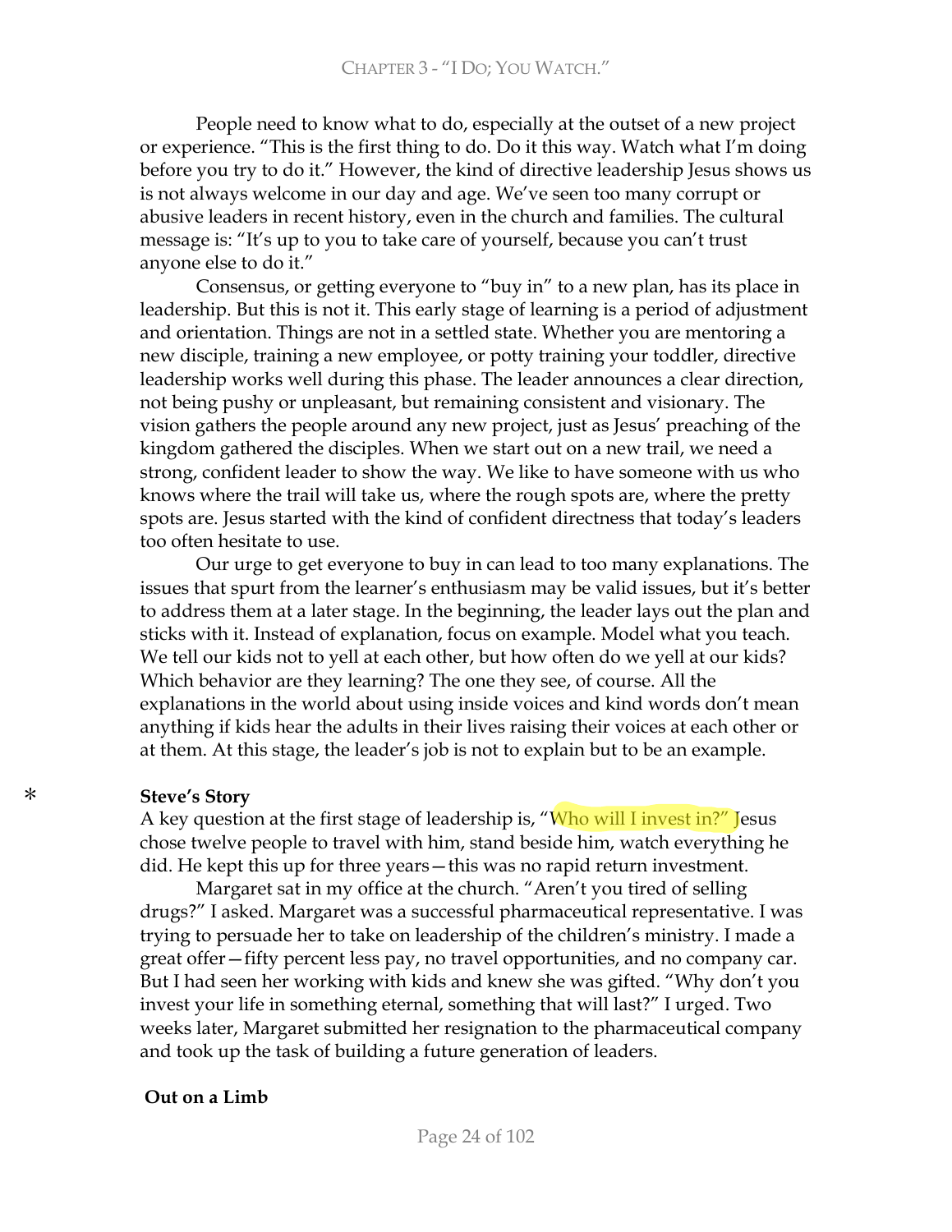People need to know what to do, especially at the outset of a new project or experience. "This is the first thing to do. Do it this way. Watch what I'm doing before you try to do it." However, the kind of directive leadership Jesus shows us is not always welcome in our day and age. We've seen too many corrupt or abusive leaders in recent history, even in the church and families. The cultural message is: "It's up to you to take care of yourself, because you can't trust anyone else to do it."

Consensus, or getting everyone to "buy in" to a new plan, has its place in leadership. But this is not it. This early stage of learning is a period of adjustment and orientation. Things are not in a settled state. Whether you are mentoring a new disciple, training a new employee, or potty training your toddler, directive leadership works well during this phase. The leader announces a clear direction, not being pushy or unpleasant, but remaining consistent and visionary. The vision gathers the people around any new project, just as Jesus' preaching of the kingdom gathered the disciples. When we start out on a new trail, we need a strong, confident leader to show the way. We like to have someone with us who knows where the trail will take us, where the rough spots are, where the pretty spots are. Jesus started with the kind of confident directness that today's leaders too often hesitate to use.

Our urge to get everyone to buy in can lead to too many explanations. The issues that spurt from the learner's enthusiasm may be valid issues, but it's better to address them at a later stage. In the beginning, the leader lays out the plan and sticks with it. Instead of explanation, focus on example. Model what you teach. We tell our kids not to yell at each other, but how often do we yell at our kids? Which behavior are they learning? The one they see, of course. All the explanations in the world about using inside voices and kind words don't mean anything if kids hear the adults in their lives raising their voices at each other or at them. At this stage, the leader's job is not to explain but to be an example.

\* **Steve's Story**

A key question at the first stage of leadership is, "Who will I invest in?" Jesus chose twelve people to travel with him, stand beside him, watch everything he did. He kept this up for three years—this was no rapid return investment.

Margaret sat in my office at the church. "Aren't you tired of selling drugs?" I asked. Margaret was a successful pharmaceutical representative. I was trying to persuade her to take on leadership of the children's ministry. I made a great offer—fifty percent less pay, no travel opportunities, and no company car. But I had seen her working with kids and knew she was gifted. "Why don't you invest your life in something eternal, something that will last?" I urged. Two weeks later, Margaret submitted her resignation to the pharmaceutical company and took up the task of building a future generation of leaders.

**Out on a Limb**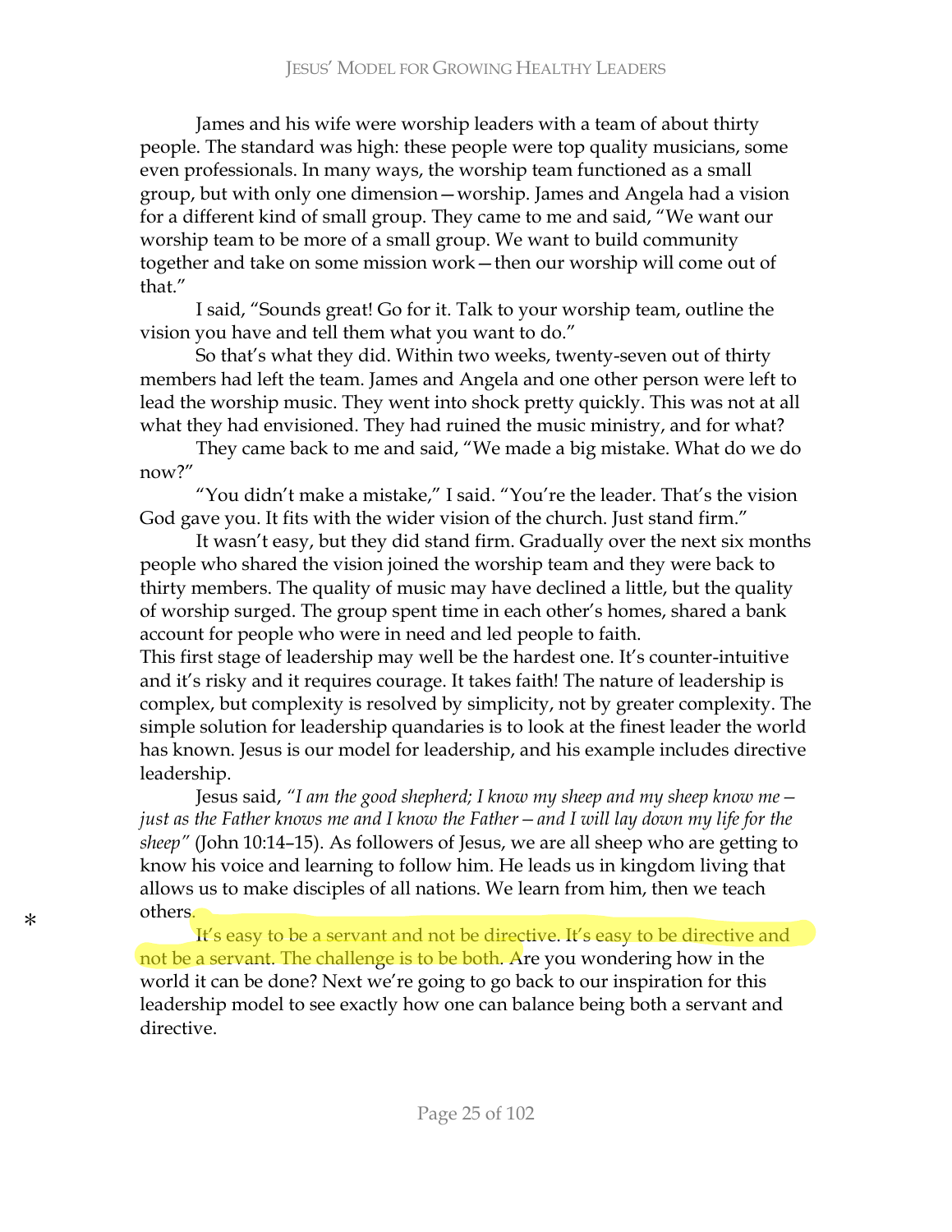James and his wife were worship leaders with a team of about thirty people. The standard was high: these people were top quality musicians, some even professionals. In many ways, the worship team functioned as a small group, but with only one dimension—worship. James and Angela had a vision for a different kind of small group. They came to me and said, "We want our worship team to be more of a small group. We want to build community together and take on some mission work—then our worship will come out of that."

I said, "Sounds great! Go for it. Talk to your worship team, outline the vision you have and tell them what you want to do."

So that's what they did. Within two weeks, twenty-seven out of thirty members had left the team. James and Angela and one other person were left to lead the worship music. They went into shock pretty quickly. This was not at all what they had envisioned. They had ruined the music ministry, and for what?

They came back to me and said, "We made a big mistake. What do we do now?"

"You didn't make a mistake," I said. "You're the leader. That's the vision God gave you. It fits with the wider vision of the church. Just stand firm."

It wasn't easy, but they did stand firm. Gradually over the next six months people who shared the vision joined the worship team and they were back to thirty members. The quality of music may have declined a little, but the quality of worship surged. The group spent time in each other's homes, shared a bank account for people who were in need and led people to faith.

This first stage of leadership may well be the hardest one. It's counter-intuitive and it's risky and it requires courage. It takes faith! The nature of leadership is complex, but complexity is resolved by simplicity, not by greater complexity. The simple solution for leadership quandaries is to look at the finest leader the world has known. Jesus is our model for leadership, and his example includes directive leadership.

Jesus said, *"I am the good shepherd; I know my sheep and my sheep know me—just as the Father knows me and I know the Father—and I will lay down my life for the sheep"* (John 10:14–15). As followers of Jesus, we are all sheep who are getting to know his voice and learning to follow him. He leads us in kingdom living that allows us to make disciples of all nations. We learn from him, then we teach others.

It's easy to be a servant and not be directive. It's easy to be directive and not be a servant. The challenge is to be both. Are you wondering how in the world it can be done? Next we're going to go back to our inspiration for this leadership model to see exactly how one can balance being both a servant and directive.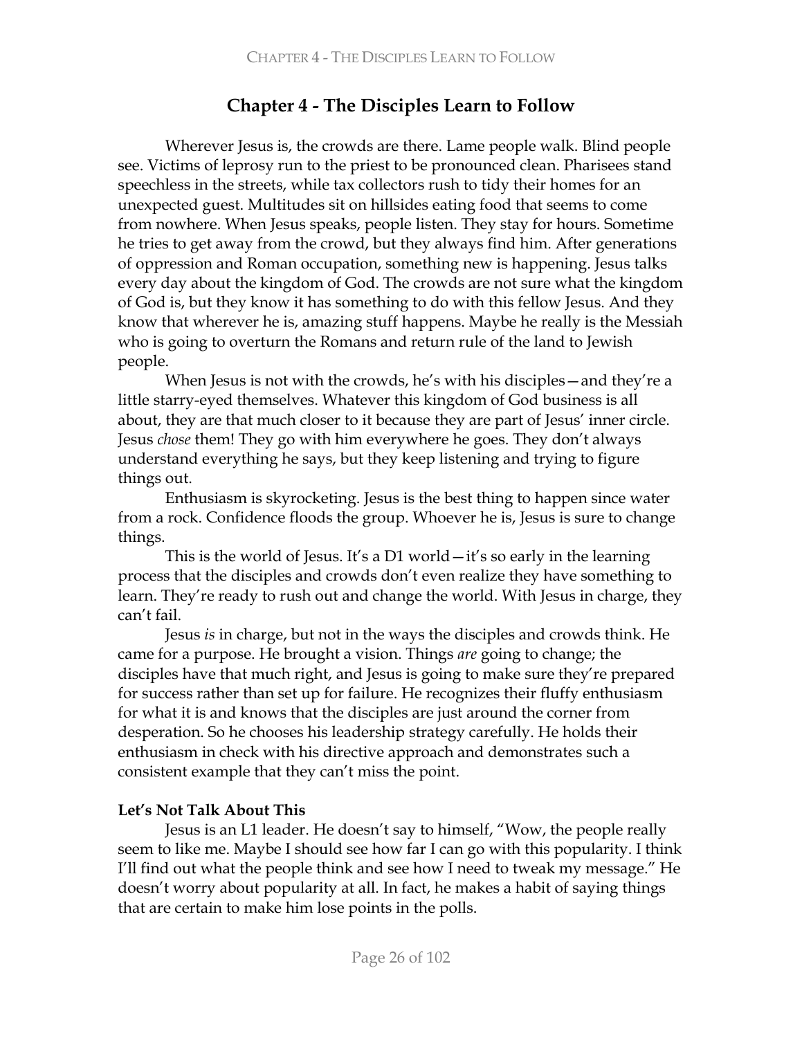# Chapter 4 - The Disciples Learn to Follow

Wherever Jesus is, the crowds are there. Lame people walk. Blind people see. Victims of leprosy run to the priest to be pronounced clean. Pharisees stand speechless in the streets, while tax collectors rush to tidy their homes for an unexpected guest. Multitudes sit on hillsides eating food that seems to come from nowhere. When Jesus speaks, people listen. They stay for hours. Sometime he tries to get away from the crowd, but they always find him. After generations of oppression and Roman occupation, something new is happening. Jesus talks every day about the kingdom of God. The crowds are not sure what the kingdom of God is, but they know it has something to do with this fellow Jesus. And they know that wherever he is, amazing stuff happens. Maybe he really is the Messiah who is going to overturn the Romans and return rule of the land to Jewish people.

When Jesus is not with the crowds, he's with his disciples—and they're a little starry-eyed themselves. Whatever this kingdom of God business is all about, they are that much closer to it because they are part of Jesus' inner circle. Jesus *chose* them! They go with him everywhere he goes. They don't always understand everything he says, but they keep listening and trying to figure things out.

Enthusiasm is skyrocketing. Jesus is the best thing to happen since water from a rock. Confidence floods the group. Whoever he is, Jesus is sure to change things.

This is the world of Jesus. It's a D1 world—it's so early in the learning process that the disciples and crowds don't even realize they have something to learn. They're ready to rush out and change the world. With Jesus in charge, they can't fail.

Jesus *is* in charge, but not in the ways the disciples and crowds think. He came for a purpose. He brought a vision. Things *are* going to change; the disciples have that much right, and Jesus is going to make sure they're prepared for success rather than set up for failure. He recognizes their fluffy enthusiasm for what it is and knows that the disciples are just around the corner from desperation. So he chooses his leadership strategy carefully. He holds their enthusiasm in check with his directive approach and demonstrates such a consistent example that they can't miss the point.

**Let's Not Talk About This**

Jesus is an L1 leader. He doesn't say to himself, "Wow, the people really seem to like me. Maybe I should see how far I can go with this popularity. I think I'll find out what the people think and see how I need to tweak my message." He doesn't worry about popularity at all. In fact, he makes a habit of saying things that are certain to make him lose points in the polls.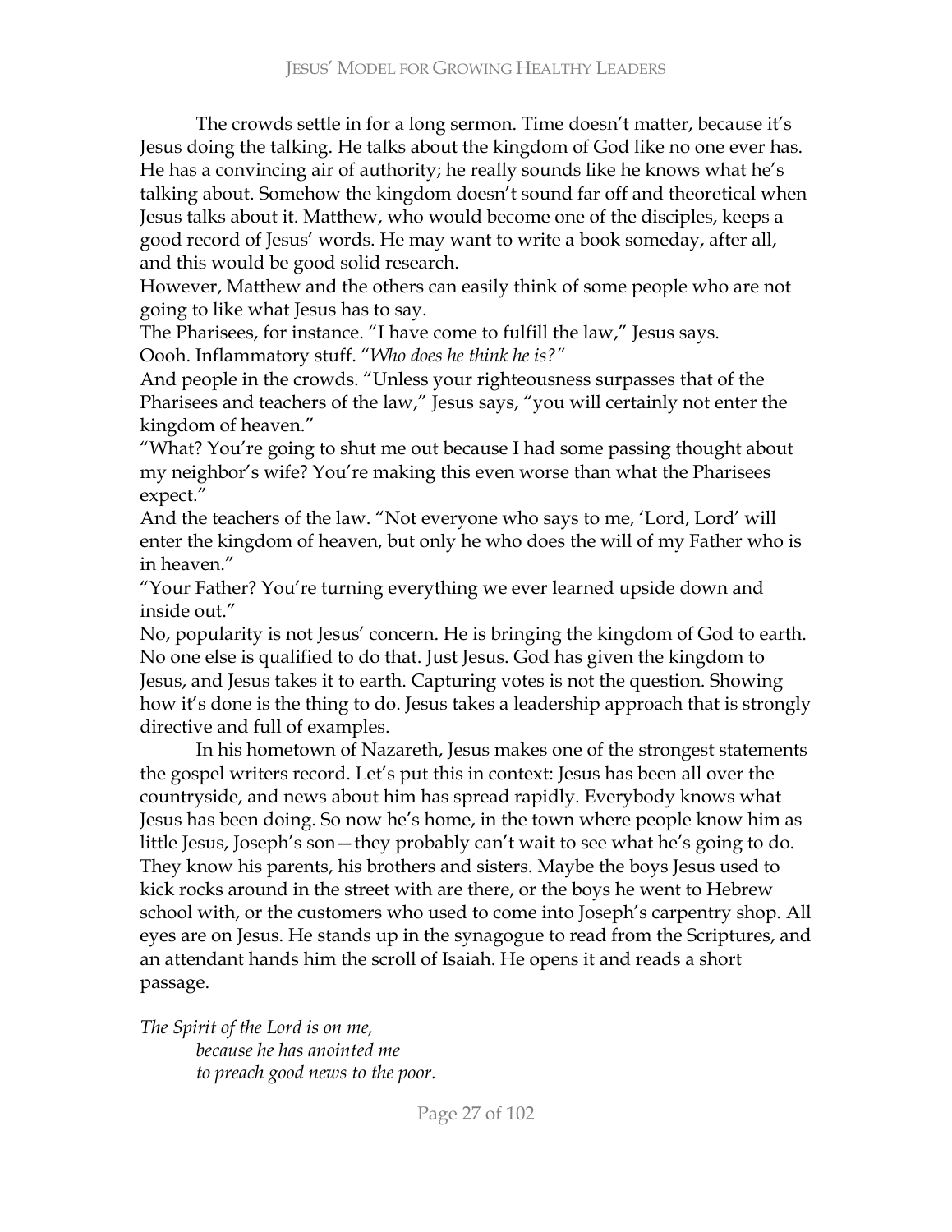The crowds settle in for a long sermon. Time doesn't matter, because it's Jesus doing the talking. He talks about the kingdom of God like no one ever has. He has a convincing air of authority; he really sounds like he knows what he's talking about. Somehow the kingdom doesn't sound far off and theoretical when Jesus talks about it. Matthew, who would become one of the disciples, keeps a good record of Jesus' words. He may want to write a book someday, after all, and this would be good solid research.

However, Matthew and the others can easily think of some people who are not going to like what Jesus has to say.

The Pharisees, for instance. "I have come to fulfill the law," Jesus says.

Oooh. Inflammatory stuff. "*Who does he think he is?"*

And people in the crowds. "Unless your righteousness surpasses that of the Pharisees and teachers of the law," Jesus says, "you will certainly not enter the kingdom of heaven."

"What? You're going to shut me out because I had some passing thought about my neighbor's wife? You're making this even worse than what the Pharisees expect."

And the teachers of the law. "Not everyone who says to me, 'Lord, Lord' will enter the kingdom of heaven, but only he who does the will of my Father who is in heaven."

"Your Father? You're turning everything we ever learned upside down and inside out."

No, popularity is not Jesus' concern. He is bringing the kingdom of God to earth. No one else is qualified to do that. Just Jesus. God has given the kingdom to Jesus, and Jesus takes it to earth. Capturing votes is not the question. Showing how it's done is the thing to do. Jesus takes a leadership approach that is strongly directive and full of examples.

In his hometown of Nazareth, Jesus makes one of the strongest statements the gospel writers record. Let's put this in context: Jesus has been all over the countryside, and news about him has spread rapidly. Everybody knows what Jesus has been doing. So now he's home, in the town where people know him as little Jesus, Joseph's son—they probably can't wait to see what he's going to do. They know his parents, his brothers and sisters. Maybe the boys Jesus used to kick rocks around in the street with are there, or the boys he went to Hebrew school with, or the customers who used to come into Joseph's carpentry shop. All eyes are on Jesus. He stands up in the synagogue to read from the Scriptures, and an attendant hands him the scroll of Isaiah. He opens it and reads a short passage.

*The Spirit of the Lord is on me,*
*because he has anointed me*
*to preach good news to the poor.*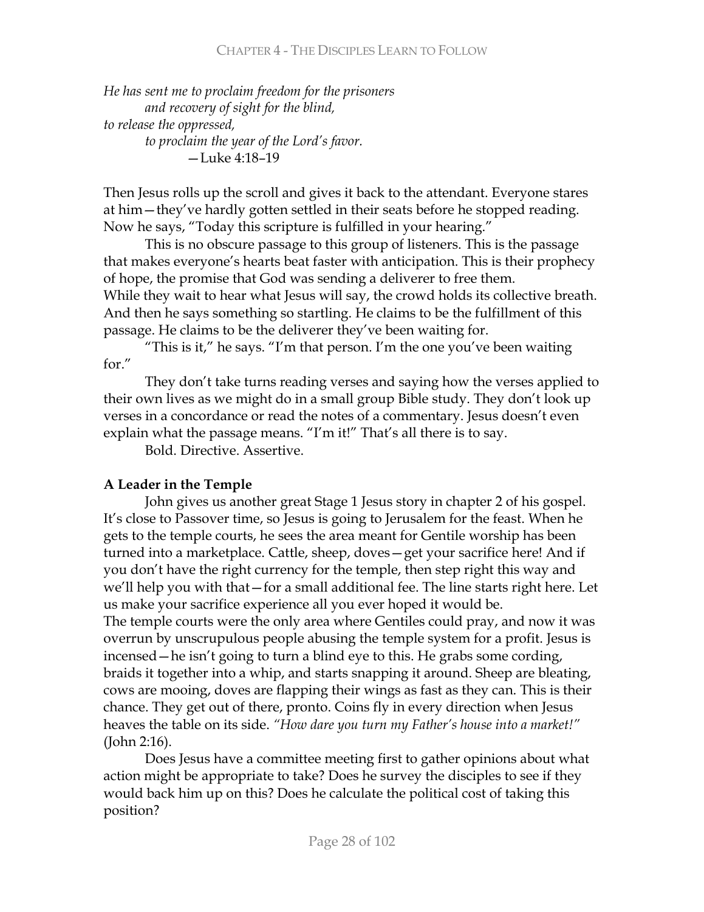*He has sent me to proclaim freedom for the prisoners*
*and recovery of sight for the blind,*
*to release the oppressed,*
*to proclaim the year of the Lord's favor.*
—Luke 4:18–19

Then Jesus rolls up the scroll and gives it back to the attendant. Everyone stares at him—they've hardly gotten settled in their seats before he stopped reading. Now he says, "Today this scripture is fulfilled in your hearing."

This is no obscure passage to this group of listeners. This is the passage that makes everyone's hearts beat faster with anticipation. This is their prophecy of hope, the promise that God was sending a deliverer to free them.

While they wait to hear what Jesus will say, the crowd holds its collective breath. And then he says something so startling. He claims to be the fulfillment of this passage. He claims to be the deliverer they've been waiting for.

"This is it," he says. "I'm that person. I'm the one you've been waiting for."

They don't take turns reading verses and saying how the verses applied to their own lives as we might do in a small group Bible study. They don't look up verses in a concordance or read the notes of a commentary. Jesus doesn't even explain what the passage means. "I'm it!" That's all there is to say.

Bold. Directive. Assertive.

**A Leader in the Temple**

John gives us another great Stage 1 Jesus story in chapter 2 of his gospel. It's close to Passover time, so Jesus is going to Jerusalem for the feast. When he gets to the temple courts, he sees the area meant for Gentile worship has been turned into a marketplace. Cattle, sheep, doves—get your sacrifice here! And if you don't have the right currency for the temple, then step right this way and we'll help you with that—for a small additional fee. The line starts right here. Let us make your sacrifice experience all you ever hoped it would be.

The temple courts were the only area where Gentiles could pray, and now it was overrun by unscrupulous people abusing the temple system for a profit. Jesus is incensed—he isn't going to turn a blind eye to this. He grabs some cording, braids it together into a whip, and starts snapping it around. Sheep are bleating, cows are mooing, doves are flapping their wings as fast as they can. This is their chance. They get out of there, pronto. Coins fly in every direction when Jesus heaves the table on its side. *"How dare you turn my Father's house into a market!"* (John 2:16).

Does Jesus have a committee meeting first to gather opinions about what action might be appropriate to take? Does he survey the disciples to see if they would back him up on this? Does he calculate the political cost of taking this position?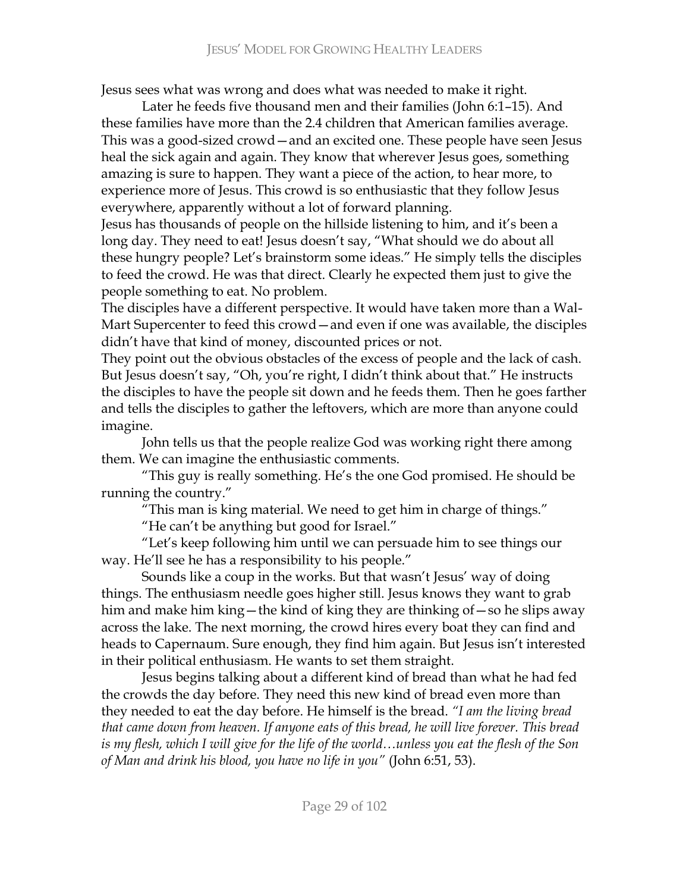Jesus sees what was wrong and does what was needed to make it right.

Later he feeds five thousand men and their families (John 6:1–15). And these families have more than the 2.4 children that American families average. This was a good-sized crowd—and an excited one. These people have seen Jesus heal the sick again and again. They know that wherever Jesus goes, something amazing is sure to happen. They want a piece of the action, to hear more, to experience more of Jesus. This crowd is so enthusiastic that they follow Jesus everywhere, apparently without a lot of forward planning.

Jesus has thousands of people on the hillside listening to him, and it's been a long day. They need to eat! Jesus doesn't say, "What should we do about all these hungry people? Let's brainstorm some ideas." He simply tells the disciples to feed the crowd. He was that direct. Clearly he expected them just to give the people something to eat. No problem.

The disciples have a different perspective. It would have taken more than a Wal-Mart Supercenter to feed this crowd—and even if one was available, the disciples didn't have that kind of money, discounted prices or not.

They point out the obvious obstacles of the excess of people and the lack of cash. But Jesus doesn't say, "Oh, you're right, I didn't think about that." He instructs the disciples to have the people sit down and he feeds them. Then he goes farther and tells the disciples to gather the leftovers, which are more than anyone could imagine.

John tells us that the people realize God was working right there among them. We can imagine the enthusiastic comments.

"This guy is really something. He's the one God promised. He should be running the country."

"This man is king material. We need to get him in charge of things."

"He can't be anything but good for Israel."

"Let's keep following him until we can persuade him to see things our way. He'll see he has a responsibility to his people."

Sounds like a coup in the works. But that wasn't Jesus' way of doing things. The enthusiasm needle goes higher still. Jesus knows they want to grab him and make him king—the kind of king they are thinking of—so he slips away across the lake. The next morning, the crowd hires every boat they can find and heads to Capernaum. Sure enough, they find him again. But Jesus isn't interested in their political enthusiasm. He wants to set them straight.

Jesus begins talking about a different kind of bread than what he had fed the crowds the day before. They need this new kind of bread even more than they needed to eat the day before. He himself is the bread. *"I am the living bread that came down from heaven. If anyone eats of this bread, he will live forever. This bread is my flesh, which I will give for the life of the world…unless you eat the flesh of the Son of Man and drink his blood, you have no life in you"* (John 6:51, 53).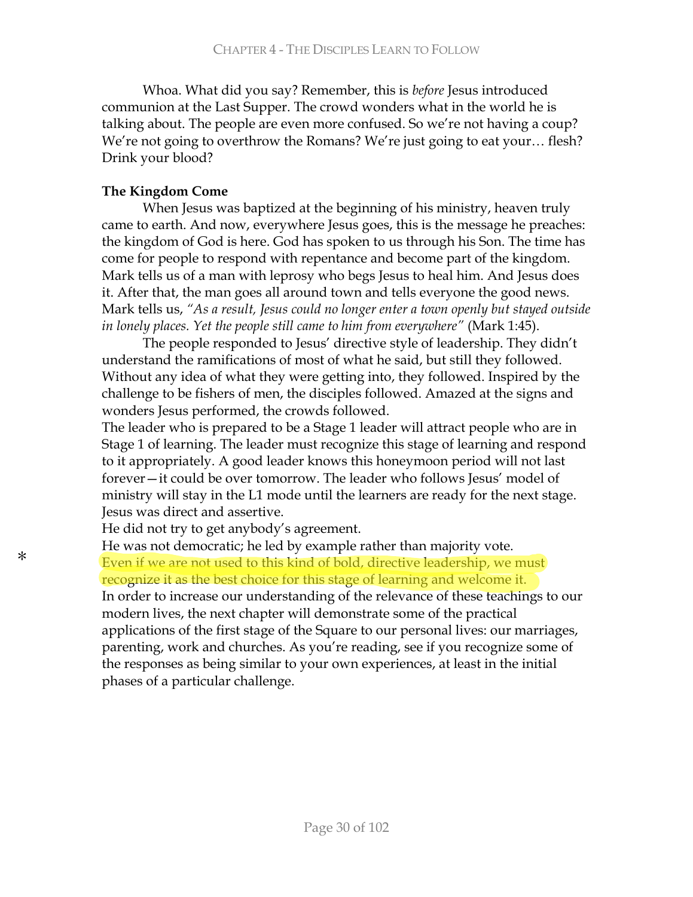Whoa. What did you say? Remember, this is *before* Jesus introduced communion at the Last Supper. The crowd wonders what in the world he is talking about. The people are even more confused. So we're not having a coup? We're not going to overthrow the Romans? We're just going to eat your… flesh? Drink your blood?

**The Kingdom Come**

When Jesus was baptized at the beginning of his ministry, heaven truly came to earth. And now, everywhere Jesus goes, this is the message he preaches: the kingdom of God is here. God has spoken to us through his Son. The time has come for people to respond with repentance and become part of the kingdom. Mark tells us of a man with leprosy who begs Jesus to heal him. And Jesus does it. After that, the man goes all around town and tells everyone the good news. Mark tells us, *"As a result, Jesus could no longer enter a town openly but stayed outside in lonely places. Yet the people still came to him from everywhere"* (Mark 1:45).

The people responded to Jesus' directive style of leadership. They didn't understand the ramifications of most of what he said, but still they followed. Without any idea of what they were getting into, they followed. Inspired by the challenge to be fishers of men, the disciples followed. Amazed at the signs and wonders Jesus performed, the crowds followed.

The leader who is prepared to be a Stage 1 leader will attract people who are in Stage 1 of learning. The leader must recognize this stage of learning and respond to it appropriately. A good leader knows this honeymoon period will not last forever—it could be over tomorrow. The leader who follows Jesus' model of ministry will stay in the L1 mode until the learners are ready for the next stage.

Jesus was direct and assertive.

He did not try to get anybody's agreement.

He was not democratic; he led by example rather than majority vote.

\* Even if we are not used to this kind of bold, directive leadership, we must recognize it as the best choice for this stage of learning and welcome it.

In order to increase our understanding of the relevance of these teachings to our modern lives, the next chapter will demonstrate some of the practical applications of the first stage of the Square to our personal lives: our marriages, parenting, work and churches. As you're reading, see if you recognize some of the responses as being similar to your own experiences, at least in the initial phases of a particular challenge.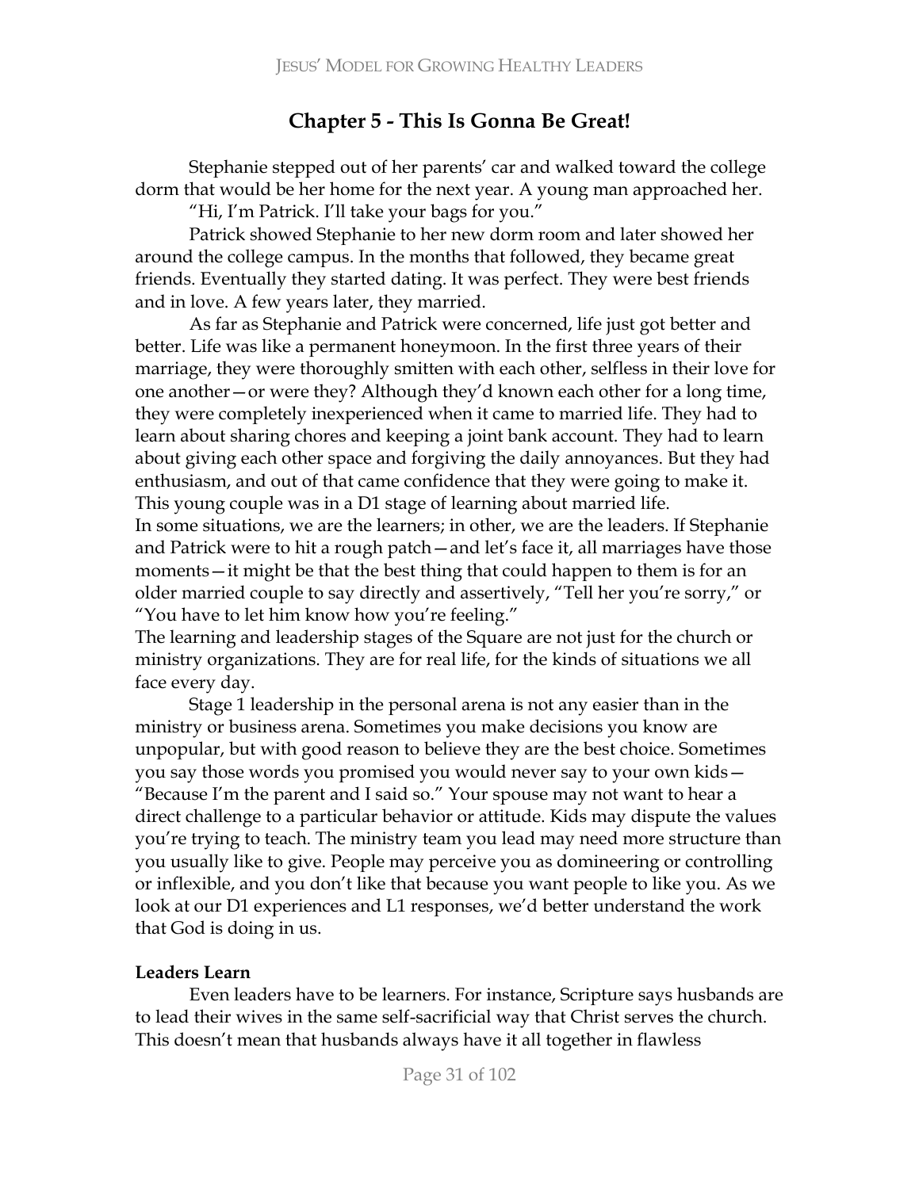## Chapter 5 - This Is Gonna Be Great!

Stephanie stepped out of her parents' car and walked toward the college dorm that would be her home for the next year. A young man approached her.

"Hi, I'm Patrick. I'll take your bags for you."

Patrick showed Stephanie to her new dorm room and later showed her around the college campus. In the months that followed, they became great friends. Eventually they started dating. It was perfect. They were best friends and in love. A few years later, they married.

As far as Stephanie and Patrick were concerned, life just got better and better. Life was like a permanent honeymoon. In the first three years of their marriage, they were thoroughly smitten with each other, selfless in their love for one another—or were they? Although they'd known each other for a long time, they were completely inexperienced when it came to married life. They had to learn about sharing chores and keeping a joint bank account. They had to learn about giving each other space and forgiving the daily annoyances. But they had enthusiasm, and out of that came confidence that they were going to make it. This young couple was in a D1 stage of learning about married life.

In some situations, we are the learners; in other, we are the leaders. If Stephanie and Patrick were to hit a rough patch—and let's face it, all marriages have those moments—it might be that the best thing that could happen to them is for an older married couple to say directly and assertively, "Tell her you're sorry," or "You have to let him know how you're feeling."

The learning and leadership stages of the Square are not just for the church or ministry organizations. They are for real life, for the kinds of situations we all face every day.

Stage 1 leadership in the personal arena is not any easier than in the ministry or business arena. Sometimes you make decisions you know are unpopular, but with good reason to believe they are the best choice. Sometimes you say those words you promised you would never say to your own kids—"Because I'm the parent and I said so." Your spouse may not want to hear a direct challenge to a particular behavior or attitude. Kids may dispute the values you're trying to teach. The ministry team you lead may need more structure than you usually like to give. People may perceive you as domineering or controlling or inflexible, and you don't like that because you want people to like you. As we look at our D1 experiences and L1 responses, we'd better understand the work that God is doing in us.

**Leaders Learn**

Even leaders have to be learners. For instance, Scripture says husbands are to lead their wives in the same self-sacrificial way that Christ serves the church. This doesn't mean that husbands always have it all together in flawless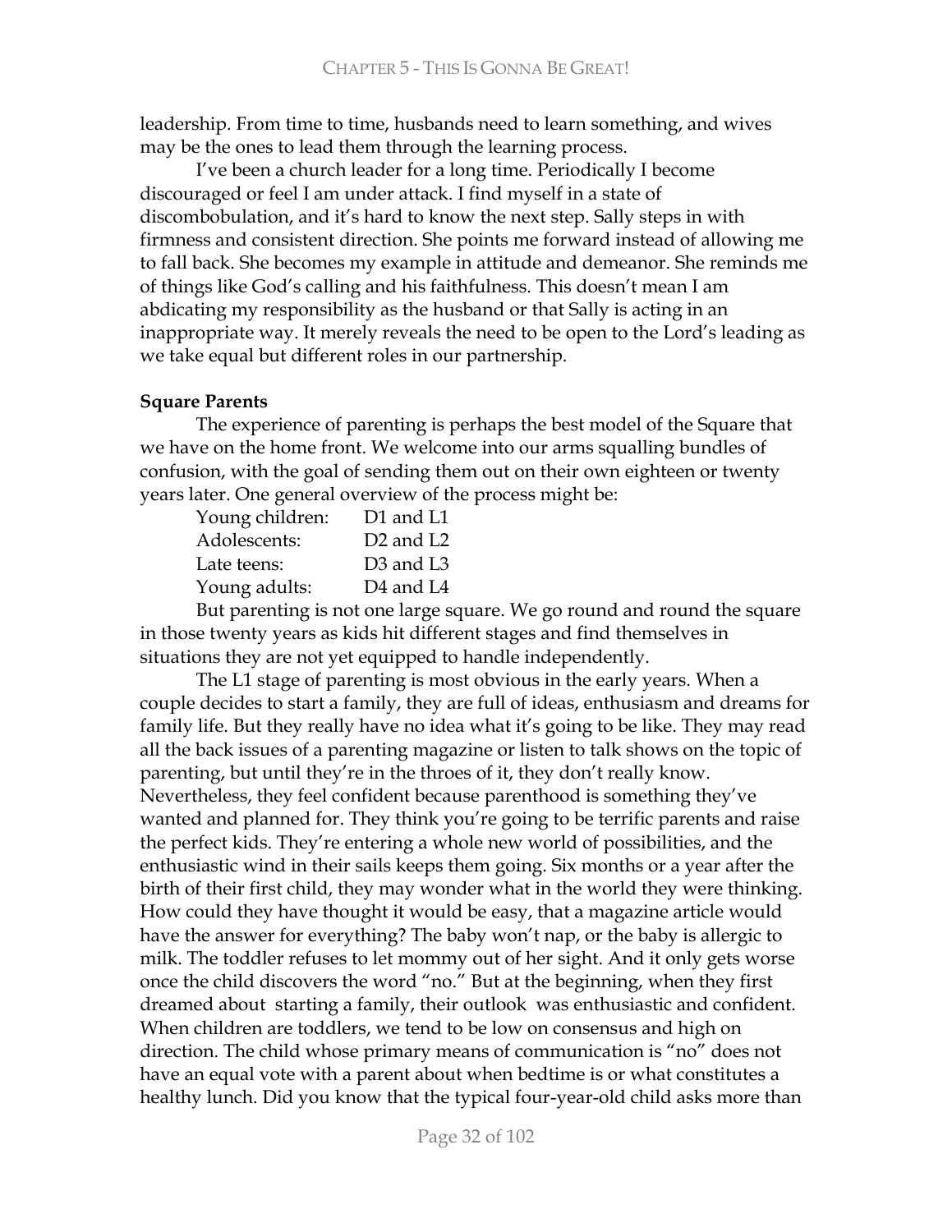leadership. From time to time, husbands need to learn something, and wives may be the ones to lead them through the learning process.

I've been a church leader for a long time. Periodically I become discouraged or feel I am under attack. I find myself in a state of discombobulation, and it's hard to know the next step. Sally steps in with firmness and consistent direction. She points me forward instead of allowing me to fall back. She becomes my example in attitude and demeanor. She reminds me of things like God's calling and his faithfulness. This doesn't mean I am abdicating my responsibility as the husband or that Sally is acting in an inappropriate way. It merely reveals the need to be open to the Lord's leading as we take equal but different roles in our partnership.

**Square Parents**

The experience of parenting is perhaps the best model of the Square that we have on the home front. We welcome into our arms squalling bundles of confusion, with the goal of sending them out on their own eighteen or twenty years later. One general overview of the process might be:

| | |
|---|---|
| Young children: | D1 and L1 |
| Adolescents: | D2 and L2 |
| Late teens: | D3 and L3 |
| Young adults: | D4 and L4 |

But parenting is not one large square. We go round and round the square in those twenty years as kids hit different stages and find themselves in situations they are not yet equipped to handle independently.

The L1 stage of parenting is most obvious in the early years. When a couple decides to start a family, they are full of ideas, enthusiasm and dreams for family life. But they really have no idea what it's going to be like. They may read all the back issues of a parenting magazine or listen to talk shows on the topic of parenting, but until they're in the throes of it, they don't really know. Nevertheless, they feel confident because parenthood is something they've wanted and planned for. They think you're going to be terrific parents and raise the perfect kids. They're entering a whole new world of possibilities, and the enthusiastic wind in their sails keeps them going. Six months or a year after the birth of their first child, they may wonder what in the world they were thinking. How could they have thought it would be easy, that a magazine article would have the answer for everything? The baby won't nap, or the baby is allergic to milk. The toddler refuses to let mommy out of her sight. And it only gets worse once the child discovers the word "no." But at the beginning, when they first dreamed about starting a family, their outlook was enthusiastic and confident. When children are toddlers, we tend to be low on consensus and high on direction. The child whose primary means of communication is "no" does not have an equal vote with a parent about when bedtime is or what constitutes a healthy lunch. Did you know that the typical four-year-old child asks more than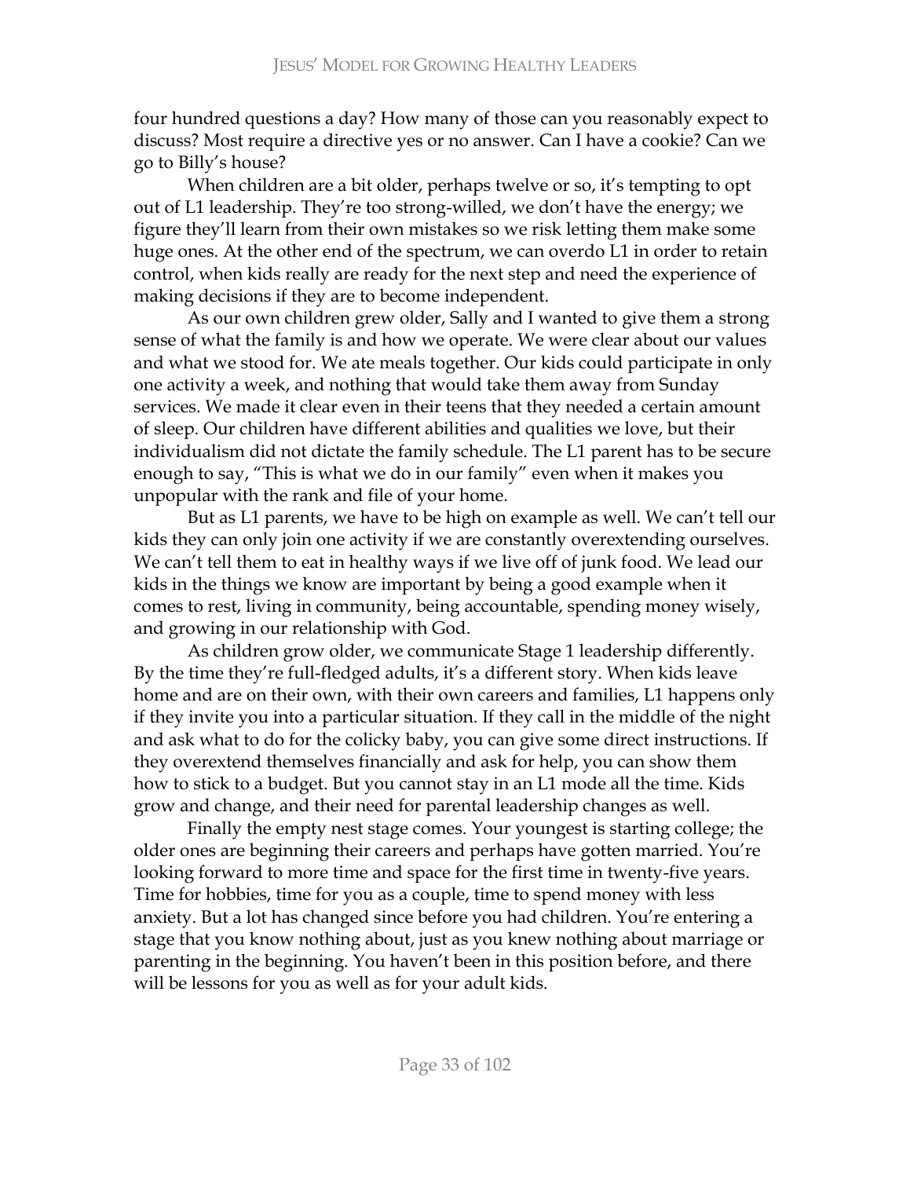four hundred questions a day? How many of those can you reasonably expect to discuss? Most require a directive yes or no answer. Can I have a cookie? Can we go to Billy's house?

When children are a bit older, perhaps twelve or so, it's tempting to opt out of L1 leadership. They're too strong-willed, we don't have the energy; we figure they'll learn from their own mistakes so we risk letting them make some huge ones. At the other end of the spectrum, we can overdo L1 in order to retain control, when kids really are ready for the next step and need the experience of making decisions if they are to become independent.

As our own children grew older, Sally and I wanted to give them a strong sense of what the family is and how we operate. We were clear about our values and what we stood for. We ate meals together. Our kids could participate in only one activity a week, and nothing that would take them away from Sunday services. We made it clear even in their teens that they needed a certain amount of sleep. Our children have different abilities and qualities we love, but their individualism did not dictate the family schedule. The L1 parent has to be secure enough to say, "This is what we do in our family" even when it makes you unpopular with the rank and file of your home.

But as L1 parents, we have to be high on example as well. We can't tell our kids they can only join one activity if we are constantly overextending ourselves. We can't tell them to eat in healthy ways if we live off of junk food. We lead our kids in the things we know are important by being a good example when it comes to rest, living in community, being accountable, spending money wisely, and growing in our relationship with God.

As children grow older, we communicate Stage 1 leadership differently. By the time they're full-fledged adults, it's a different story. When kids leave home and are on their own, with their own careers and families, L1 happens only if they invite you into a particular situation. If they call in the middle of the night and ask what to do for the colicky baby, you can give some direct instructions. If they overextend themselves financially and ask for help, you can show them how to stick to a budget. But you cannot stay in an L1 mode all the time. Kids grow and change, and their need for parental leadership changes as well.

Finally the empty nest stage comes. Your youngest is starting college; the older ones are beginning their careers and perhaps have gotten married. You're looking forward to more time and space for the first time in twenty-five years. Time for hobbies, time for you as a couple, time to spend money with less anxiety. But a lot has changed since before you had children. You're entering a stage that you know nothing about, just as you knew nothing about marriage or parenting in the beginning. You haven't been in this position before, and there will be lessons for you as well as for your adult kids.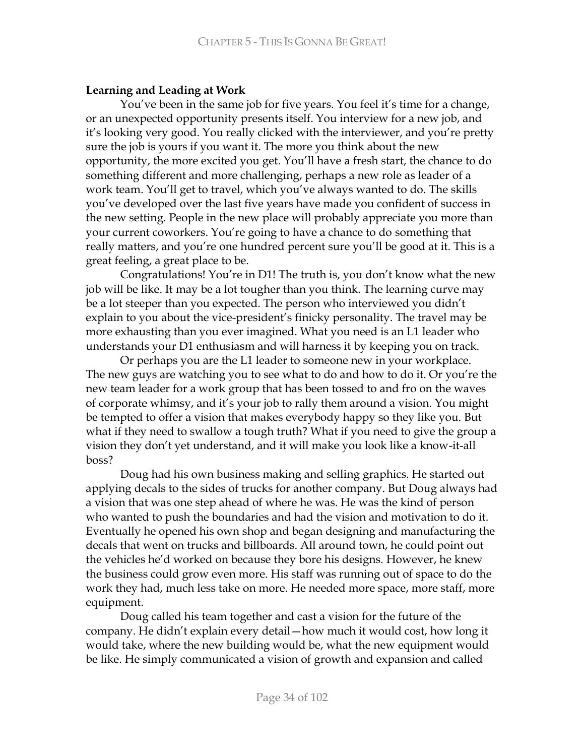**Learning and Leading at Work**

You've been in the same job for five years. You feel it's time for a change, or an unexpected opportunity presents itself. You interview for a new job, and it's looking very good. You really clicked with the interviewer, and you're pretty sure the job is yours if you want it. The more you think about the new opportunity, the more excited you get. You'll have a fresh start, the chance to do something different and more challenging, perhaps a new role as leader of a work team. You'll get to travel, which you've always wanted to do. The skills you've developed over the last five years have made you confident of success in the new setting. People in the new place will probably appreciate you more than your current coworkers. You're going to have a chance to do something that really matters, and you're one hundred percent sure you'll be good at it. This is a great feeling, a great place to be.

Congratulations! You're in D1! The truth is, you don't know what the new job will be like. It may be a lot tougher than you think. The learning curve may be a lot steeper than you expected. The person who interviewed you didn't explain to you about the vice-president's finicky personality. The travel may be more exhausting than you ever imagined. What you need is an L1 leader who understands your D1 enthusiasm and will harness it by keeping you on track.

Or perhaps you are the L1 leader to someone new in your workplace. The new guys are watching you to see what to do and how to do it. Or you're the new team leader for a work group that has been tossed to and fro on the waves of corporate whimsy, and it's your job to rally them around a vision. You might be tempted to offer a vision that makes everybody happy so they like you. But what if they need to swallow a tough truth? What if you need to give the group a vision they don't yet understand, and it will make you look like a know-it-all boss?

Doug had his own business making and selling graphics. He started out applying decals to the sides of trucks for another company. But Doug always had a vision that was one step ahead of where he was. He was the kind of person who wanted to push the boundaries and had the vision and motivation to do it. Eventually he opened his own shop and began designing and manufacturing the decals that went on trucks and billboards. All around town, he could point out the vehicles he'd worked on because they bore his designs. However, he knew the business could grow even more. His staff was running out of space to do the work they had, much less take on more. He needed more space, more staff, more equipment.

Doug called his team together and cast a vision for the future of the company. He didn't explain every detail—how much it would cost, how long it would take, where the new building would be, what the new equipment would be like. He simply communicated a vision of growth and expansion and called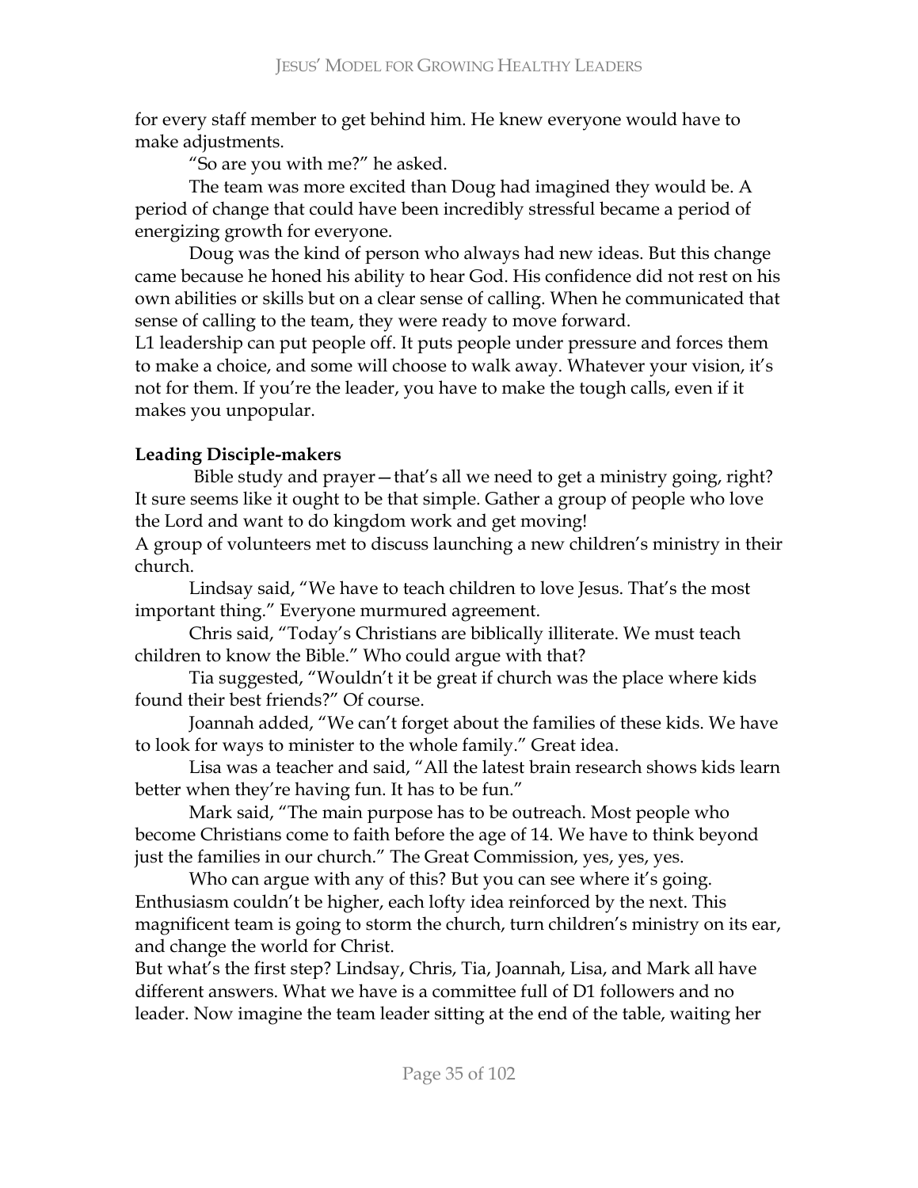for every staff member to get behind him. He knew everyone would have to make adjustments.

"So are you with me?" he asked.

The team was more excited than Doug had imagined they would be. A period of change that could have been incredibly stressful became a period of energizing growth for everyone.

Doug was the kind of person who always had new ideas. But this change came because he honed his ability to hear God. His confidence did not rest on his own abilities or skills but on a clear sense of calling. When he communicated that sense of calling to the team, they were ready to move forward.

L1 leadership can put people off. It puts people under pressure and forces them to make a choice, and some will choose to walk away. Whatever your vision, it's not for them. If you're the leader, you have to make the tough calls, even if it makes you unpopular.

**Leading Disciple-makers**

Bible study and prayer—that's all we need to get a ministry going, right? It sure seems like it ought to be that simple. Gather a group of people who love the Lord and want to do kingdom work and get moving!

A group of volunteers met to discuss launching a new children's ministry in their church.

Lindsay said, "We have to teach children to love Jesus. That's the most important thing." Everyone murmured agreement.

Chris said, "Today's Christians are biblically illiterate. We must teach children to know the Bible." Who could argue with that?

Tia suggested, "Wouldn't it be great if church was the place where kids found their best friends?" Of course.

Joannah added, "We can't forget about the families of these kids. We have to look for ways to minister to the whole family." Great idea.

Lisa was a teacher and said, "All the latest brain research shows kids learn better when they're having fun. It has to be fun."

Mark said, "The main purpose has to be outreach. Most people who become Christians come to faith before the age of 14. We have to think beyond just the families in our church." The Great Commission, yes, yes, yes.

Who can argue with any of this? But you can see where it's going. Enthusiasm couldn't be higher, each lofty idea reinforced by the next. This magnificent team is going to storm the church, turn children's ministry on its ear, and change the world for Christ.

But what's the first step? Lindsay, Chris, Tia, Joannah, Lisa, and Mark all have different answers. What we have is a committee full of D1 followers and no leader. Now imagine the team leader sitting at the end of the table, waiting her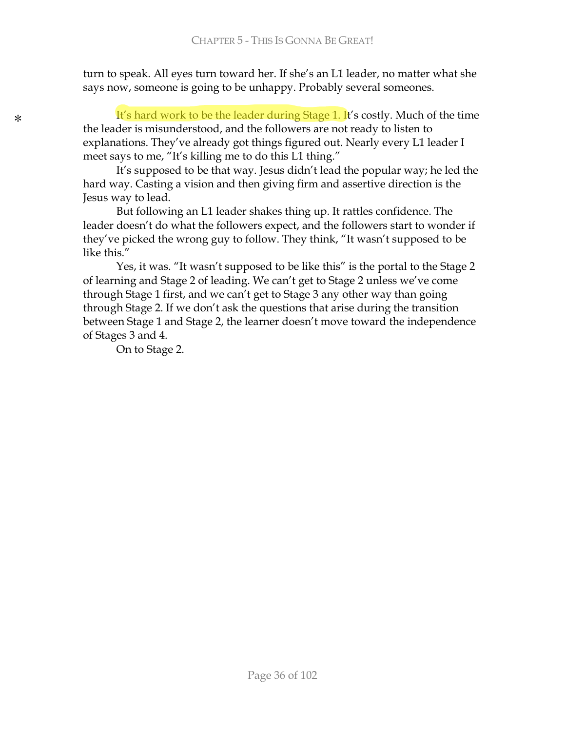turn to speak. All eyes turn toward her. If she's an L1 leader, no matter what she says now, someone is going to be unhappy. Probably several someones.

It's hard work to be the leader during Stage 1. It's costly. Much of the time the leader is misunderstood, and the followers are not ready to listen to explanations. They've already got things figured out. Nearly every L1 leader I meet says to me, "It's killing me to do this L1 thing."

It's supposed to be that way. Jesus didn't lead the popular way; he led the hard way. Casting a vision and then giving firm and assertive direction is the Jesus way to lead.

But following an L1 leader shakes thing up. It rattles confidence. The leader doesn't do what the followers expect, and the followers start to wonder if they've picked the wrong guy to follow. They think, "It wasn't supposed to be like this."

Yes, it was. "It wasn't supposed to be like this" is the portal to the Stage 2 of learning and Stage 2 of leading. We can't get to Stage 2 unless we've come through Stage 1 first, and we can't get to Stage 3 any other way than going through Stage 2. If we don't ask the questions that arise during the transition between Stage 1 and Stage 2, the learner doesn't move toward the independence of Stages 3 and 4.

On to Stage 2.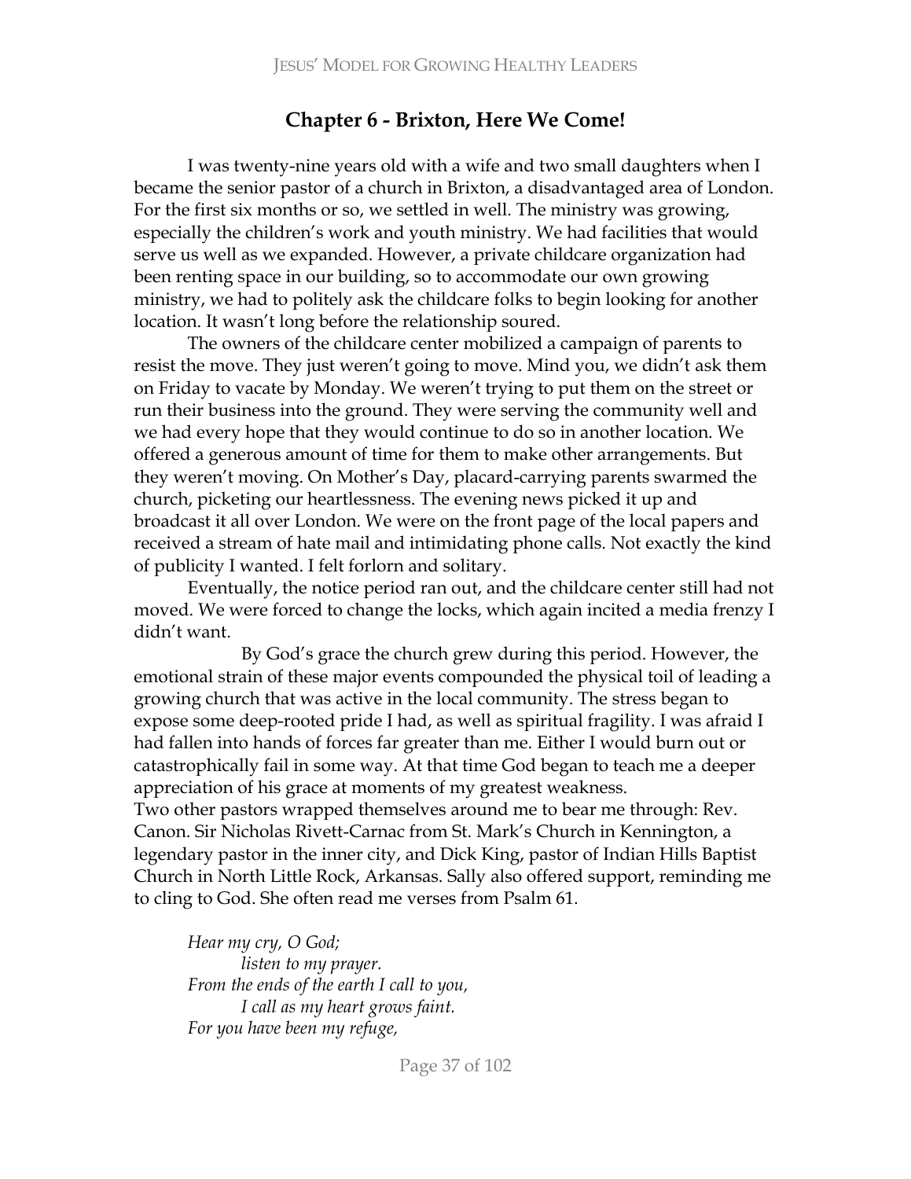## Chapter 6 - Brixton, Here We Come!

I was twenty-nine years old with a wife and two small daughters when I became the senior pastor of a church in Brixton, a disadvantaged area of London. For the first six months or so, we settled in well. The ministry was growing, especially the children's work and youth ministry. We had facilities that would serve us well as we expanded. However, a private childcare organization had been renting space in our building, so to accommodate our own growing ministry, we had to politely ask the childcare folks to begin looking for another location. It wasn't long before the relationship soured.

The owners of the childcare center mobilized a campaign of parents to resist the move. They just weren't going to move. Mind you, we didn't ask them on Friday to vacate by Monday. We weren't trying to put them on the street or run their business into the ground. They were serving the community well and we had every hope that they would continue to do so in another location. We offered a generous amount of time for them to make other arrangements. But they weren't moving. On Mother's Day, placard-carrying parents swarmed the church, picketing our heartlessness. The evening news picked it up and broadcast it all over London. We were on the front page of the local papers and received a stream of hate mail and intimidating phone calls. Not exactly the kind of publicity I wanted. I felt forlorn and solitary.

Eventually, the notice period ran out, and the childcare center still had not moved. We were forced to change the locks, which again incited a media frenzy I didn't want.

By God's grace the church grew during this period. However, the emotional strain of these major events compounded the physical toil of leading a growing church that was active in the local community. The stress began to expose some deep-rooted pride I had, as well as spiritual fragility. I was afraid I had fallen into hands of forces far greater than me. Either I would burn out or catastrophically fail in some way. At that time God began to teach me a deeper appreciation of his grace at moments of my greatest weakness.

Two other pastors wrapped themselves around me to bear me through: Rev. Canon. Sir Nicholas Rivett-Carnac from St. Mark's Church in Kennington, a legendary pastor in the inner city, and Dick King, pastor of Indian Hills Baptist Church in North Little Rock, Arkansas. Sally also offered support, reminding me to cling to God. She often read me verses from Psalm 61.

> *Hear my cry, O God;*
> *listen to my prayer.*
> *From the ends of the earth I call to you,*
> *I call as my heart grows faint.*
> *For you have been my refuge,*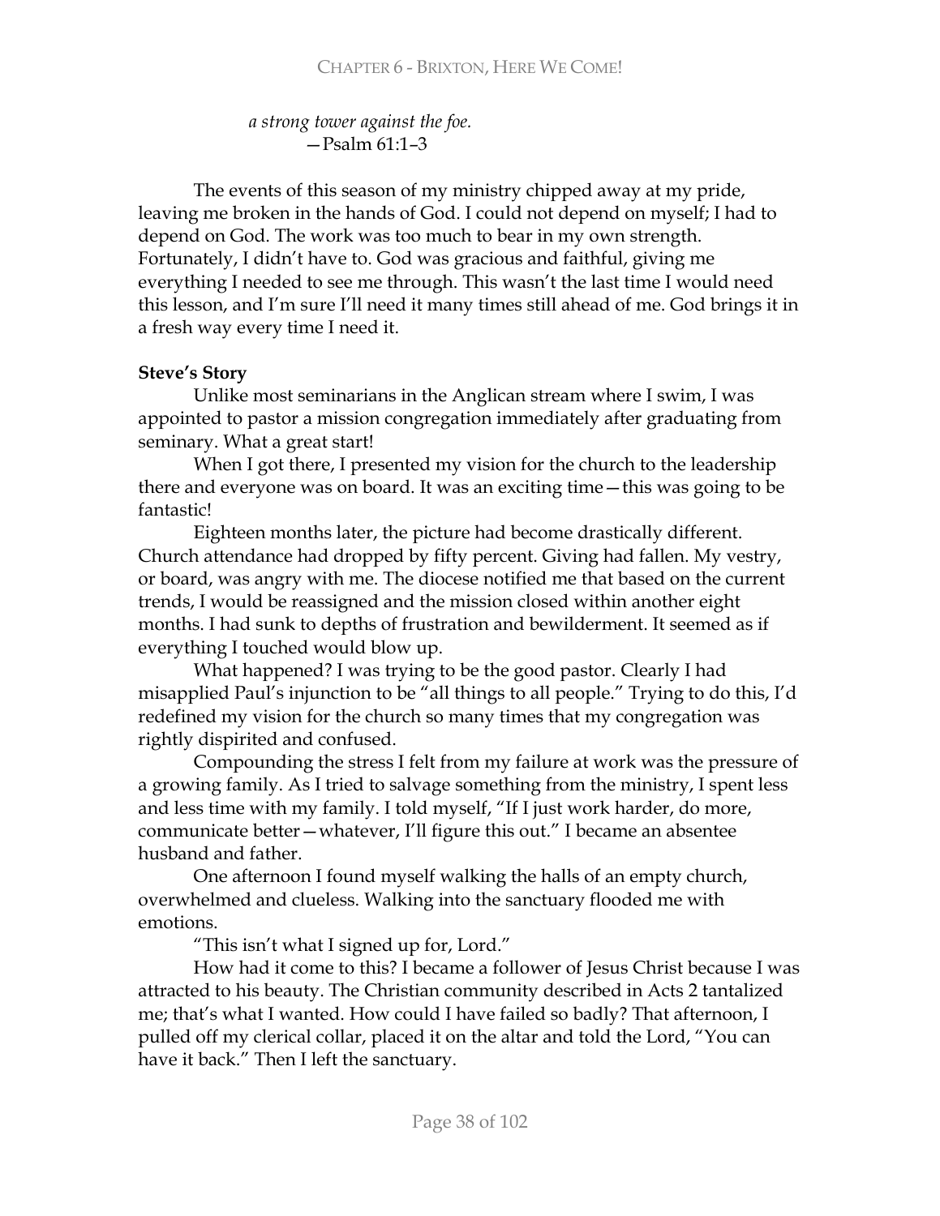*a strong tower against the foe.*
—Psalm 61:1–3

The events of this season of my ministry chipped away at my pride, leaving me broken in the hands of God. I could not depend on myself; I had to depend on God. The work was too much to bear in my own strength. Fortunately, I didn't have to. God was gracious and faithful, giving me everything I needed to see me through. This wasn't the last time I would need this lesson, and I'm sure I'll need it many times still ahead of me. God brings it in a fresh way every time I need it.

**Steve's Story**

Unlike most seminarians in the Anglican stream where I swim, I was appointed to pastor a mission congregation immediately after graduating from seminary. What a great start!

When I got there, I presented my vision for the church to the leadership there and everyone was on board. It was an exciting time—this was going to be fantastic!

Eighteen months later, the picture had become drastically different. Church attendance had dropped by fifty percent. Giving had fallen. My vestry, or board, was angry with me. The diocese notified me that based on the current trends, I would be reassigned and the mission closed within another eight months. I had sunk to depths of frustration and bewilderment. It seemed as if everything I touched would blow up.

What happened? I was trying to be the good pastor. Clearly I had misapplied Paul's injunction to be "all things to all people." Trying to do this, I'd redefined my vision for the church so many times that my congregation was rightly dispirited and confused.

Compounding the stress I felt from my failure at work was the pressure of a growing family. As I tried to salvage something from the ministry, I spent less and less time with my family. I told myself, "If I just work harder, do more, communicate better—whatever, I'll figure this out." I became an absentee husband and father.

One afternoon I found myself walking the halls of an empty church, overwhelmed and clueless. Walking into the sanctuary flooded me with emotions.

"This isn't what I signed up for, Lord."

How had it come to this? I became a follower of Jesus Christ because I was attracted to his beauty. The Christian community described in Acts 2 tantalized me; that's what I wanted. How could I have failed so badly? That afternoon, I pulled off my clerical collar, placed it on the altar and told the Lord, "You can have it back." Then I left the sanctuary.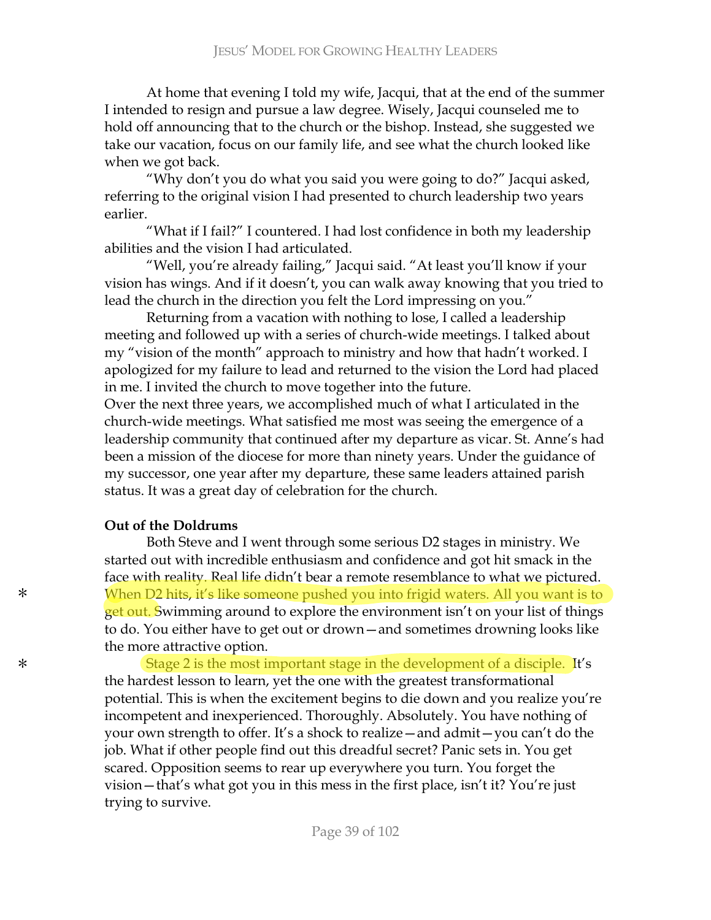At home that evening I told my wife, Jacqui, that at the end of the summer I intended to resign and pursue a law degree. Wisely, Jacqui counseled me to hold off announcing that to the church or the bishop. Instead, she suggested we take our vacation, focus on our family life, and see what the church looked like when we got back.

"Why don't you do what you said you were going to do?" Jacqui asked, referring to the original vision I had presented to church leadership two years earlier.

"What if I fail?" I countered. I had lost confidence in both my leadership abilities and the vision I had articulated.

"Well, you're already failing," Jacqui said. "At least you'll know if your vision has wings. And if it doesn't, you can walk away knowing that you tried to lead the church in the direction you felt the Lord impressing on you."

Returning from a vacation with nothing to lose, I called a leadership meeting and followed up with a series of church-wide meetings. I talked about my "vision of the month" approach to ministry and how that hadn't worked. I apologized for my failure to lead and returned to the vision the Lord had placed in me. I invited the church to move together into the future.

Over the next three years, we accomplished much of what I articulated in the church-wide meetings. What satisfied me most was seeing the emergence of a leadership community that continued after my departure as vicar. St. Anne's had been a mission of the diocese for more than ninety years. Under the guidance of my successor, one year after my departure, these same leaders attained parish status. It was a great day of celebration for the church.

**Out of the Doldrums**

Both Steve and I went through some serious D2 stages in ministry. We started out with incredible enthusiasm and confidence and got hit smack in the face with reality. Real life didn't bear a remote resemblance to what we pictured. When D2 hits, it's like someone pushed you into frigid waters. All you want is to get out. Swimming around to explore the environment isn't on your list of things to do. You either have to get out or drown—and sometimes drowning looks like the more attractive option.

Stage 2 is the most important stage in the development of a disciple. It's the hardest lesson to learn, yet the one with the greatest transformational potential. This is when the excitement begins to die down and you realize you're incompetent and inexperienced. Thoroughly. Absolutely. You have nothing of your own strength to offer. It's a shock to realize—and admit—you can't do the job. What if other people find out this dreadful secret? Panic sets in. You get scared. Opposition seems to rear up everywhere you turn. You forget the vision—that's what got you in this mess in the first place, isn't it? You're just trying to survive.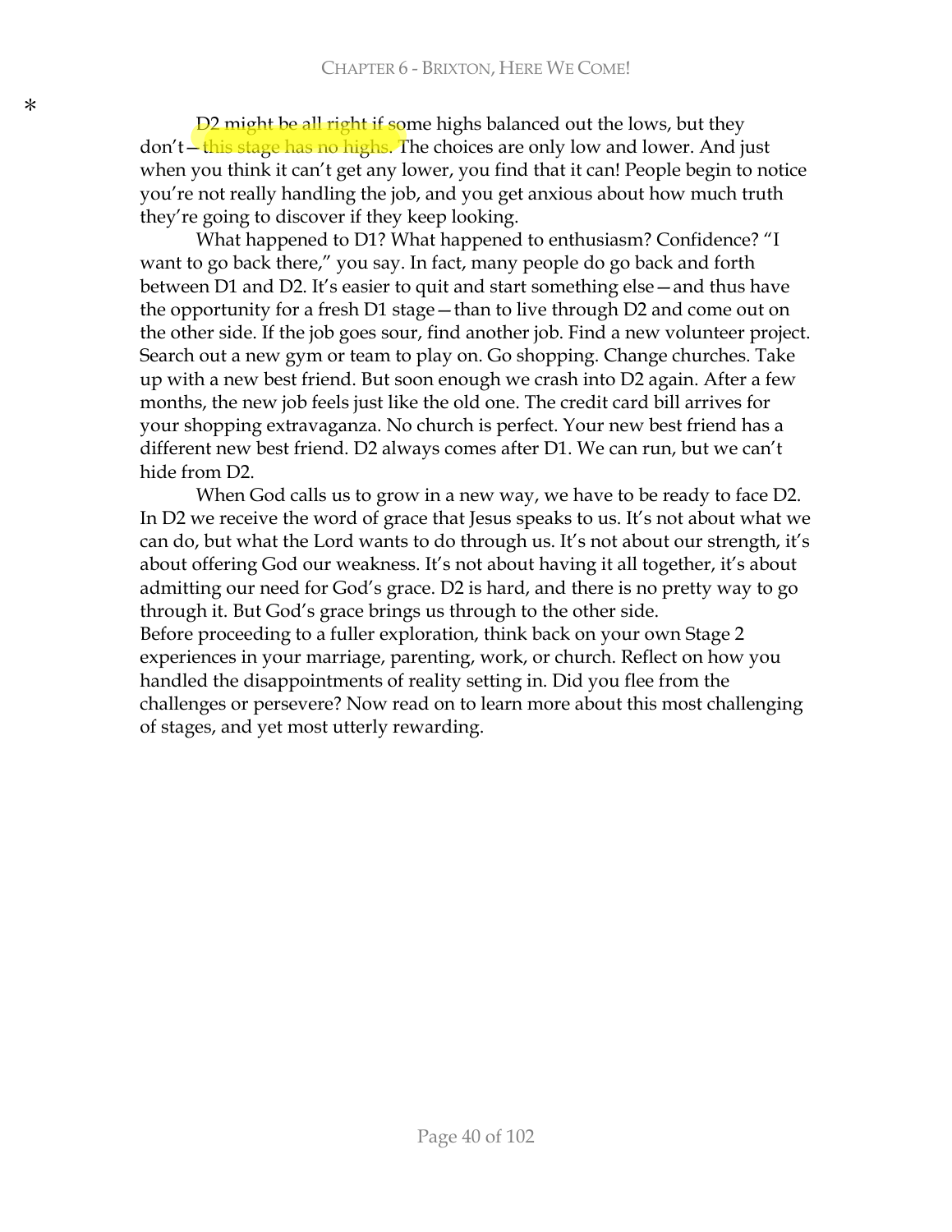*

D2 might be all right if some highs balanced out the lows, but they don't—this stage has no highs. The choices are only low and lower. And just when you think it can't get any lower, you find that it can! People begin to notice you're not really handling the job, and you get anxious about how much truth they're going to discover if they keep looking.

What happened to D1? What happened to enthusiasm? Confidence? "I want to go back there," you say. In fact, many people do go back and forth between D1 and D2. It's easier to quit and start something else—and thus have the opportunity for a fresh D1 stage—than to live through D2 and come out on the other side. If the job goes sour, find another job. Find a new volunteer project. Search out a new gym or team to play on. Go shopping. Change churches. Take up with a new best friend. But soon enough we crash into D2 again. After a few months, the new job feels just like the old one. The credit card bill arrives for your shopping extravaganza. No church is perfect. Your new best friend has a different new best friend. D2 always comes after D1. We can run, but we can't hide from D2.

When God calls us to grow in a new way, we have to be ready to face D2. In D2 we receive the word of grace that Jesus speaks to us. It's not about what we can do, but what the Lord wants to do through us. It's not about our strength, it's about offering God our weakness. It's not about having it all together, it's about admitting our need for God's grace. D2 is hard, and there is no pretty way to go through it. But God's grace brings us through to the other side.

Before proceeding to a fuller exploration, think back on your own Stage 2 experiences in your marriage, parenting, work, or church. Reflect on how you handled the disappointments of reality setting in. Did you flee from the challenges or persevere? Now read on to learn more about this most challenging of stages, and yet most utterly rewarding.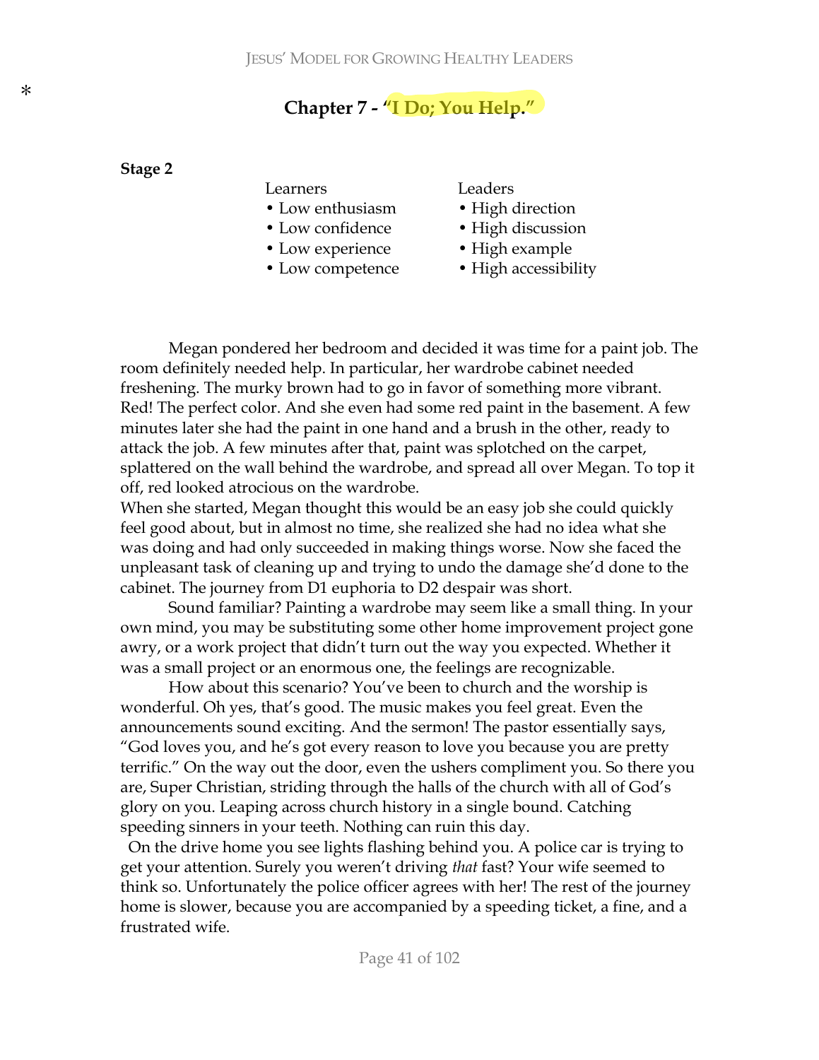*

# Chapter 7 - "I Do; You Help."

**Stage 2**

| Learners | Leaders |
|---|---|
| • Low enthusiasm | • High direction |
| • Low confidence | • High discussion |
| • Low experience | • High example |
| • Low competence | • High accessibility |

Megan pondered her bedroom and decided it was time for a paint job. The room definitely needed help. In particular, her wardrobe cabinet needed freshening. The murky brown had to go in favor of something more vibrant. Red! The perfect color. And she even had some red paint in the basement. A few minutes later she had the paint in one hand and a brush in the other, ready to attack the job. A few minutes after that, paint was splotched on the carpet, splattered on the wall behind the wardrobe, and spread all over Megan. To top it off, red looked atrocious on the wardrobe.

When she started, Megan thought this would be an easy job she could quickly feel good about, but in almost no time, she realized she had no idea what she was doing and had only succeeded in making things worse. Now she faced the unpleasant task of cleaning up and trying to undo the damage she'd done to the cabinet. The journey from D1 euphoria to D2 despair was short.

Sound familiar? Painting a wardrobe may seem like a small thing. In your own mind, you may be substituting some other home improvement project gone awry, or a work project that didn't turn out the way you expected. Whether it was a small project or an enormous one, the feelings are recognizable.

How about this scenario? You've been to church and the worship is wonderful. Oh yes, that's good. The music makes you feel great. Even the announcements sound exciting. And the sermon! The pastor essentially says, "God loves you, and he's got every reason to love you because you are pretty terrific." On the way out the door, even the ushers compliment you. So there you are, Super Christian, striding through the halls of the church with all of God's glory on you. Leaping across church history in a single bound. Catching speeding sinners in your teeth. Nothing can ruin this day.

On the drive home you see lights flashing behind you. A police car is trying to get your attention. Surely you weren't driving *that* fast? Your wife seemed to think so. Unfortunately the police officer agrees with her! The rest of the journey home is slower, because you are accompanied by a speeding ticket, a fine, and a frustrated wife.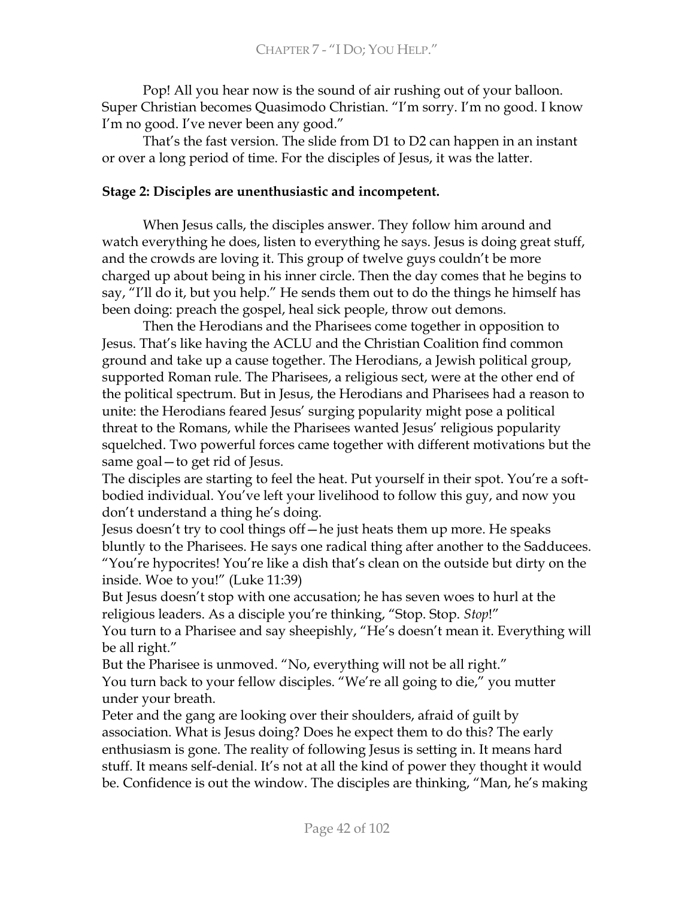Pop! All you hear now is the sound of air rushing out of your balloon. Super Christian becomes Quasimodo Christian. "I'm sorry. I'm no good. I know I'm no good. I've never been any good."

That's the fast version. The slide from D1 to D2 can happen in an instant or over a long period of time. For the disciples of Jesus, it was the latter.

**Stage 2: Disciples are unenthusiastic and incompetent.**

When Jesus calls, the disciples answer. They follow him around and watch everything he does, listen to everything he says. Jesus is doing great stuff, and the crowds are loving it. This group of twelve guys couldn't be more charged up about being in his inner circle. Then the day comes that he begins to say, "I'll do it, but you help." He sends them out to do the things he himself has been doing: preach the gospel, heal sick people, throw out demons.

Then the Herodians and the Pharisees come together in opposition to Jesus. That's like having the ACLU and the Christian Coalition find common ground and take up a cause together. The Herodians, a Jewish political group, supported Roman rule. The Pharisees, a religious sect, were at the other end of the political spectrum. But in Jesus, the Herodians and Pharisees had a reason to unite: the Herodians feared Jesus' surging popularity might pose a political threat to the Romans, while the Pharisees wanted Jesus' religious popularity squelched. Two powerful forces came together with different motivations but the same goal—to get rid of Jesus.

The disciples are starting to feel the heat. Put yourself in their spot. You're a soft-bodied individual. You've left your livelihood to follow this guy, and now you don't understand a thing he's doing.

Jesus doesn't try to cool things off—he just heats them up more. He speaks bluntly to the Pharisees. He says one radical thing after another to the Sadducees. "You're hypocrites! You're like a dish that's clean on the outside but dirty on the inside. Woe to you!" (Luke 11:39)

But Jesus doesn't stop with one accusation; he has seven woes to hurl at the religious leaders. As a disciple you're thinking, "Stop. Stop. *Stop*!"

You turn to a Pharisee and say sheepishly, "He's doesn't mean it. Everything will be all right."

But the Pharisee is unmoved. "No, everything will not be all right."

You turn back to your fellow disciples. "We're all going to die," you mutter under your breath.

Peter and the gang are looking over their shoulders, afraid of guilt by association. What is Jesus doing? Does he expect them to do this? The early enthusiasm is gone. The reality of following Jesus is setting in. It means hard stuff. It means self-denial. It's not at all the kind of power they thought it would be. Confidence is out the window. The disciples are thinking, "Man, he's making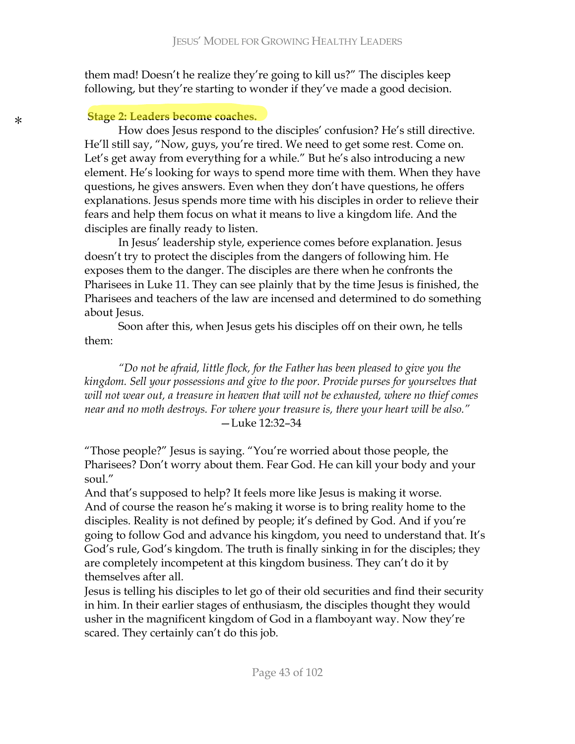them mad! Doesn't he realize they're going to kill us?" The disciples keep following, but they're starting to wonder if they've made a good decision.

*

**Stage 2: Leaders become coaches.**

How does Jesus respond to the disciples' confusion? He's still directive. He'll still say, "Now, guys, you're tired. We need to get some rest. Come on. Let's get away from everything for a while." But he's also introducing a new element. He's looking for ways to spend more time with them. When they have questions, he gives answers. Even when they don't have questions, he offers explanations. Jesus spends more time with his disciples in order to relieve their fears and help them focus on what it means to live a kingdom life. And the disciples are finally ready to listen.

In Jesus' leadership style, experience comes before explanation. Jesus doesn't try to protect the disciples from the dangers of following him. He exposes them to the danger. The disciples are there when he confronts the Pharisees in Luke 11. They can see plainly that by the time Jesus is finished, the Pharisees and teachers of the law are incensed and determined to do something about Jesus.

Soon after this, when Jesus gets his disciples off on their own, he tells them:

> *"Do not be afraid, little flock, for the Father has been pleased to give you the kingdom. Sell your possessions and give to the poor. Provide purses for yourselves that will not wear out, a treasure in heaven that will not be exhausted, where no thief comes near and no moth destroys. For where your treasure is, there your heart will be also."*
> —Luke 12:32–34

"Those people?" Jesus is saying. "You're worried about those people, the Pharisees? Don't worry about them. Fear God. He can kill your body and your soul."

And that's supposed to help? It feels more like Jesus is making it worse. And of course the reason he's making it worse is to bring reality home to the disciples. Reality is not defined by people; it's defined by God. And if you're going to follow God and advance his kingdom, you need to understand that. It's God's rule, God's kingdom. The truth is finally sinking in for the disciples; they are completely incompetent at this kingdom business. They can't do it by themselves after all.

Jesus is telling his disciples to let go of their old securities and find their security in him. In their earlier stages of enthusiasm, the disciples thought they would usher in the magnificent kingdom of God in a flamboyant way. Now they're scared. They certainly can't do this job.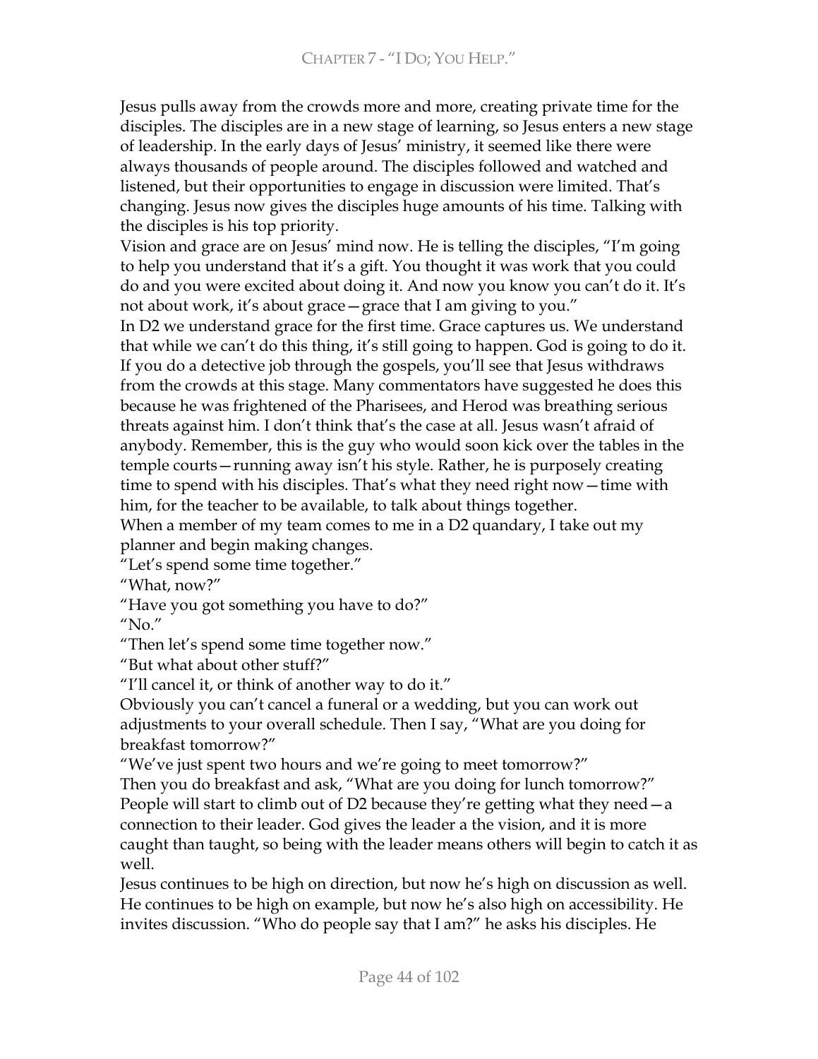Jesus pulls away from the crowds more and more, creating private time for the disciples. The disciples are in a new stage of learning, so Jesus enters a new stage of leadership. In the early days of Jesus' ministry, it seemed like there were always thousands of people around. The disciples followed and watched and listened, but their opportunities to engage in discussion were limited. That's changing. Jesus now gives the disciples huge amounts of his time. Talking with the disciples is his top priority.

Vision and grace are on Jesus' mind now. He is telling the disciples, "I'm going to help you understand that it's a gift. You thought it was work that you could do and you were excited about doing it. And now you know you can't do it. It's not about work, it's about grace—grace that I am giving to you."

In D2 we understand grace for the first time. Grace captures us. We understand that while we can't do this thing, it's still going to happen. God is going to do it.

If you do a detective job through the gospels, you'll see that Jesus withdraws from the crowds at this stage. Many commentators have suggested he does this because he was frightened of the Pharisees, and Herod was breathing serious threats against him. I don't think that's the case at all. Jesus wasn't afraid of anybody. Remember, this is the guy who would soon kick over the tables in the temple courts—running away isn't his style. Rather, he is purposely creating time to spend with his disciples. That's what they need right now—time with him, for the teacher to be available, to talk about things together.

When a member of my team comes to me in a D2 quandary, I take out my planner and begin making changes.

"Let's spend some time together."

"What, now?"

"Have you got something you have to do?"

"No."

"Then let's spend some time together now."

"But what about other stuff?"

"I'll cancel it, or think of another way to do it."

Obviously you can't cancel a funeral or a wedding, but you can work out adjustments to your overall schedule. Then I say, "What are you doing for breakfast tomorrow?"

"We've just spent two hours and we're going to meet tomorrow?"

Then you do breakfast and ask, "What are you doing for lunch tomorrow?"

People will start to climb out of D2 because they're getting what they need—a connection to their leader. God gives the leader a the vision, and it is more caught than taught, so being with the leader means others will begin to catch it as well.

Jesus continues to be high on direction, but now he's high on discussion as well. He continues to be high on example, but now he's also high on accessibility. He invites discussion. "Who do people say that I am?" he asks his disciples. He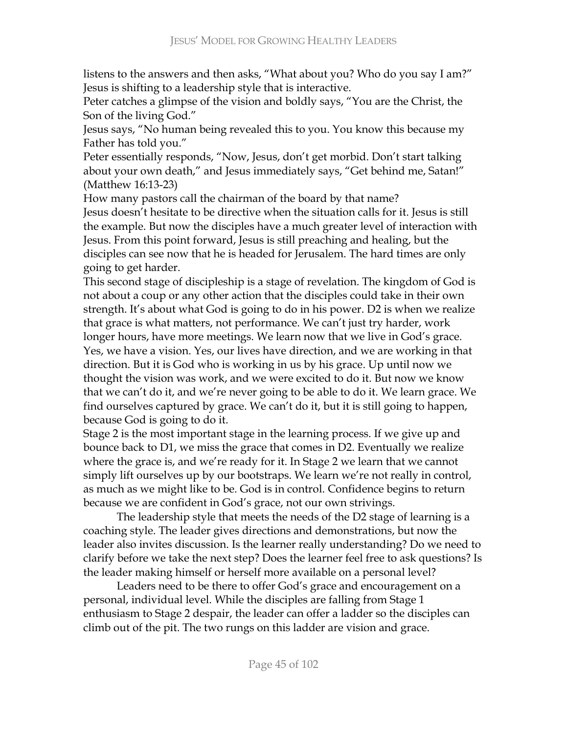listens to the answers and then asks, "What about you? Who do you say I am?" Jesus is shifting to a leadership style that is interactive.

Peter catches a glimpse of the vision and boldly says, "You are the Christ, the Son of the living God."

Jesus says, "No human being revealed this to you. You know this because my Father has told you."

Peter essentially responds, "Now, Jesus, don't get morbid. Don't start talking about your own death," and Jesus immediately says, "Get behind me, Satan!" (Matthew 16:13-23)

How many pastors call the chairman of the board by that name?

Jesus doesn't hesitate to be directive when the situation calls for it. Jesus is still the example. But now the disciples have a much greater level of interaction with Jesus. From this point forward, Jesus is still preaching and healing, but the disciples can see now that he is headed for Jerusalem. The hard times are only going to get harder.

This second stage of discipleship is a stage of revelation. The kingdom of God is not about a coup or any other action that the disciples could take in their own strength. It's about what God is going to do in his power. D2 is when we realize that grace is what matters, not performance. We can't just try harder, work longer hours, have more meetings. We learn now that we live in God's grace. Yes, we have a vision. Yes, our lives have direction, and we are working in that direction. But it is God who is working in us by his grace. Up until now we thought the vision was work, and we were excited to do it. But now we know that we can't do it, and we're never going to be able to do it. We learn grace. We find ourselves captured by grace. We can't do it, but it is still going to happen, because God is going to do it.

Stage 2 is the most important stage in the learning process. If we give up and bounce back to D1, we miss the grace that comes in D2. Eventually we realize where the grace is, and we're ready for it. In Stage 2 we learn that we cannot simply lift ourselves up by our bootstraps. We learn we're not really in control, as much as we might like to be. God is in control. Confidence begins to return because we are confident in God's grace, not our own strivings.

The leadership style that meets the needs of the D2 stage of learning is a coaching style. The leader gives directions and demonstrations, but now the leader also invites discussion. Is the learner really understanding? Do we need to clarify before we take the next step? Does the learner feel free to ask questions? Is the leader making himself or herself more available on a personal level?

Leaders need to be there to offer God's grace and encouragement on a personal, individual level. While the disciples are falling from Stage 1 enthusiasm to Stage 2 despair, the leader can offer a ladder so the disciples can climb out of the pit. The two rungs on this ladder are vision and grace.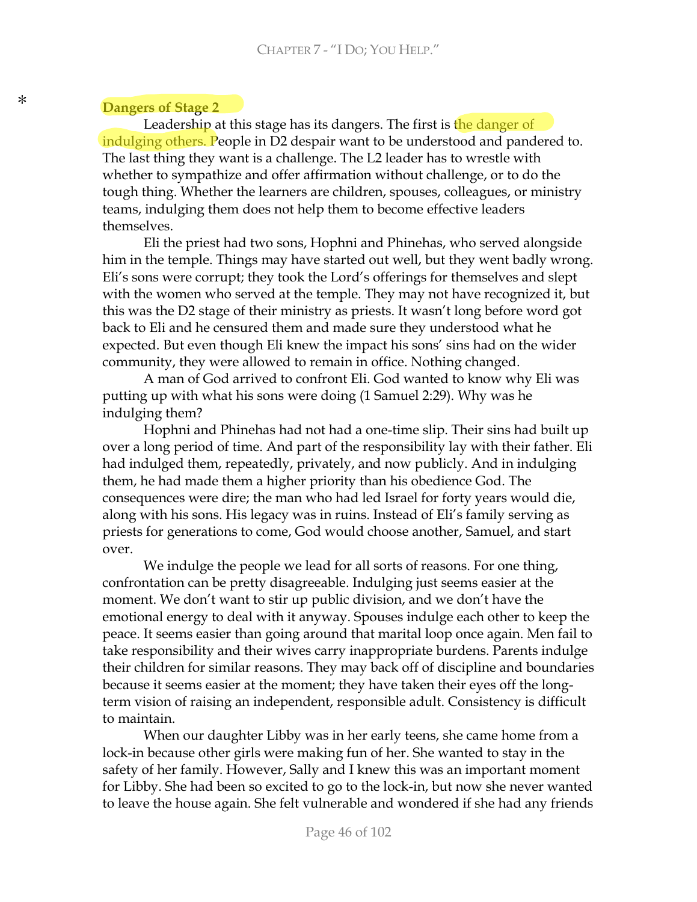\*

### Dangers of Stage 2

Leadership at this stage has its dangers. The first is the danger of indulging others. People in D2 despair want to be understood and pandered to. The last thing they want is a challenge. The L2 leader has to wrestle with whether to sympathize and offer affirmation without challenge, or to do the tough thing. Whether the learners are children, spouses, colleagues, or ministry teams, indulging them does not help them to become effective leaders themselves.

Eli the priest had two sons, Hophni and Phinehas, who served alongside him in the temple. Things may have started out well, but they went badly wrong. Eli's sons were corrupt; they took the Lord's offerings for themselves and slept with the women who served at the temple. They may not have recognized it, but this was the D2 stage of their ministry as priests. It wasn't long before word got back to Eli and he censured them and made sure they understood what he expected. But even though Eli knew the impact his sons' sins had on the wider community, they were allowed to remain in office. Nothing changed.

A man of God arrived to confront Eli. God wanted to know why Eli was putting up with what his sons were doing (1 Samuel 2:29). Why was he indulging them?

Hophni and Phinehas had not had a one-time slip. Their sins had built up over a long period of time. And part of the responsibility lay with their father. Eli had indulged them, repeatedly, privately, and now publicly. And in indulging them, he had made them a higher priority than his obedience God. The consequences were dire; the man who had led Israel for forty years would die, along with his sons. His legacy was in ruins. Instead of Eli's family serving as priests for generations to come, God would choose another, Samuel, and start over.

We indulge the people we lead for all sorts of reasons. For one thing, confrontation can be pretty disagreeable. Indulging just seems easier at the moment. We don't want to stir up public division, and we don't have the emotional energy to deal with it anyway. Spouses indulge each other to keep the peace. It seems easier than going around that marital loop once again. Men fail to take responsibility and their wives carry inappropriate burdens. Parents indulge their children for similar reasons. They may back off of discipline and boundaries because it seems easier at the moment; they have taken their eyes off the long-term vision of raising an independent, responsible adult. Consistency is difficult to maintain.

When our daughter Libby was in her early teens, she came home from a lock-in because other girls were making fun of her. She wanted to stay in the safety of her family. However, Sally and I knew this was an important moment for Libby. She had been so excited to go to the lock-in, but now she never wanted to leave the house again. She felt vulnerable and wondered if she had any friends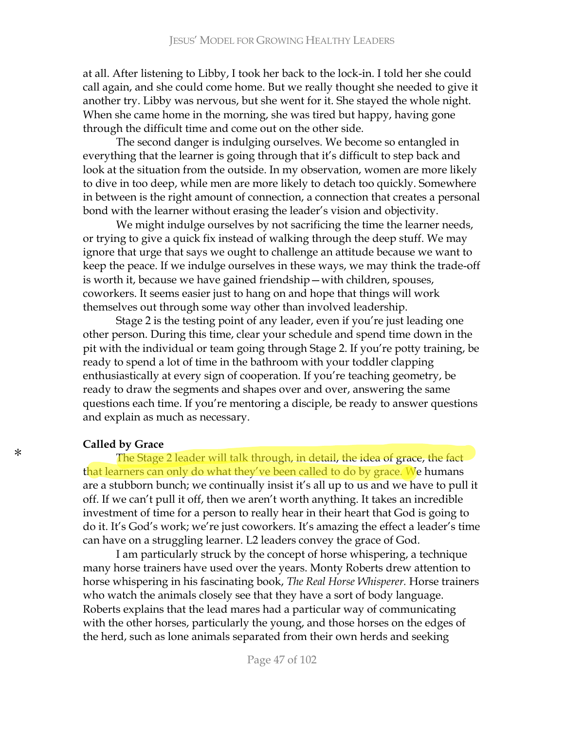at all. After listening to Libby, I took her back to the lock-in. I told her she could call again, and she could come home. But we really thought she needed to give it another try. Libby was nervous, but she went for it. She stayed the whole night. When she came home in the morning, she was tired but happy, having gone through the difficult time and come out on the other side.

The second danger is indulging ourselves. We become so entangled in everything that the learner is going through that it's difficult to step back and look at the situation from the outside. In my observation, women are more likely to dive in too deep, while men are more likely to detach too quickly. Somewhere in between is the right amount of connection, a connection that creates a personal bond with the learner without erasing the leader's vision and objectivity.

We might indulge ourselves by not sacrificing the time the learner needs, or trying to give a quick fix instead of walking through the deep stuff. We may ignore that urge that says we ought to challenge an attitude because we want to keep the peace. If we indulge ourselves in these ways, we may think the trade-off is worth it, because we have gained friendship—with children, spouses, coworkers. It seems easier just to hang on and hope that things will work themselves out through some way other than involved leadership.

Stage 2 is the testing point of any leader, even if you're just leading one other person. During this time, clear your schedule and spend time down in the pit with the individual or team going through Stage 2. If you're potty training, be ready to spend a lot of time in the bathroom with your toddler clapping enthusiastically at every sign of cooperation. If you're teaching geometry, be ready to draw the segments and shapes over and over, answering the same questions each time. If you're mentoring a disciple, be ready to answer questions and explain as much as necessary.

**Called by Grace**

\* The Stage 2 leader will talk through, in detail, the idea of grace, the fact that learners can only do what they've been called to do by grace. We humans are a stubborn bunch; we continually insist it's all up to us and we have to pull it off. If we can't pull it off, then we aren't worth anything. It takes an incredible investment of time for a person to really hear in their heart that God is going to do it. It's God's work; we're just coworkers. It's amazing the effect a leader's time can have on a struggling learner. L2 leaders convey the grace of God.

I am particularly struck by the concept of horse whispering, a technique many horse trainers have used over the years. Monty Roberts drew attention to horse whispering in his fascinating book, *The Real Horse Whisperer.* Horse trainers who watch the animals closely see that they have a sort of body language. Roberts explains that the lead mares had a particular way of communicating with the other horses, particularly the young, and those horses on the edges of the herd, such as lone animals separated from their own herds and seeking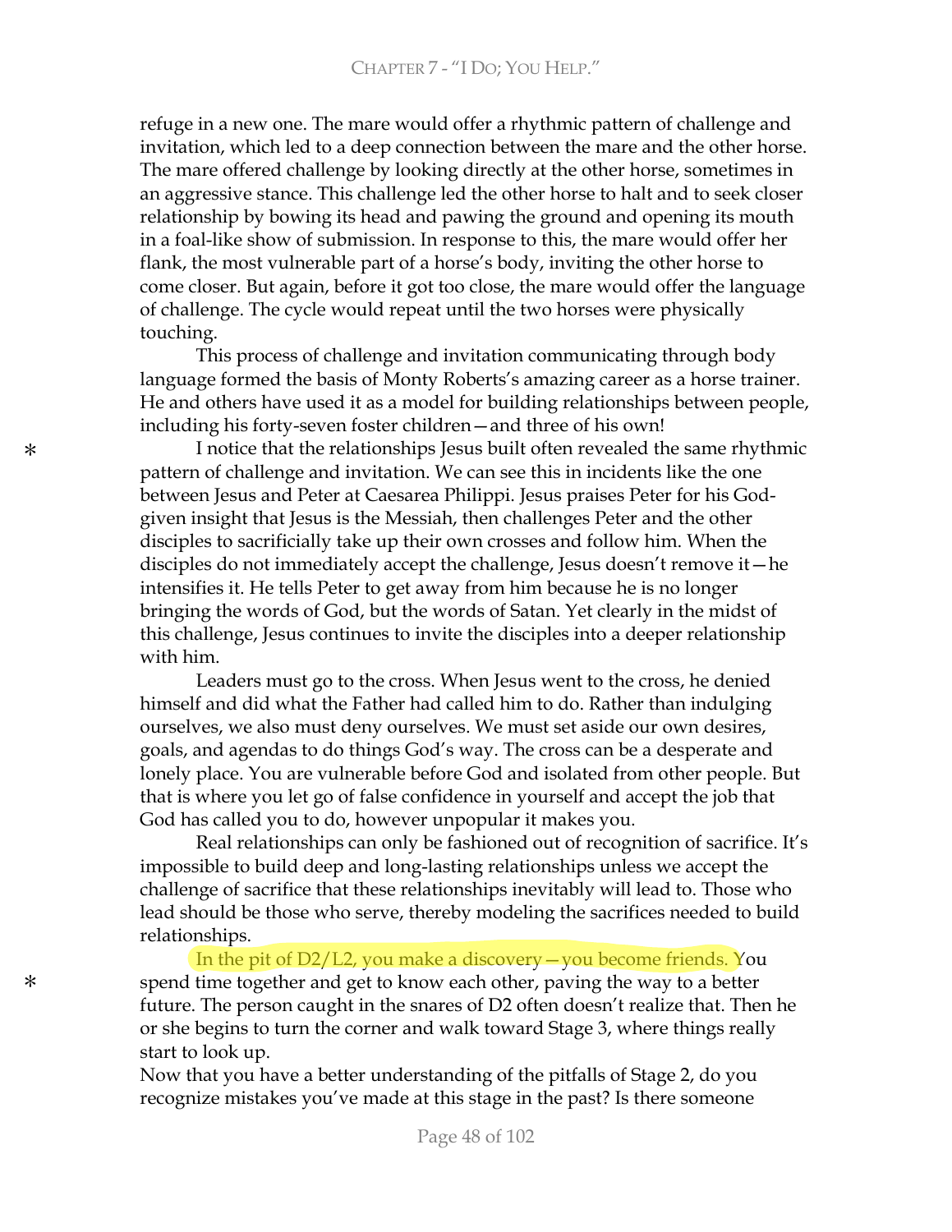refuge in a new one. The mare would offer a rhythmic pattern of challenge and invitation, which led to a deep connection between the mare and the other horse. The mare offered challenge by looking directly at the other horse, sometimes in an aggressive stance. This challenge led the other horse to halt and to seek closer relationship by bowing its head and pawing the ground and opening its mouth in a foal-like show of submission. In response to this, the mare would offer her flank, the most vulnerable part of a horse's body, inviting the other horse to come closer. But again, before it got too close, the mare would offer the language of challenge. The cycle would repeat until the two horses were physically touching.

This process of challenge and invitation communicating through body language formed the basis of Monty Roberts's amazing career as a horse trainer. He and others have used it as a model for building relationships between people, including his forty-seven foster children—and three of his own!

\* I notice that the relationships Jesus built often revealed the same rhythmic pattern of challenge and invitation. We can see this in incidents like the one between Jesus and Peter at Caesarea Philippi. Jesus praises Peter for his God-given insight that Jesus is the Messiah, then challenges Peter and the other disciples to sacrificially take up their own crosses and follow him. When the disciples do not immediately accept the challenge, Jesus doesn't remove it—he intensifies it. He tells Peter to get away from him because he is no longer bringing the words of God, but the words of Satan. Yet clearly in the midst of this challenge, Jesus continues to invite the disciples into a deeper relationship with him.

Leaders must go to the cross. When Jesus went to the cross, he denied himself and did what the Father had called him to do. Rather than indulging ourselves, we also must deny ourselves. We must set aside our own desires, goals, and agendas to do things God's way. The cross can be a desperate and lonely place. You are vulnerable before God and isolated from other people. But that is where you let go of false confidence in yourself and accept the job that God has called you to do, however unpopular it makes you.

Real relationships can only be fashioned out of recognition of sacrifice. It's impossible to build deep and long-lasting relationships unless we accept the challenge of sacrifice that these relationships inevitably will lead to. Those who lead should be those who serve, thereby modeling the sacrifices needed to build relationships.

\* In the pit of D2/L2, you make a discovery—you become friends. You spend time together and get to know each other, paving the way to a better future. The person caught in the snares of D2 often doesn't realize that. Then he or she begins to turn the corner and walk toward Stage 3, where things really start to look up.

Now that you have a better understanding of the pitfalls of Stage 2, do you recognize mistakes you've made at this stage in the past? Is there someone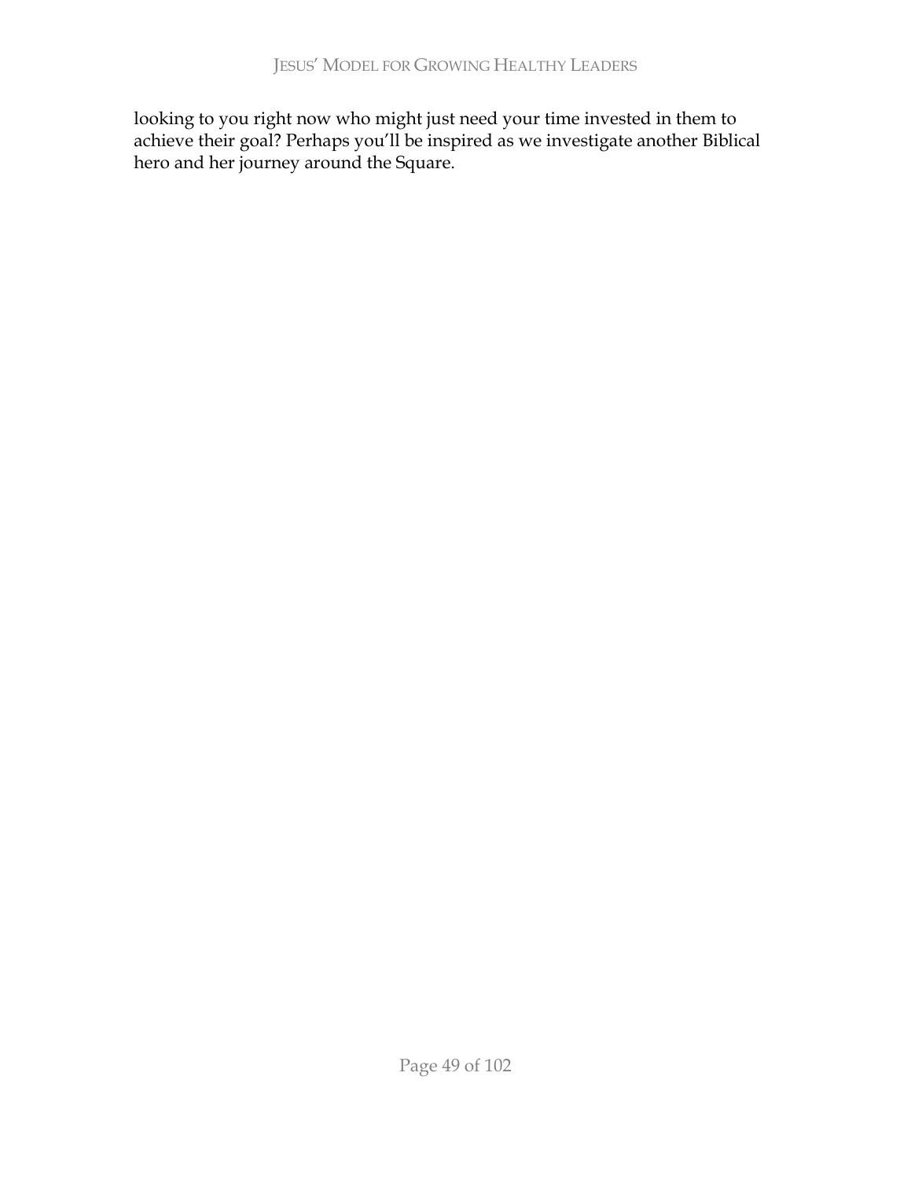looking to you right now who might just need your time invested in them to achieve their goal? Perhaps you'll be inspired as we investigate another Biblical hero and her journey around the Square.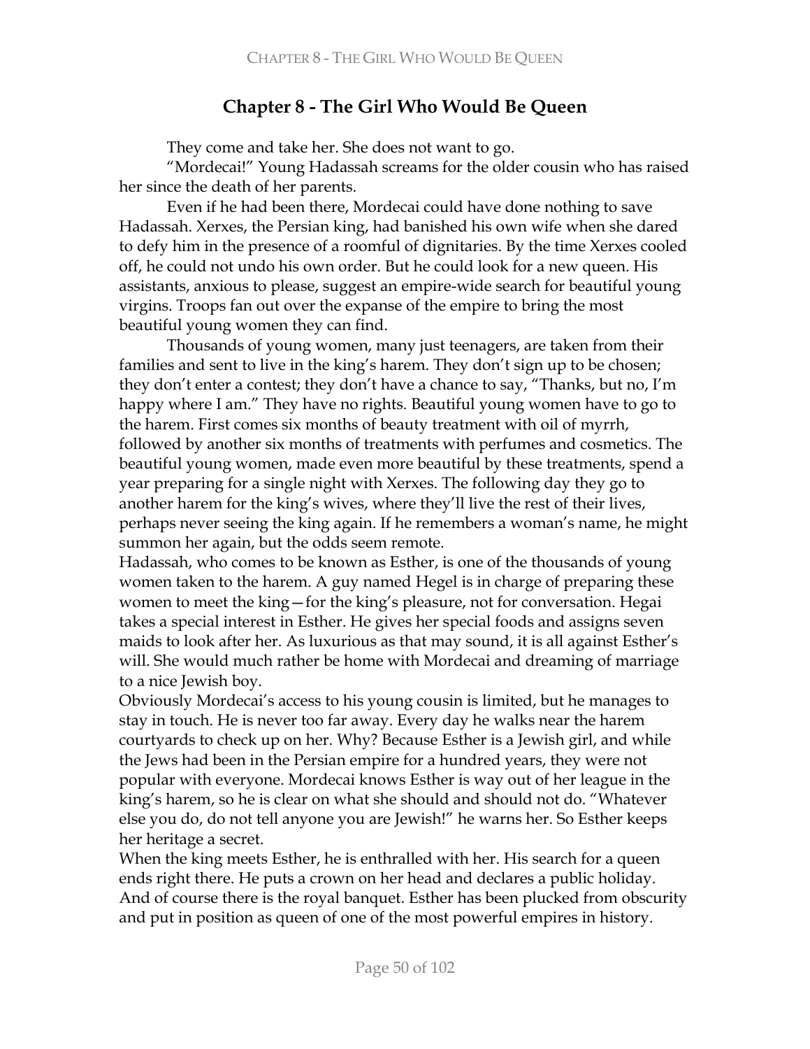# Chapter 8 - The Girl Who Would Be Queen

They come and take her. She does not want to go.

"Mordecai!" Young Hadassah screams for the older cousin who has raised her since the death of her parents.

Even if he had been there, Mordecai could have done nothing to save Hadassah. Xerxes, the Persian king, had banished his own wife when she dared to defy him in the presence of a roomful of dignitaries. By the time Xerxes cooled off, he could not undo his own order. But he could look for a new queen. His assistants, anxious to please, suggest an empire-wide search for beautiful young virgins. Troops fan out over the expanse of the empire to bring the most beautiful young women they can find.

Thousands of young women, many just teenagers, are taken from their families and sent to live in the king's harem. They don't sign up to be chosen; they don't enter a contest; they don't have a chance to say, "Thanks, but no, I'm happy where I am." They have no rights. Beautiful young women have to go to the harem. First comes six months of beauty treatment with oil of myrrh, followed by another six months of treatments with perfumes and cosmetics. The beautiful young women, made even more beautiful by these treatments, spend a year preparing for a single night with Xerxes. The following day they go to another harem for the king's wives, where they'll live the rest of their lives, perhaps never seeing the king again. If he remembers a woman's name, he might summon her again, but the odds seem remote.

Hadassah, who comes to be known as Esther, is one of the thousands of young women taken to the harem. A guy named Hegel is in charge of preparing these women to meet the king—for the king's pleasure, not for conversation. Hegai takes a special interest in Esther. He gives her special foods and assigns seven maids to look after her. As luxurious as that may sound, it is all against Esther's will. She would much rather be home with Mordecai and dreaming of marriage to a nice Jewish boy.

Obviously Mordecai's access to his young cousin is limited, but he manages to stay in touch. He is never too far away. Every day he walks near the harem courtyards to check up on her. Why? Because Esther is a Jewish girl, and while the Jews had been in the Persian empire for a hundred years, they were not popular with everyone. Mordecai knows Esther is way out of her league in the king's harem, so he is clear on what she should and should not do. "Whatever else you do, do not tell anyone you are Jewish!" he warns her. So Esther keeps her heritage a secret.

When the king meets Esther, he is enthralled with her. His search for a queen ends right there. He puts a crown on her head and declares a public holiday. And of course there is the royal banquet. Esther has been plucked from obscurity and put in position as queen of one of the most powerful empires in history.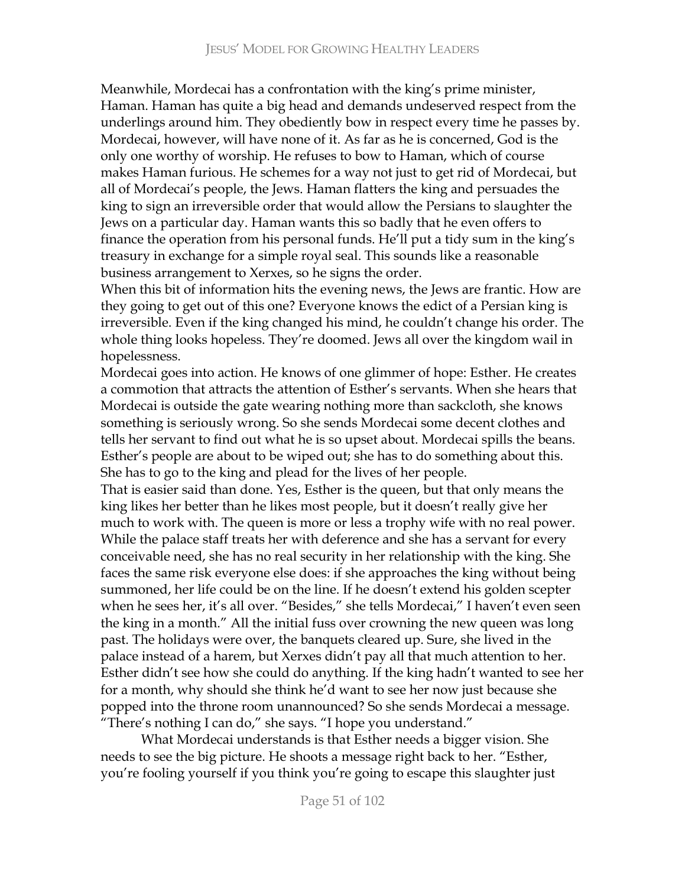Meanwhile, Mordecai has a confrontation with the king's prime minister, Haman. Haman has quite a big head and demands undeserved respect from the underlings around him. They obediently bow in respect every time he passes by. Mordecai, however, will have none of it. As far as he is concerned, God is the only one worthy of worship. He refuses to bow to Haman, which of course makes Haman furious. He schemes for a way not just to get rid of Mordecai, but all of Mordecai's people, the Jews. Haman flatters the king and persuades the king to sign an irreversible order that would allow the Persians to slaughter the Jews on a particular day. Haman wants this so badly that he even offers to finance the operation from his personal funds. He'll put a tidy sum in the king's treasury in exchange for a simple royal seal. This sounds like a reasonable business arrangement to Xerxes, so he signs the order.

When this bit of information hits the evening news, the Jews are frantic. How are they going to get out of this one? Everyone knows the edict of a Persian king is irreversible. Even if the king changed his mind, he couldn't change his order. The whole thing looks hopeless. They're doomed. Jews all over the kingdom wail in hopelessness.

Mordecai goes into action. He knows of one glimmer of hope: Esther. He creates a commotion that attracts the attention of Esther's servants. When she hears that Mordecai is outside the gate wearing nothing more than sackcloth, she knows something is seriously wrong. So she sends Mordecai some decent clothes and tells her servant to find out what he is so upset about. Mordecai spills the beans. Esther's people are about to be wiped out; she has to do something about this. She has to go to the king and plead for the lives of her people.

That is easier said than done. Yes, Esther is the queen, but that only means the king likes her better than he likes most people, but it doesn't really give her much to work with. The queen is more or less a trophy wife with no real power. While the palace staff treats her with deference and she has a servant for every conceivable need, she has no real security in her relationship with the king. She faces the same risk everyone else does: if she approaches the king without being summoned, her life could be on the line. If he doesn't extend his golden scepter when he sees her, it's all over. "Besides," she tells Mordecai," I haven't even seen the king in a month." All the initial fuss over crowning the new queen was long past. The holidays were over, the banquets cleared up. Sure, she lived in the palace instead of a harem, but Xerxes didn't pay all that much attention to her. Esther didn't see how she could do anything. If the king hadn't wanted to see her for a month, why should she think he'd want to see her now just because she popped into the throne room unannounced? So she sends Mordecai a message. "There's nothing I can do," she says. "I hope you understand."

What Mordecai understands is that Esther needs a bigger vision. She needs to see the big picture. He shoots a message right back to her. "Esther, you're fooling yourself if you think you're going to escape this slaughter just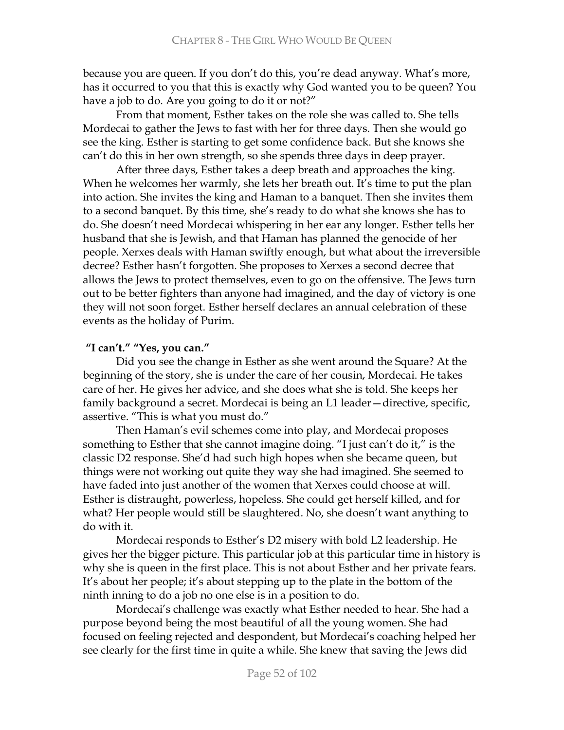because you are queen. If you don't do this, you're dead anyway. What's more, has it occurred to you that this is exactly why God wanted you to be queen? You have a job to do. Are you going to do it or not?"

From that moment, Esther takes on the role she was called to. She tells Mordecai to gather the Jews to fast with her for three days. Then she would go see the king. Esther is starting to get some confidence back. But she knows she can't do this in her own strength, so she spends three days in deep prayer.

After three days, Esther takes a deep breath and approaches the king. When he welcomes her warmly, she lets her breath out. It's time to put the plan into action. She invites the king and Haman to a banquet. Then she invites them to a second banquet. By this time, she's ready to do what she knows she has to do. She doesn't need Mordecai whispering in her ear any longer. Esther tells her husband that she is Jewish, and that Haman has planned the genocide of her people. Xerxes deals with Haman swiftly enough, but what about the irreversible decree? Esther hasn't forgotten. She proposes to Xerxes a second decree that allows the Jews to protect themselves, even to go on the offensive. The Jews turn out to be better fighters than anyone had imagined, and the day of victory is one they will not soon forget. Esther herself declares an annual celebration of these events as the holiday of Purim.

**"I can't." "Yes, you can."**

Did you see the change in Esther as she went around the Square? At the beginning of the story, she is under the care of her cousin, Mordecai. He takes care of her. He gives her advice, and she does what she is told. She keeps her family background a secret. Mordecai is being an L1 leader—directive, specific, assertive. "This is what you must do."

Then Haman's evil schemes come into play, and Mordecai proposes something to Esther that she cannot imagine doing. "I just can't do it," is the classic D2 response. She'd had such high hopes when she became queen, but things were not working out quite they way she had imagined. She seemed to have faded into just another of the women that Xerxes could choose at will. Esther is distraught, powerless, hopeless. She could get herself killed, and for what? Her people would still be slaughtered. No, she doesn't want anything to do with it.

Mordecai responds to Esther's D2 misery with bold L2 leadership. He gives her the bigger picture. This particular job at this particular time in history is why she is queen in the first place. This is not about Esther and her private fears. It's about her people; it's about stepping up to the plate in the bottom of the ninth inning to do a job no one else is in a position to do.

Mordecai's challenge was exactly what Esther needed to hear. She had a purpose beyond being the most beautiful of all the young women. She had focused on feeling rejected and despondent, but Mordecai's coaching helped her see clearly for the first time in quite a while. She knew that saving the Jews did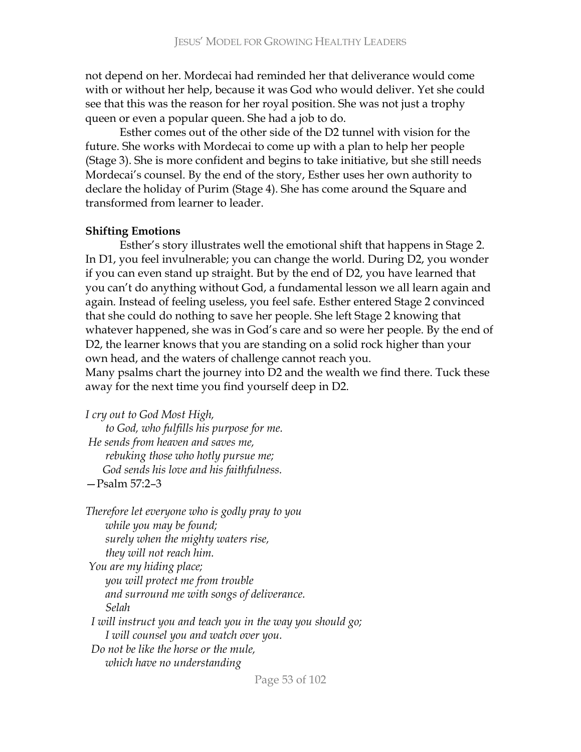not depend on her. Mordecai had reminded her that deliverance would come with or without her help, because it was God who would deliver. Yet she could see that this was the reason for her royal position. She was not just a trophy queen or even a popular queen. She had a job to do.

Esther comes out of the other side of the D2 tunnel with vision for the future. She works with Mordecai to come up with a plan to help her people (Stage 3). She is more confident and begins to take initiative, but she still needs Mordecai's counsel. By the end of the story, Esther uses her own authority to declare the holiday of Purim (Stage 4). She has come around the Square and transformed from learner to leader.

**Shifting Emotions**

Esther's story illustrates well the emotional shift that happens in Stage 2. In D1, you feel invulnerable; you can change the world. During D2, you wonder if you can even stand up straight. But by the end of D2, you have learned that you can't do anything without God, a fundamental lesson we all learn again and again. Instead of feeling useless, you feel safe. Esther entered Stage 2 convinced that she could do nothing to save her people. She left Stage 2 knowing that whatever happened, she was in God's care and so were her people. By the end of D2, the learner knows that you are standing on a solid rock higher than your own head, and the waters of challenge cannot reach you.

Many psalms chart the journey into D2 and the wealth we find there. Tuck these away for the next time you find yourself deep in D2.

*I cry out to God Most High,*
*to God, who fulfills his purpose for me.*
*He sends from heaven and saves me,*
*rebuking those who hotly pursue me;*
*God sends his love and his faithfulness.*
—Psalm 57:2–3

*Therefore let everyone who is godly pray to you*
*while you may be found;*
*surely when the mighty waters rise,*
*they will not reach him.*
*You are my hiding place;*
*you will protect me from trouble*
*and surround me with songs of deliverance.*
*Selah*
*I will instruct you and teach you in the way you should go;*
*I will counsel you and watch over you.*
*Do not be like the horse or the mule,*
*which have no understanding*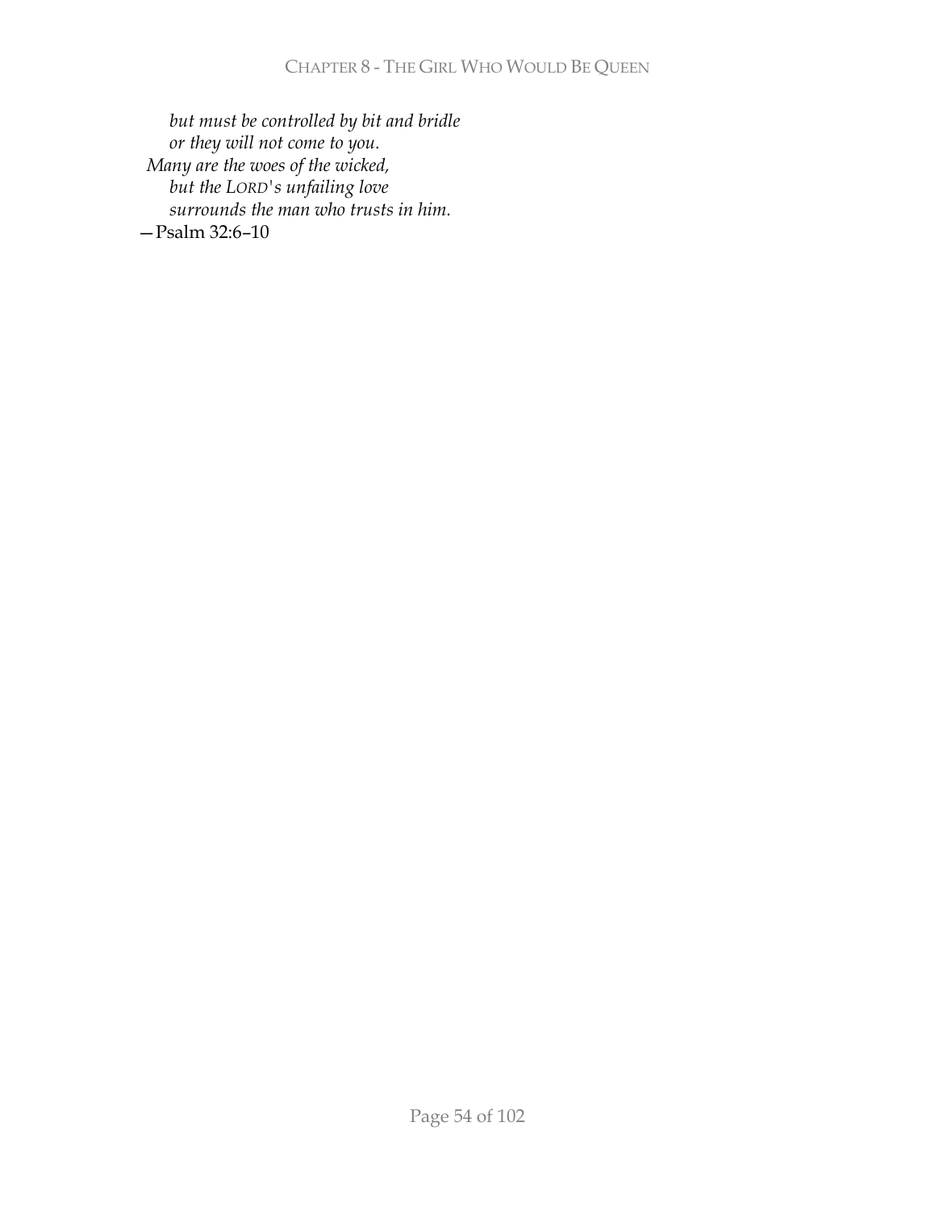*but must be controlled by bit and bridle*
*or they will not come to you.*
*Many are the woes of the wicked,*
*but the LORD's unfailing love*
*surrounds the man who trusts in him.*

—Psalm 32:6–10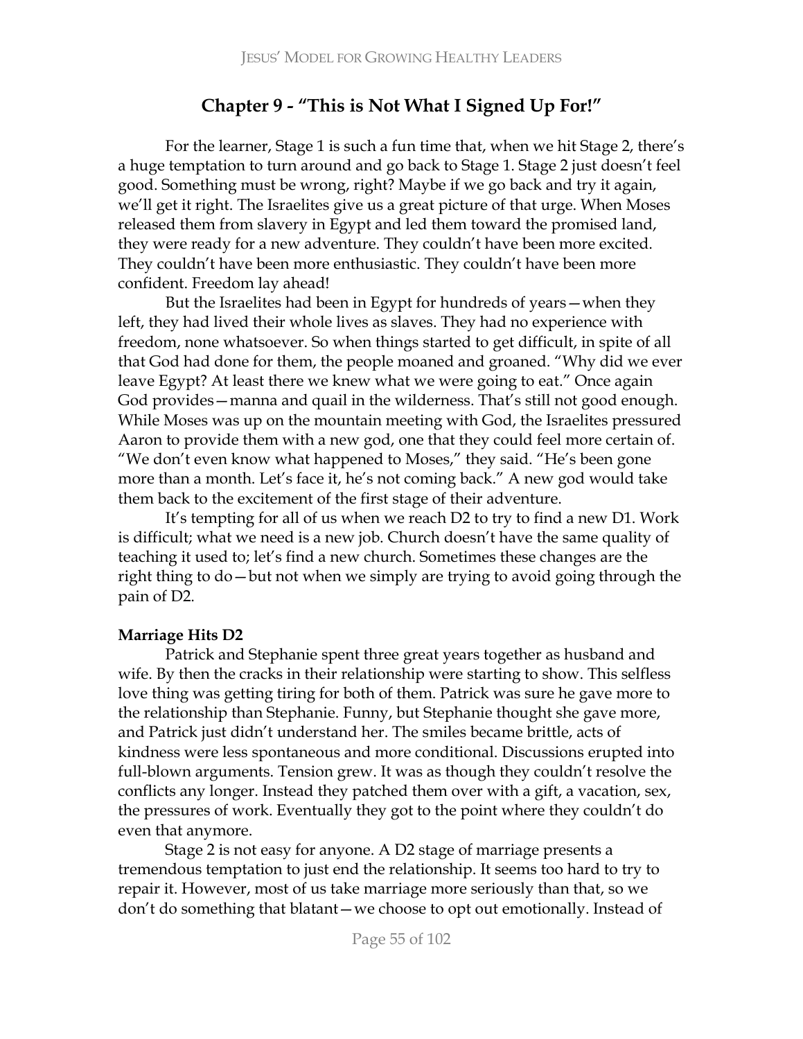## Chapter 9 - "This is Not What I Signed Up For!"

For the learner, Stage 1 is such a fun time that, when we hit Stage 2, there's a huge temptation to turn around and go back to Stage 1. Stage 2 just doesn't feel good. Something must be wrong, right? Maybe if we go back and try it again, we'll get it right. The Israelites give us a great picture of that urge. When Moses released them from slavery in Egypt and led them toward the promised land, they were ready for a new adventure. They couldn't have been more excited. They couldn't have been more enthusiastic. They couldn't have been more confident. Freedom lay ahead!

But the Israelites had been in Egypt for hundreds of years—when they left, they had lived their whole lives as slaves. They had no experience with freedom, none whatsoever. So when things started to get difficult, in spite of all that God had done for them, the people moaned and groaned. "Why did we ever leave Egypt? At least there we knew what we were going to eat." Once again God provides—manna and quail in the wilderness. That's still not good enough. While Moses was up on the mountain meeting with God, the Israelites pressured Aaron to provide them with a new god, one that they could feel more certain of. "We don't even know what happened to Moses," they said. "He's been gone more than a month. Let's face it, he's not coming back." A new god would take them back to the excitement of the first stage of their adventure.

It's tempting for all of us when we reach D2 to try to find a new D1. Work is difficult; what we need is a new job. Church doesn't have the same quality of teaching it used to; let's find a new church. Sometimes these changes are the right thing to do—but not when we simply are trying to avoid going through the pain of D2.

**Marriage Hits D2**

Patrick and Stephanie spent three great years together as husband and wife. By then the cracks in their relationship were starting to show. This selfless love thing was getting tiring for both of them. Patrick was sure he gave more to the relationship than Stephanie. Funny, but Stephanie thought she gave more, and Patrick just didn't understand her. The smiles became brittle, acts of kindness were less spontaneous and more conditional. Discussions erupted into full-blown arguments. Tension grew. It was as though they couldn't resolve the conflicts any longer. Instead they patched them over with a gift, a vacation, sex, the pressures of work. Eventually they got to the point where they couldn't do even that anymore.

Stage 2 is not easy for anyone. A D2 stage of marriage presents a tremendous temptation to just end the relationship. It seems too hard to try to repair it. However, most of us take marriage more seriously than that, so we don't do something that blatant—we choose to opt out emotionally. Instead of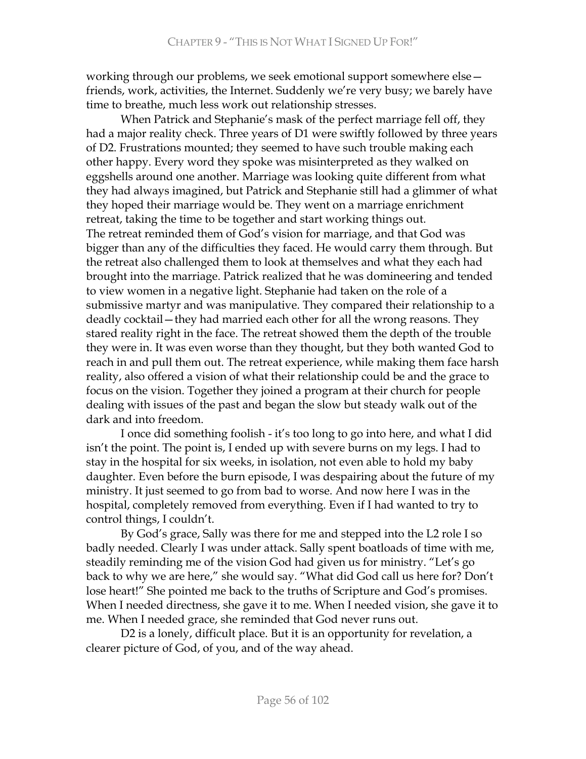working through our problems, we seek emotional support somewhere else—friends, work, activities, the Internet. Suddenly we're very busy; we barely have time to breathe, much less work out relationship stresses.

When Patrick and Stephanie's mask of the perfect marriage fell off, they had a major reality check. Three years of D1 were swiftly followed by three years of D2. Frustrations mounted; they seemed to have such trouble making each other happy. Every word they spoke was misinterpreted as they walked on eggshells around one another. Marriage was looking quite different from what they had always imagined, but Patrick and Stephanie still had a glimmer of what they hoped their marriage would be. They went on a marriage enrichment retreat, taking the time to be together and start working things out.
The retreat reminded them of God's vision for marriage, and that God was bigger than any of the difficulties they faced. He would carry them through. But the retreat also challenged them to look at themselves and what they each had brought into the marriage. Patrick realized that he was domineering and tended to view women in a negative light. Stephanie had taken on the role of a submissive martyr and was manipulative. They compared their relationship to a deadly cocktail—they had married each other for all the wrong reasons. They stared reality right in the face. The retreat showed them the depth of the trouble they were in. It was even worse than they thought, but they both wanted God to reach in and pull them out. The retreat experience, while making them face harsh reality, also offered a vision of what their relationship could be and the grace to focus on the vision. Together they joined a program at their church for people dealing with issues of the past and began the slow but steady walk out of the dark and into freedom.

I once did something foolish - it's too long to go into here, and what I did isn't the point. The point is, I ended up with severe burns on my legs. I had to stay in the hospital for six weeks, in isolation, not even able to hold my baby daughter. Even before the burn episode, I was despairing about the future of my ministry. It just seemed to go from bad to worse. And now here I was in the hospital, completely removed from everything. Even if I had wanted to try to control things, I couldn't.

By God's grace, Sally was there for me and stepped into the L2 role I so badly needed. Clearly I was under attack. Sally spent boatloads of time with me, steadily reminding me of the vision God had given us for ministry. "Let's go back to why we are here," she would say. "What did God call us here for? Don't lose heart!" She pointed me back to the truths of Scripture and God's promises. When I needed directness, she gave it to me. When I needed vision, she gave it to me. When I needed grace, she reminded that God never runs out.

D2 is a lonely, difficult place. But it is an opportunity for revelation, a clearer picture of God, of you, and of the way ahead.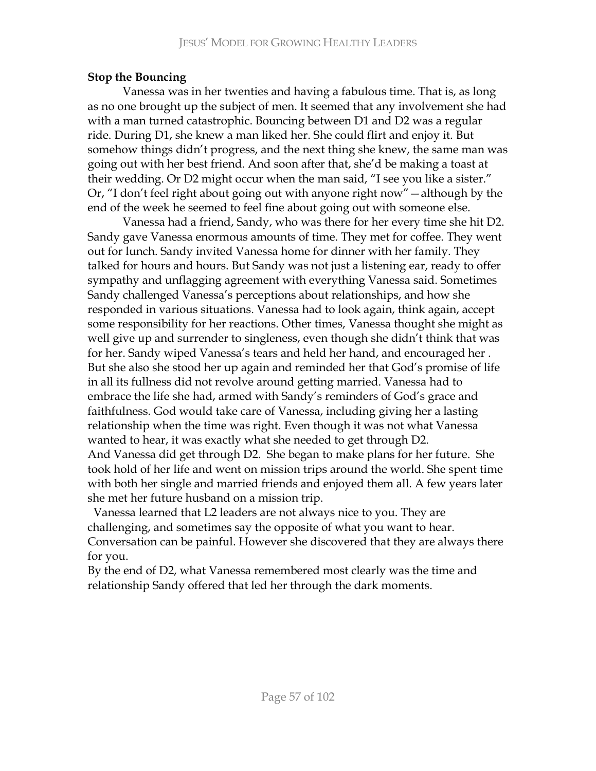**Stop the Bouncing**

Vanessa was in her twenties and having a fabulous time. That is, as long as no one brought up the subject of men. It seemed that any involvement she had with a man turned catastrophic. Bouncing between D1 and D2 was a regular ride. During D1, she knew a man liked her. She could flirt and enjoy it. But somehow things didn't progress, and the next thing she knew, the same man was going out with her best friend. And soon after that, she'd be making a toast at their wedding. Or D2 might occur when the man said, "I see you like a sister." Or, "I don't feel right about going out with anyone right now"—although by the end of the week he seemed to feel fine about going out with someone else.

Vanessa had a friend, Sandy, who was there for her every time she hit D2. Sandy gave Vanessa enormous amounts of time. They met for coffee. They went out for lunch. Sandy invited Vanessa home for dinner with her family. They talked for hours and hours. But Sandy was not just a listening ear, ready to offer sympathy and unflagging agreement with everything Vanessa said. Sometimes Sandy challenged Vanessa's perceptions about relationships, and how she responded in various situations. Vanessa had to look again, think again, accept some responsibility for her reactions. Other times, Vanessa thought she might as well give up and surrender to singleness, even though she didn't think that was for her. Sandy wiped Vanessa's tears and held her hand, and encouraged her . But she also she stood her up again and reminded her that God's promise of life in all its fullness did not revolve around getting married. Vanessa had to embrace the life she had, armed with Sandy's reminders of God's grace and faithfulness. God would take care of Vanessa, including giving her a lasting relationship when the time was right. Even though it was not what Vanessa wanted to hear, it was exactly what she needed to get through D2.

And Vanessa did get through D2. She began to make plans for her future. She took hold of her life and went on mission trips around the world. She spent time with both her single and married friends and enjoyed them all. A few years later she met her future husband on a mission trip.

Vanessa learned that L2 leaders are not always nice to you. They are challenging, and sometimes say the opposite of what you want to hear. Conversation can be painful. However she discovered that they are always there for you.

By the end of D2, what Vanessa remembered most clearly was the time and relationship Sandy offered that led her through the dark moments.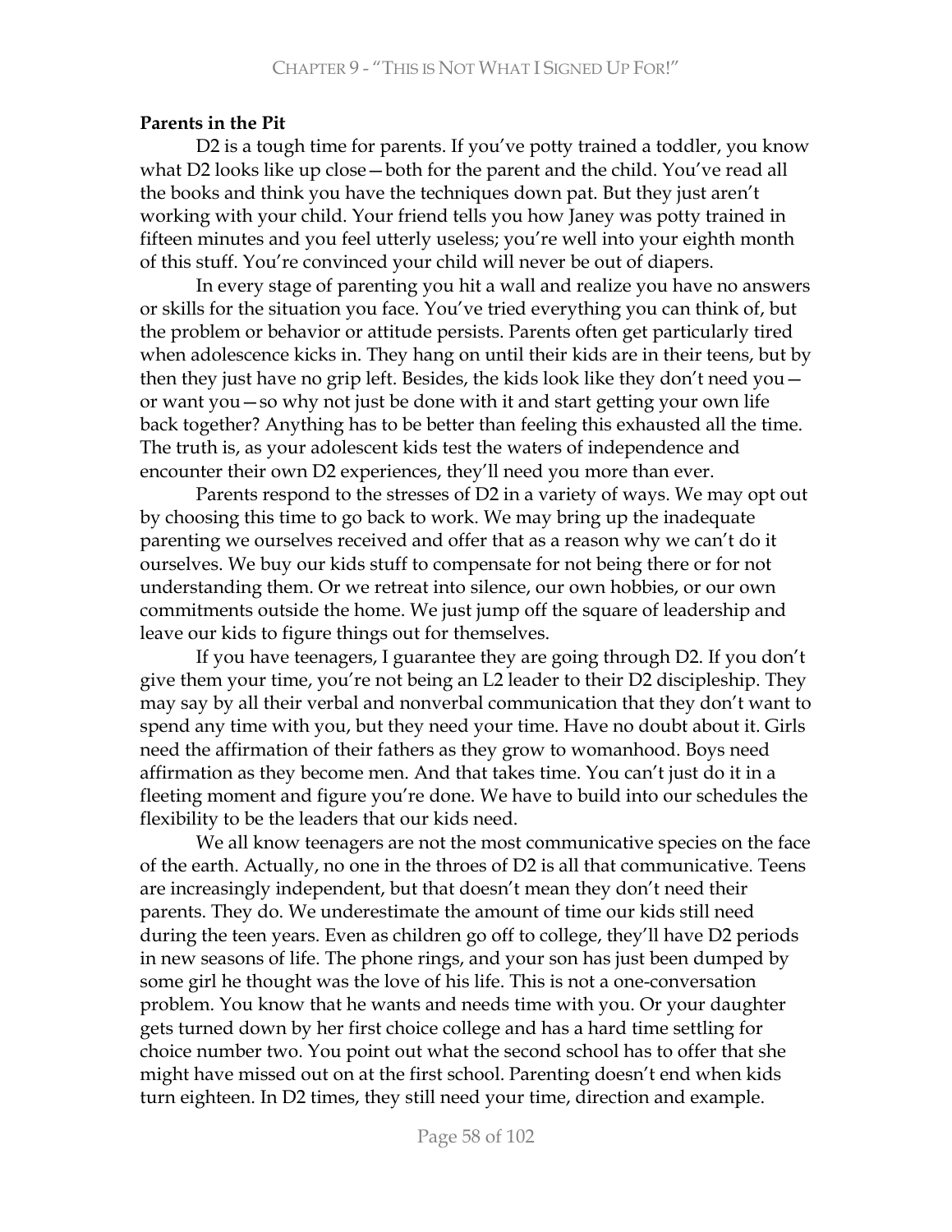**Parents in the Pit**

D2 is a tough time for parents. If you've potty trained a toddler, you know what D2 looks like up close—both for the parent and the child. You've read all the books and think you have the techniques down pat. But they just aren't working with your child. Your friend tells you how Janey was potty trained in fifteen minutes and you feel utterly useless; you're well into your eighth month of this stuff. You're convinced your child will never be out of diapers.

In every stage of parenting you hit a wall and realize you have no answers or skills for the situation you face. You've tried everything you can think of, but the problem or behavior or attitude persists. Parents often get particularly tired when adolescence kicks in. They hang on until their kids are in their teens, but by then they just have no grip left. Besides, the kids look like they don't need you—or want you—so why not just be done with it and start getting your own life back together? Anything has to be better than feeling this exhausted all the time. The truth is, as your adolescent kids test the waters of independence and encounter their own D2 experiences, they'll need you more than ever.

Parents respond to the stresses of D2 in a variety of ways. We may opt out by choosing this time to go back to work. We may bring up the inadequate parenting we ourselves received and offer that as a reason why we can't do it ourselves. We buy our kids stuff to compensate for not being there or for not understanding them. Or we retreat into silence, our own hobbies, or our own commitments outside the home. We just jump off the square of leadership and leave our kids to figure things out for themselves.

If you have teenagers, I guarantee they are going through D2. If you don't give them your time, you're not being an L2 leader to their D2 discipleship. They may say by all their verbal and nonverbal communication that they don't want to spend any time with you, but they need your time. Have no doubt about it. Girls need the affirmation of their fathers as they grow to womanhood. Boys need affirmation as they become men. And that takes time. You can't just do it in a fleeting moment and figure you're done. We have to build into our schedules the flexibility to be the leaders that our kids need.

We all know teenagers are not the most communicative species on the face of the earth. Actually, no one in the throes of D2 is all that communicative. Teens are increasingly independent, but that doesn't mean they don't need their parents. They do. We underestimate the amount of time our kids still need during the teen years. Even as children go off to college, they'll have D2 periods in new seasons of life. The phone rings, and your son has just been dumped by some girl he thought was the love of his life. This is not a one-conversation problem. You know that he wants and needs time with you. Or your daughter gets turned down by her first choice college and has a hard time settling for choice number two. You point out what the second school has to offer that she might have missed out on at the first school. Parenting doesn't end when kids turn eighteen. In D2 times, they still need your time, direction and example.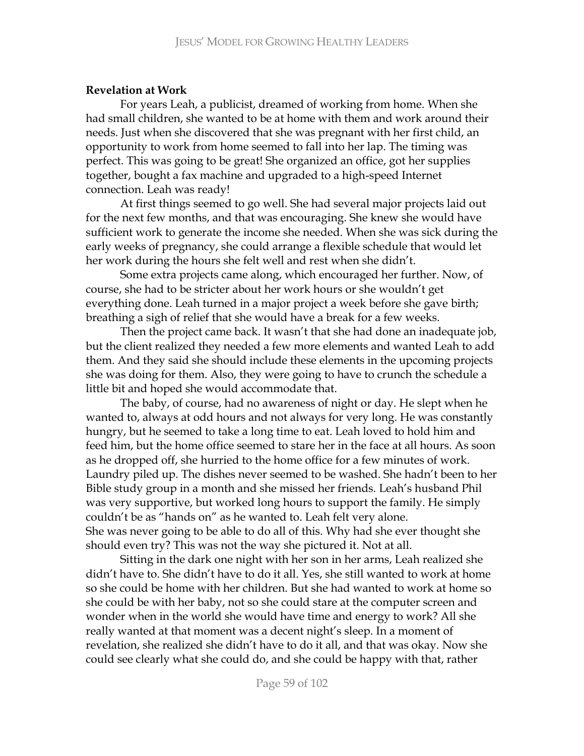**Revelation at Work**

For years Leah, a publicist, dreamed of working from home. When she had small children, she wanted to be at home with them and work around their needs. Just when she discovered that she was pregnant with her first child, an opportunity to work from home seemed to fall into her lap. The timing was perfect. This was going to be great! She organized an office, got her supplies together, bought a fax machine and upgraded to a high-speed Internet connection. Leah was ready!

At first things seemed to go well. She had several major projects laid out for the next few months, and that was encouraging. She knew she would have sufficient work to generate the income she needed. When she was sick during the early weeks of pregnancy, she could arrange a flexible schedule that would let her work during the hours she felt well and rest when she didn't.

Some extra projects came along, which encouraged her further. Now, of course, she had to be stricter about her work hours or she wouldn't get everything done. Leah turned in a major project a week before she gave birth; breathing a sigh of relief that she would have a break for a few weeks.

Then the project came back. It wasn't that she had done an inadequate job, but the client realized they needed a few more elements and wanted Leah to add them. And they said she should include these elements in the upcoming projects she was doing for them. Also, they were going to have to crunch the schedule a little bit and hoped she would accommodate that.

The baby, of course, had no awareness of night or day. He slept when he wanted to, always at odd hours and not always for very long. He was constantly hungry, but he seemed to take a long time to eat. Leah loved to hold him and feed him, but the home office seemed to stare her in the face at all hours. As soon as he dropped off, she hurried to the home office for a few minutes of work. Laundry piled up. The dishes never seemed to be washed. She hadn't been to her Bible study group in a month and she missed her friends. Leah's husband Phil was very supportive, but worked long hours to support the family. He simply couldn't be as "hands on" as he wanted to. Leah felt very alone.
She was never going to be able to do all of this. Why had she ever thought she should even try? This was not the way she pictured it. Not at all.

Sitting in the dark one night with her son in her arms, Leah realized she didn't have to. She didn't have to do it all. Yes, she still wanted to work at home so she could be home with her children. But she had wanted to work at home so she could be with her baby, not so she could stare at the computer screen and wonder when in the world she would have time and energy to work? All she really wanted at that moment was a decent night's sleep. In a moment of revelation, she realized she didn't have to do it all, and that was okay. Now she could see clearly what she could do, and she could be happy with that, rather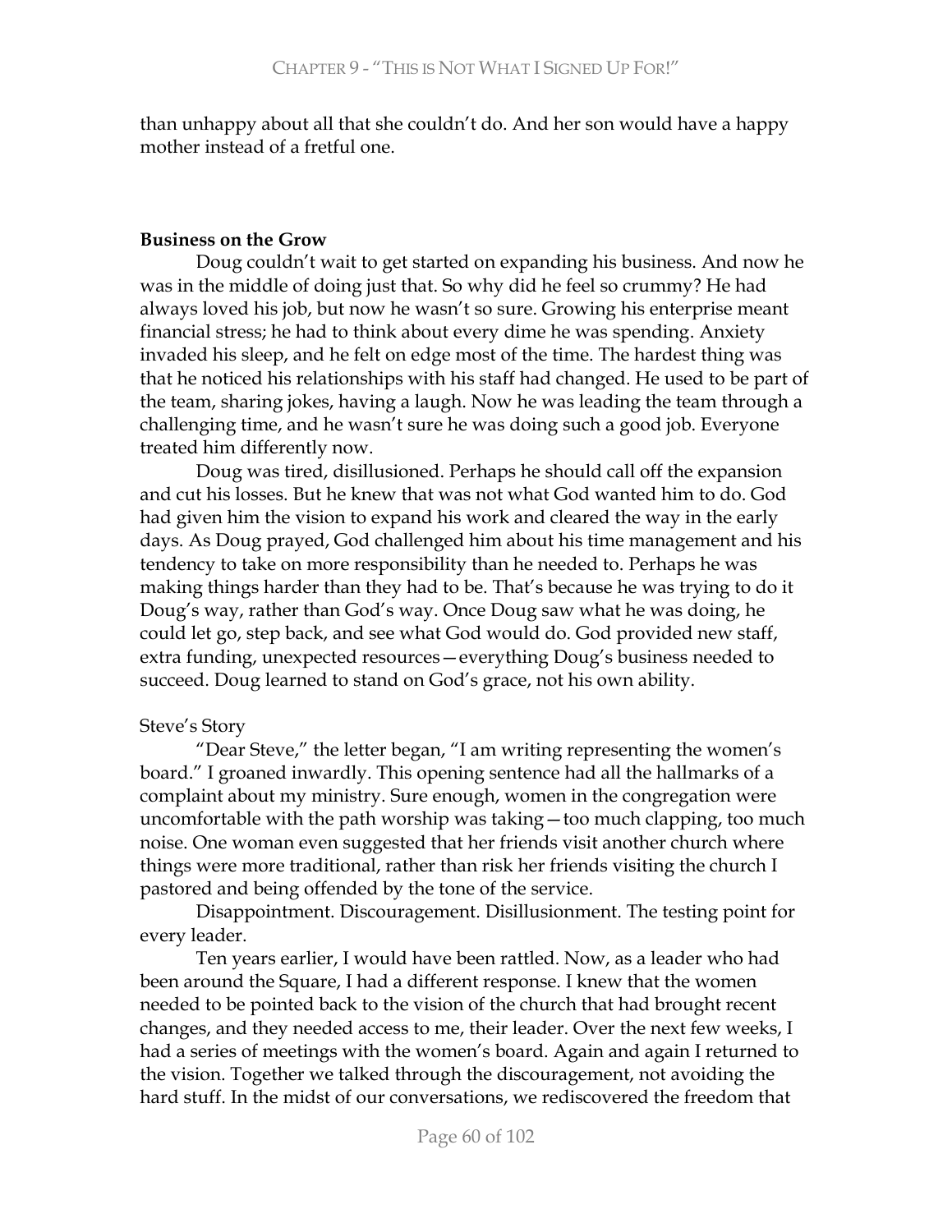than unhappy about all that she couldn't do. And her son would have a happy mother instead of a fretful one.

**Business on the Grow**

Doug couldn't wait to get started on expanding his business. And now he was in the middle of doing just that. So why did he feel so crummy? He had always loved his job, but now he wasn't so sure. Growing his enterprise meant financial stress; he had to think about every dime he was spending. Anxiety invaded his sleep, and he felt on edge most of the time. The hardest thing was that he noticed his relationships with his staff had changed. He used to be part of the team, sharing jokes, having a laugh. Now he was leading the team through a challenging time, and he wasn't sure he was doing such a good job. Everyone treated him differently now.

Doug was tired, disillusioned. Perhaps he should call off the expansion and cut his losses. But he knew that was not what God wanted him to do. God had given him the vision to expand his work and cleared the way in the early days. As Doug prayed, God challenged him about his time management and his tendency to take on more responsibility than he needed to. Perhaps he was making things harder than they had to be. That's because he was trying to do it Doug's way, rather than God's way. Once Doug saw what he was doing, he could let go, step back, and see what God would do. God provided new staff, extra funding, unexpected resources—everything Doug's business needed to succeed. Doug learned to stand on God's grace, not his own ability.

Steve's Story

"Dear Steve," the letter began, "I am writing representing the women's board." I groaned inwardly. This opening sentence had all the hallmarks of a complaint about my ministry. Sure enough, women in the congregation were uncomfortable with the path worship was taking—too much clapping, too much noise. One woman even suggested that her friends visit another church where things were more traditional, rather than risk her friends visiting the church I pastored and being offended by the tone of the service.

Disappointment. Discouragement. Disillusionment. The testing point for every leader.

Ten years earlier, I would have been rattled. Now, as a leader who had been around the Square, I had a different response. I knew that the women needed to be pointed back to the vision of the church that had brought recent changes, and they needed access to me, their leader. Over the next few weeks, I had a series of meetings with the women's board. Again and again I returned to the vision. Together we talked through the discouragement, not avoiding the hard stuff. In the midst of our conversations, we rediscovered the freedom that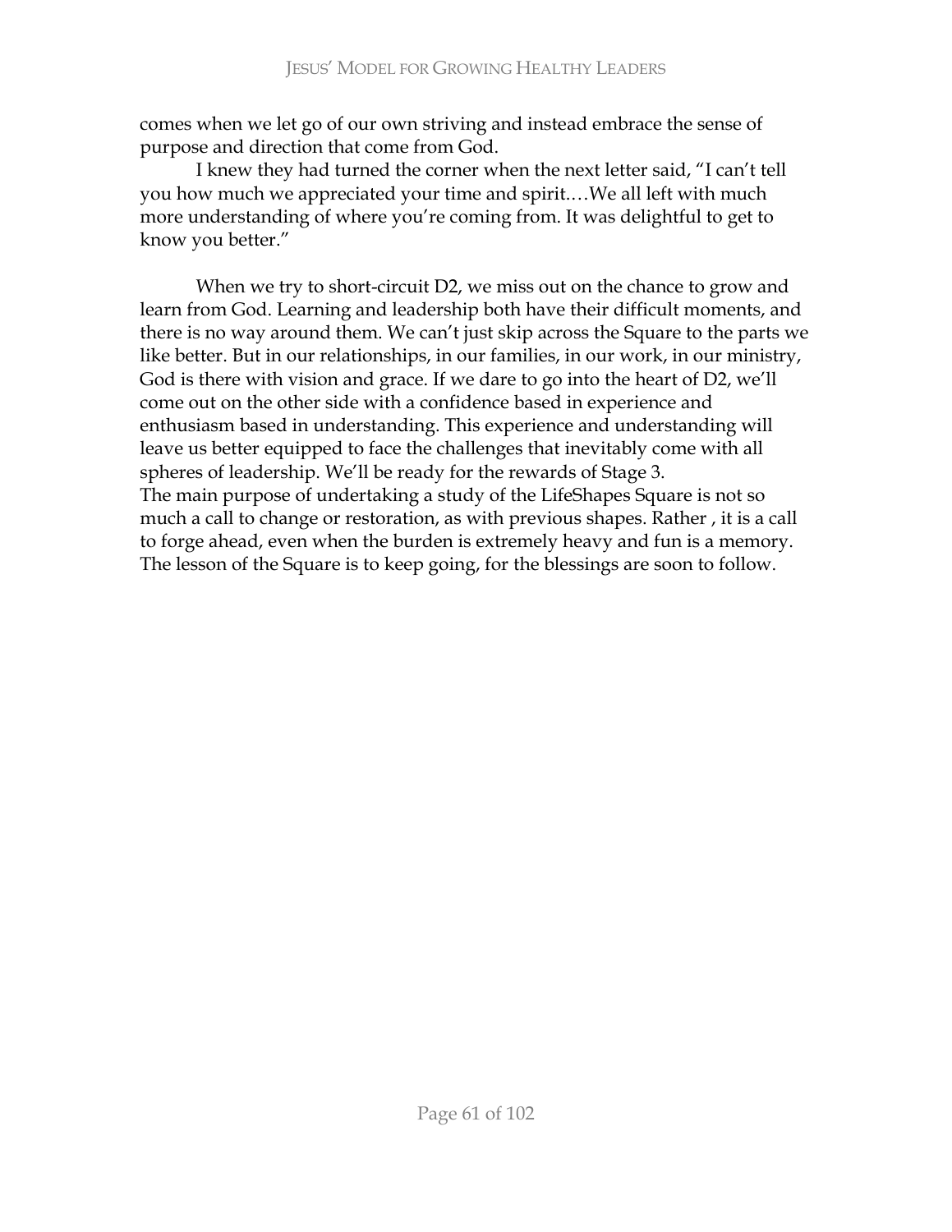comes when we let go of our own striving and instead embrace the sense of purpose and direction that come from God.

I knew they had turned the corner when the next letter said, "I can't tell you how much we appreciated your time and spirit.…We all left with much more understanding of where you're coming from. It was delightful to get to know you better."

When we try to short-circuit D2, we miss out on the chance to grow and learn from God. Learning and leadership both have their difficult moments, and there is no way around them. We can't just skip across the Square to the parts we like better. But in our relationships, in our families, in our work, in our ministry, God is there with vision and grace. If we dare to go into the heart of D2, we'll come out on the other side with a confidence based in experience and enthusiasm based in understanding. This experience and understanding will leave us better equipped to face the challenges that inevitably come with all spheres of leadership. We'll be ready for the rewards of Stage 3.
The main purpose of undertaking a study of the LifeShapes Square is not so much a call to change or restoration, as with previous shapes. Rather , it is a call to forge ahead, even when the burden is extremely heavy and fun is a memory. The lesson of the Square is to keep going, for the blessings are soon to follow.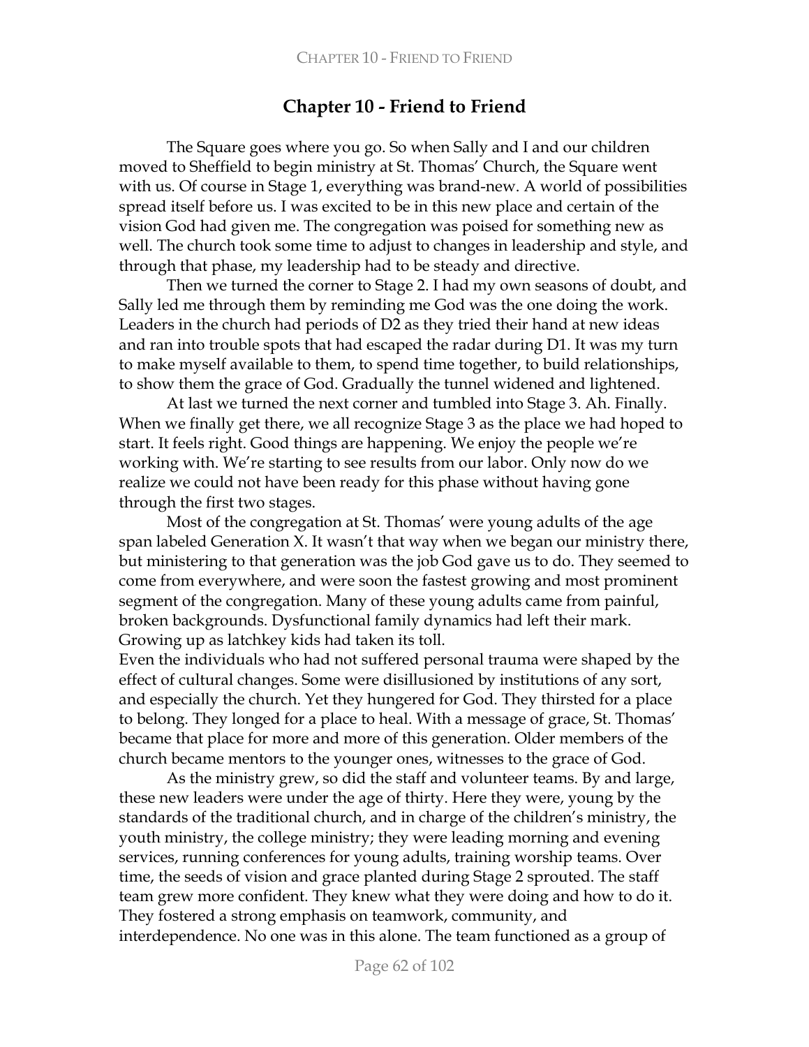# Chapter 10 - Friend to Friend

The Square goes where you go. So when Sally and I and our children moved to Sheffield to begin ministry at St. Thomas' Church, the Square went with us. Of course in Stage 1, everything was brand-new. A world of possibilities spread itself before us. I was excited to be in this new place and certain of the vision God had given me. The congregation was poised for something new as well. The church took some time to adjust to changes in leadership and style, and through that phase, my leadership had to be steady and directive.

Then we turned the corner to Stage 2. I had my own seasons of doubt, and Sally led me through them by reminding me God was the one doing the work. Leaders in the church had periods of D2 as they tried their hand at new ideas and ran into trouble spots that had escaped the radar during D1. It was my turn to make myself available to them, to spend time together, to build relationships, to show them the grace of God. Gradually the tunnel widened and lightened.

At last we turned the next corner and tumbled into Stage 3. Ah. Finally. When we finally get there, we all recognize Stage 3 as the place we had hoped to start. It feels right. Good things are happening. We enjoy the people we're working with. We're starting to see results from our labor. Only now do we realize we could not have been ready for this phase without having gone through the first two stages.

Most of the congregation at St. Thomas' were young adults of the age span labeled Generation X. It wasn't that way when we began our ministry there, but ministering to that generation was the job God gave us to do. They seemed to come from everywhere, and were soon the fastest growing and most prominent segment of the congregation. Many of these young adults came from painful, broken backgrounds. Dysfunctional family dynamics had left their mark. Growing up as latchkey kids had taken its toll.

Even the individuals who had not suffered personal trauma were shaped by the effect of cultural changes. Some were disillusioned by institutions of any sort, and especially the church. Yet they hungered for God. They thirsted for a place to belong. They longed for a place to heal. With a message of grace, St. Thomas' became that place for more and more of this generation. Older members of the church became mentors to the younger ones, witnesses to the grace of God.

As the ministry grew, so did the staff and volunteer teams. By and large, these new leaders were under the age of thirty. Here they were, young by the standards of the traditional church, and in charge of the children's ministry, the youth ministry, the college ministry; they were leading morning and evening services, running conferences for young adults, training worship teams. Over time, the seeds of vision and grace planted during Stage 2 sprouted. The staff team grew more confident. They knew what they were doing and how to do it. They fostered a strong emphasis on teamwork, community, and interdependence. No one was in this alone. The team functioned as a group of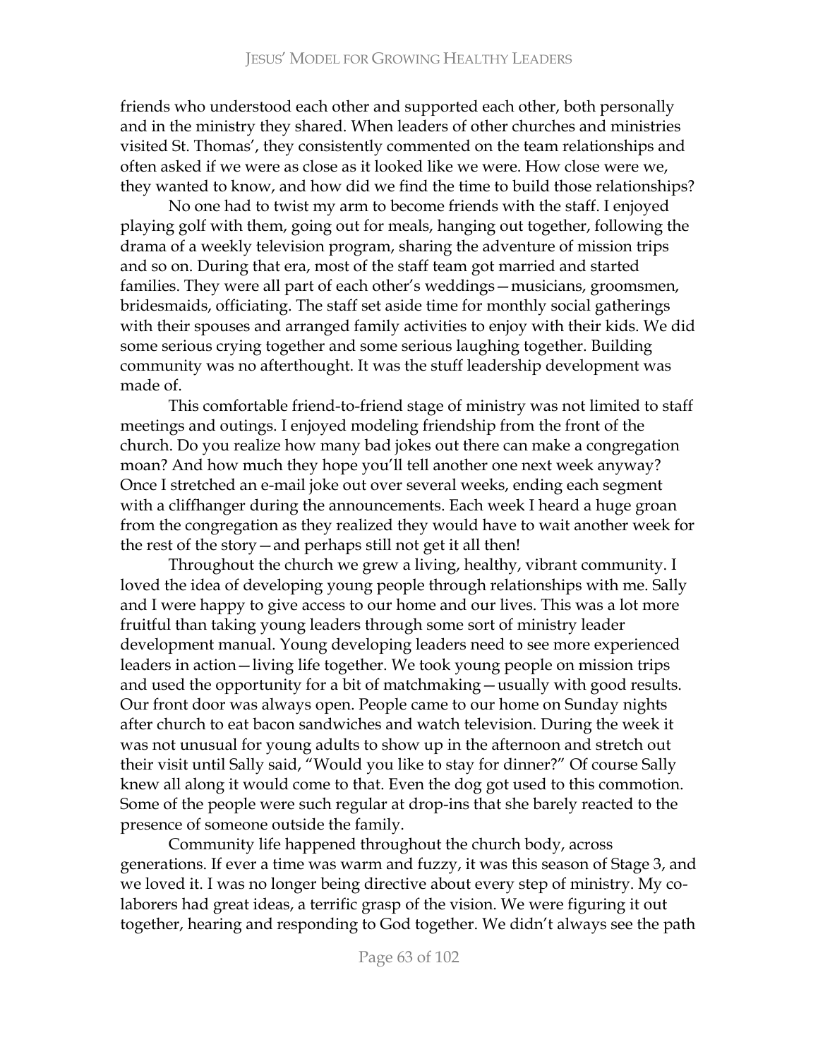friends who understood each other and supported each other, both personally and in the ministry they shared. When leaders of other churches and ministries visited St. Thomas', they consistently commented on the team relationships and often asked if we were as close as it looked like we were. How close were we, they wanted to know, and how did we find the time to build those relationships?

No one had to twist my arm to become friends with the staff. I enjoyed playing golf with them, going out for meals, hanging out together, following the drama of a weekly television program, sharing the adventure of mission trips and so on. During that era, most of the staff team got married and started families. They were all part of each other's weddings—musicians, groomsmen, bridesmaids, officiating. The staff set aside time for monthly social gatherings with their spouses and arranged family activities to enjoy with their kids. We did some serious crying together and some serious laughing together. Building community was no afterthought. It was the stuff leadership development was made of.

This comfortable friend-to-friend stage of ministry was not limited to staff meetings and outings. I enjoyed modeling friendship from the front of the church. Do you realize how many bad jokes out there can make a congregation moan? And how much they hope you'll tell another one next week anyway? Once I stretched an e-mail joke out over several weeks, ending each segment with a cliffhanger during the announcements. Each week I heard a huge groan from the congregation as they realized they would have to wait another week for the rest of the story—and perhaps still not get it all then!

Throughout the church we grew a living, healthy, vibrant community. I loved the idea of developing young people through relationships with me. Sally and I were happy to give access to our home and our lives. This was a lot more fruitful than taking young leaders through some sort of ministry leader development manual. Young developing leaders need to see more experienced leaders in action—living life together. We took young people on mission trips and used the opportunity for a bit of matchmaking—usually with good results. Our front door was always open. People came to our home on Sunday nights after church to eat bacon sandwiches and watch television. During the week it was not unusual for young adults to show up in the afternoon and stretch out their visit until Sally said, "Would you like to stay for dinner?" Of course Sally knew all along it would come to that. Even the dog got used to this commotion. Some of the people were such regular at drop-ins that she barely reacted to the presence of someone outside the family.

Community life happened throughout the church body, across generations. If ever a time was warm and fuzzy, it was this season of Stage 3, and we loved it. I was no longer being directive about every step of ministry. My co-laborers had great ideas, a terrific grasp of the vision. We were figuring it out together, hearing and responding to God together. We didn't always see the path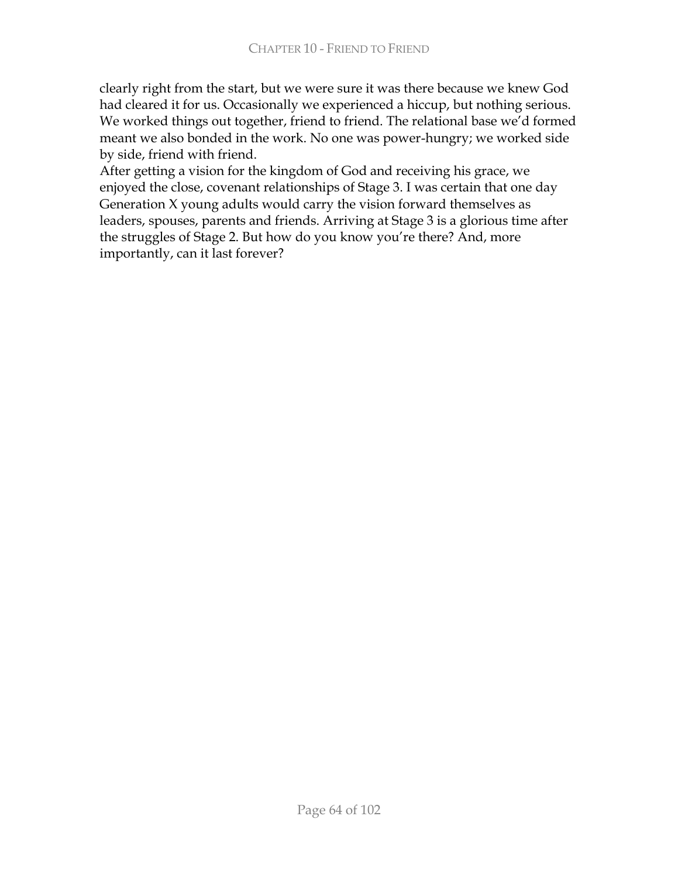clearly right from the start, but we were sure it was there because we knew God had cleared it for us. Occasionally we experienced a hiccup, but nothing serious. We worked things out together, friend to friend. The relational base we'd formed meant we also bonded in the work. No one was power-hungry; we worked side by side, friend with friend.

After getting a vision for the kingdom of God and receiving his grace, we enjoyed the close, covenant relationships of Stage 3. I was certain that one day Generation X young adults would carry the vision forward themselves as leaders, spouses, parents and friends. Arriving at Stage 3 is a glorious time after the struggles of Stage 2. But how do you know you're there? And, more importantly, can it last forever?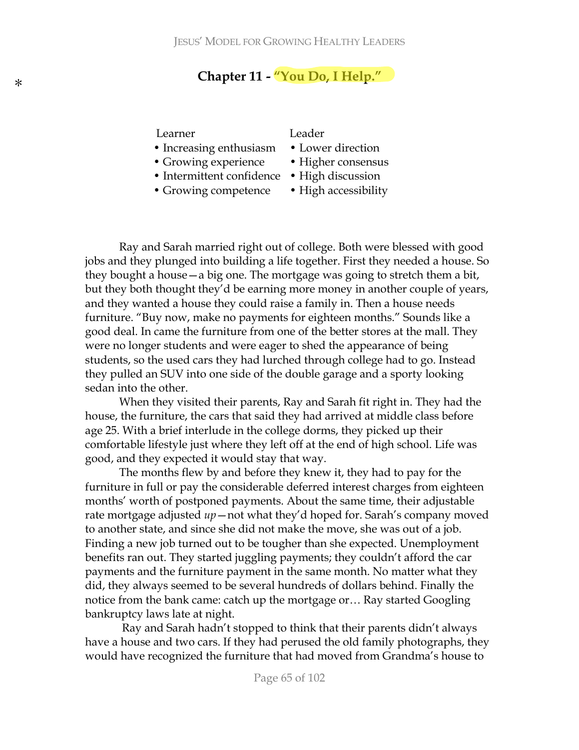*

# Chapter 11 - "You Do, I Help."

| Learner | Leader |
| --- | --- |
| • Increasing enthusiasm | • Lower direction |
| • Growing experience | • Higher consensus |
| • Intermittent confidence | • High discussion |
| • Growing competence | • High accessibility |

Ray and Sarah married right out of college. Both were blessed with good jobs and they plunged into building a life together. First they needed a house. So they bought a house—a big one. The mortgage was going to stretch them a bit, but they both thought they'd be earning more money in another couple of years, and they wanted a house they could raise a family in. Then a house needs furniture. "Buy now, make no payments for eighteen months." Sounds like a good deal. In came the furniture from one of the better stores at the mall. They were no longer students and were eager to shed the appearance of being students, so the used cars they had lurched through college had to go. Instead they pulled an SUV into one side of the double garage and a sporty looking sedan into the other.

When they visited their parents, Ray and Sarah fit right in. They had the house, the furniture, the cars that said they had arrived at middle class before age 25. With a brief interlude in the college dorms, they picked up their comfortable lifestyle just where they left off at the end of high school. Life was good, and they expected it would stay that way.

The months flew by and before they knew it, they had to pay for the furniture in full or pay the considerable deferred interest charges from eighteen months' worth of postponed payments. About the same time, their adjustable rate mortgage adjusted *up*—not what they'd hoped for. Sarah's company moved to another state, and since she did not make the move, she was out of a job. Finding a new job turned out to be tougher than she expected. Unemployment benefits ran out. They started juggling payments; they couldn't afford the car payments and the furniture payment in the same month. No matter what they did, they always seemed to be several hundreds of dollars behind. Finally the notice from the bank came: catch up the mortgage or… Ray started Googling bankruptcy laws late at night.

Ray and Sarah hadn't stopped to think that their parents didn't always have a house and two cars. If they had perused the old family photographs, they would have recognized the furniture that had moved from Grandma's house to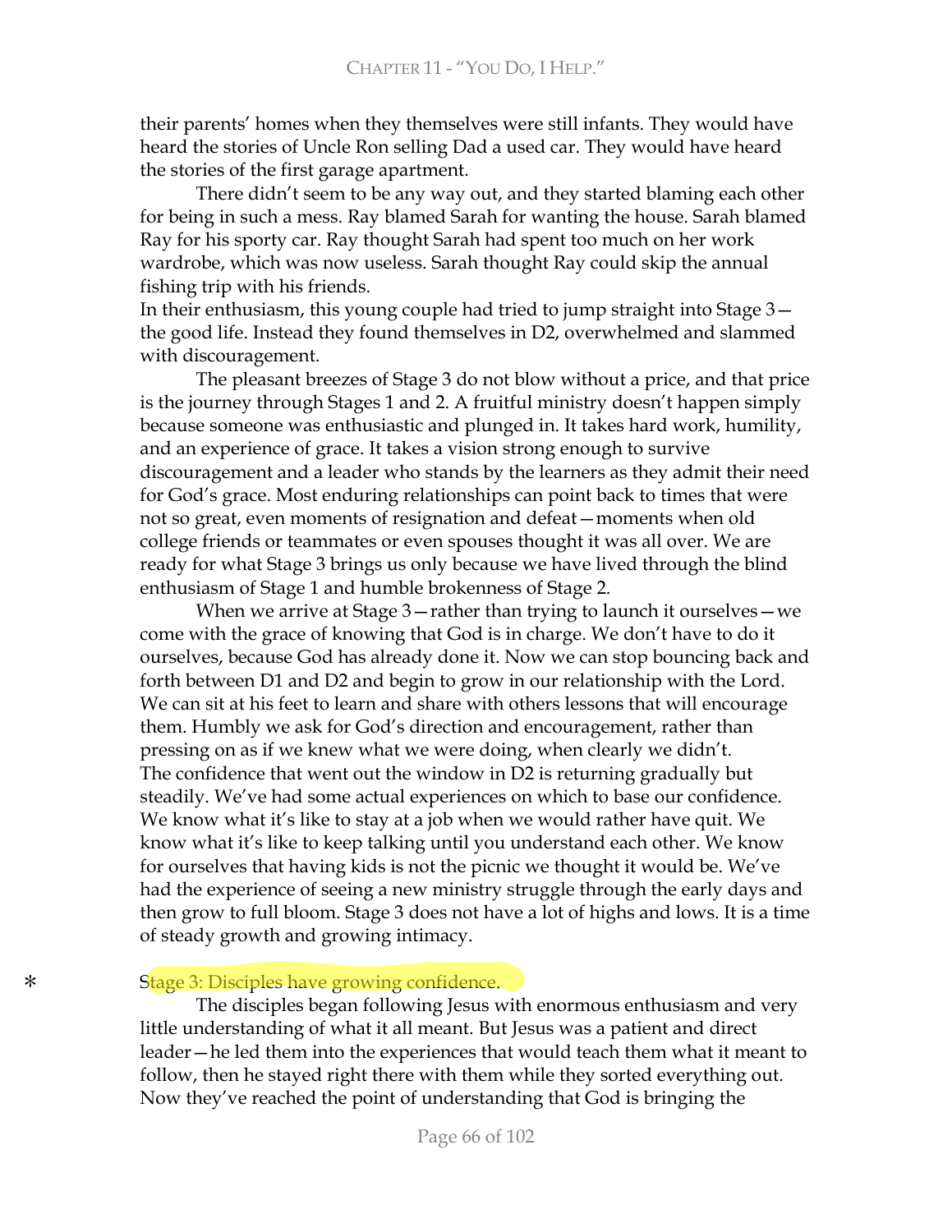their parents' homes when they themselves were still infants. They would have heard the stories of Uncle Ron selling Dad a used car. They would have heard the stories of the first garage apartment.

There didn't seem to be any way out, and they started blaming each other for being in such a mess. Ray blamed Sarah for wanting the house. Sarah blamed Ray for his sporty car. Ray thought Sarah had spent too much on her work wardrobe, which was now useless. Sarah thought Ray could skip the annual fishing trip with his friends.

In their enthusiasm, this young couple had tried to jump straight into Stage 3—the good life. Instead they found themselves in D2, overwhelmed and slammed with discouragement.

The pleasant breezes of Stage 3 do not blow without a price, and that price is the journey through Stages 1 and 2. A fruitful ministry doesn't happen simply because someone was enthusiastic and plunged in. It takes hard work, humility, and an experience of grace. It takes a vision strong enough to survive discouragement and a leader who stands by the learners as they admit their need for God's grace. Most enduring relationships can point back to times that were not so great, even moments of resignation and defeat—moments when old college friends or teammates or even spouses thought it was all over. We are ready for what Stage 3 brings us only because we have lived through the blind enthusiasm of Stage 1 and humble brokenness of Stage 2.

When we arrive at Stage 3—rather than trying to launch it ourselves—we come with the grace of knowing that God is in charge. We don't have to do it ourselves, because God has already done it. Now we can stop bouncing back and forth between D1 and D2 and begin to grow in our relationship with the Lord. We can sit at his feet to learn and share with others lessons that will encourage them. Humbly we ask for God's direction and encouragement, rather than pressing on as if we knew what we were doing, when clearly we didn't.

The confidence that went out the window in D2 is returning gradually but steadily. We've had some actual experiences on which to base our confidence. We know what it's like to stay at a job when we would rather have quit. We know what it's like to keep talking until you understand each other. We know for ourselves that having kids is not the picnic we thought it would be. We've had the experience of seeing a new ministry struggle through the early days and then grow to full bloom. Stage 3 does not have a lot of highs and lows. It is a time of steady growth and growing intimacy.

\* Stage 3: Disciples have growing confidence.

The disciples began following Jesus with enormous enthusiasm and very little understanding of what it all meant. But Jesus was a patient and direct leader—he led them into the experiences that would teach them what it meant to follow, then he stayed right there with them while they sorted everything out. Now they've reached the point of understanding that God is bringing the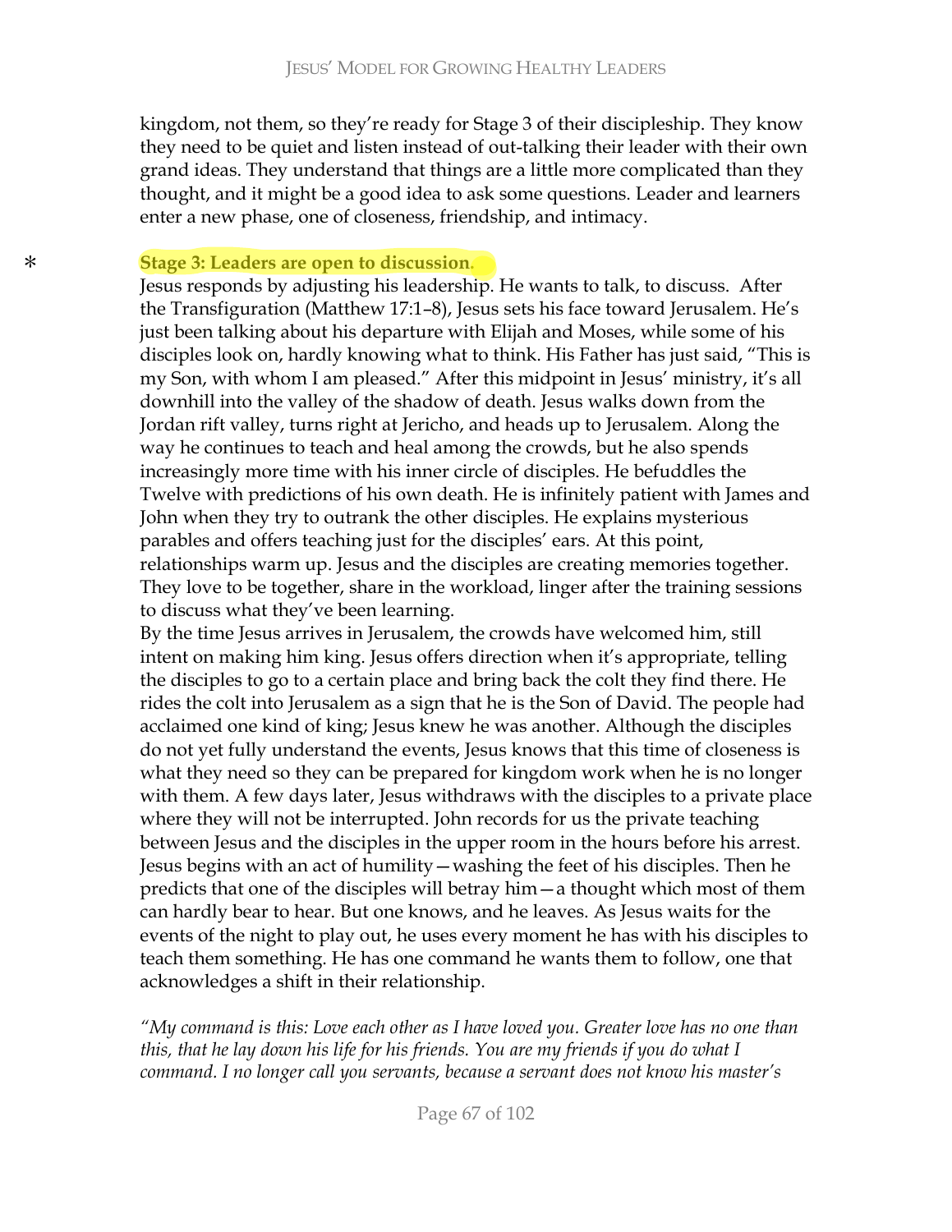kingdom, not them, so they're ready for Stage 3 of their discipleship. They know they need to be quiet and listen instead of out-talking their leader with their own grand ideas. They understand that things are a little more complicated than they thought, and it might be a good idea to ask some questions. Leader and learners enter a new phase, one of closeness, friendship, and intimacy.

* **Stage 3: Leaders are open to discussion.**

Jesus responds by adjusting his leadership. He wants to talk, to discuss. After the Transfiguration (Matthew 17:1–8), Jesus sets his face toward Jerusalem. He's just been talking about his departure with Elijah and Moses, while some of his disciples look on, hardly knowing what to think. His Father has just said, "This is my Son, with whom I am pleased." After this midpoint in Jesus' ministry, it's all downhill into the valley of the shadow of death. Jesus walks down from the Jordan rift valley, turns right at Jericho, and heads up to Jerusalem. Along the way he continues to teach and heal among the crowds, but he also spends increasingly more time with his inner circle of disciples. He befuddles the Twelve with predictions of his own death. He is infinitely patient with James and John when they try to outrank the other disciples. He explains mysterious parables and offers teaching just for the disciples' ears. At this point, relationships warm up. Jesus and the disciples are creating memories together. They love to be together, share in the workload, linger after the training sessions to discuss what they've been learning.

By the time Jesus arrives in Jerusalem, the crowds have welcomed him, still intent on making him king. Jesus offers direction when it's appropriate, telling the disciples to go to a certain place and bring back the colt they find there. He rides the colt into Jerusalem as a sign that he is the Son of David. The people had acclaimed one kind of king; Jesus knew he was another. Although the disciples do not yet fully understand the events, Jesus knows that this time of closeness is what they need so they can be prepared for kingdom work when he is no longer with them. A few days later, Jesus withdraws with the disciples to a private place where they will not be interrupted. John records for us the private teaching between Jesus and the disciples in the upper room in the hours before his arrest. Jesus begins with an act of humility—washing the feet of his disciples. Then he predicts that one of the disciples will betray him—a thought which most of them can hardly bear to hear. But one knows, and he leaves. As Jesus waits for the events of the night to play out, he uses every moment he has with his disciples to teach them something. He has one command he wants them to follow, one that acknowledges a shift in their relationship.

*"My command is this: Love each other as I have loved you. Greater love has no one than this, that he lay down his life for his friends. You are my friends if you do what I command. I no longer call you servants, because a servant does not know his master's*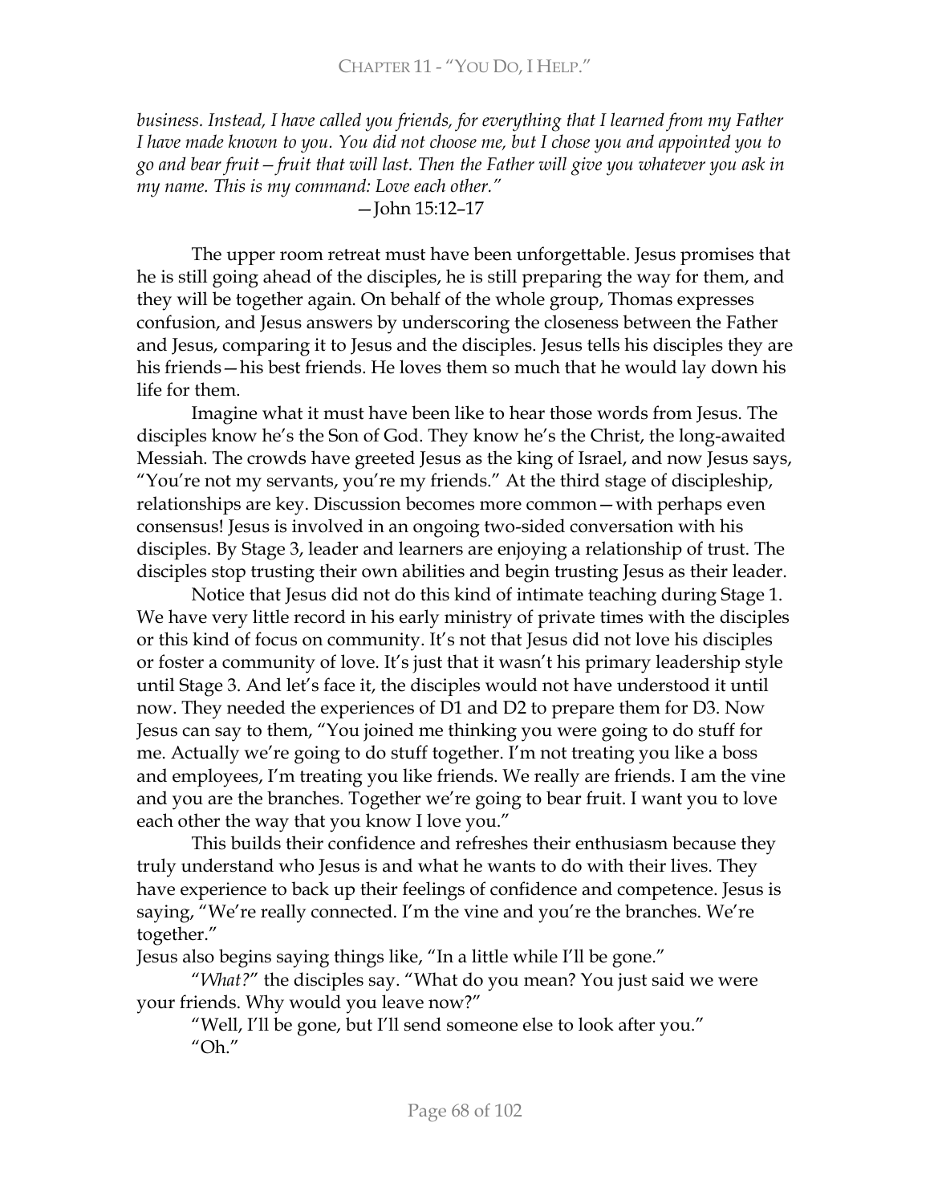*business. Instead, I have called you friends, for everything that I learned from my Father I have made known to you. You did not choose me, but I chose you and appointed you to go and bear fruit—fruit that will last. Then the Father will give you whatever you ask in my name. This is my command: Love each other."*

—John 15:12–17

The upper room retreat must have been unforgettable. Jesus promises that he is still going ahead of the disciples, he is still preparing the way for them, and they will be together again. On behalf of the whole group, Thomas expresses confusion, and Jesus answers by underscoring the closeness between the Father and Jesus, comparing it to Jesus and the disciples. Jesus tells his disciples they are his friends—his best friends. He loves them so much that he would lay down his life for them.

Imagine what it must have been like to hear those words from Jesus. The disciples know he's the Son of God. They know he's the Christ, the long-awaited Messiah. The crowds have greeted Jesus as the king of Israel, and now Jesus says, "You're not my servants, you're my friends." At the third stage of discipleship, relationships are key. Discussion becomes more common—with perhaps even consensus! Jesus is involved in an ongoing two-sided conversation with his disciples. By Stage 3, leader and learners are enjoying a relationship of trust. The disciples stop trusting their own abilities and begin trusting Jesus as their leader.

Notice that Jesus did not do this kind of intimate teaching during Stage 1. We have very little record in his early ministry of private times with the disciples or this kind of focus on community. It's not that Jesus did not love his disciples or foster a community of love. It's just that it wasn't his primary leadership style until Stage 3. And let's face it, the disciples would not have understood it until now. They needed the experiences of D1 and D2 to prepare them for D3. Now Jesus can say to them, "You joined me thinking you were going to do stuff for me. Actually we're going to do stuff together. I'm not treating you like a boss and employees, I'm treating you like friends. We really are friends. I am the vine and you are the branches. Together we're going to bear fruit. I want you to love each other the way that you know I love you."

This builds their confidence and refreshes their enthusiasm because they truly understand who Jesus is and what he wants to do with their lives. They have experience to back up their feelings of confidence and competence. Jesus is saying, "We're really connected. I'm the vine and you're the branches. We're together."

Jesus also begins saying things like, "In a little while I'll be gone."

"*What?*" the disciples say. "What do you mean? You just said we were your friends. Why would you leave now?"

"Well, I'll be gone, but I'll send someone else to look after you."

"Oh."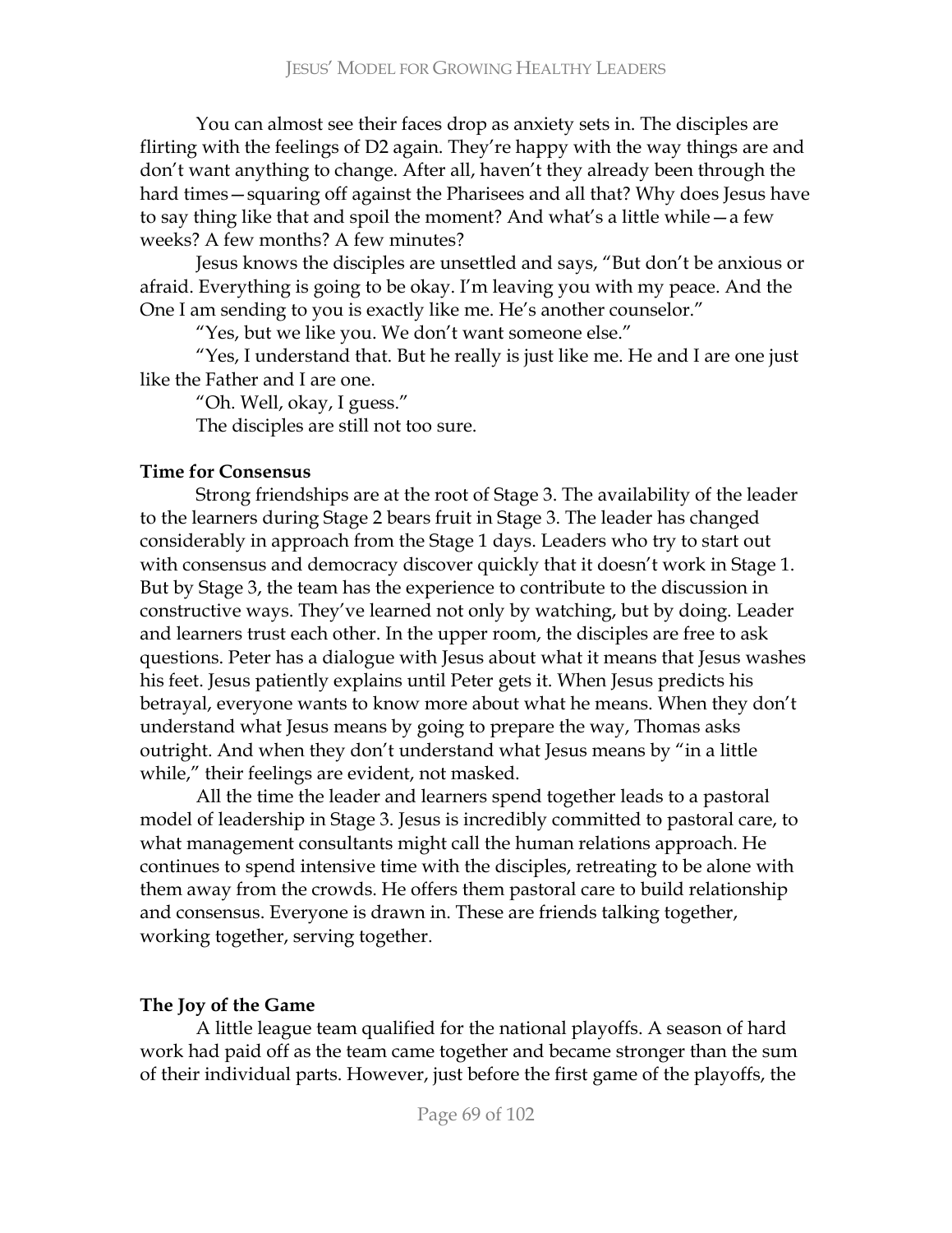You can almost see their faces drop as anxiety sets in. The disciples are flirting with the feelings of D2 again. They're happy with the way things are and don't want anything to change. After all, haven't they already been through the hard times—squaring off against the Pharisees and all that? Why does Jesus have to say thing like that and spoil the moment? And what's a little while—a few weeks? A few months? A few minutes?

Jesus knows the disciples are unsettled and says, "But don't be anxious or afraid. Everything is going to be okay. I'm leaving you with my peace. And the One I am sending to you is exactly like me. He's another counselor."

"Yes, but we like you. We don't want someone else."

"Yes, I understand that. But he really is just like me. He and I are one just like the Father and I are one.

"Oh. Well, okay, I guess."

The disciples are still not too sure.

**Time for Consensus**

Strong friendships are at the root of Stage 3. The availability of the leader to the learners during Stage 2 bears fruit in Stage 3. The leader has changed considerably in approach from the Stage 1 days. Leaders who try to start out with consensus and democracy discover quickly that it doesn't work in Stage 1. But by Stage 3, the team has the experience to contribute to the discussion in constructive ways. They've learned not only by watching, but by doing. Leader and learners trust each other. In the upper room, the disciples are free to ask questions. Peter has a dialogue with Jesus about what it means that Jesus washes his feet. Jesus patiently explains until Peter gets it. When Jesus predicts his betrayal, everyone wants to know more about what he means. When they don't understand what Jesus means by going to prepare the way, Thomas asks outright. And when they don't understand what Jesus means by "in a little while," their feelings are evident, not masked.

All the time the leader and learners spend together leads to a pastoral model of leadership in Stage 3. Jesus is incredibly committed to pastoral care, to what management consultants might call the human relations approach. He continues to spend intensive time with the disciples, retreating to be alone with them away from the crowds. He offers them pastoral care to build relationship and consensus. Everyone is drawn in. These are friends talking together, working together, serving together.

**The Joy of the Game**

A little league team qualified for the national playoffs. A season of hard work had paid off as the team came together and became stronger than the sum of their individual parts. However, just before the first game of the playoffs, the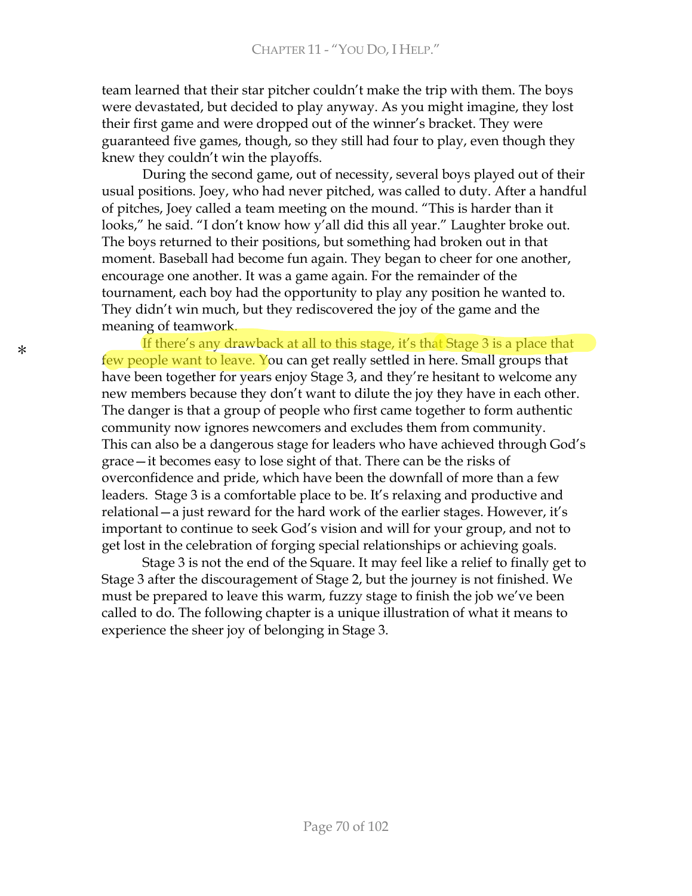team learned that their star pitcher couldn't make the trip with them. The boys were devastated, but decided to play anyway. As you might imagine, they lost their first game and were dropped out of the winner's bracket. They were guaranteed five games, though, so they still had four to play, even though they knew they couldn't win the playoffs.

During the second game, out of necessity, several boys played out of their usual positions. Joey, who had never pitched, was called to duty. After a handful of pitches, Joey called a team meeting on the mound. "This is harder than it looks," he said. "I don't know how y'all did this all year." Laughter broke out. The boys returned to their positions, but something had broken out in that moment. Baseball had become fun again. They began to cheer for one another, encourage one another. It was a game again. For the remainder of the tournament, each boy had the opportunity to play any position he wanted to. They didn't win much, but they rediscovered the joy of the game and the meaning of teamwork.

\* If there's any drawback at all to this stage, it's that Stage 3 is a place that few people want to leave. You can get really settled in here. Small groups that have been together for years enjoy Stage 3, and they're hesitant to welcome any new members because they don't want to dilute the joy they have in each other. The danger is that a group of people who first came together to form authentic community now ignores newcomers and excludes them from community. This can also be a dangerous stage for leaders who have achieved through God's grace—it becomes easy to lose sight of that. There can be the risks of overconfidence and pride, which have been the downfall of more than a few leaders. Stage 3 is a comfortable place to be. It's relaxing and productive and relational—a just reward for the hard work of the earlier stages. However, it's important to continue to seek God's vision and will for your group, and not to get lost in the celebration of forging special relationships or achieving goals.

Stage 3 is not the end of the Square. It may feel like a relief to finally get to Stage 3 after the discouragement of Stage 2, but the journey is not finished. We must be prepared to leave this warm, fuzzy stage to finish the job we've been called to do. The following chapter is a unique illustration of what it means to experience the sheer joy of belonging in Stage 3.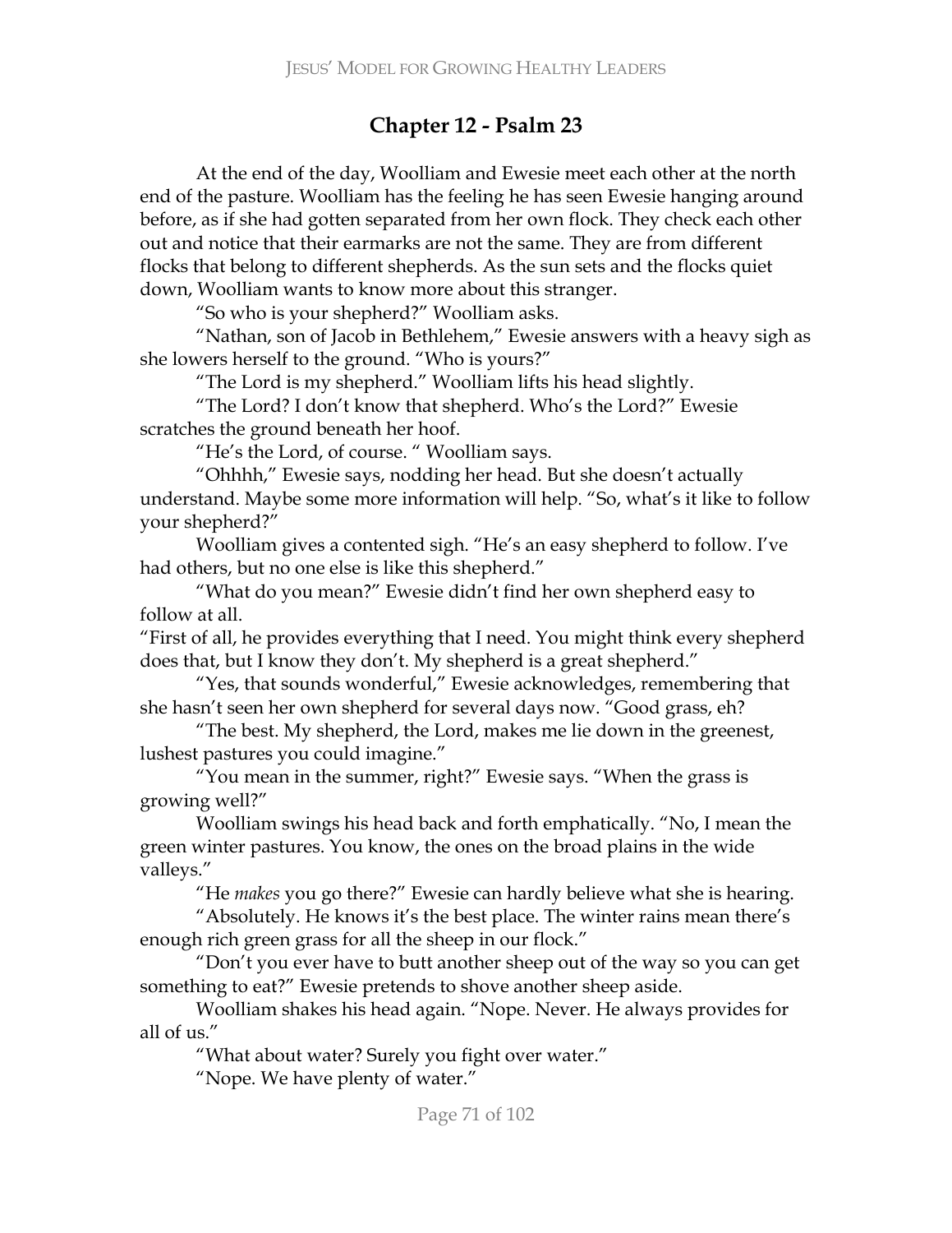## Chapter 12 - Psalm 23

At the end of the day, Woolliam and Ewesie meet each other at the north end of the pasture. Woolliam has the feeling he has seen Ewesie hanging around before, as if she had gotten separated from her own flock. They check each other out and notice that their earmarks are not the same. They are from different flocks that belong to different shepherds. As the sun sets and the flocks quiet down, Woolliam wants to know more about this stranger.

"So who is your shepherd?" Woolliam asks.

"Nathan, son of Jacob in Bethlehem," Ewesie answers with a heavy sigh as she lowers herself to the ground. "Who is yours?"

"The Lord is my shepherd." Woolliam lifts his head slightly.

"The Lord? I don't know that shepherd. Who's the Lord?" Ewesie scratches the ground beneath her hoof.

"He's the Lord, of course. " Woolliam says.

"Ohhhh," Ewesie says, nodding her head. But she doesn't actually understand. Maybe some more information will help. "So, what's it like to follow your shepherd?"

Woolliam gives a contented sigh. "He's an easy shepherd to follow. I've had others, but no one else is like this shepherd."

"What do you mean?" Ewesie didn't find her own shepherd easy to follow at all.

"First of all, he provides everything that I need. You might think every shepherd does that, but I know they don't. My shepherd is a great shepherd."

"Yes, that sounds wonderful," Ewesie acknowledges, remembering that she hasn't seen her own shepherd for several days now. "Good grass, eh?

"The best. My shepherd, the Lord, makes me lie down in the greenest, lushest pastures you could imagine."

"You mean in the summer, right?" Ewesie says. "When the grass is growing well?"

Woolliam swings his head back and forth emphatically. "No, I mean the green winter pastures. You know, the ones on the broad plains in the wide valleys."

"He *makes* you go there?" Ewesie can hardly believe what she is hearing.

"Absolutely. He knows it's the best place. The winter rains mean there's enough rich green grass for all the sheep in our flock."

"Don't you ever have to butt another sheep out of the way so you can get something to eat?" Ewesie pretends to shove another sheep aside.

Woolliam shakes his head again. "Nope. Never. He always provides for all of us."

"What about water? Surely you fight over water."

"Nope. We have plenty of water."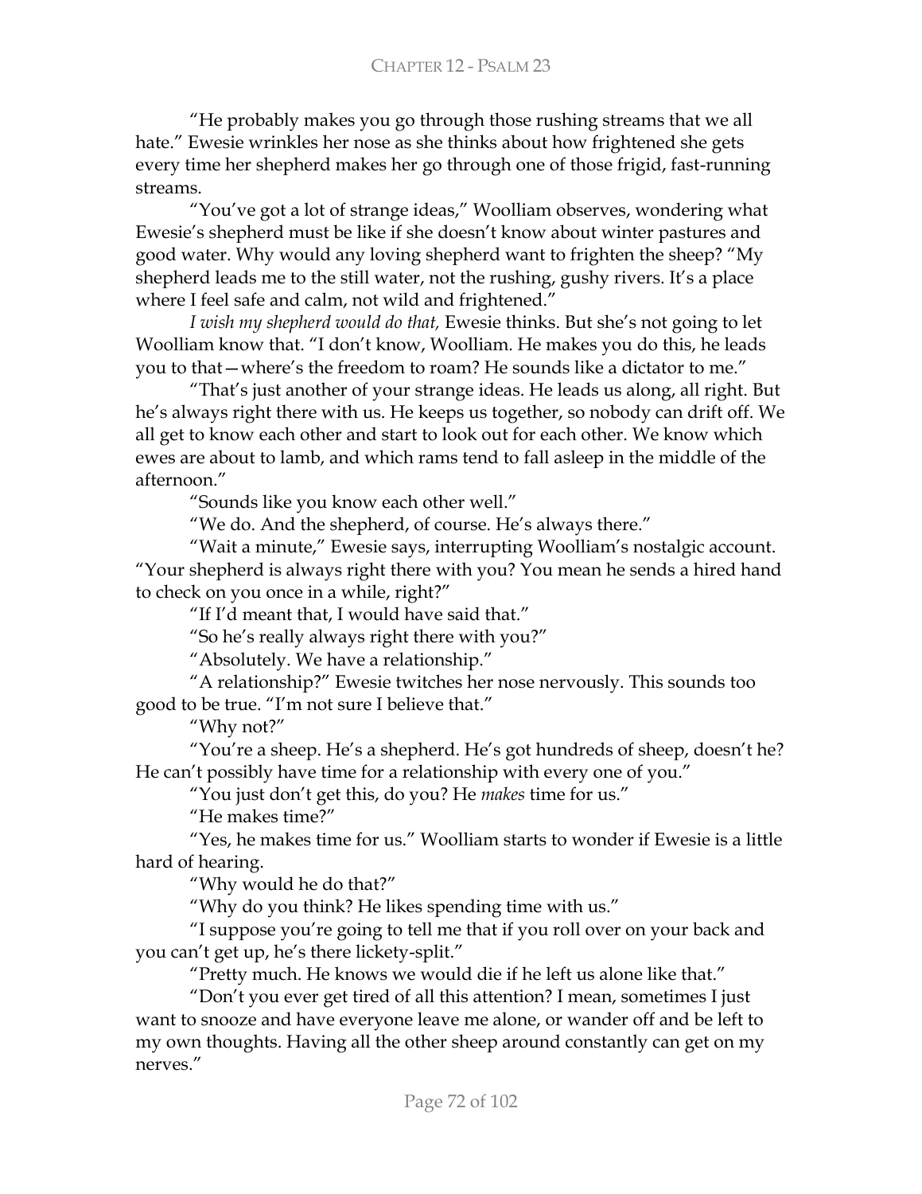"He probably makes you go through those rushing streams that we all hate." Ewesie wrinkles her nose as she thinks about how frightened she gets every time her shepherd makes her go through one of those frigid, fast-running streams.

"You've got a lot of strange ideas," Woolliam observes, wondering what Ewesie's shepherd must be like if she doesn't know about winter pastures and good water. Why would any loving shepherd want to frighten the sheep? "My shepherd leads me to the still water, not the rushing, gushy rivers. It's a place where I feel safe and calm, not wild and frightened."

*I wish my shepherd would do that,* Ewesie thinks. But she's not going to let Woolliam know that. "I don't know, Woolliam. He makes you do this, he leads you to that—where's the freedom to roam? He sounds like a dictator to me."

"That's just another of your strange ideas. He leads us along, all right. But he's always right there with us. He keeps us together, so nobody can drift off. We all get to know each other and start to look out for each other. We know which ewes are about to lamb, and which rams tend to fall asleep in the middle of the afternoon."

"Sounds like you know each other well."

"We do. And the shepherd, of course. He's always there."

"Wait a minute," Ewesie says, interrupting Woolliam's nostalgic account. "Your shepherd is always right there with you? You mean he sends a hired hand to check on you once in a while, right?"

"If I'd meant that, I would have said that."

"So he's really always right there with you?"

"Absolutely. We have a relationship."

"A relationship?" Ewesie twitches her nose nervously. This sounds too good to be true. "I'm not sure I believe that."

"Why not?"

"You're a sheep. He's a shepherd. He's got hundreds of sheep, doesn't he? He can't possibly have time for a relationship with every one of you."

"You just don't get this, do you? He *makes* time for us."

"He makes time?"

"Yes, he makes time for us." Woolliam starts to wonder if Ewesie is a little hard of hearing.

"Why would he do that?"

"Why do you think? He likes spending time with us."

"I suppose you're going to tell me that if you roll over on your back and you can't get up, he's there lickety-split."

"Pretty much. He knows we would die if he left us alone like that."

"Don't you ever get tired of all this attention? I mean, sometimes I just want to snooze and have everyone leave me alone, or wander off and be left to my own thoughts. Having all the other sheep around constantly can get on my nerves."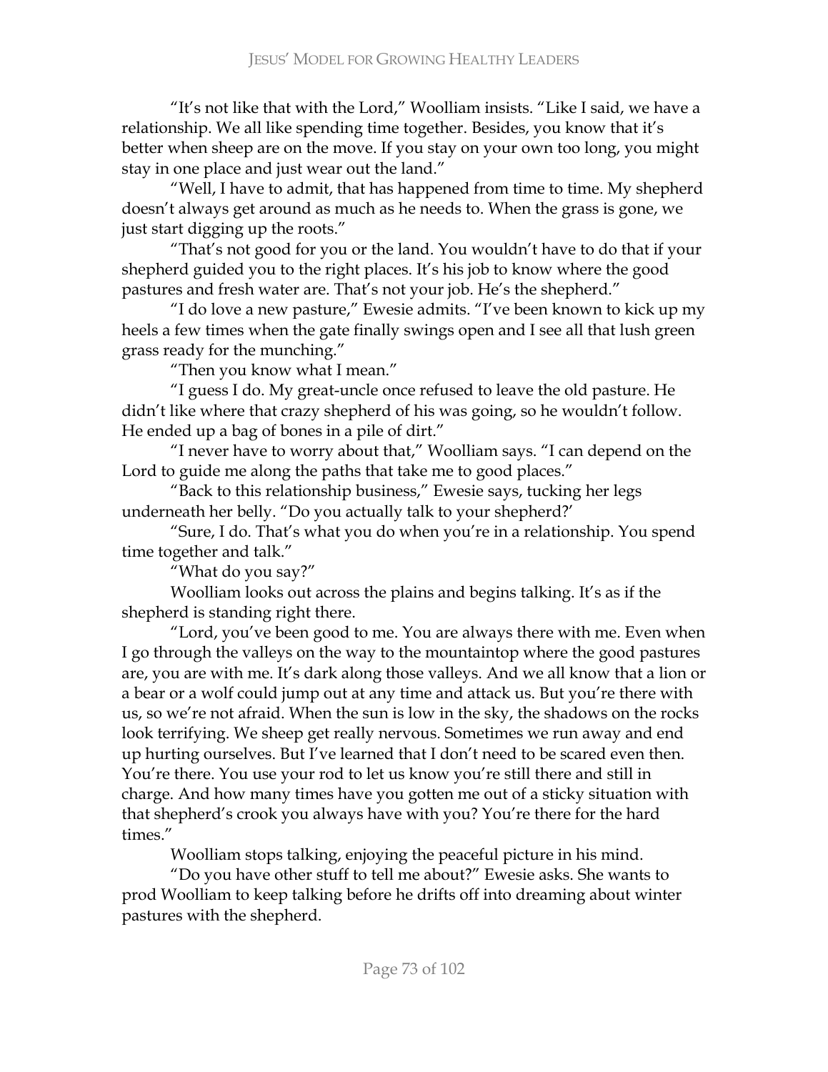"It's not like that with the Lord," Woolliam insists. "Like I said, we have a relationship. We all like spending time together. Besides, you know that it's better when sheep are on the move. If you stay on your own too long, you might stay in one place and just wear out the land."

"Well, I have to admit, that has happened from time to time. My shepherd doesn't always get around as much as he needs to. When the grass is gone, we just start digging up the roots."

"That's not good for you or the land. You wouldn't have to do that if your shepherd guided you to the right places. It's his job to know where the good pastures and fresh water are. That's not your job. He's the shepherd."

"I do love a new pasture," Ewesie admits. "I've been known to kick up my heels a few times when the gate finally swings open and I see all that lush green grass ready for the munching."

"Then you know what I mean."

"I guess I do. My great-uncle once refused to leave the old pasture. He didn't like where that crazy shepherd of his was going, so he wouldn't follow. He ended up a bag of bones in a pile of dirt."

"I never have to worry about that," Woolliam says. "I can depend on the Lord to guide me along the paths that take me to good places."

"Back to this relationship business," Ewesie says, tucking her legs underneath her belly. "Do you actually talk to your shepherd?'

"Sure, I do. That's what you do when you're in a relationship. You spend time together and talk."

"What do you say?"

Woolliam looks out across the plains and begins talking. It's as if the shepherd is standing right there.

"Lord, you've been good to me. You are always there with me. Even when I go through the valleys on the way to the mountaintop where the good pastures are, you are with me. It's dark along those valleys. And we all know that a lion or a bear or a wolf could jump out at any time and attack us. But you're there with us, so we're not afraid. When the sun is low in the sky, the shadows on the rocks look terrifying. We sheep get really nervous. Sometimes we run away and end up hurting ourselves. But I've learned that I don't need to be scared even then. You're there. You use your rod to let us know you're still there and still in charge. And how many times have you gotten me out of a sticky situation with that shepherd's crook you always have with you? You're there for the hard times."

Woolliam stops talking, enjoying the peaceful picture in his mind.

"Do you have other stuff to tell me about?" Ewesie asks. She wants to prod Woolliam to keep talking before he drifts off into dreaming about winter pastures with the shepherd.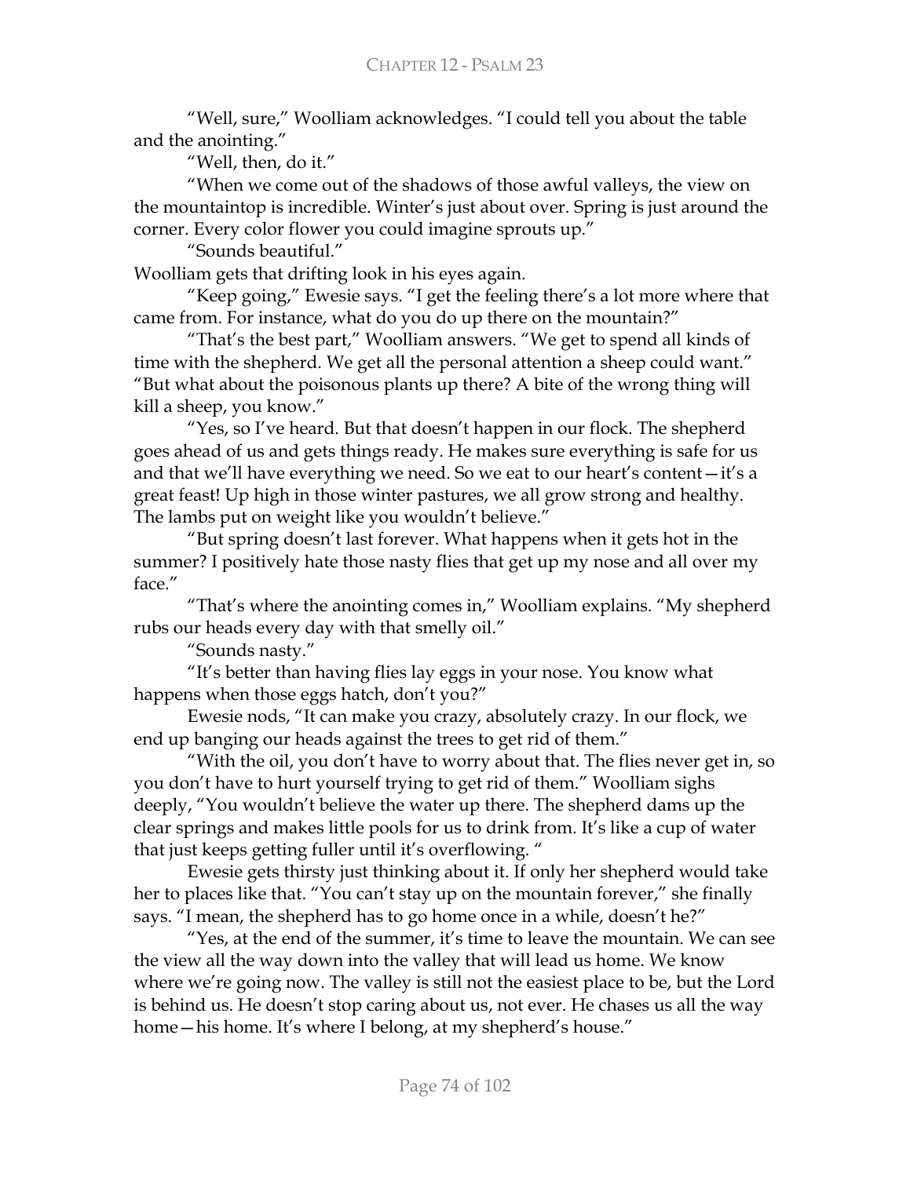"Well, sure," Woolliam acknowledges. "I could tell you about the table and the anointing."

"Well, then, do it."

"When we come out of the shadows of those awful valleys, the view on the mountaintop is incredible. Winter's just about over. Spring is just around the corner. Every color flower you could imagine sprouts up."

"Sounds beautiful."

Woolliam gets that drifting look in his eyes again.

"Keep going," Ewesie says. "I get the feeling there's a lot more where that came from. For instance, what do you do up there on the mountain?"

"That's the best part," Woolliam answers. "We get to spend all kinds of time with the shepherd. We get all the personal attention a sheep could want."

"But what about the poisonous plants up there? A bite of the wrong thing will kill a sheep, you know."

"Yes, so I've heard. But that doesn't happen in our flock. The shepherd goes ahead of us and gets things ready. He makes sure everything is safe for us and that we'll have everything we need. So we eat to our heart's content—it's a great feast! Up high in those winter pastures, we all grow strong and healthy. The lambs put on weight like you wouldn't believe."

"But spring doesn't last forever. What happens when it gets hot in the summer? I positively hate those nasty flies that get up my nose and all over my face."

"That's where the anointing comes in," Woolliam explains. "My shepherd rubs our heads every day with that smelly oil."

"Sounds nasty."

"It's better than having flies lay eggs in your nose. You know what happens when those eggs hatch, don't you?"

Ewesie nods, "It can make you crazy, absolutely crazy. In our flock, we end up banging our heads against the trees to get rid of them."

"With the oil, you don't have to worry about that. The flies never get in, so you don't have to hurt yourself trying to get rid of them." Woolliam sighs deeply, "You wouldn't believe the water up there. The shepherd dams up the clear springs and makes little pools for us to drink from. It's like a cup of water that just keeps getting fuller until it's overflowing. "

Ewesie gets thirsty just thinking about it. If only her shepherd would take her to places like that. "You can't stay up on the mountain forever," she finally says. "I mean, the shepherd has to go home once in a while, doesn't he?"

"Yes, at the end of the summer, it's time to leave the mountain. We can see the view all the way down into the valley that will lead us home. We know where we're going now. The valley is still not the easiest place to be, but the Lord is behind us. He doesn't stop caring about us, not ever. He chases us all the way home—his home. It's where I belong, at my shepherd's house."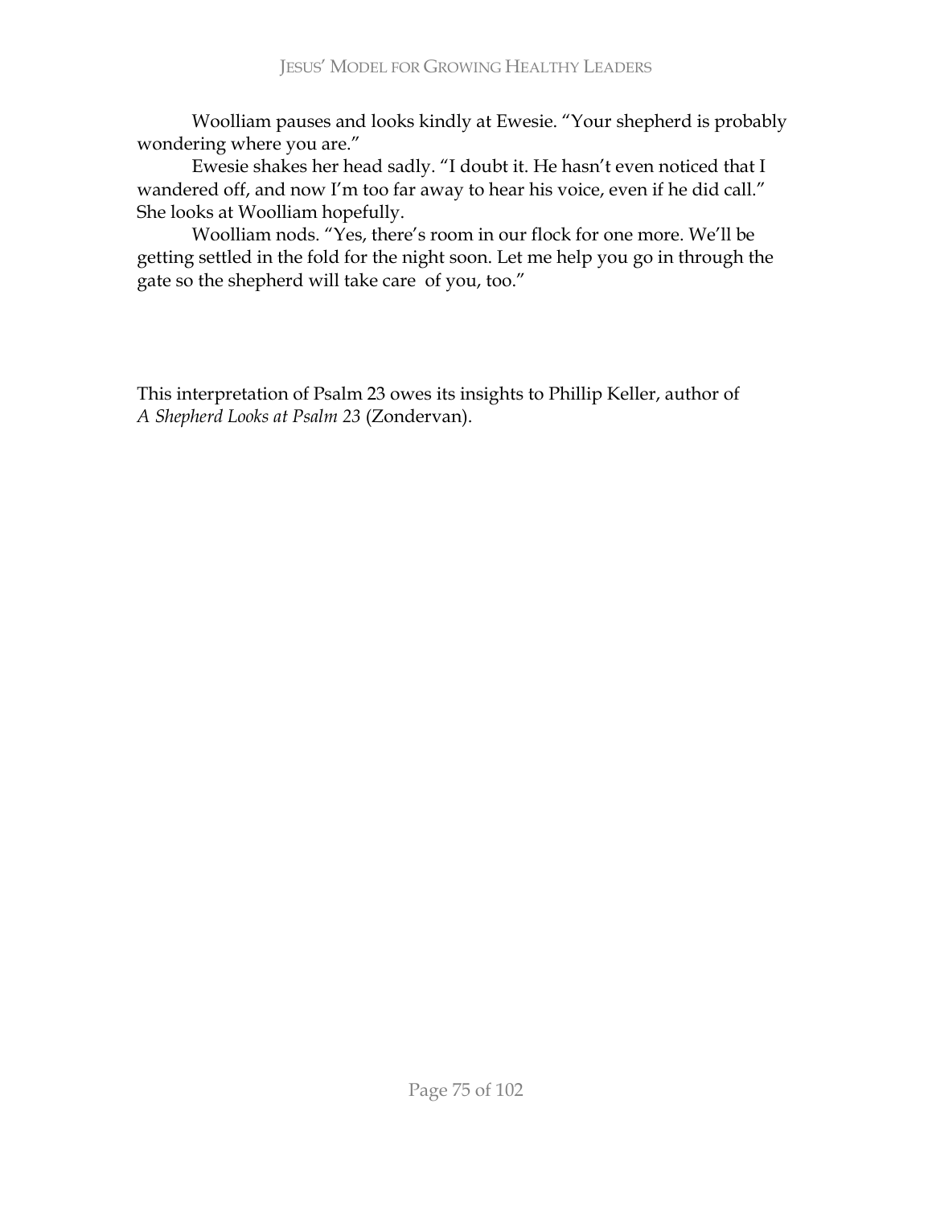Woolliam pauses and looks kindly at Ewesie. “Your shepherd is probably wondering where you are.”

Ewesie shakes her head sadly. “I doubt it. He hasn’t even noticed that I wandered off, and now I’m too far away to hear his voice, even if he did call.” She looks at Woolliam hopefully.

Woolliam nods. “Yes, there’s room in our flock for one more. We’ll be getting settled in the fold for the night soon. Let me help you go in through the gate so the shepherd will take care of you, too.”

This interpretation of Psalm 23 owes its insights to Phillip Keller, author of *A Shepherd Looks at Psalm 23* (Zondervan).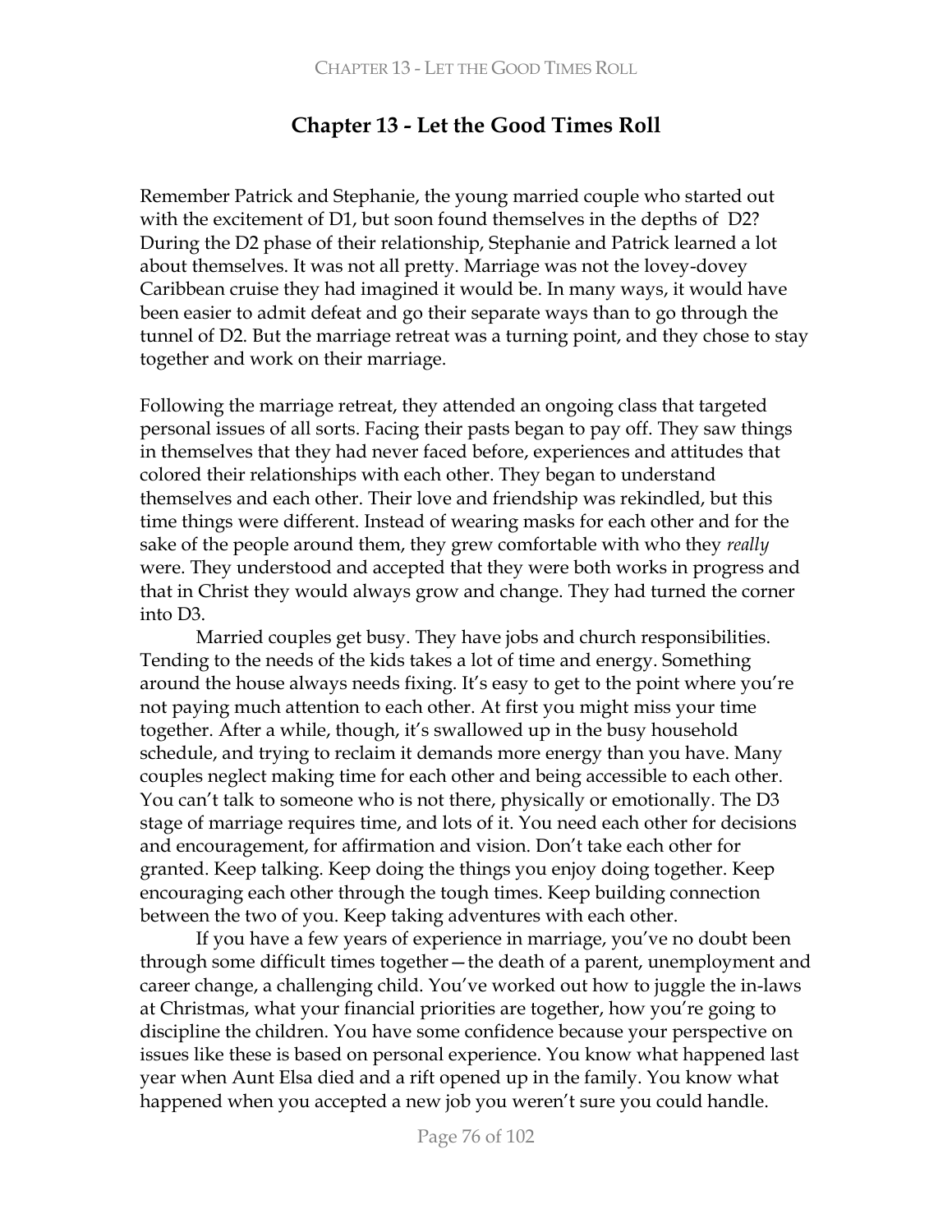# Chapter 13 - Let the Good Times Roll

Remember Patrick and Stephanie, the young married couple who started out with the excitement of D1, but soon found themselves in the depths of D2? During the D2 phase of their relationship, Stephanie and Patrick learned a lot about themselves. It was not all pretty. Marriage was not the lovey-dovey Caribbean cruise they had imagined it would be. In many ways, it would have been easier to admit defeat and go their separate ways than to go through the tunnel of D2. But the marriage retreat was a turning point, and they chose to stay together and work on their marriage.

Following the marriage retreat, they attended an ongoing class that targeted personal issues of all sorts. Facing their pasts began to pay off. They saw things in themselves that they had never faced before, experiences and attitudes that colored their relationships with each other. They began to understand themselves and each other. Their love and friendship was rekindled, but this time things were different. Instead of wearing masks for each other and for the sake of the people around them, they grew comfortable with who they *really* were. They understood and accepted that they were both works in progress and that in Christ they would always grow and change. They had turned the corner into D3.

Married couples get busy. They have jobs and church responsibilities. Tending to the needs of the kids takes a lot of time and energy. Something around the house always needs fixing. It's easy to get to the point where you're not paying much attention to each other. At first you might miss your time together. After a while, though, it's swallowed up in the busy household schedule, and trying to reclaim it demands more energy than you have. Many couples neglect making time for each other and being accessible to each other. You can't talk to someone who is not there, physically or emotionally. The D3 stage of marriage requires time, and lots of it. You need each other for decisions and encouragement, for affirmation and vision. Don't take each other for granted. Keep talking. Keep doing the things you enjoy doing together. Keep encouraging each other through the tough times. Keep building connection between the two of you. Keep taking adventures with each other.

If you have a few years of experience in marriage, you've no doubt been through some difficult times together—the death of a parent, unemployment and career change, a challenging child. You've worked out how to juggle the in-laws at Christmas, what your financial priorities are together, how you're going to discipline the children. You have some confidence because your perspective on issues like these is based on personal experience. You know what happened last year when Aunt Elsa died and a rift opened up in the family. You know what happened when you accepted a new job you weren't sure you could handle.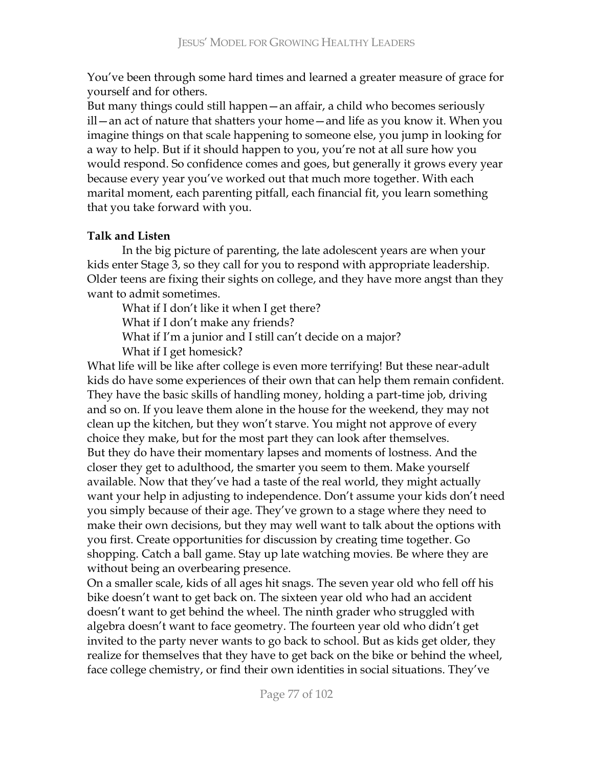You've been through some hard times and learned a greater measure of grace for yourself and for others.

But many things could still happen—an affair, a child who becomes seriously ill—an act of nature that shatters your home—and life as you know it. When you imagine things on that scale happening to someone else, you jump in looking for a way to help. But if it should happen to you, you're not at all sure how you would respond. So confidence comes and goes, but generally it grows every year because every year you've worked out that much more together. With each marital moment, each parenting pitfall, each financial fit, you learn something that you take forward with you.

**Talk and Listen**

In the big picture of parenting, the late adolescent years are when your kids enter Stage 3, so they call for you to respond with appropriate leadership. Older teens are fixing their sights on college, and they have more angst than they want to admit sometimes.

What if I don't like it when I get there?

What if I don't make any friends?

What if I'm a junior and I still can't decide on a major?

What if I get homesick?

What life will be like after college is even more terrifying! But these near-adult kids do have some experiences of their own that can help them remain confident. They have the basic skills of handling money, holding a part-time job, driving and so on. If you leave them alone in the house for the weekend, they may not clean up the kitchen, but they won't starve. You might not approve of every choice they make, but for the most part they can look after themselves.

But they do have their momentary lapses and moments of lostness. And the closer they get to adulthood, the smarter you seem to them. Make yourself available. Now that they've had a taste of the real world, they might actually want your help in adjusting to independence. Don't assume your kids don't need you simply because of their age. They've grown to a stage where they need to make their own decisions, but they may well want to talk about the options with you first. Create opportunities for discussion by creating time together. Go shopping. Catch a ball game. Stay up late watching movies. Be where they are without being an overbearing presence.

On a smaller scale, kids of all ages hit snags. The seven year old who fell off his bike doesn't want to get back on. The sixteen year old who had an accident doesn't want to get behind the wheel. The ninth grader who struggled with algebra doesn't want to face geometry. The fourteen year old who didn't get invited to the party never wants to go back to school. But as kids get older, they realize for themselves that they have to get back on the bike or behind the wheel, face college chemistry, or find their own identities in social situations. They've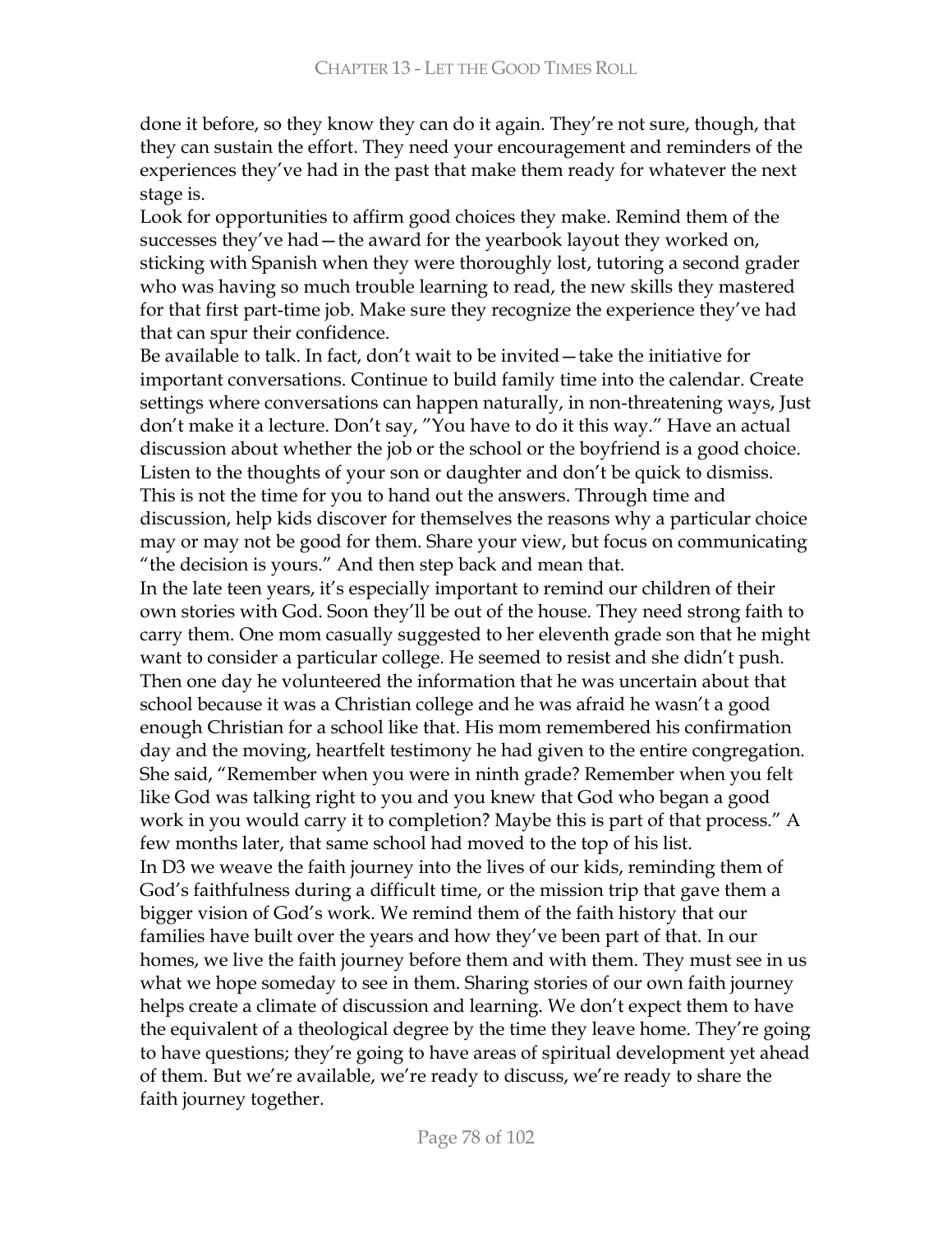done it before, so they know they can do it again. They're not sure, though, that they can sustain the effort. They need your encouragement and reminders of the experiences they've had in the past that make them ready for whatever the next stage is.

Look for opportunities to affirm good choices they make. Remind them of the successes they've had—the award for the yearbook layout they worked on, sticking with Spanish when they were thoroughly lost, tutoring a second grader who was having so much trouble learning to read, the new skills they mastered for that first part-time job. Make sure they recognize the experience they've had that can spur their confidence.

Be available to talk. In fact, don't wait to be invited—take the initiative for important conversations. Continue to build family time into the calendar. Create settings where conversations can happen naturally, in non-threatening ways, Just don't make it a lecture. Don't say, "You have to do it this way." Have an actual discussion about whether the job or the school or the boyfriend is a good choice. Listen to the thoughts of your son or daughter and don't be quick to dismiss. This is not the time for you to hand out the answers. Through time and discussion, help kids discover for themselves the reasons why a particular choice may or may not be good for them. Share your view, but focus on communicating "the decision is yours." And then step back and mean that.

In the late teen years, it's especially important to remind our children of their own stories with God. Soon they'll be out of the house. They need strong faith to carry them. One mom casually suggested to her eleventh grade son that he might want to consider a particular college. He seemed to resist and she didn't push. Then one day he volunteered the information that he was uncertain about that school because it was a Christian college and he was afraid he wasn't a good enough Christian for a school like that. His mom remembered his confirmation day and the moving, heartfelt testimony he had given to the entire congregation. She said, "Remember when you were in ninth grade? Remember when you felt like God was talking right to you and you knew that God who began a good work in you would carry it to completion? Maybe this is part of that process." A few months later, that same school had moved to the top of his list.

In D3 we weave the faith journey into the lives of our kids, reminding them of God's faithfulness during a difficult time, or the mission trip that gave them a bigger vision of God's work. We remind them of the faith history that our families have built over the years and how they've been part of that. In our homes, we live the faith journey before them and with them. They must see in us what we hope someday to see in them. Sharing stories of our own faith journey helps create a climate of discussion and learning. We don't expect them to have the equivalent of a theological degree by the time they leave home. They're going to have questions; they're going to have areas of spiritual development yet ahead of them. But we're available, we're ready to discuss, we're ready to share the faith journey together.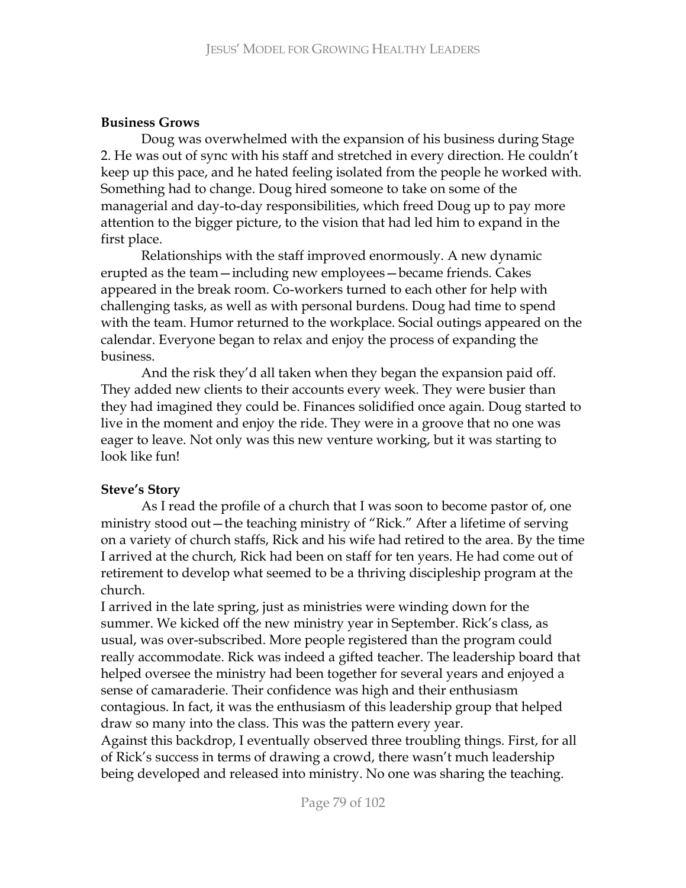**Business Grows**

Doug was overwhelmed with the expansion of his business during Stage 2. He was out of sync with his staff and stretched in every direction. He couldn't keep up this pace, and he hated feeling isolated from the people he worked with. Something had to change. Doug hired someone to take on some of the managerial and day-to-day responsibilities, which freed Doug up to pay more attention to the bigger picture, to the vision that had led him to expand in the first place.

Relationships with the staff improved enormously. A new dynamic erupted as the team—including new employees—became friends. Cakes appeared in the break room. Co-workers turned to each other for help with challenging tasks, as well as with personal burdens. Doug had time to spend with the team. Humor returned to the workplace. Social outings appeared on the calendar. Everyone began to relax and enjoy the process of expanding the business.

And the risk they'd all taken when they began the expansion paid off. They added new clients to their accounts every week. They were busier than they had imagined they could be. Finances solidified once again. Doug started to live in the moment and enjoy the ride. They were in a groove that no one was eager to leave. Not only was this new venture working, but it was starting to look like fun!

**Steve's Story**

As I read the profile of a church that I was soon to become pastor of, one ministry stood out—the teaching ministry of "Rick." After a lifetime of serving on a variety of church staffs, Rick and his wife had retired to the area. By the time I arrived at the church, Rick had been on staff for ten years. He had come out of retirement to develop what seemed to be a thriving discipleship program at the church.

I arrived in the late spring, just as ministries were winding down for the summer. We kicked off the new ministry year in September. Rick's class, as usual, was over-subscribed. More people registered than the program could really accommodate. Rick was indeed a gifted teacher. The leadership board that helped oversee the ministry had been together for several years and enjoyed a sense of camaraderie. Their confidence was high and their enthusiasm contagious. In fact, it was the enthusiasm of this leadership group that helped draw so many into the class. This was the pattern every year.

Against this backdrop, I eventually observed three troubling things. First, for all of Rick's success in terms of drawing a crowd, there wasn't much leadership being developed and released into ministry. No one was sharing the teaching.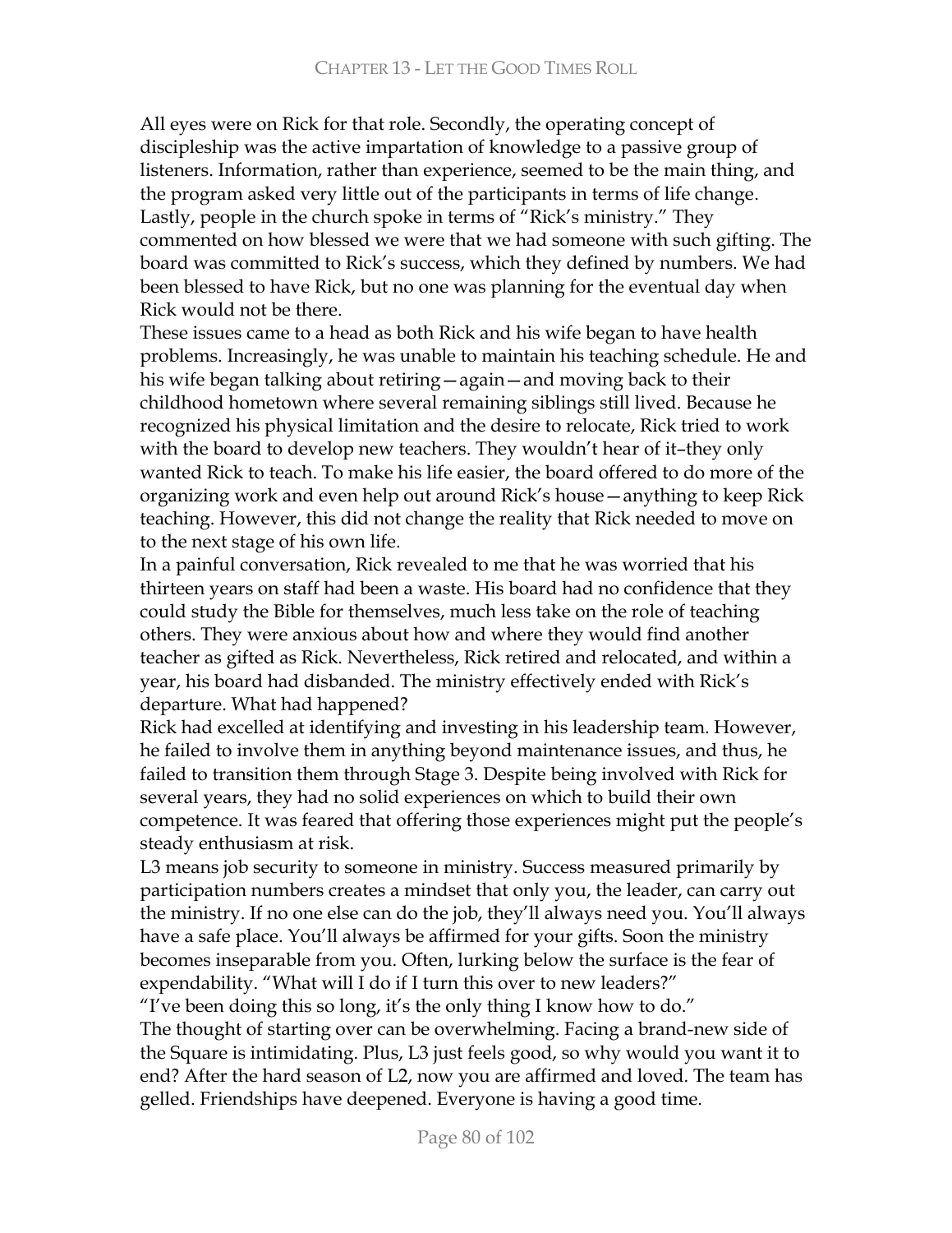All eyes were on Rick for that role. Secondly, the operating concept of discipleship was the active impartation of knowledge to a passive group of listeners. Information, rather than experience, seemed to be the main thing, and the program asked very little out of the participants in terms of life change. Lastly, people in the church spoke in terms of "Rick's ministry." They commented on how blessed we were that we had someone with such gifting. The board was committed to Rick's success, which they defined by numbers. We had been blessed to have Rick, but no one was planning for the eventual day when Rick would not be there.

These issues came to a head as both Rick and his wife began to have health problems. Increasingly, he was unable to maintain his teaching schedule. He and his wife began talking about retiring—again—and moving back to their childhood hometown where several remaining siblings still lived. Because he recognized his physical limitation and the desire to relocate, Rick tried to work with the board to develop new teachers. They wouldn't hear of it–they only wanted Rick to teach. To make his life easier, the board offered to do more of the organizing work and even help out around Rick's house—anything to keep Rick teaching. However, this did not change the reality that Rick needed to move on to the next stage of his own life.

In a painful conversation, Rick revealed to me that he was worried that his thirteen years on staff had been a waste. His board had no confidence that they could study the Bible for themselves, much less take on the role of teaching others. They were anxious about how and where they would find another teacher as gifted as Rick. Nevertheless, Rick retired and relocated, and within a year, his board had disbanded. The ministry effectively ended with Rick's departure. What had happened?

Rick had excelled at identifying and investing in his leadership team. However, he failed to involve them in anything beyond maintenance issues, and thus, he failed to transition them through Stage 3. Despite being involved with Rick for several years, they had no solid experiences on which to build their own competence. It was feared that offering those experiences might put the people's steady enthusiasm at risk.

L3 means job security to someone in ministry. Success measured primarily by participation numbers creates a mindset that only you, the leader, can carry out the ministry. If no one else can do the job, they'll always need you. You'll always have a safe place. You'll always be affirmed for your gifts. Soon the ministry becomes inseparable from you. Often, lurking below the surface is the fear of expendability. "What will I do if I turn this over to new leaders?"

"I've been doing this so long, it's the only thing I know how to do."

The thought of starting over can be overwhelming. Facing a brand-new side of the Square is intimidating. Plus, L3 just feels good, so why would you want it to end? After the hard season of L2, now you are affirmed and loved. The team has gelled. Friendships have deepened. Everyone is having a good time.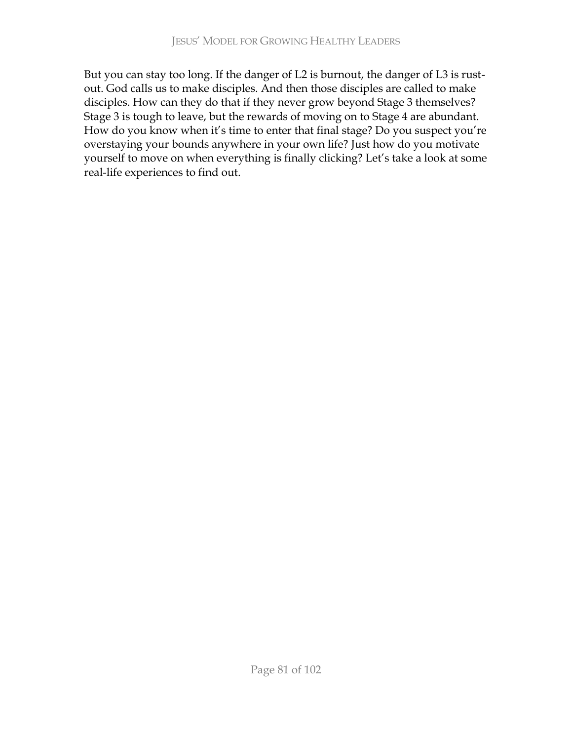But you can stay too long. If the danger of L2 is burnout, the danger of L3 is rust-out. God calls us to make disciples. And then those disciples are called to make disciples. How can they do that if they never grow beyond Stage 3 themselves? Stage 3 is tough to leave, but the rewards of moving on to Stage 4 are abundant. How do you know when it's time to enter that final stage? Do you suspect you're overstaying your bounds anywhere in your own life? Just how do you motivate yourself to move on when everything is finally clicking? Let's take a look at some real-life experiences to find out.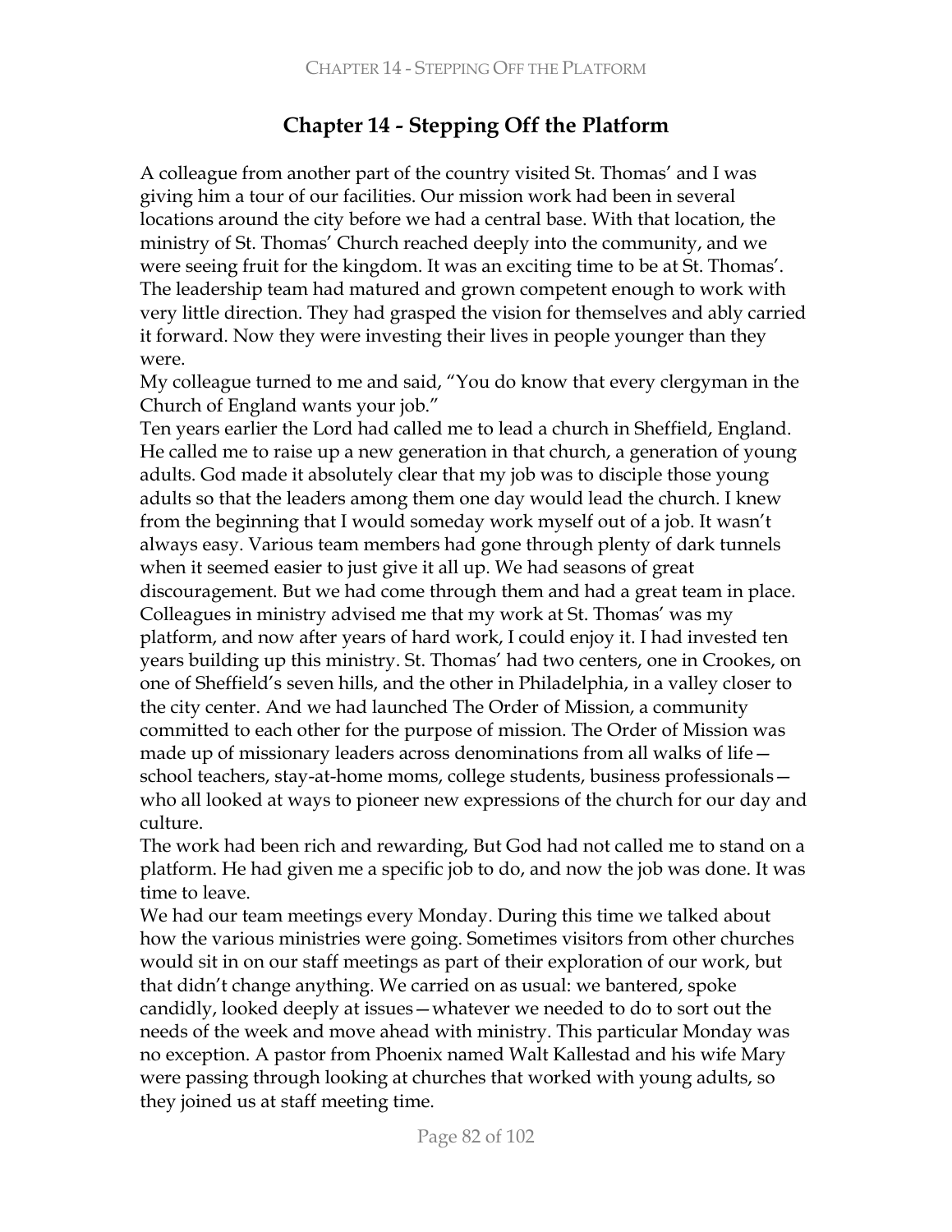# Chapter 14 - Stepping Off the Platform

A colleague from another part of the country visited St. Thomas' and I was giving him a tour of our facilities. Our mission work had been in several locations around the city before we had a central base. With that location, the ministry of St. Thomas' Church reached deeply into the community, and we were seeing fruit for the kingdom. It was an exciting time to be at St. Thomas'. The leadership team had matured and grown competent enough to work with very little direction. They had grasped the vision for themselves and ably carried it forward. Now they were investing their lives in people younger than they were.

My colleague turned to me and said, "You do know that every clergyman in the Church of England wants your job."

Ten years earlier the Lord had called me to lead a church in Sheffield, England. He called me to raise up a new generation in that church, a generation of young adults. God made it absolutely clear that my job was to disciple those young adults so that the leaders among them one day would lead the church. I knew from the beginning that I would someday work myself out of a job. It wasn't always easy. Various team members had gone through plenty of dark tunnels when it seemed easier to just give it all up. We had seasons of great discouragement. But we had come through them and had a great team in place. Colleagues in ministry advised me that my work at St. Thomas' was my platform, and now after years of hard work, I could enjoy it. I had invested ten years building up this ministry. St. Thomas' had two centers, one in Crookes, on one of Sheffield's seven hills, and the other in Philadelphia, in a valley closer to the city center. And we had launched The Order of Mission, a community committed to each other for the purpose of mission. The Order of Mission was made up of missionary leaders across denominations from all walks of life—school teachers, stay-at-home moms, college students, business professionals—who all looked at ways to pioneer new expressions of the church for our day and culture.

The work had been rich and rewarding, But God had not called me to stand on a platform. He had given me a specific job to do, and now the job was done. It was time to leave.

We had our team meetings every Monday. During this time we talked about how the various ministries were going. Sometimes visitors from other churches would sit in on our staff meetings as part of their exploration of our work, but that didn't change anything. We carried on as usual: we bantered, spoke candidly, looked deeply at issues—whatever we needed to do to sort out the needs of the week and move ahead with ministry. This particular Monday was no exception. A pastor from Phoenix named Walt Kallestad and his wife Mary were passing through looking at churches that worked with young adults, so they joined us at staff meeting time.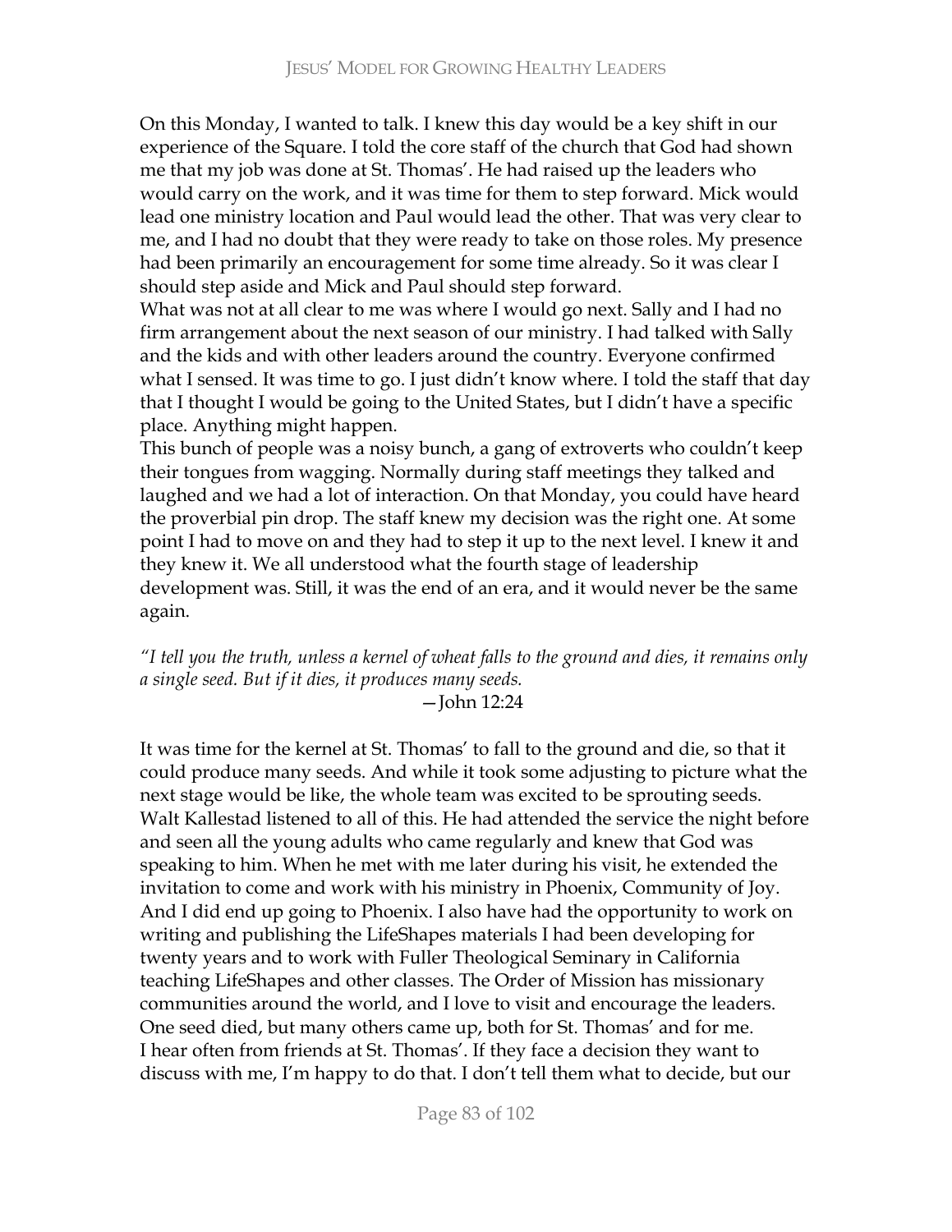On this Monday, I wanted to talk. I knew this day would be a key shift in our experience of the Square. I told the core staff of the church that God had shown me that my job was done at St. Thomas'. He had raised up the leaders who would carry on the work, and it was time for them to step forward. Mick would lead one ministry location and Paul would lead the other. That was very clear to me, and I had no doubt that they were ready to take on those roles. My presence had been primarily an encouragement for some time already. So it was clear I should step aside and Mick and Paul should step forward.

What was not at all clear to me was where I would go next. Sally and I had no firm arrangement about the next season of our ministry. I had talked with Sally and the kids and with other leaders around the country. Everyone confirmed what I sensed. It was time to go. I just didn't know where. I told the staff that day that I thought I would be going to the United States, but I didn't have a specific place. Anything might happen.

This bunch of people was a noisy bunch, a gang of extroverts who couldn't keep their tongues from wagging. Normally during staff meetings they talked and laughed and we had a lot of interaction. On that Monday, you could have heard the proverbial pin drop. The staff knew my decision was the right one. At some point I had to move on and they had to step it up to the next level. I knew it and they knew it. We all understood what the fourth stage of leadership development was. Still, it was the end of an era, and it would never be the same again.

*"I tell you the truth, unless a kernel of wheat falls to the ground and dies, it remains only a single seed. But if it dies, it produces many seeds.*

—John 12:24

It was time for the kernel at St. Thomas' to fall to the ground and die, so that it could produce many seeds. And while it took some adjusting to picture what the next stage would be like, the whole team was excited to be sprouting seeds.

Walt Kallestad listened to all of this. He had attended the service the night before and seen all the young adults who came regularly and knew that God was speaking to him. When he met with me later during his visit, he extended the invitation to come and work with his ministry in Phoenix, Community of Joy. And I did end up going to Phoenix. I also have had the opportunity to work on writing and publishing the LifeShapes materials I had been developing for twenty years and to work with Fuller Theological Seminary in California teaching LifeShapes and other classes. The Order of Mission has missionary communities around the world, and I love to visit and encourage the leaders. One seed died, but many others came up, both for St. Thomas' and for me.

I hear often from friends at St. Thomas'. If they face a decision they want to discuss with me, I'm happy to do that. I don't tell them what to decide, but our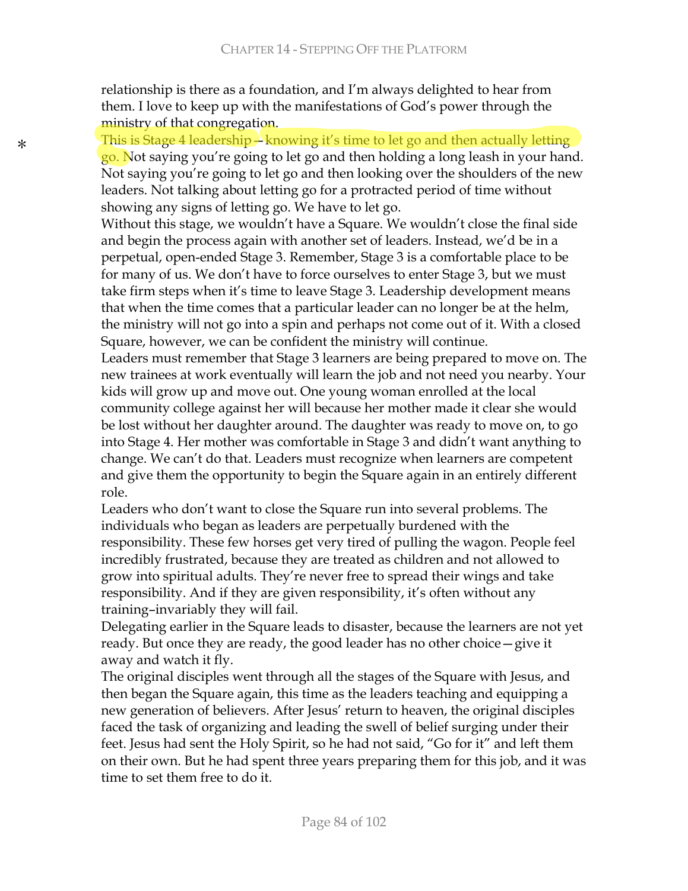relationship is there as a foundation, and I'm always delighted to hear from them. I love to keep up with the manifestations of God's power through the ministry of that congregation.

*This is Stage 4 leadership—knowing it's time to let go and then actually letting go. Not saying you're going to let go and then holding a long leash in your hand. Not saying you're going to let go and then looking over the shoulders of the new leaders. Not talking about letting go for a protracted period of time without showing any signs of letting go. We have to let go.

Without this stage, we wouldn't have a Square. We wouldn't close the final side and begin the process again with another set of leaders. Instead, we'd be in a perpetual, open-ended Stage 3. Remember, Stage 3 is a comfortable place to be for many of us. We don't have to force ourselves to enter Stage 3, but we must take firm steps when it's time to leave Stage 3. Leadership development means that when the time comes that a particular leader can no longer be at the helm, the ministry will not go into a spin and perhaps not come out of it. With a closed Square, however, we can be confident the ministry will continue.

Leaders must remember that Stage 3 learners are being prepared to move on. The new trainees at work eventually will learn the job and not need you nearby. Your kids will grow up and move out. One young woman enrolled at the local community college against her will because her mother made it clear she would be lost without her daughter around. The daughter was ready to move on, to go into Stage 4. Her mother was comfortable in Stage 3 and didn't want anything to change. We can't do that. Leaders must recognize when learners are competent and give them the opportunity to begin the Square again in an entirely different role.

Leaders who don't want to close the Square run into several problems. The individuals who began as leaders are perpetually burdened with the responsibility. These few horses get very tired of pulling the wagon. People feel incredibly frustrated, because they are treated as children and not allowed to grow into spiritual adults. They're never free to spread their wings and take responsibility. And if they are given responsibility, it's often without any training–invariably they will fail.

Delegating earlier in the Square leads to disaster, because the learners are not yet ready. But once they are ready, the good leader has no other choice—give it away and watch it fly.

The original disciples went through all the stages of the Square with Jesus, and then began the Square again, this time as the leaders teaching and equipping a new generation of believers. After Jesus' return to heaven, the original disciples faced the task of organizing and leading the swell of belief surging under their feet. Jesus had sent the Holy Spirit, so he had not said, "Go for it" and left them on their own. But he had spent three years preparing them for this job, and it was time to set them free to do it.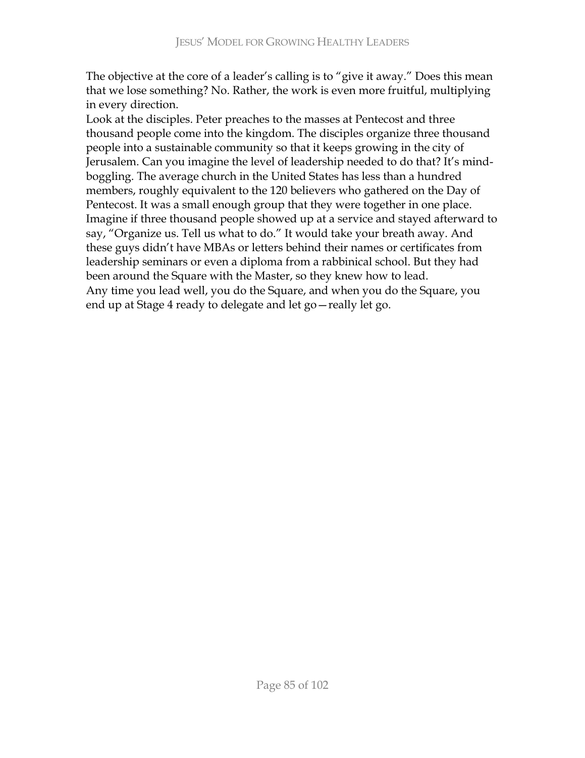The objective at the core of a leader's calling is to "give it away." Does this mean that we lose something? No. Rather, the work is even more fruitful, multiplying in every direction.

Look at the disciples. Peter preaches to the masses at Pentecost and three thousand people come into the kingdom. The disciples organize three thousand people into a sustainable community so that it keeps growing in the city of Jerusalem. Can you imagine the level of leadership needed to do that? It's mind-boggling. The average church in the United States has less than a hundred members, roughly equivalent to the 120 believers who gathered on the Day of Pentecost. It was a small enough group that they were together in one place. Imagine if three thousand people showed up at a service and stayed afterward to say, "Organize us. Tell us what to do." It would take your breath away. And these guys didn't have MBAs or letters behind their names or certificates from leadership seminars or even a diploma from a rabbinical school. But they had been around the Square with the Master, so they knew how to lead.

Any time you lead well, you do the Square, and when you do the Square, you end up at Stage 4 ready to delegate and let go—really let go.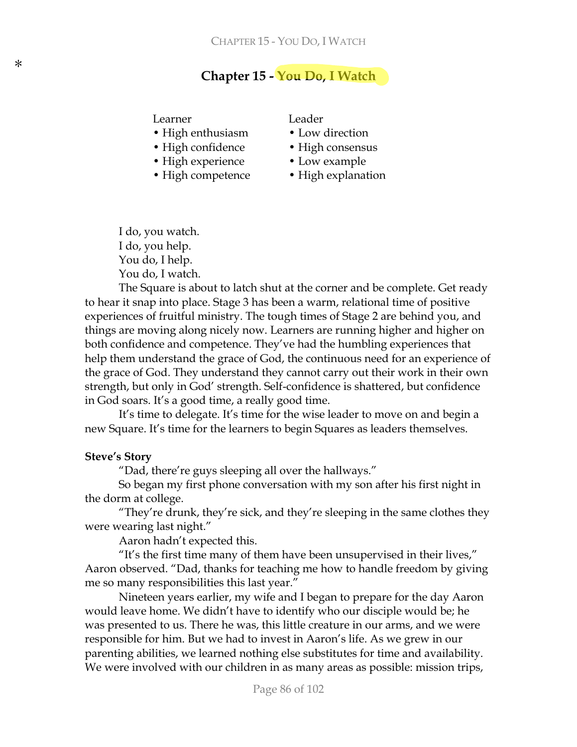*

# Chapter 15 - You Do, I Watch

| Learner | Leader |
| --- | --- |
| • High enthusiasm | • Low direction |
| • High confidence | • High consensus |
| • High experience | • Low example |
| • High competence | • High explanation |

I do, you watch.
I do, you help.
You do, I help.
You do, I watch.

The Square is about to latch shut at the corner and be complete. Get ready to hear it snap into place. Stage 3 has been a warm, relational time of positive experiences of fruitful ministry. The tough times of Stage 2 are behind you, and things are moving along nicely now. Learners are running higher and higher on both confidence and competence. They've had the humbling experiences that help them understand the grace of God, the continuous need for an experience of the grace of God. They understand they cannot carry out their work in their own strength, but only in God' strength. Self-confidence is shattered, but confidence in God soars. It's a good time, a really good time.

It's time to delegate. It's time for the wise leader to move on and begin a new Square. It's time for the learners to begin Squares as leaders themselves.

**Steve's Story**

"Dad, there're guys sleeping all over the hallways."

So began my first phone conversation with my son after his first night in the dorm at college.

"They're drunk, they're sick, and they're sleeping in the same clothes they were wearing last night."

Aaron hadn't expected this.

"It's the first time many of them have been unsupervised in their lives," Aaron observed. "Dad, thanks for teaching me how to handle freedom by giving me so many responsibilities this last year."

Nineteen years earlier, my wife and I began to prepare for the day Aaron would leave home. We didn't have to identify who our disciple would be; he was presented to us. There he was, this little creature in our arms, and we were responsible for him. But we had to invest in Aaron's life. As we grew in our parenting abilities, we learned nothing else substitutes for time and availability. We were involved with our children in as many areas as possible: mission trips,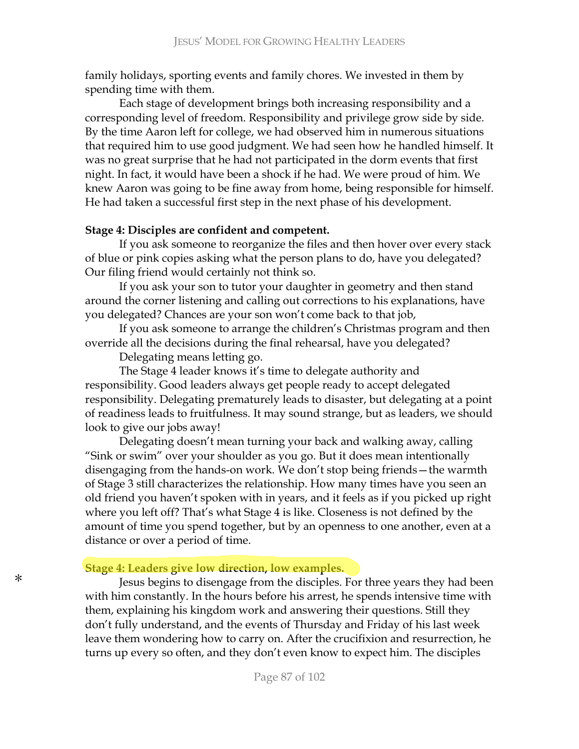family holidays, sporting events and family chores. We invested in them by spending time with them.

Each stage of development brings both increasing responsibility and a corresponding level of freedom. Responsibility and privilege grow side by side. By the time Aaron left for college, we had observed him in numerous situations that required him to use good judgment. We had seen how he handled himself. It was no great surprise that he had not participated in the dorm events that first night. In fact, it would have been a shock if he had. We were proud of him. We knew Aaron was going to be fine away from home, being responsible for himself. He had taken a successful first step in the next phase of his development.

**Stage 4: Disciples are confident and competent.**

If you ask someone to reorganize the files and then hover over every stack of blue or pink copies asking what the person plans to do, have you delegated? Our filing friend would certainly not think so.

If you ask your son to tutor your daughter in geometry and then stand around the corner listening and calling out corrections to his explanations, have you delegated? Chances are your son won't come back to that job,

If you ask someone to arrange the children's Christmas program and then override all the decisions during the final rehearsal, have you delegated?

Delegating means letting go.

The Stage 4 leader knows it's time to delegate authority and responsibility. Good leaders always get people ready to accept delegated responsibility. Delegating prematurely leads to disaster, but delegating at a point of readiness leads to fruitfulness. It may sound strange, but as leaders, we should look to give our jobs away!

Delegating doesn't mean turning your back and walking away, calling "Sink or swim" over your shoulder as you go. But it does mean intentionally disengaging from the hands-on work. We don't stop being friends—the warmth of Stage 3 still characterizes the relationship. How many times have you seen an old friend you haven't spoken with in years, and it feels as if you picked up right where you left off? That's what Stage 4 is like. Closeness is not defined by the amount of time you spend together, but by an openness to one another, even at a distance or over a period of time.

**Stage 4: Leaders give low direction, low examples.**

\* Jesus begins to disengage from the disciples. For three years they had been with him constantly. In the hours before his arrest, he spends intensive time with them, explaining his kingdom work and answering their questions. Still they don't fully understand, and the events of Thursday and Friday of his last week leave them wondering how to carry on. After the crucifixion and resurrection, he turns up every so often, and they don't even know to expect him. The disciples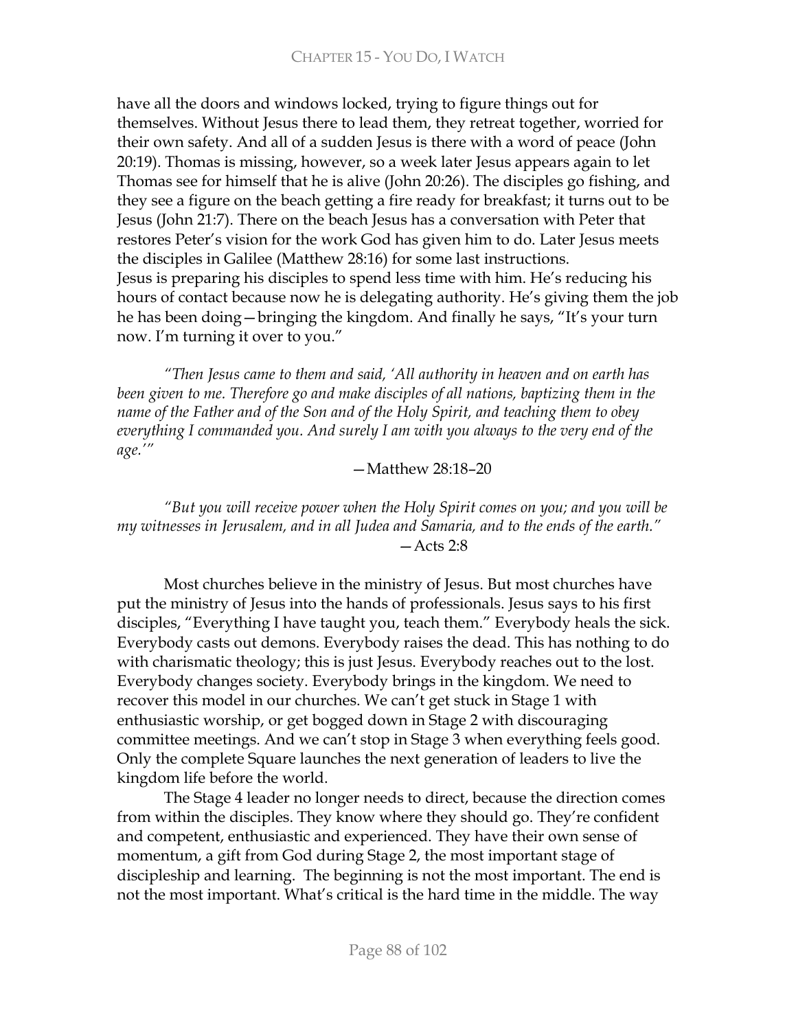have all the doors and windows locked, trying to figure things out for themselves. Without Jesus there to lead them, they retreat together, worried for their own safety. And all of a sudden Jesus is there with a word of peace (John 20:19). Thomas is missing, however, so a week later Jesus appears again to let Thomas see for himself that he is alive (John 20:26). The disciples go fishing, and they see a figure on the beach getting a fire ready for breakfast; it turns out to be Jesus (John 21:7). There on the beach Jesus has a conversation with Peter that restores Peter's vision for the work God has given him to do. Later Jesus meets the disciples in Galilee (Matthew 28:16) for some last instructions.
Jesus is preparing his disciples to spend less time with him. He's reducing his hours of contact because now he is delegating authority. He's giving them the job he has been doing—bringing the kingdom. And finally he says, "It's your turn now. I'm turning it over to you."

> *"Then Jesus came to them and said, 'All authority in heaven and on earth has been given to me. Therefore go and make disciples of all nations, baptizing them in the name of the Father and of the Son and of the Holy Spirit, and teaching them to obey everything I commanded you. And surely I am with you always to the very end of the age.'"*
>
> —Matthew 28:18–20

> *"But you will receive power when the Holy Spirit comes on you; and you will be my witnesses in Jerusalem, and in all Judea and Samaria, and to the ends of the earth."*
>
> —Acts 2:8

Most churches believe in the ministry of Jesus. But most churches have put the ministry of Jesus into the hands of professionals. Jesus says to his first disciples, "Everything I have taught you, teach them." Everybody heals the sick. Everybody casts out demons. Everybody raises the dead. This has nothing to do with charismatic theology; this is just Jesus. Everybody reaches out to the lost. Everybody changes society. Everybody brings in the kingdom. We need to recover this model in our churches. We can't get stuck in Stage 1 with enthusiastic worship, or get bogged down in Stage 2 with discouraging committee meetings. And we can't stop in Stage 3 when everything feels good. Only the complete Square launches the next generation of leaders to live the kingdom life before the world.

The Stage 4 leader no longer needs to direct, because the direction comes from within the disciples. They know where they should go. They're confident and competent, enthusiastic and experienced. They have their own sense of momentum, a gift from God during Stage 2, the most important stage of discipleship and learning. The beginning is not the most important. The end is not the most important. What's critical is the hard time in the middle. The way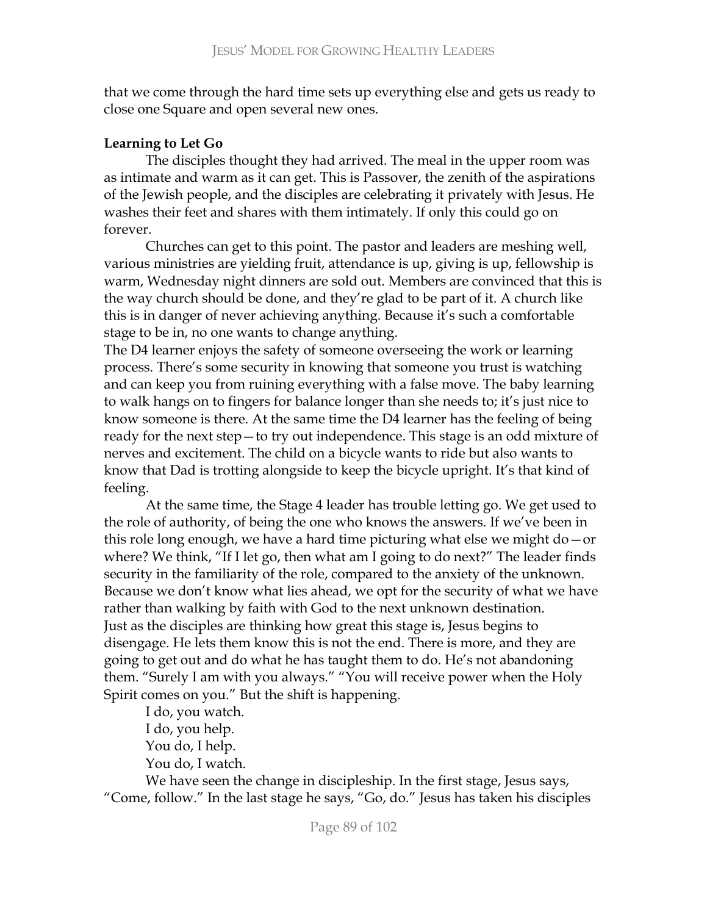that we come through the hard time sets up everything else and gets us ready to close one Square and open several new ones.

**Learning to Let Go**

The disciples thought they had arrived. The meal in the upper room was as intimate and warm as it can get. This is Passover, the zenith of the aspirations of the Jewish people, and the disciples are celebrating it privately with Jesus. He washes their feet and shares with them intimately. If only this could go on forever.

Churches can get to this point. The pastor and leaders are meshing well, various ministries are yielding fruit, attendance is up, giving is up, fellowship is warm, Wednesday night dinners are sold out. Members are convinced that this is the way church should be done, and they're glad to be part of it. A church like this is in danger of never achieving anything. Because it's such a comfortable stage to be in, no one wants to change anything.

The D4 learner enjoys the safety of someone overseeing the work or learning process. There's some security in knowing that someone you trust is watching and can keep you from ruining everything with a false move. The baby learning to walk hangs on to fingers for balance longer than she needs to; it's just nice to know someone is there. At the same time the D4 learner has the feeling of being ready for the next step—to try out independence. This stage is an odd mixture of nerves and excitement. The child on a bicycle wants to ride but also wants to know that Dad is trotting alongside to keep the bicycle upright. It's that kind of feeling.

At the same time, the Stage 4 leader has trouble letting go. We get used to the role of authority, of being the one who knows the answers. If we've been in this role long enough, we have a hard time picturing what else we might do—or where? We think, "If I let go, then what am I going to do next?" The leader finds security in the familiarity of the role, compared to the anxiety of the unknown. Because we don't know what lies ahead, we opt for the security of what we have rather than walking by faith with God to the next unknown destination.

Just as the disciples are thinking how great this stage is, Jesus begins to disengage. He lets them know this is not the end. There is more, and they are going to get out and do what he has taught them to do. He's not abandoning them. "Surely I am with you always." "You will receive power when the Holy Spirit comes on you." But the shift is happening.

I do, you watch.
I do, you help.
You do, I help.
You do, I watch.

We have seen the change in discipleship. In the first stage, Jesus says, "Come, follow." In the last stage he says, "Go, do." Jesus has taken his disciples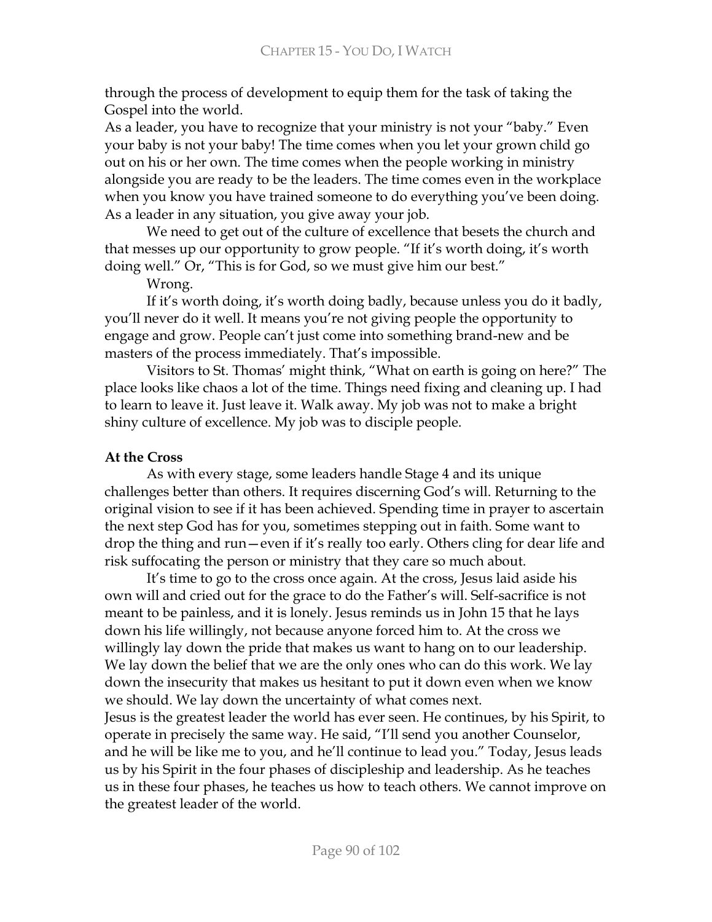through the process of development to equip them for the task of taking the Gospel into the world.

As a leader, you have to recognize that your ministry is not your "baby." Even your baby is not your baby! The time comes when you let your grown child go out on his or her own. The time comes when the people working in ministry alongside you are ready to be the leaders. The time comes even in the workplace when you know you have trained someone to do everything you've been doing. As a leader in any situation, you give away your job.

We need to get out of the culture of excellence that besets the church and that messes up our opportunity to grow people. "If it's worth doing, it's worth doing well." Or, "This is for God, so we must give him our best."

Wrong.

If it's worth doing, it's worth doing badly, because unless you do it badly, you'll never do it well. It means you're not giving people the opportunity to engage and grow. People can't just come into something brand-new and be masters of the process immediately. That's impossible.

Visitors to St. Thomas' might think, "What on earth is going on here?" The place looks like chaos a lot of the time. Things need fixing and cleaning up. I had to learn to leave it. Just leave it. Walk away. My job was not to make a bright shiny culture of excellence. My job was to disciple people.

**At the Cross**

As with every stage, some leaders handle Stage 4 and its unique challenges better than others. It requires discerning God's will. Returning to the original vision to see if it has been achieved. Spending time in prayer to ascertain the next step God has for you, sometimes stepping out in faith. Some want to drop the thing and run—even if it's really too early. Others cling for dear life and risk suffocating the person or ministry that they care so much about.

It's time to go to the cross once again. At the cross, Jesus laid aside his own will and cried out for the grace to do the Father's will. Self-sacrifice is not meant to be painless, and it is lonely. Jesus reminds us in John 15 that he lays down his life willingly, not because anyone forced him to. At the cross we willingly lay down the pride that makes us want to hang on to our leadership. We lay down the belief that we are the only ones who can do this work. We lay down the insecurity that makes us hesitant to put it down even when we know we should. We lay down the uncertainty of what comes next.

Jesus is the greatest leader the world has ever seen. He continues, by his Spirit, to operate in precisely the same way. He said, "I'll send you another Counselor, and he will be like me to you, and he'll continue to lead you." Today, Jesus leads us by his Spirit in the four phases of discipleship and leadership. As he teaches us in these four phases, he teaches us how to teach others. We cannot improve on the greatest leader of the world.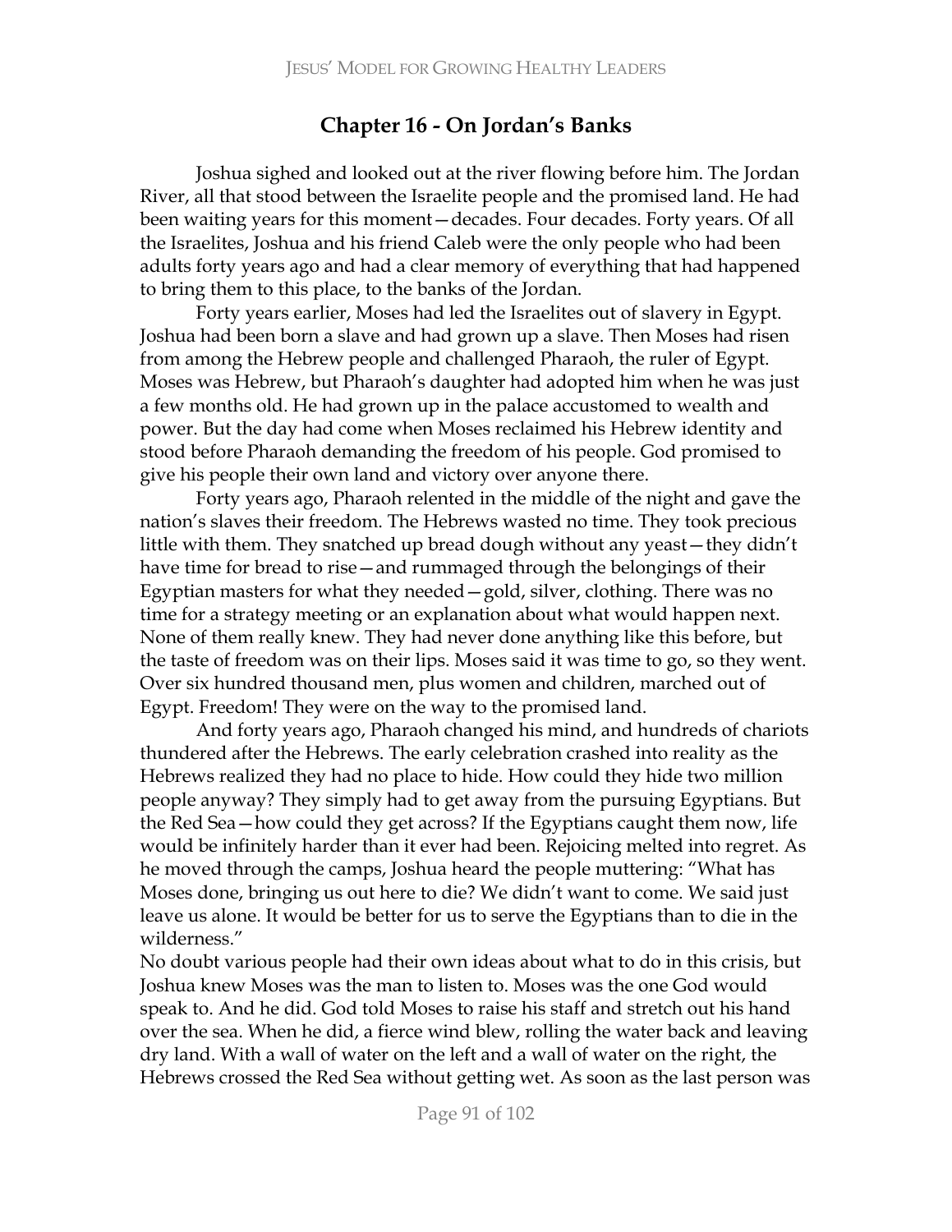## Chapter 16 - On Jordan's Banks

Joshua sighed and looked out at the river flowing before him. The Jordan River, all that stood between the Israelite people and the promised land. He had been waiting years for this moment—decades. Four decades. Forty years. Of all the Israelites, Joshua and his friend Caleb were the only people who had been adults forty years ago and had a clear memory of everything that had happened to bring them to this place, to the banks of the Jordan.

Forty years earlier, Moses had led the Israelites out of slavery in Egypt. Joshua had been born a slave and had grown up a slave. Then Moses had risen from among the Hebrew people and challenged Pharaoh, the ruler of Egypt. Moses was Hebrew, but Pharaoh's daughter had adopted him when he was just a few months old. He had grown up in the palace accustomed to wealth and power. But the day had come when Moses reclaimed his Hebrew identity and stood before Pharaoh demanding the freedom of his people. God promised to give his people their own land and victory over anyone there.

Forty years ago, Pharaoh relented in the middle of the night and gave the nation's slaves their freedom. The Hebrews wasted no time. They took precious little with them. They snatched up bread dough without any yeast—they didn't have time for bread to rise—and rummaged through the belongings of their Egyptian masters for what they needed—gold, silver, clothing. There was no time for a strategy meeting or an explanation about what would happen next. None of them really knew. They had never done anything like this before, but the taste of freedom was on their lips. Moses said it was time to go, so they went. Over six hundred thousand men, plus women and children, marched out of Egypt. Freedom! They were on the way to the promised land.

And forty years ago, Pharaoh changed his mind, and hundreds of chariots thundered after the Hebrews. The early celebration crashed into reality as the Hebrews realized they had no place to hide. How could they hide two million people anyway? They simply had to get away from the pursuing Egyptians. But the Red Sea—how could they get across? If the Egyptians caught them now, life would be infinitely harder than it ever had been. Rejoicing melted into regret. As he moved through the camps, Joshua heard the people muttering: "What has Moses done, bringing us out here to die? We didn't want to come. We said just leave us alone. It would be better for us to serve the Egyptians than to die in the wilderness."

No doubt various people had their own ideas about what to do in this crisis, but Joshua knew Moses was the man to listen to. Moses was the one God would speak to. And he did. God told Moses to raise his staff and stretch out his hand over the sea. When he did, a fierce wind blew, rolling the water back and leaving dry land. With a wall of water on the left and a wall of water on the right, the Hebrews crossed the Red Sea without getting wet. As soon as the last person was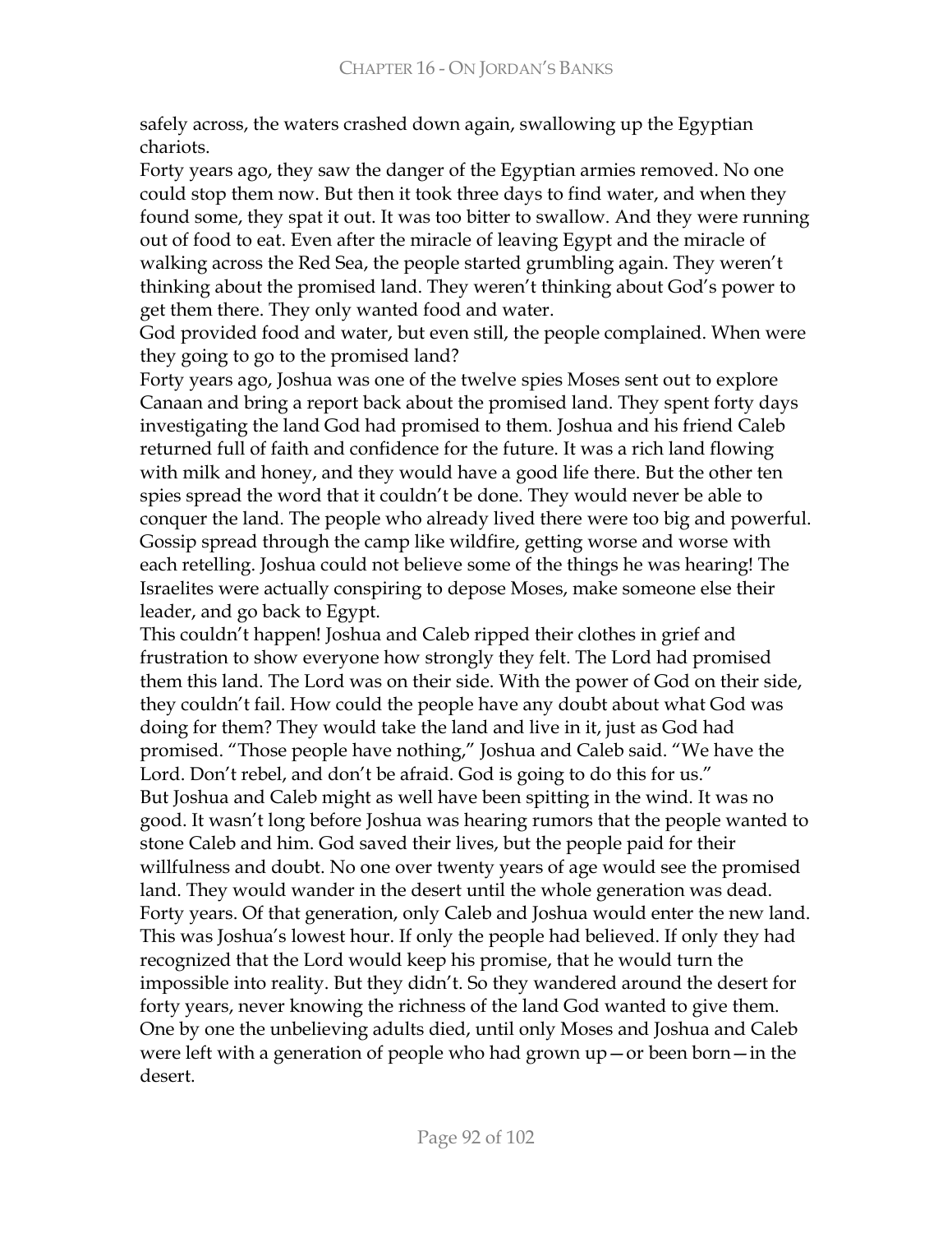safely across, the waters crashed down again, swallowing up the Egyptian chariots.

Forty years ago, they saw the danger of the Egyptian armies removed. No one could stop them now. But then it took three days to find water, and when they found some, they spat it out. It was too bitter to swallow. And they were running out of food to eat. Even after the miracle of leaving Egypt and the miracle of walking across the Red Sea, the people started grumbling again. They weren't thinking about the promised land. They weren't thinking about God's power to get them there. They only wanted food and water.

God provided food and water, but even still, the people complained. When were they going to go to the promised land?

Forty years ago, Joshua was one of the twelve spies Moses sent out to explore Canaan and bring a report back about the promised land. They spent forty days investigating the land God had promised to them. Joshua and his friend Caleb returned full of faith and confidence for the future. It was a rich land flowing with milk and honey, and they would have a good life there. But the other ten spies spread the word that it couldn't be done. They would never be able to conquer the land. The people who already lived there were too big and powerful. Gossip spread through the camp like wildfire, getting worse and worse with each retelling. Joshua could not believe some of the things he was hearing! The Israelites were actually conspiring to depose Moses, make someone else their leader, and go back to Egypt.

This couldn't happen! Joshua and Caleb ripped their clothes in grief and frustration to show everyone how strongly they felt. The Lord had promised them this land. The Lord was on their side. With the power of God on their side, they couldn't fail. How could the people have any doubt about what God was doing for them? They would take the land and live in it, just as God had promised. "Those people have nothing," Joshua and Caleb said. "We have the Lord. Don't rebel, and don't be afraid. God is going to do this for us."

But Joshua and Caleb might as well have been spitting in the wind. It was no good. It wasn't long before Joshua was hearing rumors that the people wanted to stone Caleb and him. God saved their lives, but the people paid for their willfulness and doubt. No one over twenty years of age would see the promised land. They would wander in the desert until the whole generation was dead. Forty years. Of that generation, only Caleb and Joshua would enter the new land.

This was Joshua's lowest hour. If only the people had believed. If only they had recognized that the Lord would keep his promise, that he would turn the impossible into reality. But they didn't. So they wandered around the desert for forty years, never knowing the richness of the land God wanted to give them. One by one the unbelieving adults died, until only Moses and Joshua and Caleb were left with a generation of people who had grown up—or been born—in the desert.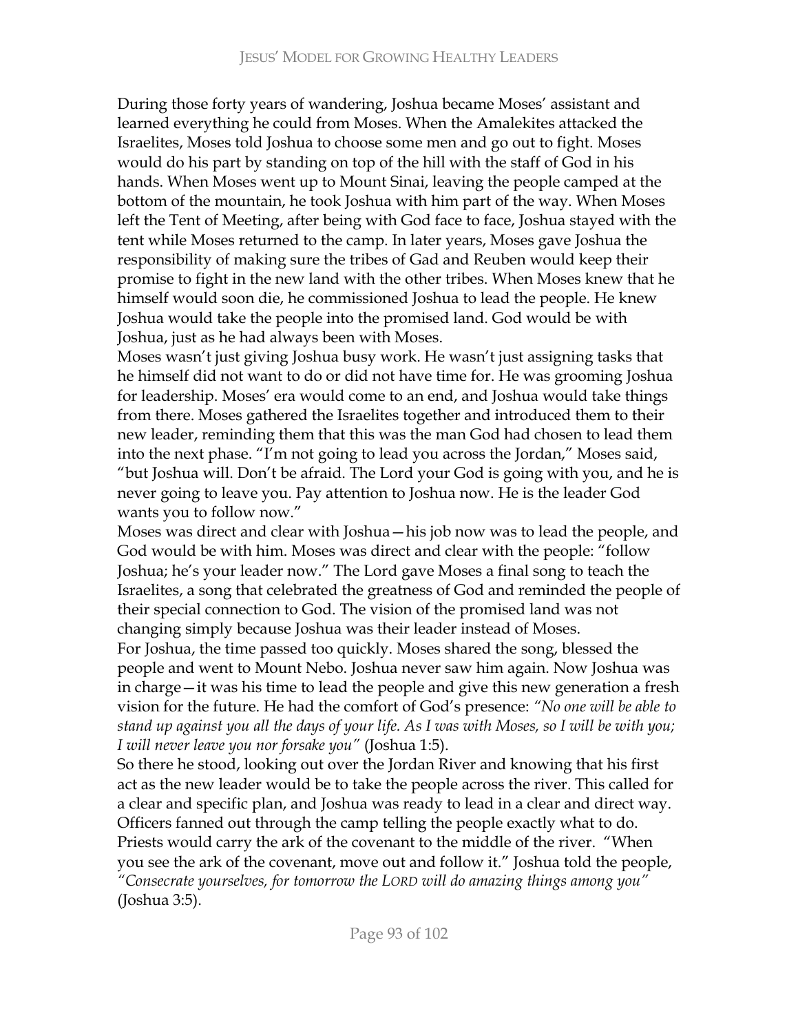During those forty years of wandering, Joshua became Moses' assistant and learned everything he could from Moses. When the Amalekites attacked the Israelites, Moses told Joshua to choose some men and go out to fight. Moses would do his part by standing on top of the hill with the staff of God in his hands. When Moses went up to Mount Sinai, leaving the people camped at the bottom of the mountain, he took Joshua with him part of the way. When Moses left the Tent of Meeting, after being with God face to face, Joshua stayed with the tent while Moses returned to the camp. In later years, Moses gave Joshua the responsibility of making sure the tribes of Gad and Reuben would keep their promise to fight in the new land with the other tribes. When Moses knew that he himself would soon die, he commissioned Joshua to lead the people. He knew Joshua would take the people into the promised land. God would be with Joshua, just as he had always been with Moses.

Moses wasn't just giving Joshua busy work. He wasn't just assigning tasks that he himself did not want to do or did not have time for. He was grooming Joshua for leadership. Moses' era would come to an end, and Joshua would take things from there. Moses gathered the Israelites together and introduced them to their new leader, reminding them that this was the man God had chosen to lead them into the next phase. "I'm not going to lead you across the Jordan," Moses said, "but Joshua will. Don't be afraid. The Lord your God is going with you, and he is never going to leave you. Pay attention to Joshua now. He is the leader God wants you to follow now."

Moses was direct and clear with Joshua—his job now was to lead the people, and God would be with him. Moses was direct and clear with the people: "follow Joshua; he's your leader now." The Lord gave Moses a final song to teach the Israelites, a song that celebrated the greatness of God and reminded the people of their special connection to God. The vision of the promised land was not changing simply because Joshua was their leader instead of Moses.

For Joshua, the time passed too quickly. Moses shared the song, blessed the people and went to Mount Nebo. Joshua never saw him again. Now Joshua was in charge—it was his time to lead the people and give this new generation a fresh vision for the future. He had the comfort of God's presence: *"No one will be able to stand up against you all the days of your life. As I was with Moses, so I will be with you; I will never leave you nor forsake you"* (Joshua 1:5).

So there he stood, looking out over the Jordan River and knowing that his first act as the new leader would be to take the people across the river. This called for a clear and specific plan, and Joshua was ready to lead in a clear and direct way. Officers fanned out through the camp telling the people exactly what to do. Priests would carry the ark of the covenant to the middle of the river. "When you see the ark of the covenant, move out and follow it." Joshua told the people, *"Consecrate yourselves, for tomorrow the LORD will do amazing things among you"* (Joshua 3:5).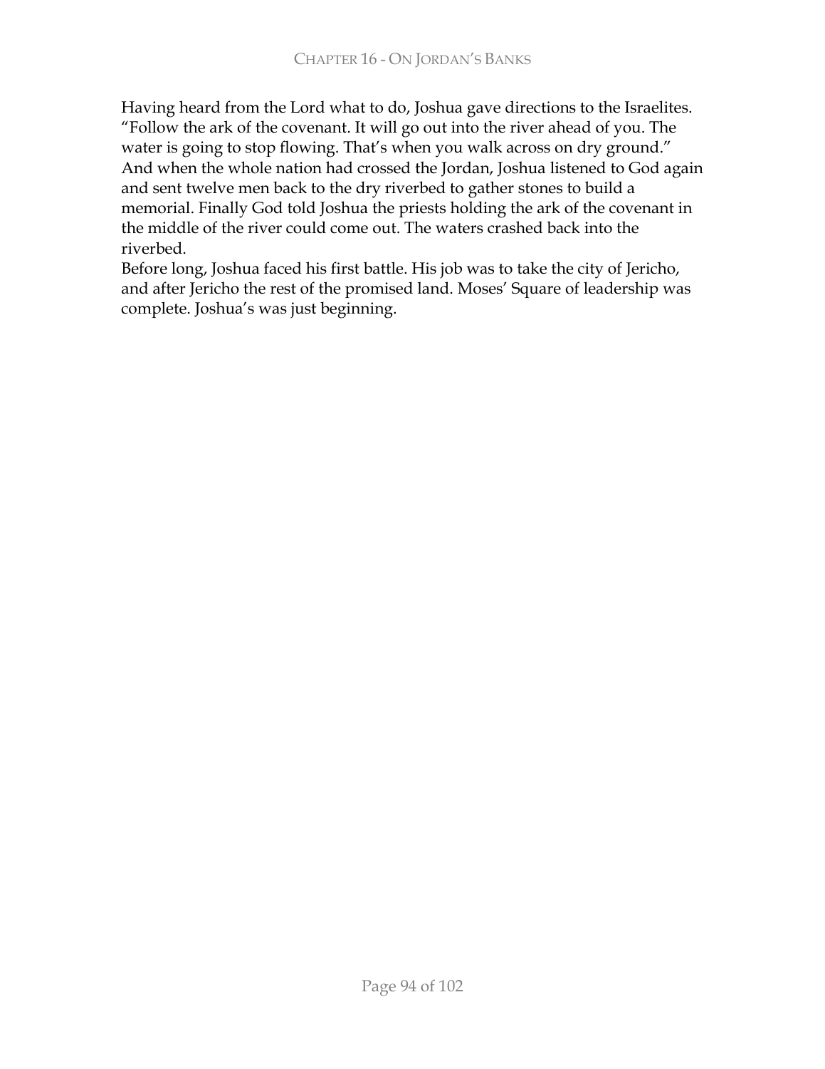Having heard from the Lord what to do, Joshua gave directions to the Israelites. “Follow the ark of the covenant. It will go out into the river ahead of you. The water is going to stop flowing. That’s when you walk across on dry ground.”
And when the whole nation had crossed the Jordan, Joshua listened to God again and sent twelve men back to the dry riverbed to gather stones to build a memorial. Finally God told Joshua the priests holding the ark of the covenant in the middle of the river could come out. The waters crashed back into the riverbed.

Before long, Joshua faced his first battle. His job was to take the city of Jericho, and after Jericho the rest of the promised land. Moses’ Square of leadership was complete. Joshua’s was just beginning.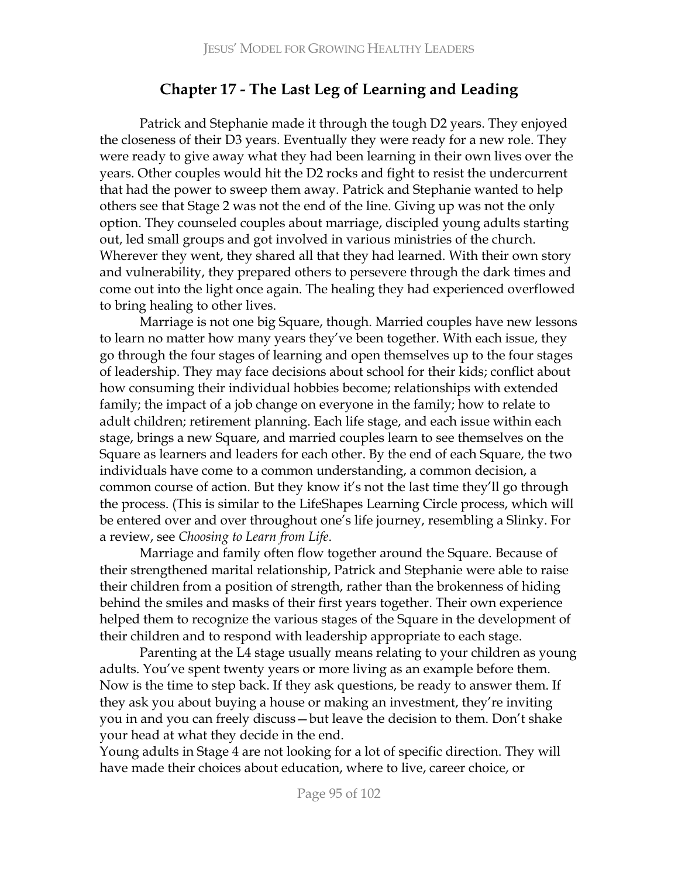## Chapter 17 - The Last Leg of Learning and Leading

Patrick and Stephanie made it through the tough D2 years. They enjoyed the closeness of their D3 years. Eventually they were ready for a new role. They were ready to give away what they had been learning in their own lives over the years. Other couples would hit the D2 rocks and fight to resist the undercurrent that had the power to sweep them away. Patrick and Stephanie wanted to help others see that Stage 2 was not the end of the line. Giving up was not the only option. They counseled couples about marriage, discipled young adults starting out, led small groups and got involved in various ministries of the church. Wherever they went, they shared all that they had learned. With their own story and vulnerability, they prepared others to persevere through the dark times and come out into the light once again. The healing they had experienced overflowed to bring healing to other lives.

Marriage is not one big Square, though. Married couples have new lessons to learn no matter how many years they've been together. With each issue, they go through the four stages of learning and open themselves up to the four stages of leadership. They may face decisions about school for their kids; conflict about how consuming their individual hobbies become; relationships with extended family; the impact of a job change on everyone in the family; how to relate to adult children; retirement planning. Each life stage, and each issue within each stage, brings a new Square, and married couples learn to see themselves on the Square as learners and leaders for each other. By the end of each Square, the two individuals have come to a common understanding, a common decision, a common course of action. But they know it's not the last time they'll go through the process. (This is similar to the LifeShapes Learning Circle process, which will be entered over and over throughout one's life journey, resembling a Slinky. For a review, see *Choosing to Learn from Life*.

Marriage and family often flow together around the Square. Because of their strengthened marital relationship, Patrick and Stephanie were able to raise their children from a position of strength, rather than the brokenness of hiding behind the smiles and masks of their first years together. Their own experience helped them to recognize the various stages of the Square in the development of their children and to respond with leadership appropriate to each stage.

Parenting at the L4 stage usually means relating to your children as young adults. You've spent twenty years or more living as an example before them. Now is the time to step back. If they ask questions, be ready to answer them. If they ask you about buying a house or making an investment, they're inviting you in and you can freely discuss—but leave the decision to them. Don't shake your head at what they decide in the end.

Young adults in Stage 4 are not looking for a lot of specific direction. They will have made their choices about education, where to live, career choice, or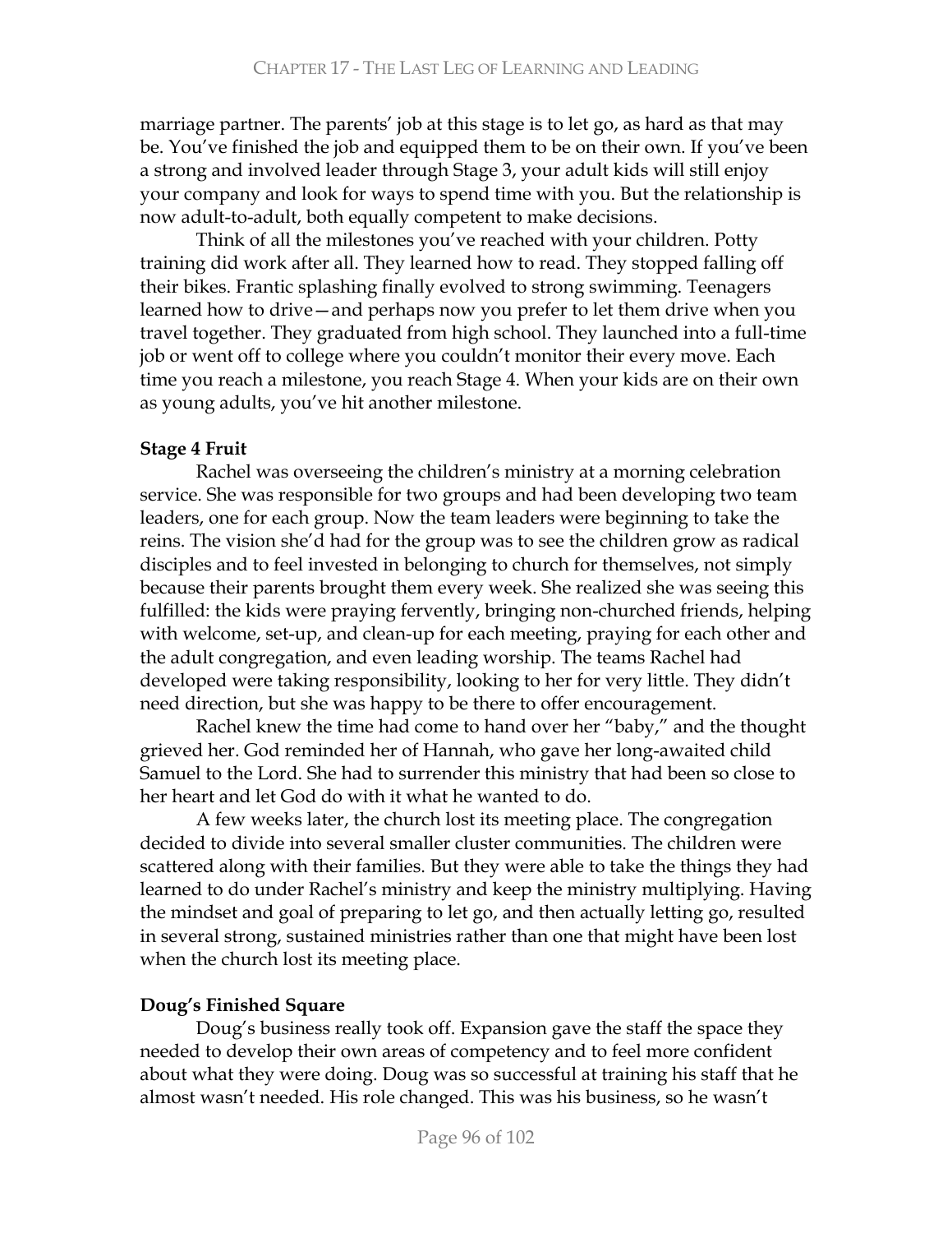marriage partner. The parents' job at this stage is to let go, as hard as that may be. You've finished the job and equipped them to be on their own. If you've been a strong and involved leader through Stage 3, your adult kids will still enjoy your company and look for ways to spend time with you. But the relationship is now adult-to-adult, both equally competent to make decisions.

Think of all the milestones you've reached with your children. Potty training did work after all. They learned how to read. They stopped falling off their bikes. Frantic splashing finally evolved to strong swimming. Teenagers learned how to drive—and perhaps now you prefer to let them drive when you travel together. They graduated from high school. They launched into a full-time job or went off to college where you couldn't monitor their every move. Each time you reach a milestone, you reach Stage 4. When your kids are on their own as young adults, you've hit another milestone.

**Stage 4 Fruit**

Rachel was overseeing the children's ministry at a morning celebration service. She was responsible for two groups and had been developing two team leaders, one for each group. Now the team leaders were beginning to take the reins. The vision she'd had for the group was to see the children grow as radical disciples and to feel invested in belonging to church for themselves, not simply because their parents brought them every week. She realized she was seeing this fulfilled: the kids were praying fervently, bringing non-churched friends, helping with welcome, set-up, and clean-up for each meeting, praying for each other and the adult congregation, and even leading worship. The teams Rachel had developed were taking responsibility, looking to her for very little. They didn't need direction, but she was happy to be there to offer encouragement.

Rachel knew the time had come to hand over her "baby," and the thought grieved her. God reminded her of Hannah, who gave her long-awaited child Samuel to the Lord. She had to surrender this ministry that had been so close to her heart and let God do with it what he wanted to do.

A few weeks later, the church lost its meeting place. The congregation decided to divide into several smaller cluster communities. The children were scattered along with their families. But they were able to take the things they had learned to do under Rachel's ministry and keep the ministry multiplying. Having the mindset and goal of preparing to let go, and then actually letting go, resulted in several strong, sustained ministries rather than one that might have been lost when the church lost its meeting place.

**Doug's Finished Square**

Doug's business really took off. Expansion gave the staff the space they needed to develop their own areas of competency and to feel more confident about what they were doing. Doug was so successful at training his staff that he almost wasn't needed. His role changed. This was his business, so he wasn't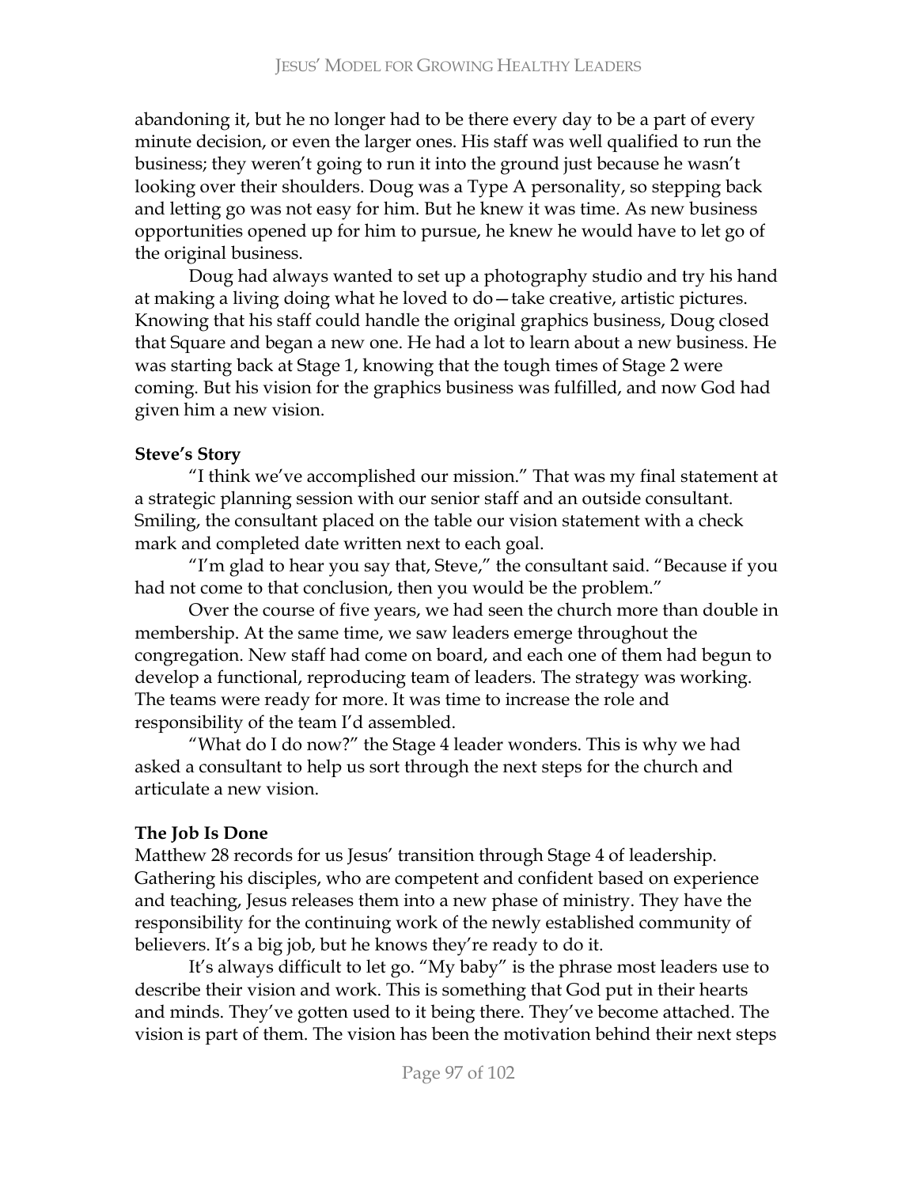abandoning it, but he no longer had to be there every day to be a part of every minute decision, or even the larger ones. His staff was well qualified to run the business; they weren't going to run it into the ground just because he wasn't looking over their shoulders. Doug was a Type A personality, so stepping back and letting go was not easy for him. But he knew it was time. As new business opportunities opened up for him to pursue, he knew he would have to let go of the original business.

Doug had always wanted to set up a photography studio and try his hand at making a living doing what he loved to do—take creative, artistic pictures. Knowing that his staff could handle the original graphics business, Doug closed that Square and began a new one. He had a lot to learn about a new business. He was starting back at Stage 1, knowing that the tough times of Stage 2 were coming. But his vision for the graphics business was fulfilled, and now God had given him a new vision.

**Steve's Story**

"I think we've accomplished our mission." That was my final statement at a strategic planning session with our senior staff and an outside consultant. Smiling, the consultant placed on the table our vision statement with a check mark and completed date written next to each goal.

"I'm glad to hear you say that, Steve," the consultant said. "Because if you had not come to that conclusion, then you would be the problem."

Over the course of five years, we had seen the church more than double in membership. At the same time, we saw leaders emerge throughout the congregation. New staff had come on board, and each one of them had begun to develop a functional, reproducing team of leaders. The strategy was working. The teams were ready for more. It was time to increase the role and responsibility of the team I'd assembled.

"What do I do now?" the Stage 4 leader wonders. This is why we had asked a consultant to help us sort through the next steps for the church and articulate a new vision.

**The Job Is Done**

Matthew 28 records for us Jesus' transition through Stage 4 of leadership. Gathering his disciples, who are competent and confident based on experience and teaching, Jesus releases them into a new phase of ministry. They have the responsibility for the continuing work of the newly established community of believers. It's a big job, but he knows they're ready to do it.

It's always difficult to let go. "My baby" is the phrase most leaders use to describe their vision and work. This is something that God put in their hearts and minds. They've gotten used to it being there. They've become attached. The vision is part of them. The vision has been the motivation behind their next steps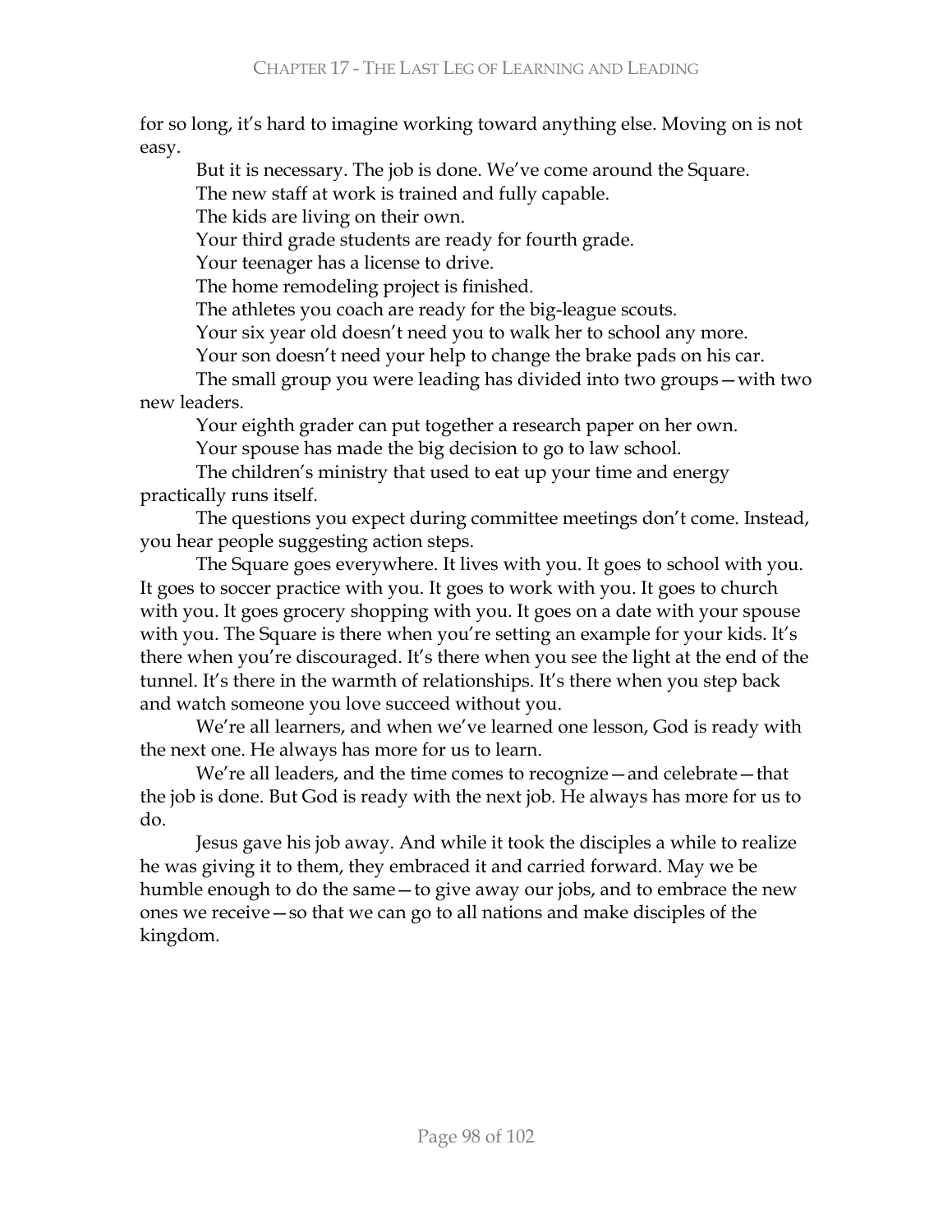for so long, it's hard to imagine working toward anything else. Moving on is not easy.

But it is necessary. The job is done. We've come around the Square.

The new staff at work is trained and fully capable.

The kids are living on their own.

Your third grade students are ready for fourth grade.

Your teenager has a license to drive.

The home remodeling project is finished.

The athletes you coach are ready for the big-league scouts.

Your six year old doesn't need you to walk her to school any more.

Your son doesn't need your help to change the brake pads on his car.

The small group you were leading has divided into two groups—with two new leaders.

Your eighth grader can put together a research paper on her own.

Your spouse has made the big decision to go to law school.

The children's ministry that used to eat up your time and energy practically runs itself.

The questions you expect during committee meetings don't come. Instead, you hear people suggesting action steps.

The Square goes everywhere. It lives with you. It goes to school with you. It goes to soccer practice with you. It goes to work with you. It goes to church with you. It goes grocery shopping with you. It goes on a date with your spouse with you. The Square is there when you're setting an example for your kids. It's there when you're discouraged. It's there when you see the light at the end of the tunnel. It's there in the warmth of relationships. It's there when you step back and watch someone you love succeed without you.

We're all learners, and when we've learned one lesson, God is ready with the next one. He always has more for us to learn.

We're all leaders, and the time comes to recognize—and celebrate—that the job is done. But God is ready with the next job. He always has more for us to do.

Jesus gave his job away. And while it took the disciples a while to realize he was giving it to them, they embraced it and carried forward. May we be humble enough to do the same—to give away our jobs, and to embrace the new ones we receive—so that we can go to all nations and make disciples of the kingdom.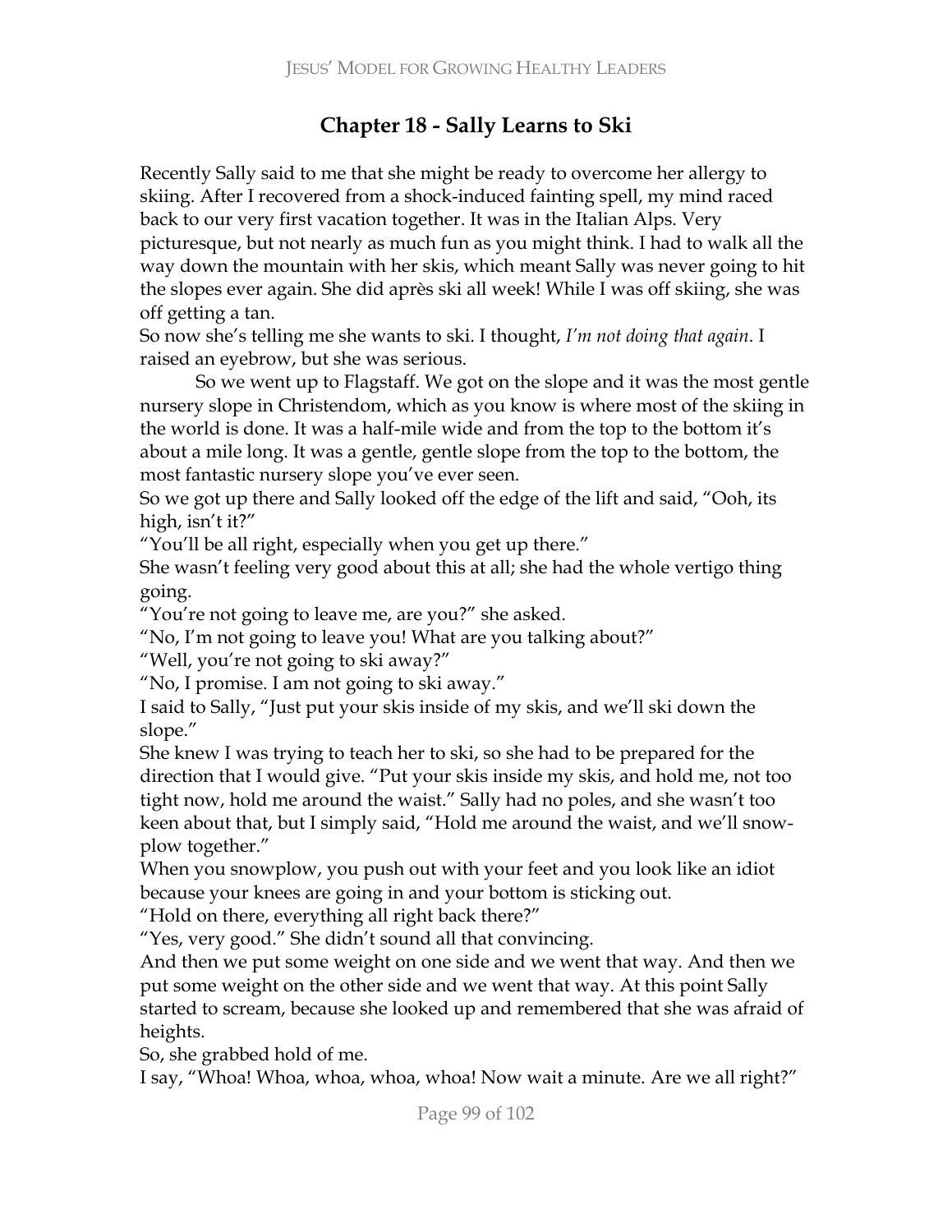# Chapter 18 - Sally Learns to Ski

Recently Sally said to me that she might be ready to overcome her allergy to skiing. After I recovered from a shock-induced fainting spell, my mind raced back to our very first vacation together. It was in the Italian Alps. Very picturesque, but not nearly as much fun as you might think. I had to walk all the way down the mountain with her skis, which meant Sally was never going to hit the slopes ever again. She did après ski all week! While I was off skiing, she was off getting a tan.

So now she's telling me she wants to ski. I thought, *I'm not doing that again.* I raised an eyebrow, but she was serious.

So we went up to Flagstaff. We got on the slope and it was the most gentle nursery slope in Christendom, which as you know is where most of the skiing in the world is done. It was a half-mile wide and from the top to the bottom it's about a mile long. It was a gentle, gentle slope from the top to the bottom, the most fantastic nursery slope you've ever seen.

So we got up there and Sally looked off the edge of the lift and said, "Ooh, its high, isn't it?"

"You'll be all right, especially when you get up there."

She wasn't feeling very good about this at all; she had the whole vertigo thing going.

"You're not going to leave me, are you?" she asked.

"No, I'm not going to leave you! What are you talking about?"

"Well, you're not going to ski away?"

"No, I promise. I am not going to ski away."

I said to Sally, "Just put your skis inside of my skis, and we'll ski down the slope."

She knew I was trying to teach her to ski, so she had to be prepared for the direction that I would give. "Put your skis inside my skis, and hold me, not too tight now, hold me around the waist." Sally had no poles, and she wasn't too keen about that, but I simply said, "Hold me around the waist, and we'll snow-plow together."

When you snowplow, you push out with your feet and you look like an idiot because your knees are going in and your bottom is sticking out.

"Hold on there, everything all right back there?"

"Yes, very good." She didn't sound all that convincing.

And then we put some weight on one side and we went that way. And then we put some weight on the other side and we went that way. At this point Sally started to scream, because she looked up and remembered that she was afraid of heights.

So, she grabbed hold of me.

I say, "Whoa! Whoa, whoa, whoa, whoa! Now wait a minute. Are we all right?"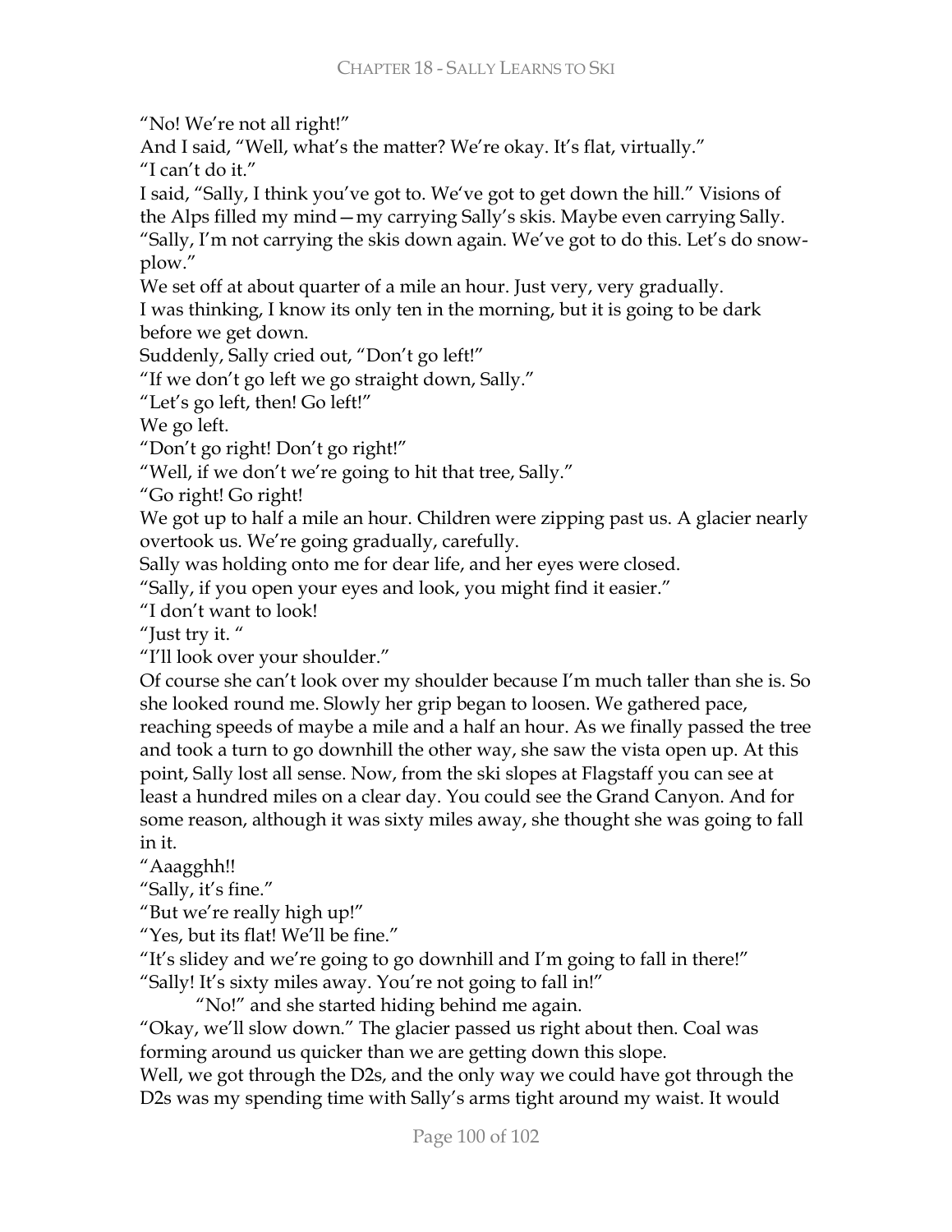"No! We're not all right!"

And I said, "Well, what's the matter? We're okay. It's flat, virtually."

"I can't do it."

I said, "Sally, I think you've got to. We've got to get down the hill." Visions of the Alps filled my mind—my carrying Sally's skis. Maybe even carrying Sally.

"Sally, I'm not carrying the skis down again. We've got to do this. Let's do snow-plow."

We set off at about quarter of a mile an hour. Just very, very gradually.

I was thinking, I know its only ten in the morning, but it is going to be dark before we get down.

Suddenly, Sally cried out, "Don't go left!"

"If we don't go left we go straight down, Sally."

"Let's go left, then! Go left!"

We go left.

"Don't go right! Don't go right!"

"Well, if we don't we're going to hit that tree, Sally."

"Go right! Go right!

We got up to half a mile an hour. Children were zipping past us. A glacier nearly overtook us. We're going gradually, carefully.

Sally was holding onto me for dear life, and her eyes were closed.

"Sally, if you open your eyes and look, you might find it easier."

"I don't want to look!

"Just try it. "

"I'll look over your shoulder."

Of course she can't look over my shoulder because I'm much taller than she is. So she looked round me. Slowly her grip began to loosen. We gathered pace, reaching speeds of maybe a mile and a half an hour. As we finally passed the tree and took a turn to go downhill the other way, she saw the vista open up. At this point, Sally lost all sense. Now, from the ski slopes at Flagstaff you can see at least a hundred miles on a clear day. You could see the Grand Canyon. And for some reason, although it was sixty miles away, she thought she was going to fall in it.

"Aaagghh!!

"Sally, it's fine."

"But we're really high up!"

"Yes, but its flat! We'll be fine."

"It's slidey and we're going to go downhill and I'm going to fall in there!"

"Sally! It's sixty miles away. You're not going to fall in!"

"No!" and she started hiding behind me again.

"Okay, we'll slow down." The glacier passed us right about then. Coal was forming around us quicker than we are getting down this slope.

Well, we got through the D2s, and the only way we could have got through the D2s was my spending time with Sally's arms tight around my waist. It would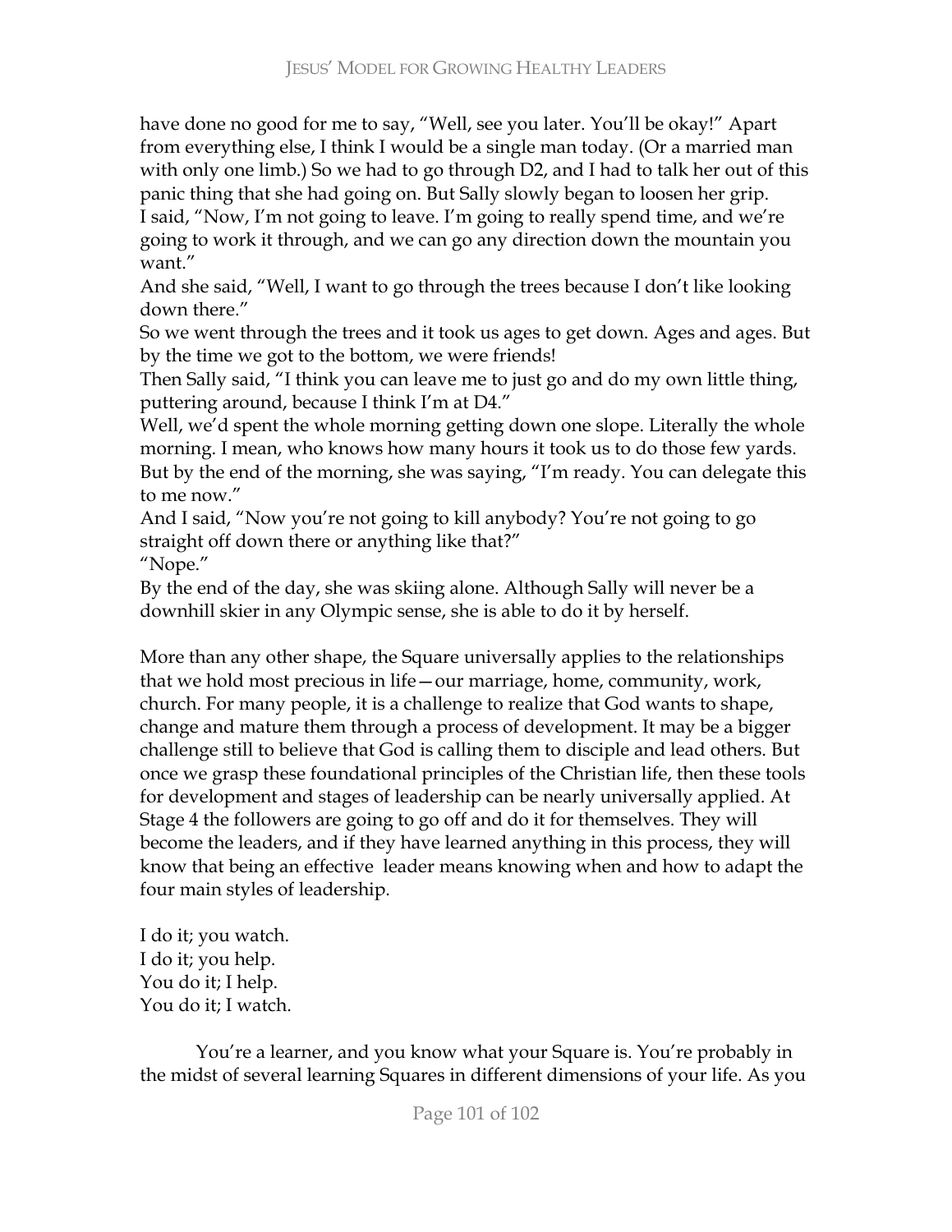have done no good for me to say, "Well, see you later. You'll be okay!" Apart from everything else, I think I would be a single man today. (Or a married man with only one limb.) So we had to go through D2, and I had to talk her out of this panic thing that she had going on. But Sally slowly began to loosen her grip.

I said, "Now, I'm not going to leave. I'm going to really spend time, and we're going to work it through, and we can go any direction down the mountain you want."

And she said, "Well, I want to go through the trees because I don't like looking down there."

So we went through the trees and it took us ages to get down. Ages and ages. But by the time we got to the bottom, we were friends!

Then Sally said, "I think you can leave me to just go and do my own little thing, puttering around, because I think I'm at D4."

Well, we'd spent the whole morning getting down one slope. Literally the whole morning. I mean, who knows how many hours it took us to do those few yards. But by the end of the morning, she was saying, "I'm ready. You can delegate this to me now."

And I said, "Now you're not going to kill anybody? You're not going to go straight off down there or anything like that?"

"Nope."

By the end of the day, she was skiing alone. Although Sally will never be a downhill skier in any Olympic sense, she is able to do it by herself.

More than any other shape, the Square universally applies to the relationships that we hold most precious in life—our marriage, home, community, work, church. For many people, it is a challenge to realize that God wants to shape, change and mature them through a process of development. It may be a bigger challenge still to believe that God is calling them to disciple and lead others. But once we grasp these foundational principles of the Christian life, then these tools for development and stages of leadership can be nearly universally applied. At Stage 4 the followers are going to go off and do it for themselves. They will become the leaders, and if they have learned anything in this process, they will know that being an effective leader means knowing when and how to adapt the four main styles of leadership.

I do it; you watch.
I do it; you help.
You do it; I help.
You do it; I watch.

You're a learner, and you know what your Square is. You're probably in the midst of several learning Squares in different dimensions of your life. As you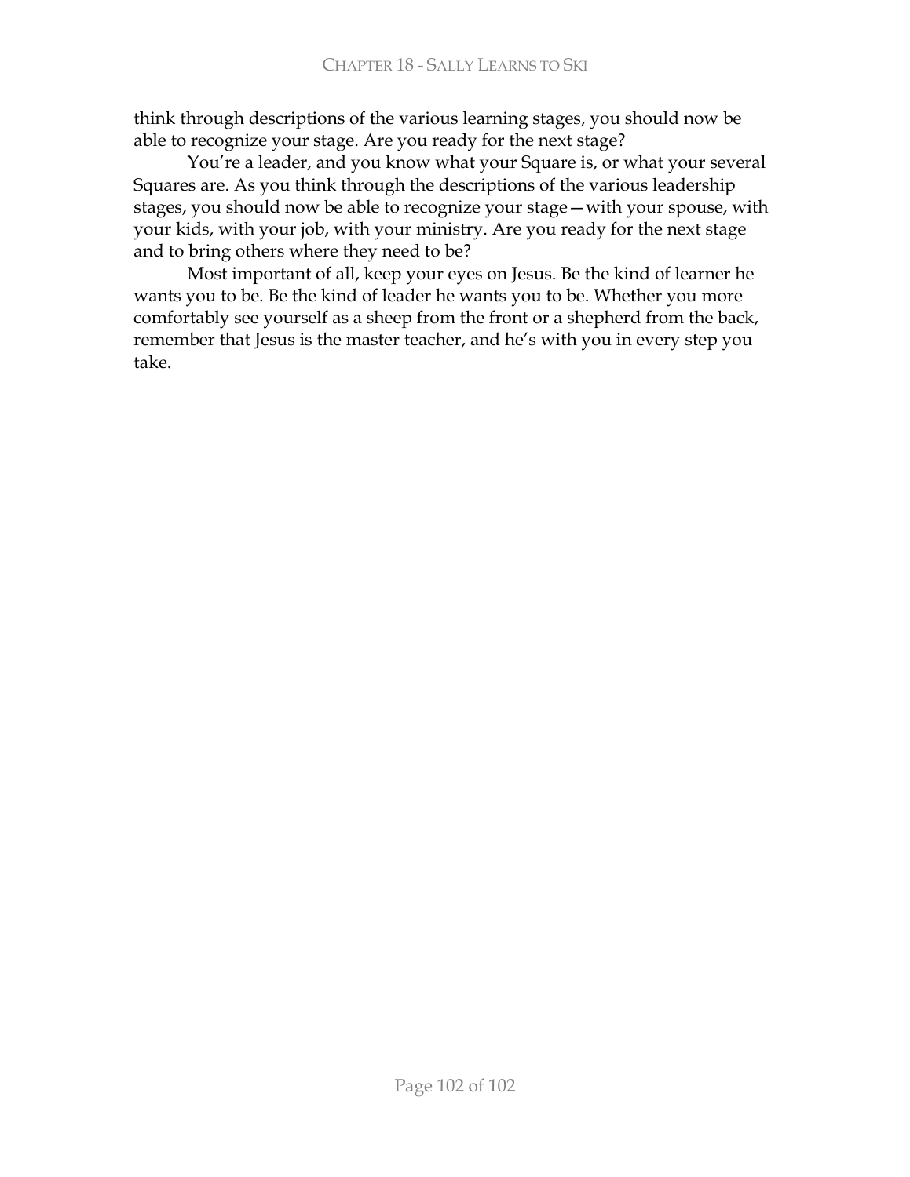think through descriptions of the various learning stages, you should now be able to recognize your stage. Are you ready for the next stage?

You're a leader, and you know what your Square is, or what your several Squares are. As you think through the descriptions of the various leadership stages, you should now be able to recognize your stage—with your spouse, with your kids, with your job, with your ministry. Are you ready for the next stage and to bring others where they need to be?

Most important of all, keep your eyes on Jesus. Be the kind of learner he wants you to be. Be the kind of leader he wants you to be. Whether you more comfortably see yourself as a sheep from the front or a shepherd from the back, remember that Jesus is the master teacher, and he's with you in every step you take.